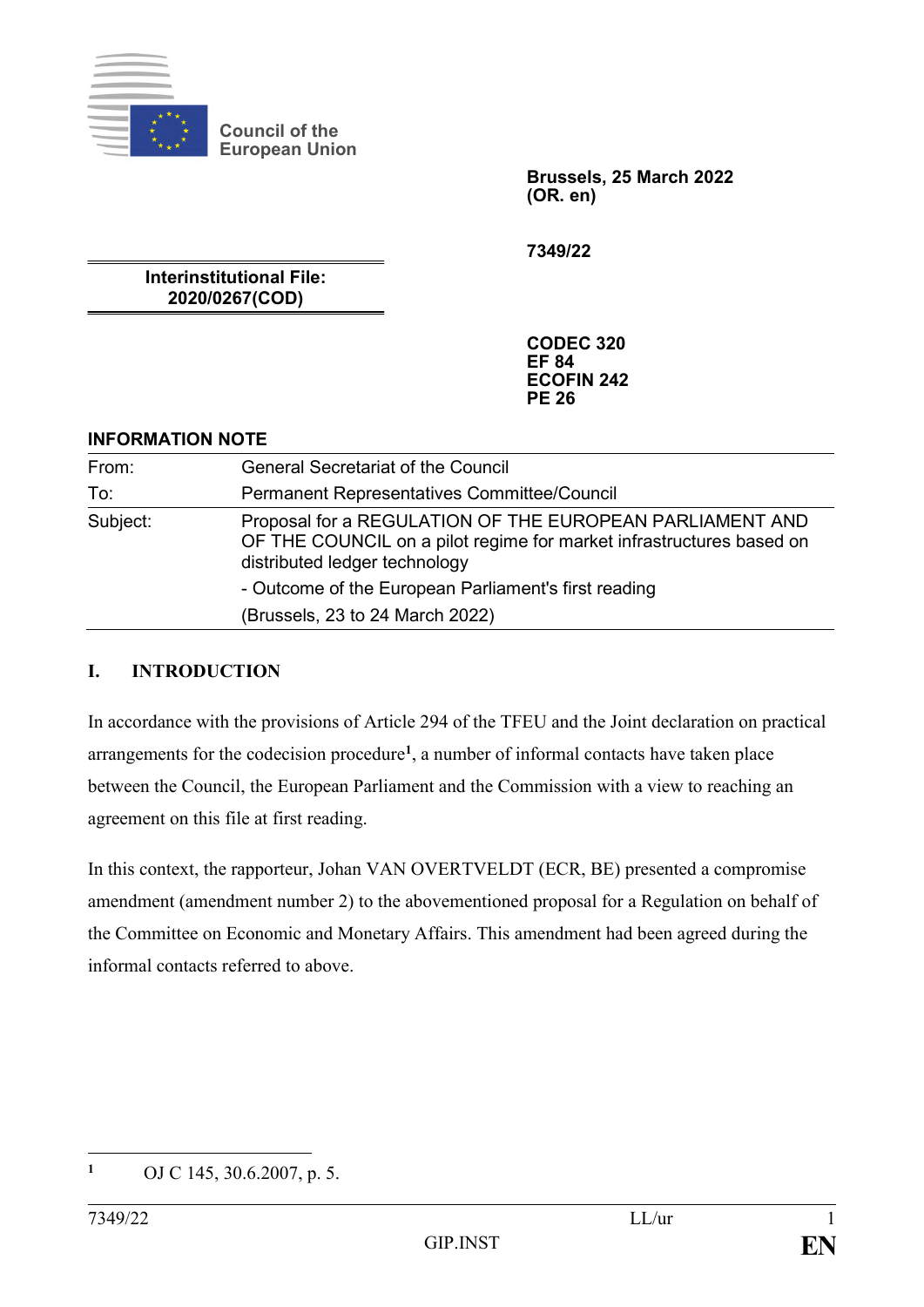Council of the European Union

**Brussels, 25 March 2022**
**(OR. en)**

**7349/22**

**Interinstitutional File:**
**2020/0267(COD)**

**CODEC 320**
**EF 84**
**ECOFIN 242**
**PE 26**

**INFORMATION NOTE**

| | |
|---|---|
| From: | General Secretariat of the Council |
| To: | Permanent Representatives Committee/Council |
| Subject: | Proposal for a REGULATION OF THE EUROPEAN PARLIAMENT AND OF THE COUNCIL on a pilot regime for market infrastructures based on distributed ledger technology<br>- Outcome of the European Parliament's first reading<br>(Brussels, 23 to 24 March 2022) |

## I. INTRODUCTION

In accordance with the provisions of Article 294 of the TFEU and the Joint declaration on practical arrangements for the codecision procedure[1], a number of informal contacts have taken place between the Council, the European Parliament and the Commission with a view to reaching an agreement on this file at first reading.

In this context, the rapporteur, Johan VAN OVERTVELDT (ECR, BE) presented a compromise amendment (amendment number 2) to the abovementioned proposal for a Regulation on behalf of the Committee on Economic and Monetary Affairs. This amendment had been agreed during the informal contacts referred to above.

[1] OJ C 145, 30.6.2007, p. 5.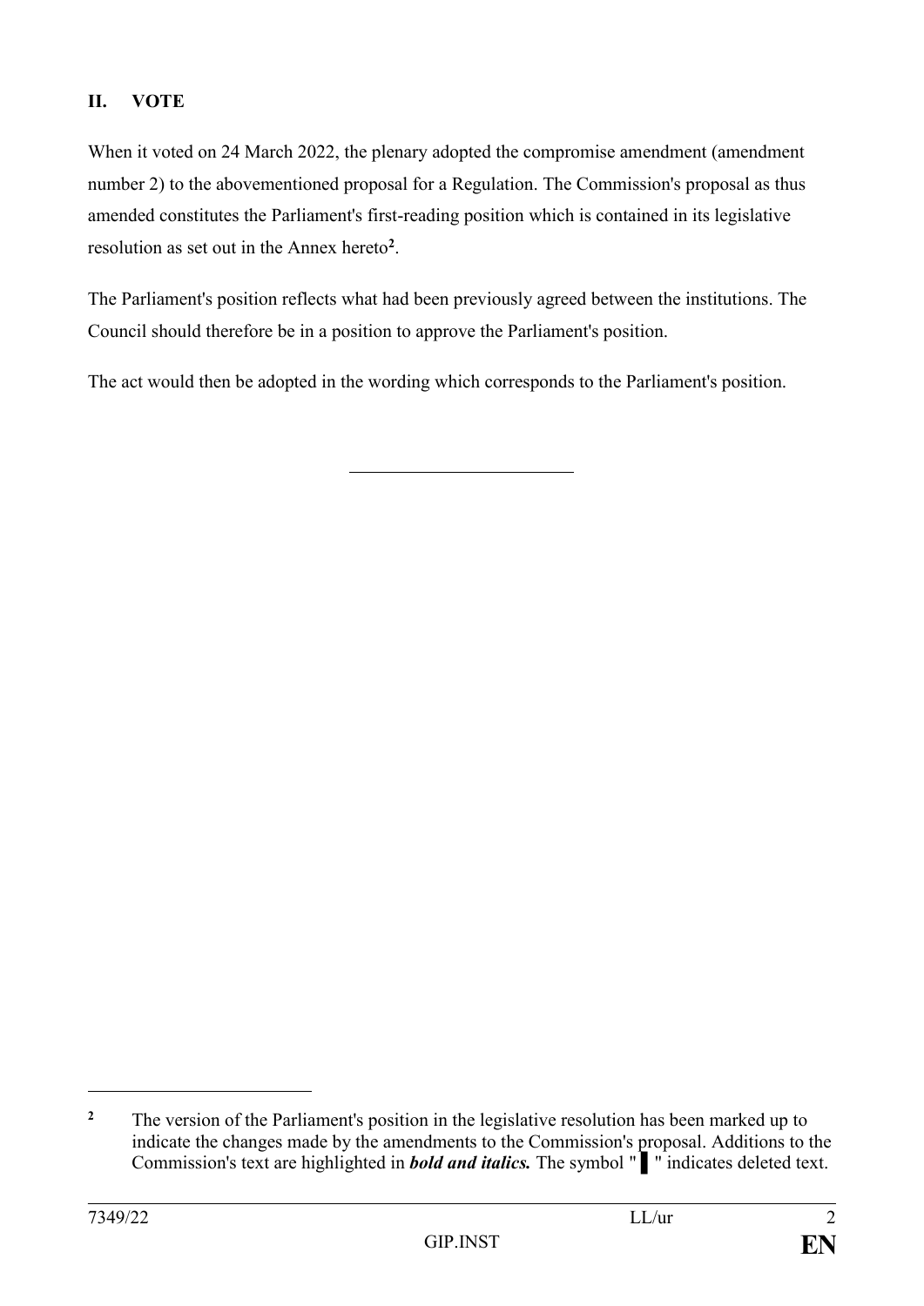## II. VOTE

When it voted on 24 March 2022, the plenary adopted the compromise amendment (amendment number 2) to the abovementioned proposal for a Regulation. The Commission's proposal as thus amended constitutes the Parliament's first-reading position which is contained in its legislative resolution as set out in the Annex hereto[2].

The Parliament's position reflects what had been previously agreed between the institutions. The Council should therefore be in a position to approve the Parliament's position.

The act would then be adopted in the wording which corresponds to the Parliament's position.

---

[2] The version of the Parliament's position in the legislative resolution has been marked up to indicate the changes made by the amendments to the Commission's proposal. Additions to the Commission's text are highlighted in ***bold and italics.*** The symbol " ▌ " indicates deleted text.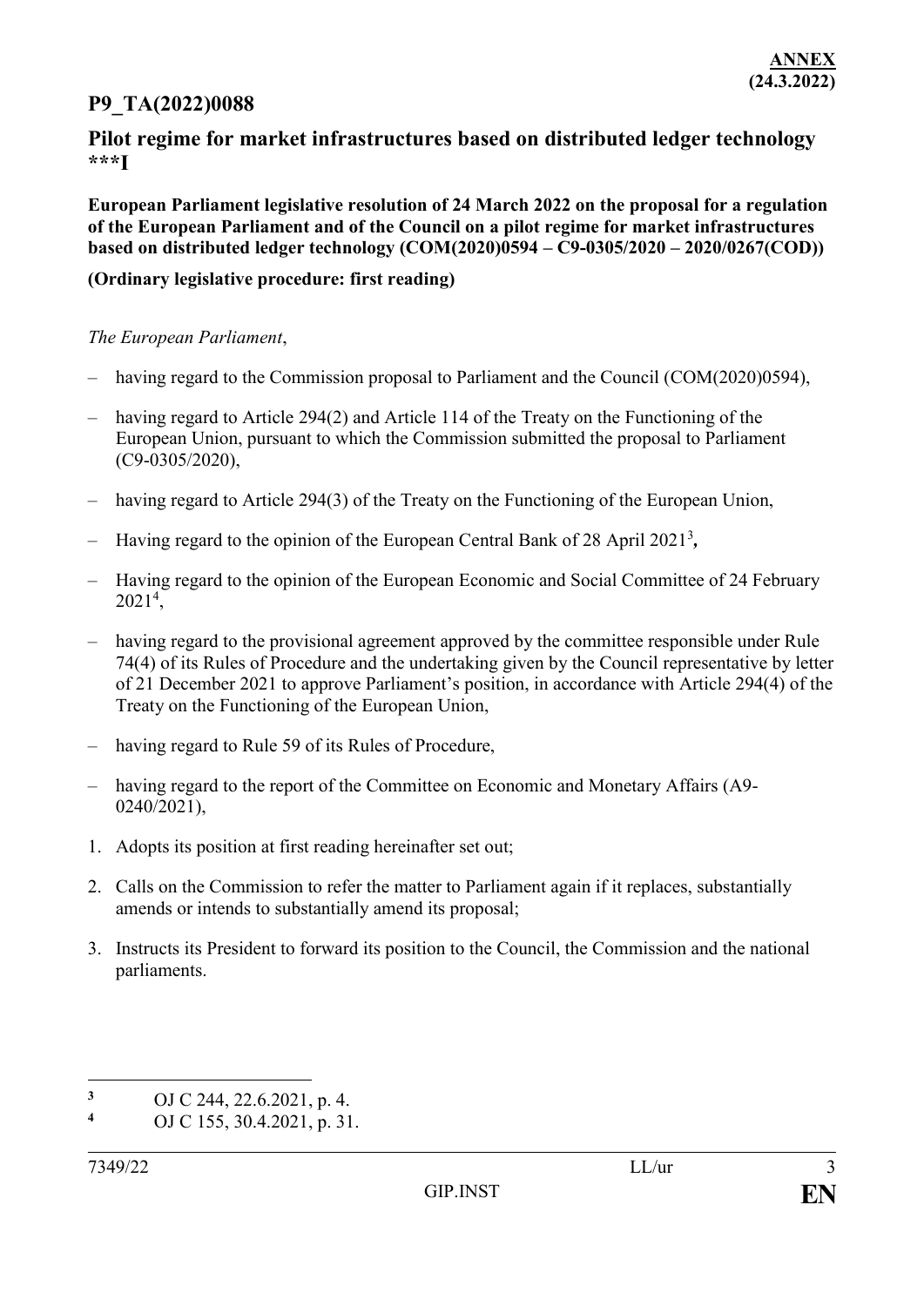**ANNEX**
**(24.3.2022)**

# P9_TA(2022)0088

## Pilot regime for market infrastructures based on distributed ledger technology ***I

**European Parliament legislative resolution of 24 March 2022 on the proposal for a regulation of the European Parliament and of the Council on a pilot regime for market infrastructures based on distributed ledger technology (COM(2020)0594 – C9-0305/2020 – 2020/0267(COD))**

**(Ordinary legislative procedure: first reading)**

*The European Parliament*,

– having regard to the Commission proposal to Parliament and the Council (COM(2020)0594),

– having regard to Article 294(2) and Article 114 of the Treaty on the Functioning of the European Union, pursuant to which the Commission submitted the proposal to Parliament (C9-0305/2020),

– having regard to Article 294(3) of the Treaty on the Functioning of the European Union,

– Having regard to the opinion of the European Central Bank of 28 April 2021[3],

– Having regard to the opinion of the European Economic and Social Committee of 24 February 2021[4],

– having regard to the provisional agreement approved by the committee responsible under Rule 74(4) of its Rules of Procedure and the undertaking given by the Council representative by letter of 21 December 2021 to approve Parliament's position, in accordance with Article 294(4) of the Treaty on the Functioning of the European Union,

– having regard to Rule 59 of its Rules of Procedure,

– having regard to the report of the Committee on Economic and Monetary Affairs (A9-0240/2021),

1. Adopts its position at first reading hereinafter set out;

2. Calls on the Commission to refer the matter to Parliament again if it replaces, substantially amends or intends to substantially amend its proposal;

3. Instructs its President to forward its position to the Council, the Commission and the national parliaments.

---

[3] OJ C 244, 22.6.2021, p. 4.

[4] OJ C 155, 30.4.2021, p. 31.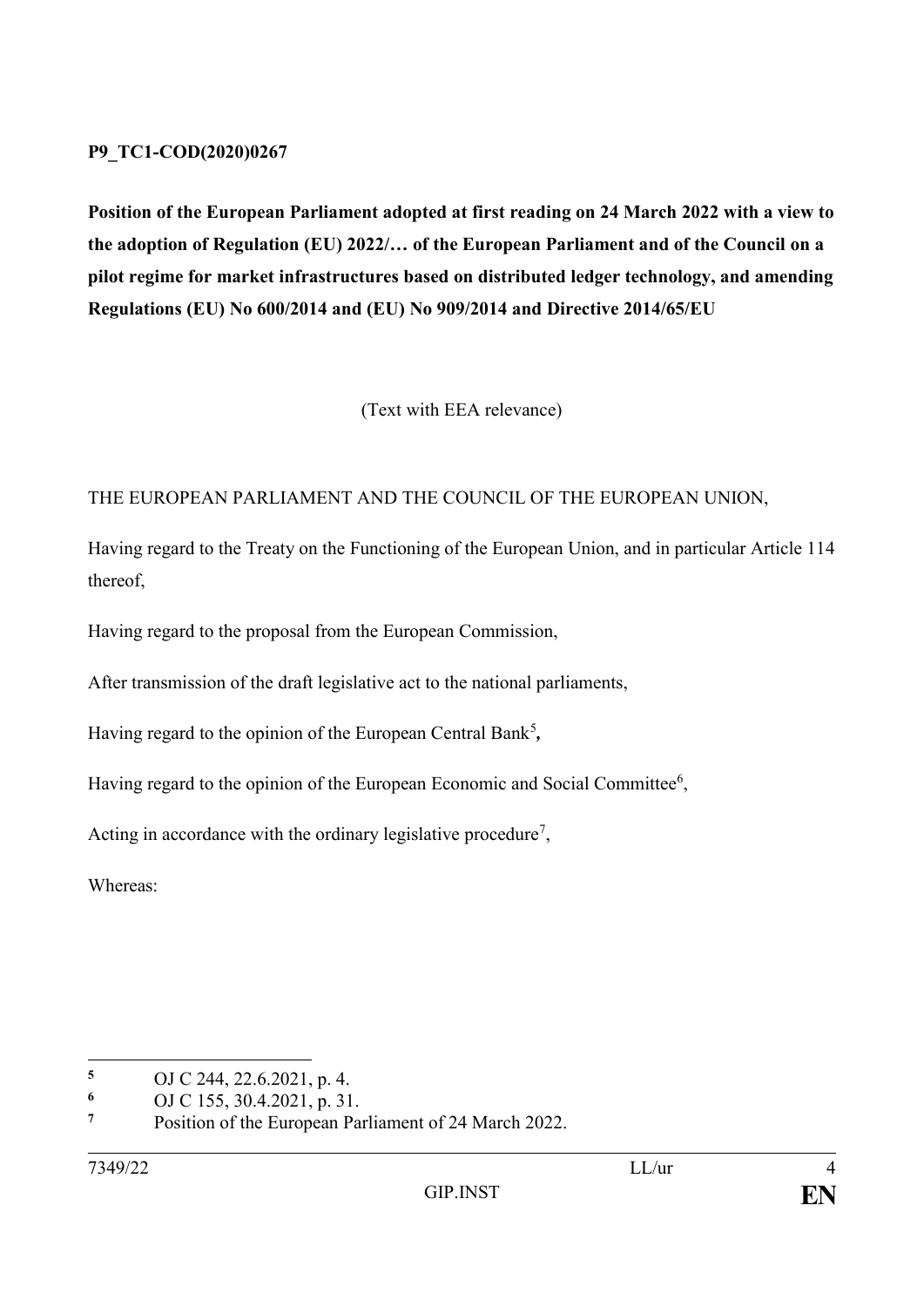**P9_TC1-COD(2020)0267**

**Position of the European Parliament adopted at first reading on 24 March 2022 with a view to the adoption of Regulation (EU) 2022/… of the European Parliament and of the Council on a pilot regime for market infrastructures based on distributed ledger technology, and amending Regulations (EU) No 600/2014 and (EU) No 909/2014 and Directive 2014/65/EU**

(Text with EEA relevance)

THE EUROPEAN PARLIAMENT AND THE COUNCIL OF THE EUROPEAN UNION,

Having regard to the Treaty on the Functioning of the European Union, and in particular Article 114 thereof,

Having regard to the proposal from the European Commission,

After transmission of the draft legislative act to the national parliaments,

Having regard to the opinion of the European Central Bank[5],

Having regard to the opinion of the European Economic and Social Committee[6],

Acting in accordance with the ordinary legislative procedure[7],

Whereas:

---

[5] OJ C 244, 22.6.2021, p. 4.

[6] OJ C 155, 30.4.2021, p. 31.

[7] Position of the European Parliament of 24 March 2022.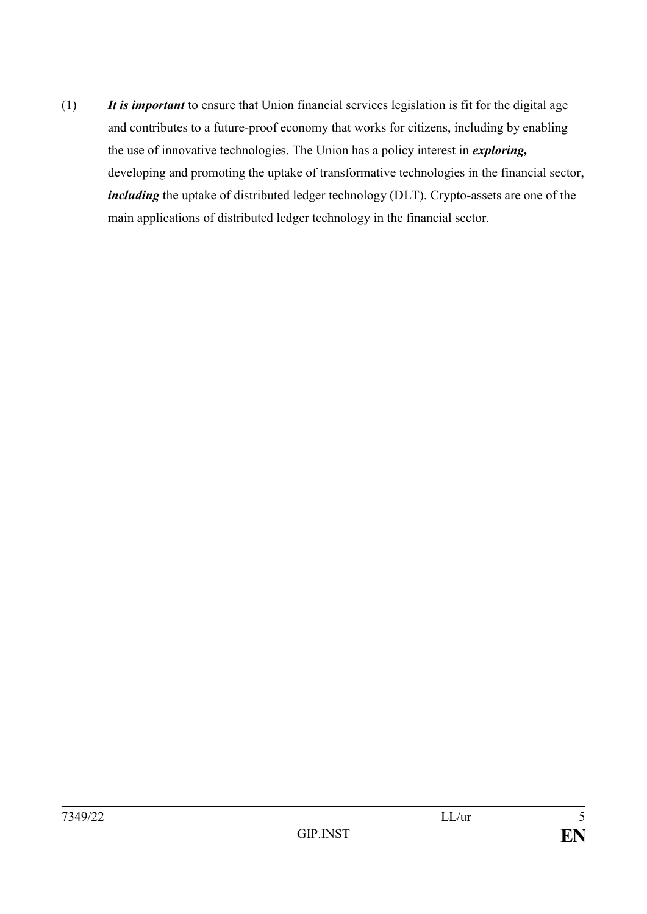(1) ***It is important*** to ensure that Union financial services legislation is fit for the digital age and contributes to a future-proof economy that works for citizens, including by enabling the use of innovative technologies. The Union has a policy interest in ***exploring,*** developing and promoting the uptake of transformative technologies in the financial sector, ***including*** the uptake of distributed ledger technology (DLT). Crypto-assets are one of the main applications of distributed ledger technology in the financial sector.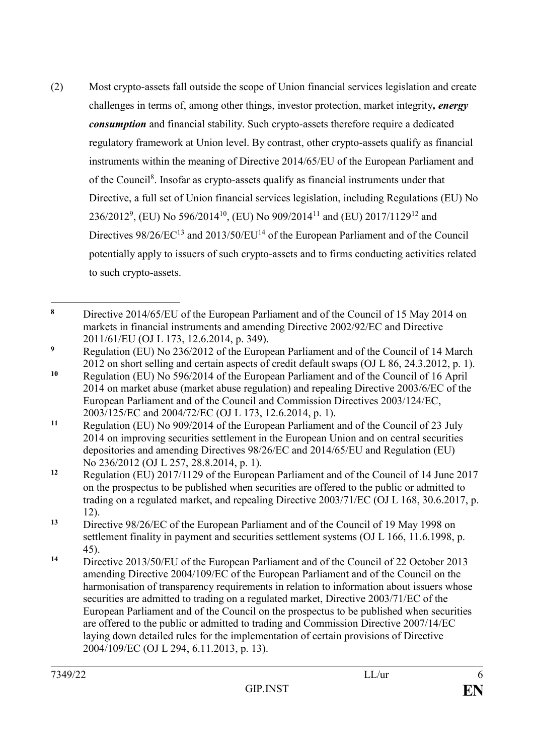(2) Most crypto-assets fall outside the scope of Union financial services legislation and create challenges in terms of, among other things, investor protection, market integrity*, energy consumption* and financial stability. Such crypto-assets therefore require a dedicated regulatory framework at Union level. By contrast, other crypto-assets qualify as financial instruments within the meaning of Directive 2014/65/EU of the European Parliament and of the Council[8]. Insofar as crypto-assets qualify as financial instruments under that Directive, a full set of Union financial services legislation, including Regulations (EU) No 236/2012[9], (EU) No 596/2014[10], (EU) No 909/2014[11] and (EU) 2017/1129[12] and Directives 98/26/EC[13] and 2013/50/EU[14] of the European Parliament and of the Council potentially apply to issuers of such crypto-assets and to firms conducting activities related to such crypto-assets.

---

**8** Directive 2014/65/EU of the European Parliament and of the Council of 15 May 2014 on markets in financial instruments and amending Directive 2002/92/EC and Directive 2011/61/EU (OJ L 173, 12.6.2014, p. 349).

**9** Regulation (EU) No 236/2012 of the European Parliament and of the Council of 14 March 2012 on short selling and certain aspects of credit default swaps (OJ L 86, 24.3.2012, p. 1).

**10** Regulation (EU) No 596/2014 of the European Parliament and of the Council of 16 April 2014 on market abuse (market abuse regulation) and repealing Directive 2003/6/EC of the European Parliament and of the Council and Commission Directives 2003/124/EC, 2003/125/EC and 2004/72/EC (OJ L 173, 12.6.2014, p. 1).

**11** Regulation (EU) No 909/2014 of the European Parliament and of the Council of 23 July 2014 on improving securities settlement in the European Union and on central securities depositories and amending Directives 98/26/EC and 2014/65/EU and Regulation (EU) No 236/2012 (OJ L 257, 28.8.2014, p. 1).

**12** Regulation (EU) 2017/1129 of the European Parliament and of the Council of 14 June 2017 on the prospectus to be published when securities are offered to the public or admitted to trading on a regulated market, and repealing Directive 2003/71/EC (OJ L 168, 30.6.2017, p. 12).

**13** Directive 98/26/EC of the European Parliament and of the Council of 19 May 1998 on settlement finality in payment and securities settlement systems (OJ L 166, 11.6.1998, p. 45).

**14** Directive 2013/50/EU of the European Parliament and of the Council of 22 October 2013 amending Directive 2004/109/EC of the European Parliament and of the Council on the harmonisation of transparency requirements in relation to information about issuers whose securities are admitted to trading on a regulated market, Directive 2003/71/EC of the European Parliament and of the Council on the prospectus to be published when securities are offered to the public or admitted to trading and Commission Directive 2007/14/EC laying down detailed rules for the implementation of certain provisions of Directive 2004/109/EC (OJ L 294, 6.11.2013, p. 13).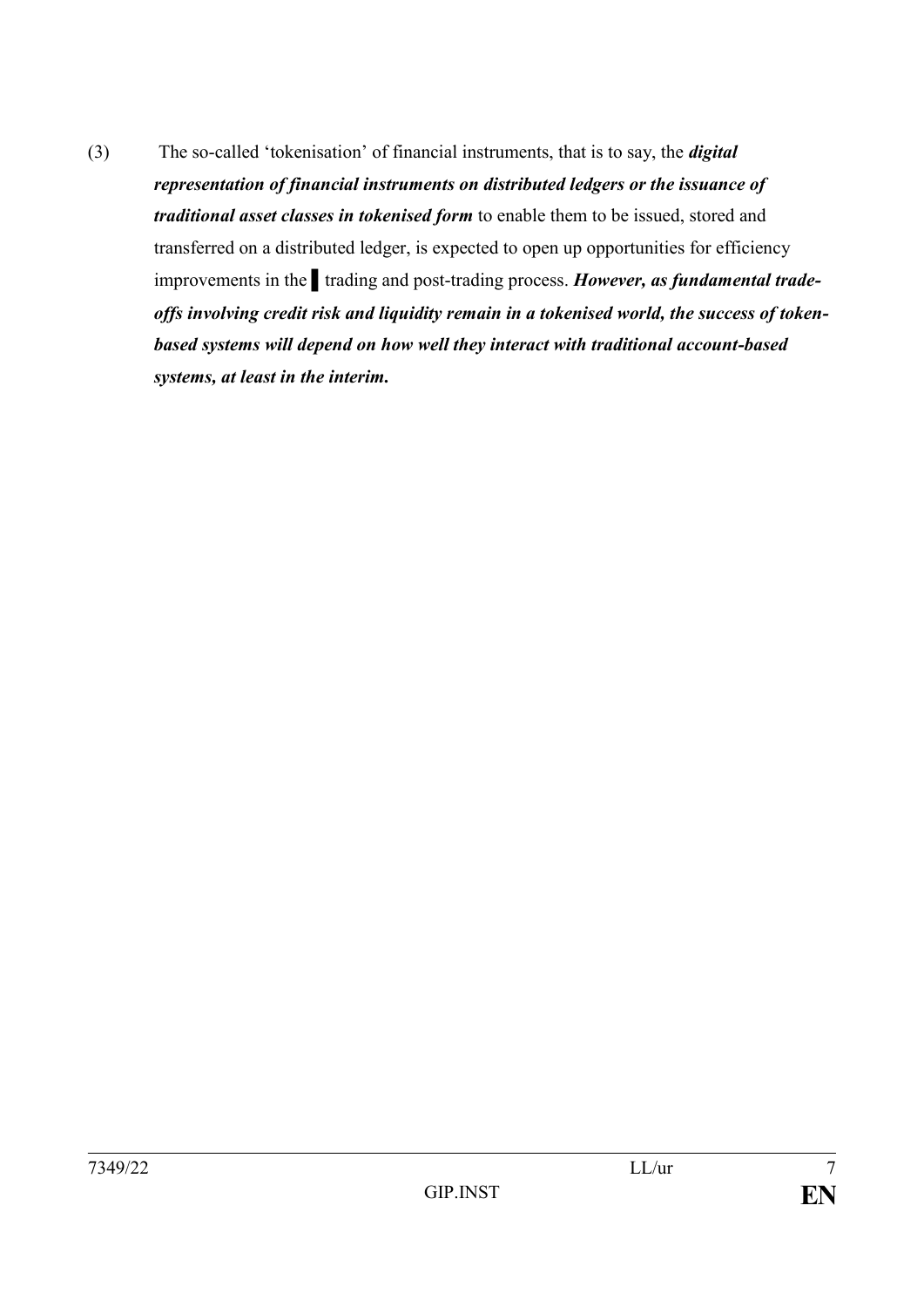(3) The so-called 'tokenisation' of financial instruments, that is to say, the ***digital representation of financial instruments on distributed ledgers or the issuance of traditional asset classes in tokenised form*** to enable them to be issued, stored and transferred on a distributed ledger, is expected to open up opportunities for efficiency improvements in the ▌ trading and post-trading process. ***However, as fundamental trade-offs involving credit risk and liquidity remain in a tokenised world, the success of token-based systems will depend on how well they interact with traditional account-based systems, at least in the interim.***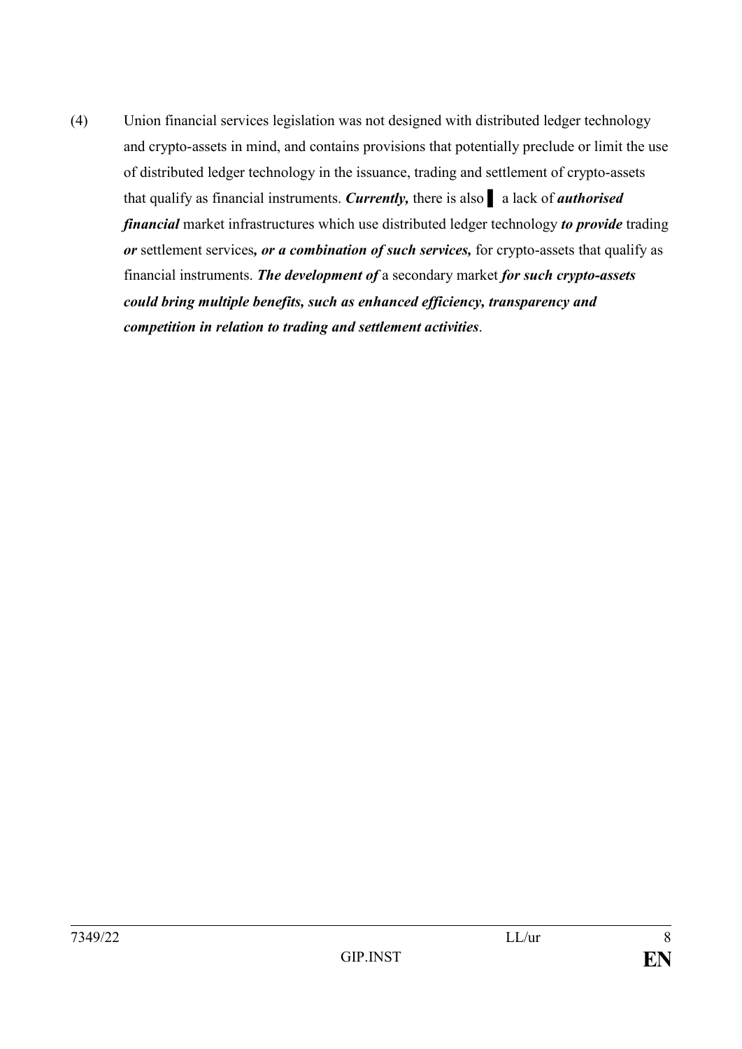(4) Union financial services legislation was not designed with distributed ledger technology and crypto-assets in mind, and contains provisions that potentially preclude or limit the use of distributed ledger technology in the issuance, trading and settlement of crypto-assets that qualify as financial instruments. ***Currently,*** there is also ▌ a lack of ***authorised financial*** market infrastructures which use distributed ledger technology ***to provide*** trading ***or*** settlement services***, or a combination of such services,*** for crypto-assets that qualify as financial instruments. ***The development of*** a secondary market ***for such crypto-assets could bring multiple benefits, such as enhanced efficiency, transparency and competition in relation to trading and settlement activities***.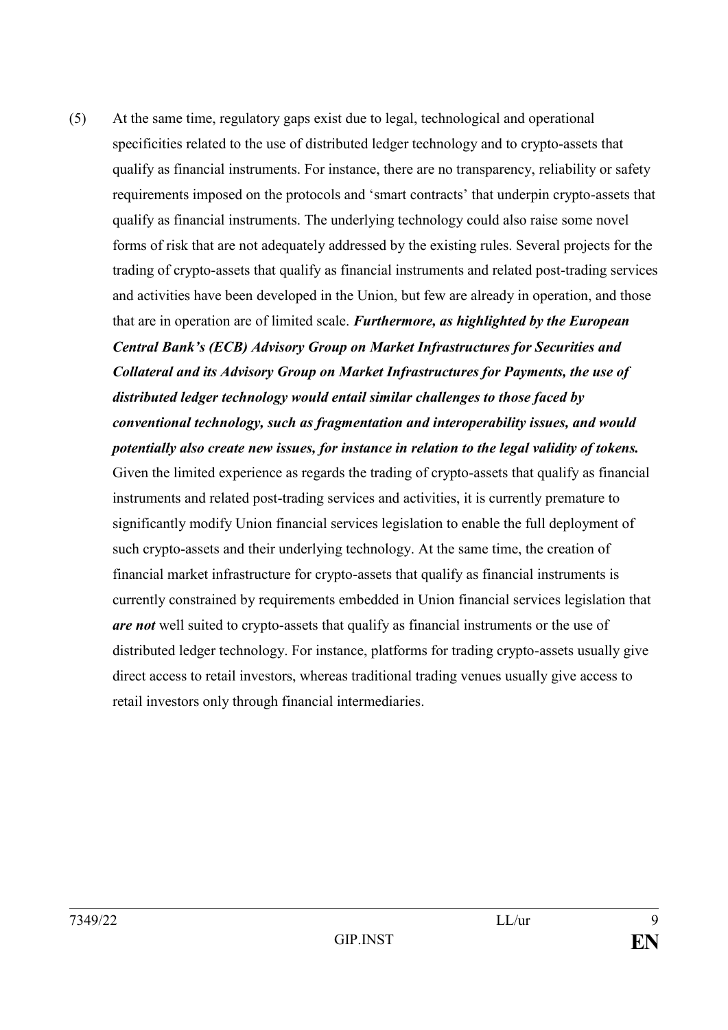(5) At the same time, regulatory gaps exist due to legal, technological and operational specificities related to the use of distributed ledger technology and to crypto-assets that qualify as financial instruments. For instance, there are no transparency, reliability or safety requirements imposed on the protocols and 'smart contracts' that underpin crypto-assets that qualify as financial instruments. The underlying technology could also raise some novel forms of risk that are not adequately addressed by the existing rules. Several projects for the trading of crypto-assets that qualify as financial instruments and related post-trading services and activities have been developed in the Union, but few are already in operation, and those that are in operation are of limited scale. ***Furthermore, as highlighted by the European Central Bank's (ECB) Advisory Group on Market Infrastructures for Securities and Collateral and its Advisory Group on Market Infrastructures for Payments, the use of distributed ledger technology would entail similar challenges to those faced by conventional technology, such as fragmentation and interoperability issues, and would potentially also create new issues, for instance in relation to the legal validity of tokens.*** Given the limited experience as regards the trading of crypto-assets that qualify as financial instruments and related post-trading services and activities, it is currently premature to significantly modify Union financial services legislation to enable the full deployment of such crypto-assets and their underlying technology. At the same time, the creation of financial market infrastructure for crypto-assets that qualify as financial instruments is currently constrained by requirements embedded in Union financial services legislation that ***are not*** well suited to crypto-assets that qualify as financial instruments or the use of distributed ledger technology. For instance, platforms for trading crypto-assets usually give direct access to retail investors, whereas traditional trading venues usually give access to retail investors only through financial intermediaries.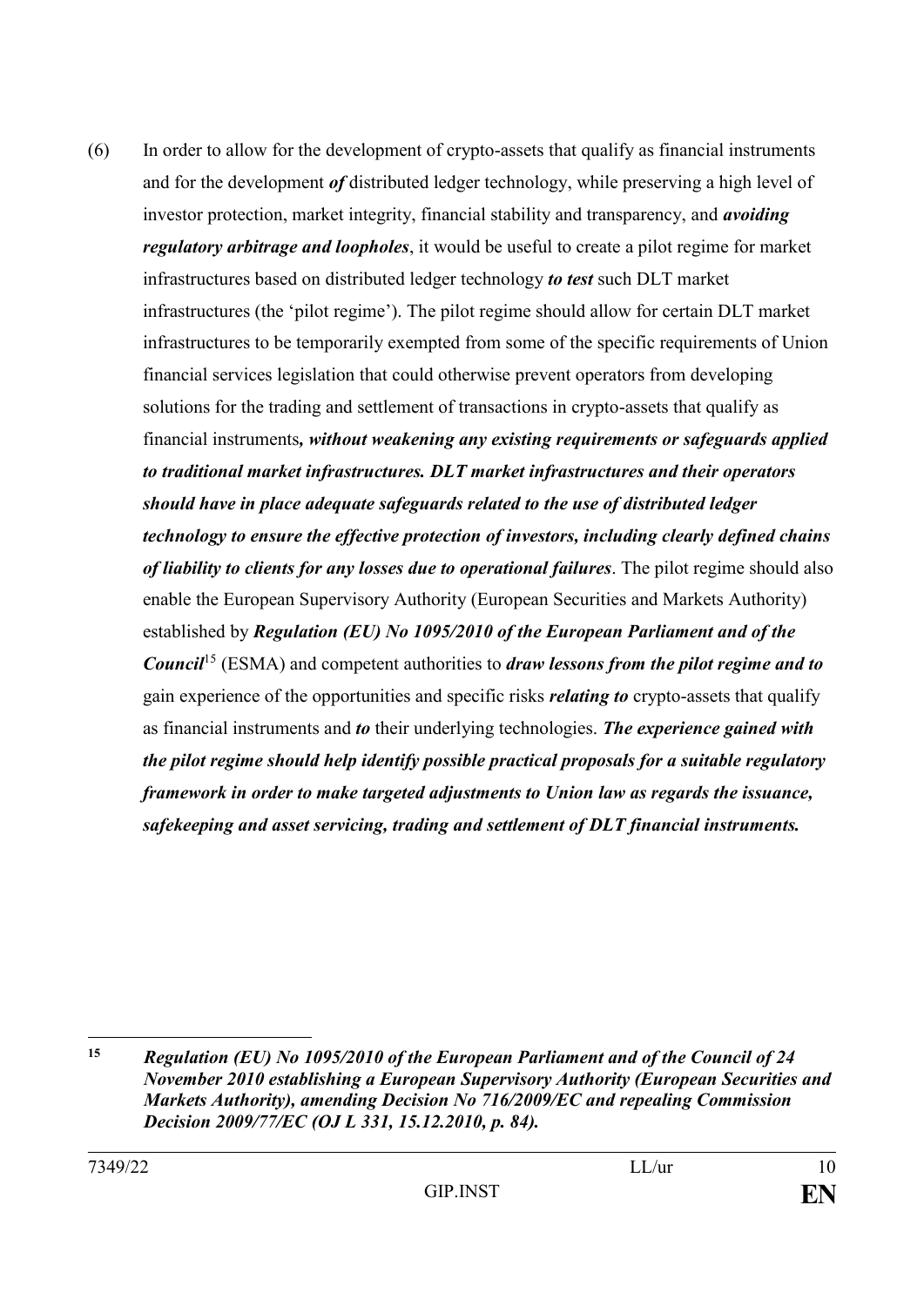(6) In order to allow for the development of crypto-assets that qualify as financial instruments and for the development ***of*** distributed ledger technology, while preserving a high level of investor protection, market integrity, financial stability and transparency, and ***avoiding regulatory arbitrage and loopholes***, it would be useful to create a pilot regime for market infrastructures based on distributed ledger technology ***to test*** such DLT market infrastructures (the 'pilot regime'). The pilot regime should allow for certain DLT market infrastructures to be temporarily exempted from some of the specific requirements of Union financial services legislation that could otherwise prevent operators from developing solutions for the trading and settlement of transactions in crypto-assets that qualify as financial instruments***, without weakening any existing requirements or safeguards applied to traditional market infrastructures. DLT market infrastructures and their operators should have in place adequate safeguards related to the use of distributed ledger technology to ensure the effective protection of investors, including clearly defined chains of liability to clients for any losses due to operational failures***. The pilot regime should also enable the European Supervisory Authority (European Securities and Markets Authority) established by ***Regulation (EU) No 1095/2010 of the European Parliament and of the Council***[15] (ESMA) and competent authorities to ***draw lessons from the pilot regime and to*** gain experience of the opportunities and specific risks ***relating to*** crypto-assets that qualify as financial instruments and ***to*** their underlying technologies. ***The experience gained with the pilot regime should help identify possible practical proposals for a suitable regulatory framework in order to make targeted adjustments to Union law as regards the issuance, safekeeping and asset servicing, trading and settlement of DLT financial instruments.***

---

[15] ***Regulation (EU) No 1095/2010 of the European Parliament and of the Council of 24 November 2010 establishing a European Supervisory Authority (European Securities and Markets Authority), amending Decision No 716/2009/EC and repealing Commission Decision 2009/77/EC (OJ L 331, 15.12.2010, p. 84).***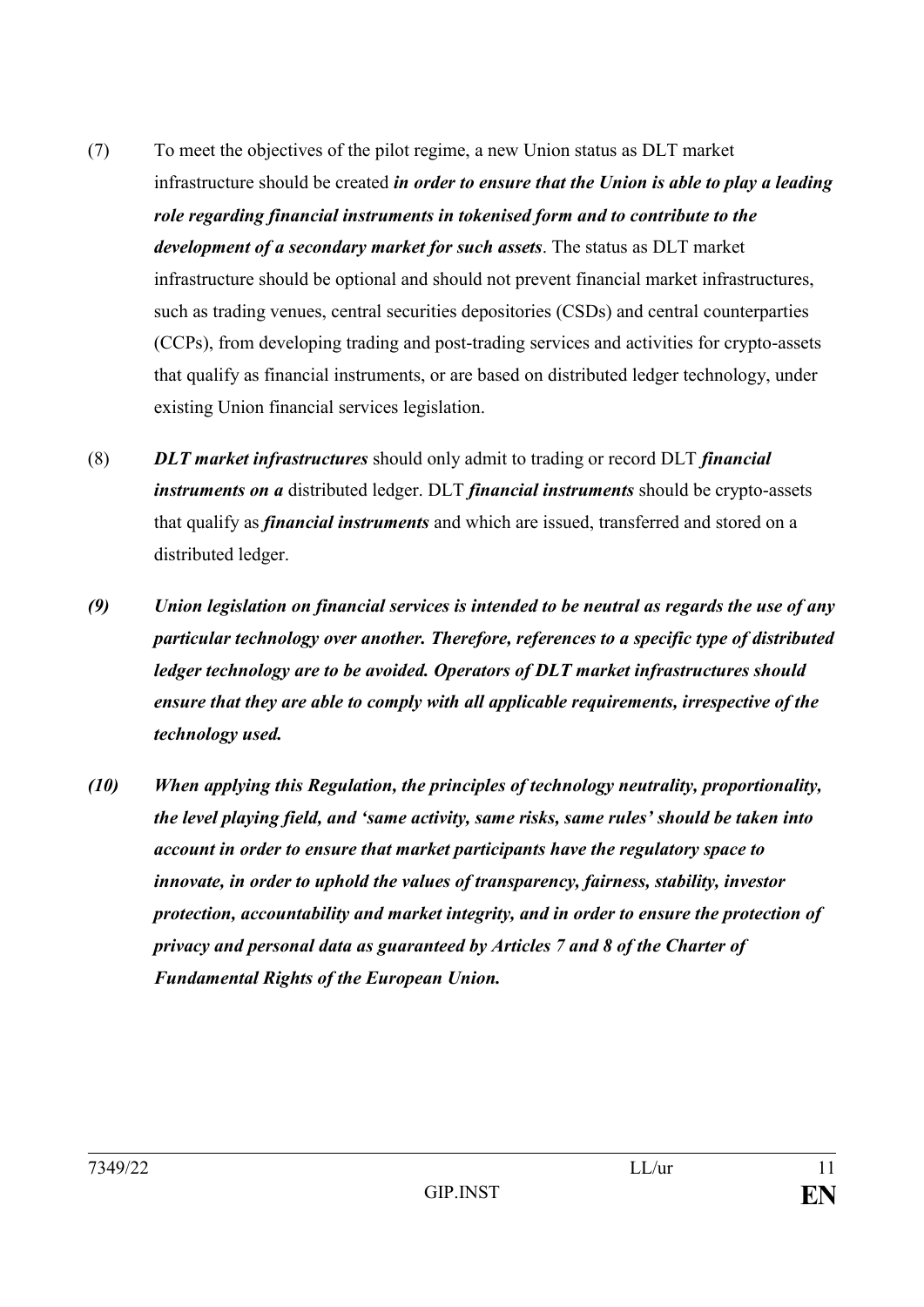(7) To meet the objectives of the pilot regime, a new Union status as DLT market infrastructure should be created ***in order to ensure that the Union is able to play a leading role regarding financial instruments in tokenised form and to contribute to the development of a secondary market for such assets***. The status as DLT market infrastructure should be optional and should not prevent financial market infrastructures, such as trading venues, central securities depositories (CSDs) and central counterparties (CCPs), from developing trading and post-trading services and activities for crypto-assets that qualify as financial instruments, or are based on distributed ledger technology, under existing Union financial services legislation.

(8) ***DLT market infrastructures*** should only admit to trading or record DLT ***financial instruments on a*** distributed ledger. DLT ***financial instruments*** should be crypto-assets that qualify as ***financial instruments*** and which are issued, transferred and stored on a distributed ledger.

***(9) Union legislation on financial services is intended to be neutral as regards the use of any particular technology over another. Therefore, references to a specific type of distributed ledger technology are to be avoided. Operators of DLT market infrastructures should ensure that they are able to comply with all applicable requirements, irrespective of the technology used.***

***(10) When applying this Regulation, the principles of technology neutrality, proportionality, the level playing field, and 'same activity, same risks, same rules' should be taken into account in order to ensure that market participants have the regulatory space to innovate, in order to uphold the values of transparency, fairness, stability, investor protection, accountability and market integrity, and in order to ensure the protection of privacy and personal data as guaranteed by Articles 7 and 8 of the Charter of Fundamental Rights of the European Union.***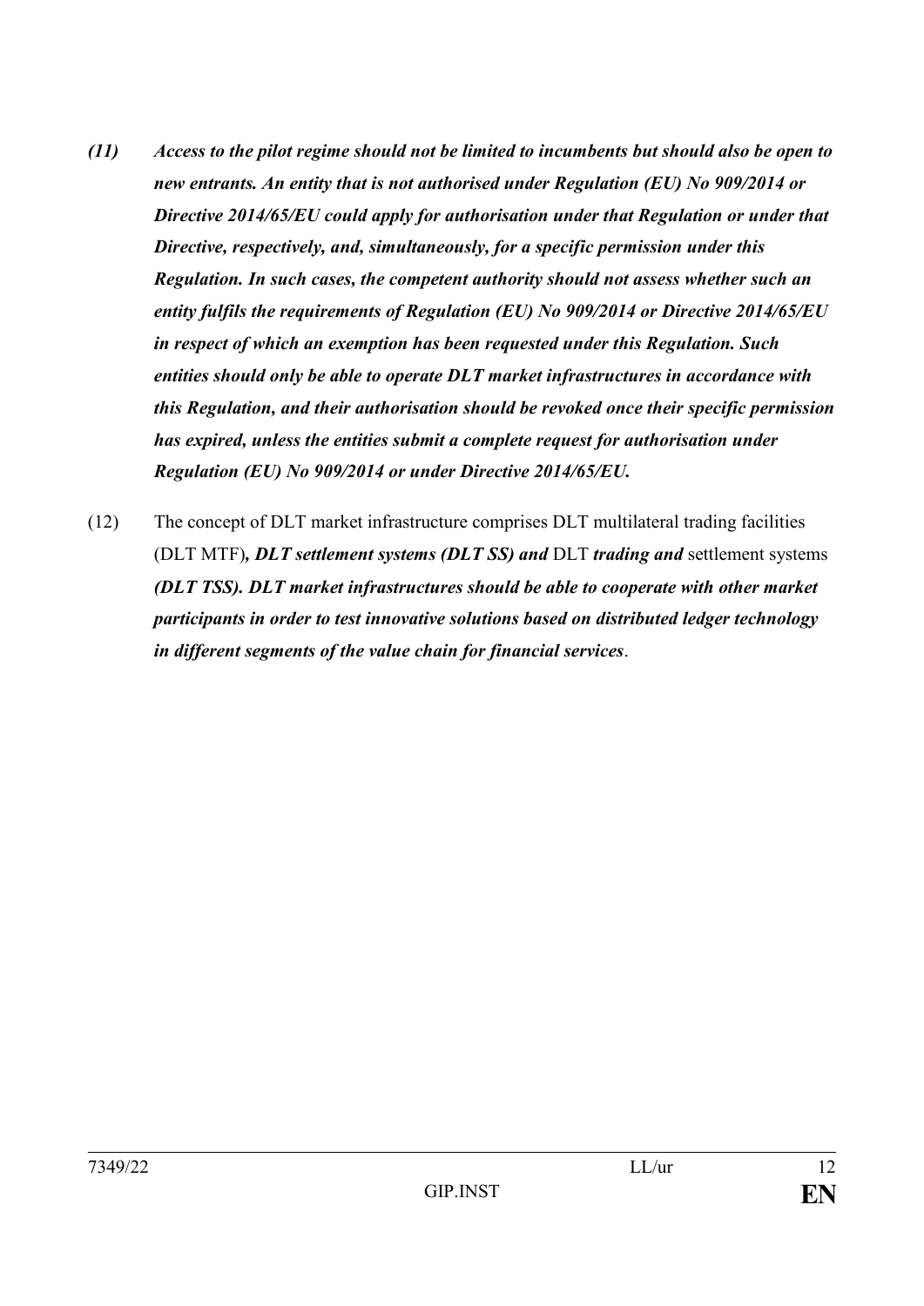***(11) Access to the pilot regime should not be limited to incumbents but should also be open to new entrants. An entity that is not authorised under Regulation (EU) No 909/2014 or Directive 2014/65/EU could apply for authorisation under that Regulation or under that Directive, respectively, and, simultaneously, for a specific permission under this Regulation. In such cases, the competent authority should not assess whether such an entity fulfils the requirements of Regulation (EU) No 909/2014 or Directive 2014/65/EU in respect of which an exemption has been requested under this Regulation. Such entities should only be able to operate DLT market infrastructures in accordance with this Regulation, and their authorisation should be revoked once their specific permission has expired, unless the entities submit a complete request for authorisation under Regulation (EU) No 909/2014 or under Directive 2014/65/EU.***

(12) The concept of DLT market infrastructure comprises DLT multilateral trading facilities (DLT MTF)***, DLT settlement systems (DLT SS) and*** DLT ***trading and*** settlement systems ***(DLT TSS). DLT market infrastructures should be able to cooperate with other market participants in order to test innovative solutions based on distributed ledger technology in different segments of the value chain for financial services***.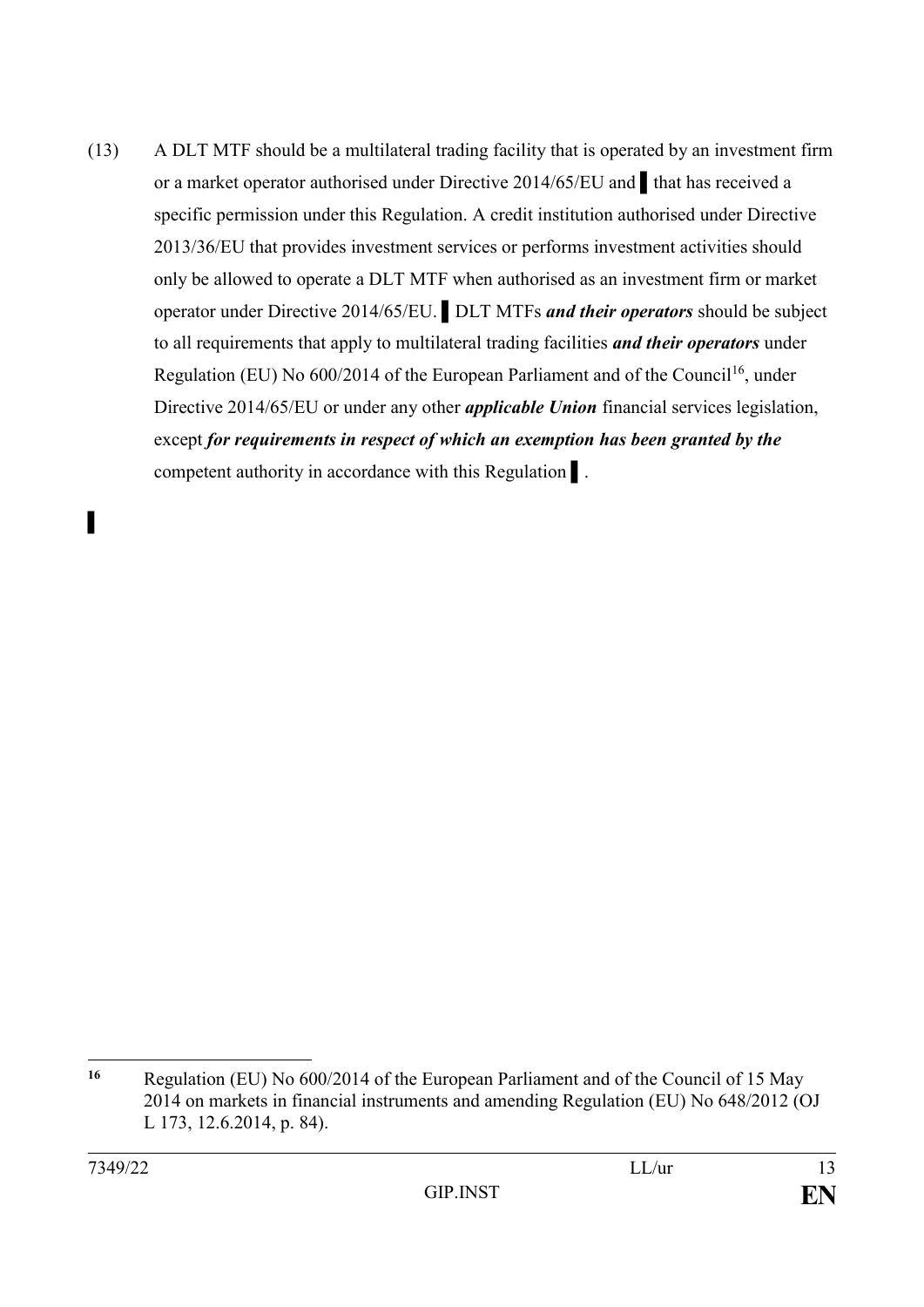(13) A DLT MTF should be a multilateral trading facility that is operated by an investment firm or a market operator authorised under Directive 2014/65/EU and ▌that has received a specific permission under this Regulation. A credit institution authorised under Directive 2013/36/EU that provides investment services or performs investment activities should only be allowed to operate a DLT MTF when authorised as an investment firm or market operator under Directive 2014/65/EU. ▌DLT MTFs ***and their operators*** should be subject to all requirements that apply to multilateral trading facilities ***and their operators*** under Regulation (EU) No 600/2014 of the European Parliament and of the Council[16], under Directive 2014/65/EU or under any other ***applicable Union*** financial services legislation, except ***for requirements in respect of which an exemption has been granted by the*** competent authority in accordance with this Regulation ▌.

▌

[16] Regulation (EU) No 600/2014 of the European Parliament and of the Council of 15 May 2014 on markets in financial instruments and amending Regulation (EU) No 648/2012 (OJ L 173, 12.6.2014, p. 84).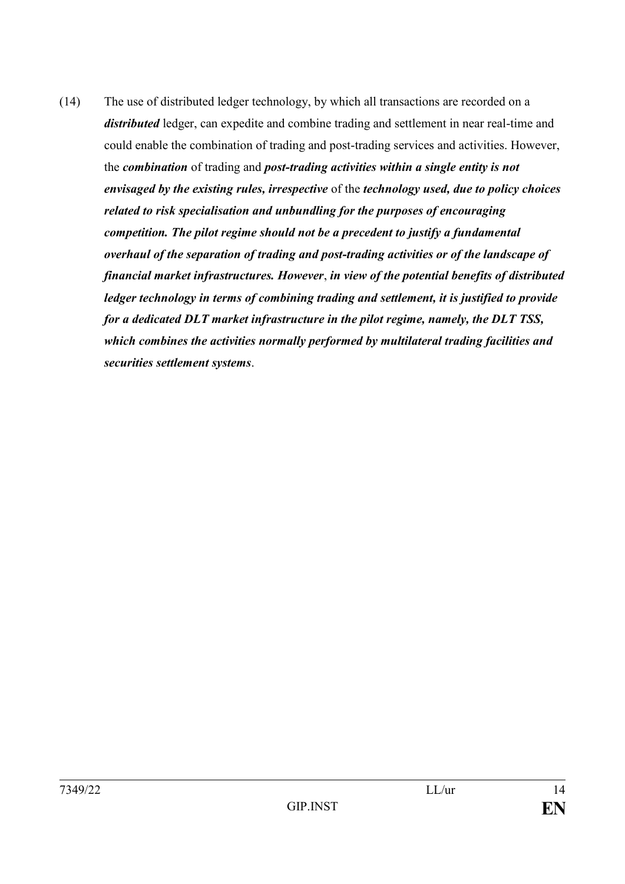(14) The use of distributed ledger technology, by which all transactions are recorded on a ***distributed*** ledger, can expedite and combine trading and settlement in near real-time and could enable the combination of trading and post-trading services and activities. However, the ***combination*** of trading and ***post-trading activities within a single entity is not envisaged by the existing rules, irrespective*** of the ***technology used, due to policy choices related to risk specialisation and unbundling for the purposes of encouraging competition. The pilot regime should not be a precedent to justify a fundamental overhaul of the separation of trading and post-trading activities or of the landscape of financial market infrastructures. However***, ***in view of the potential benefits of distributed ledger technology in terms of combining trading and settlement, it is justified to provide for a dedicated DLT market infrastructure in the pilot regime, namely, the DLT TSS, which combines the activities normally performed by multilateral trading facilities and securities settlement systems***.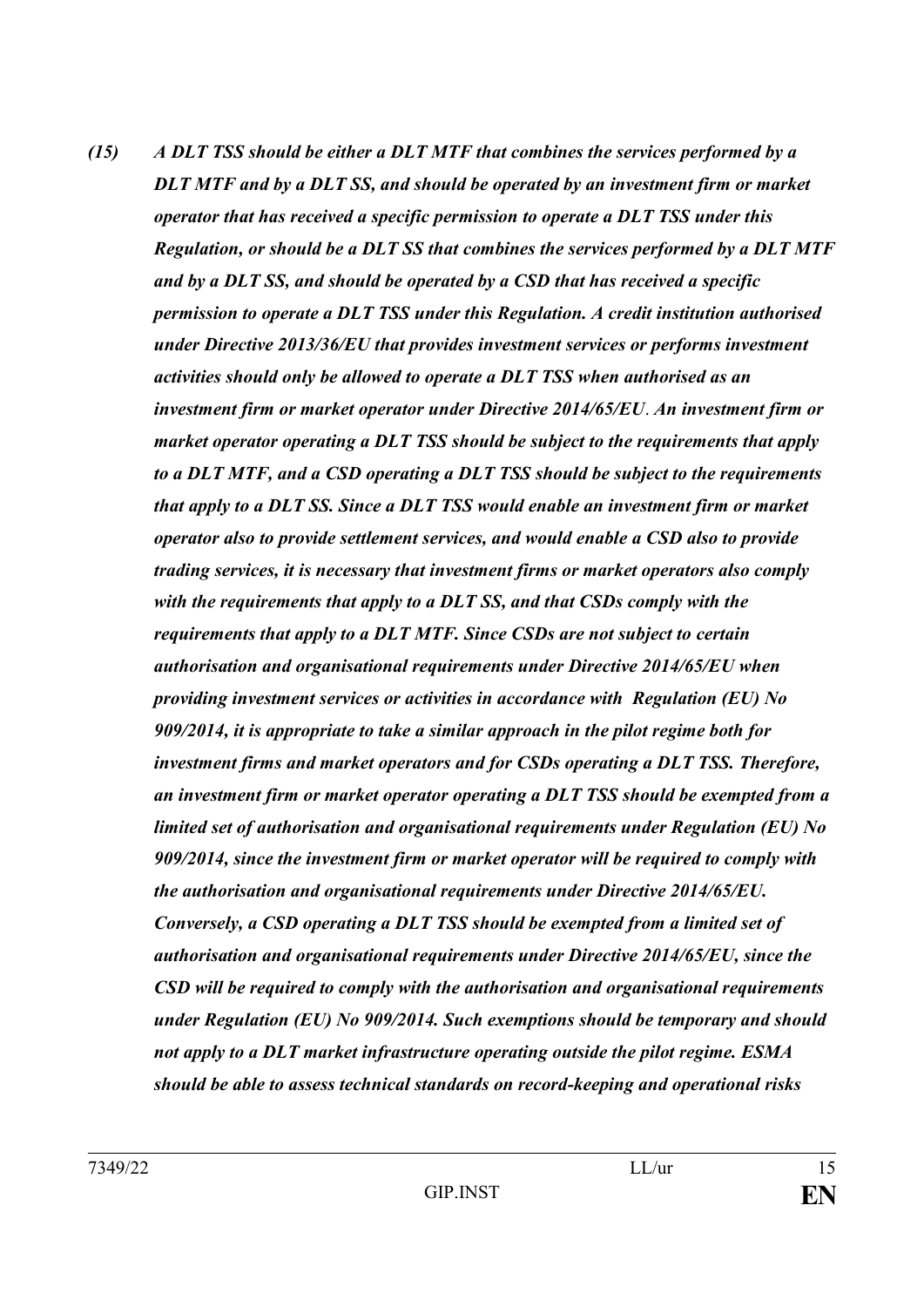*(15) A DLT TSS should be either a DLT MTF that combines the services performed by a DLT MTF and by a DLT SS, and should be operated by an investment firm or market operator that has received a specific permission to operate a DLT TSS under this Regulation, or should be a DLT SS that combines the services performed by a DLT MTF and by a DLT SS, and should be operated by a CSD that has received a specific permission to operate a DLT TSS under this Regulation. A credit institution authorised under Directive 2013/36/EU that provides investment services or performs investment activities should only be allowed to operate a DLT TSS when authorised as an investment firm or market operator under Directive 2014/65/EU. An investment firm or market operator operating a DLT TSS should be subject to the requirements that apply to a DLT MTF, and a CSD operating a DLT TSS should be subject to the requirements that apply to a DLT SS. Since a DLT TSS would enable an investment firm or market operator also to provide settlement services, and would enable a CSD also to provide trading services, it is necessary that investment firms or market operators also comply with the requirements that apply to a DLT SS, and that CSDs comply with the requirements that apply to a DLT MTF. Since CSDs are not subject to certain authorisation and organisational requirements under Directive 2014/65/EU when providing investment services or activities in accordance with Regulation (EU) No 909/2014, it is appropriate to take a similar approach in the pilot regime both for investment firms and market operators and for CSDs operating a DLT TSS. Therefore, an investment firm or market operator operating a DLT TSS should be exempted from a limited set of authorisation and organisational requirements under Regulation (EU) No 909/2014, since the investment firm or market operator will be required to comply with the authorisation and organisational requirements under Directive 2014/65/EU. Conversely, a CSD operating a DLT TSS should be exempted from a limited set of authorisation and organisational requirements under Directive 2014/65/EU, since the CSD will be required to comply with the authorisation and organisational requirements under Regulation (EU) No 909/2014. Such exemptions should be temporary and should not apply to a DLT market infrastructure operating outside the pilot regime. ESMA should be able to assess technical standards on record-keeping and operational risks*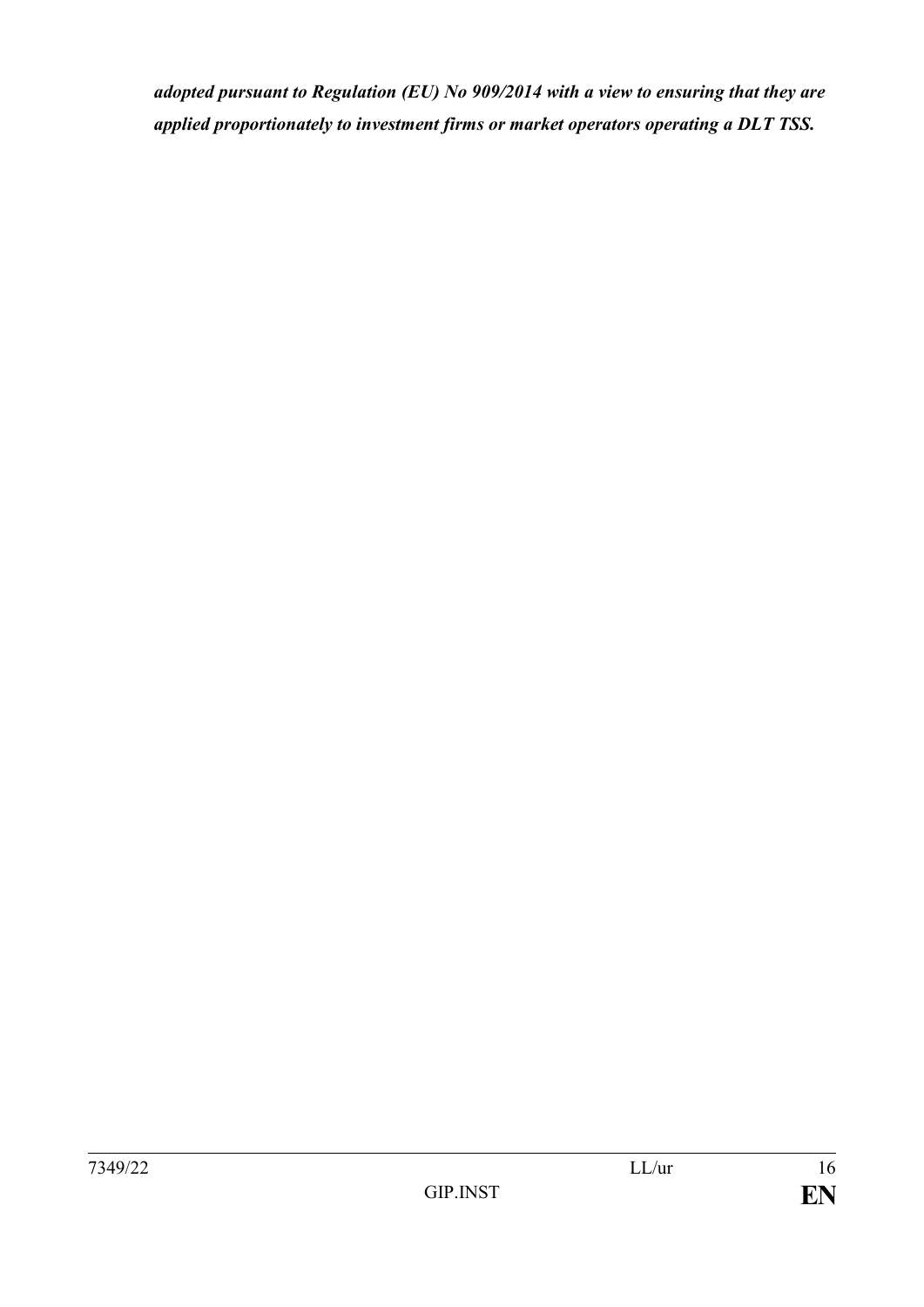***adopted pursuant to Regulation (EU) No 909/2014 with a view to ensuring that they are applied proportionately to investment firms or market operators operating a DLT TSS.***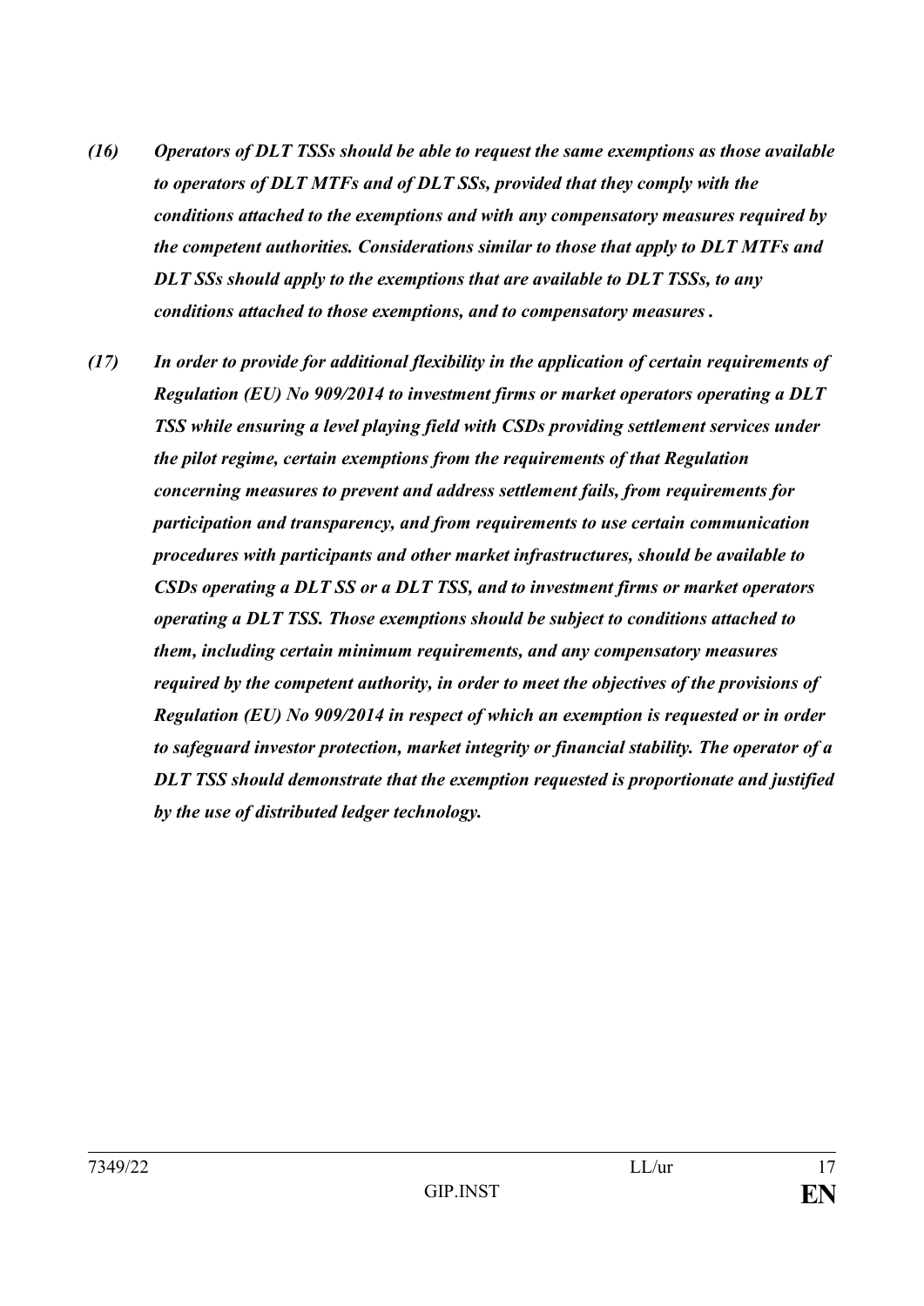*(16) Operators of DLT TSSs should be able to request the same exemptions as those available to operators of DLT MTFs and of DLT SSs, provided that they comply with the conditions attached to the exemptions and with any compensatory measures required by the competent authorities. Considerations similar to those that apply to DLT MTFs and DLT SSs should apply to the exemptions that are available to DLT TSSs, to any conditions attached to those exemptions, and to compensatory measures .*

*(17) In order to provide for additional flexibility in the application of certain requirements of Regulation (EU) No 909/2014 to investment firms or market operators operating a DLT TSS while ensuring a level playing field with CSDs providing settlement services under the pilot regime, certain exemptions from the requirements of that Regulation concerning measures to prevent and address settlement fails, from requirements for participation and transparency, and from requirements to use certain communication procedures with participants and other market infrastructures, should be available to CSDs operating a DLT SS or a DLT TSS, and to investment firms or market operators operating a DLT TSS. Those exemptions should be subject to conditions attached to them, including certain minimum requirements, and any compensatory measures required by the competent authority, in order to meet the objectives of the provisions of Regulation (EU) No 909/2014 in respect of which an exemption is requested or in order to safeguard investor protection, market integrity or financial stability. The operator of a DLT TSS should demonstrate that the exemption requested is proportionate and justified by the use of distributed ledger technology.*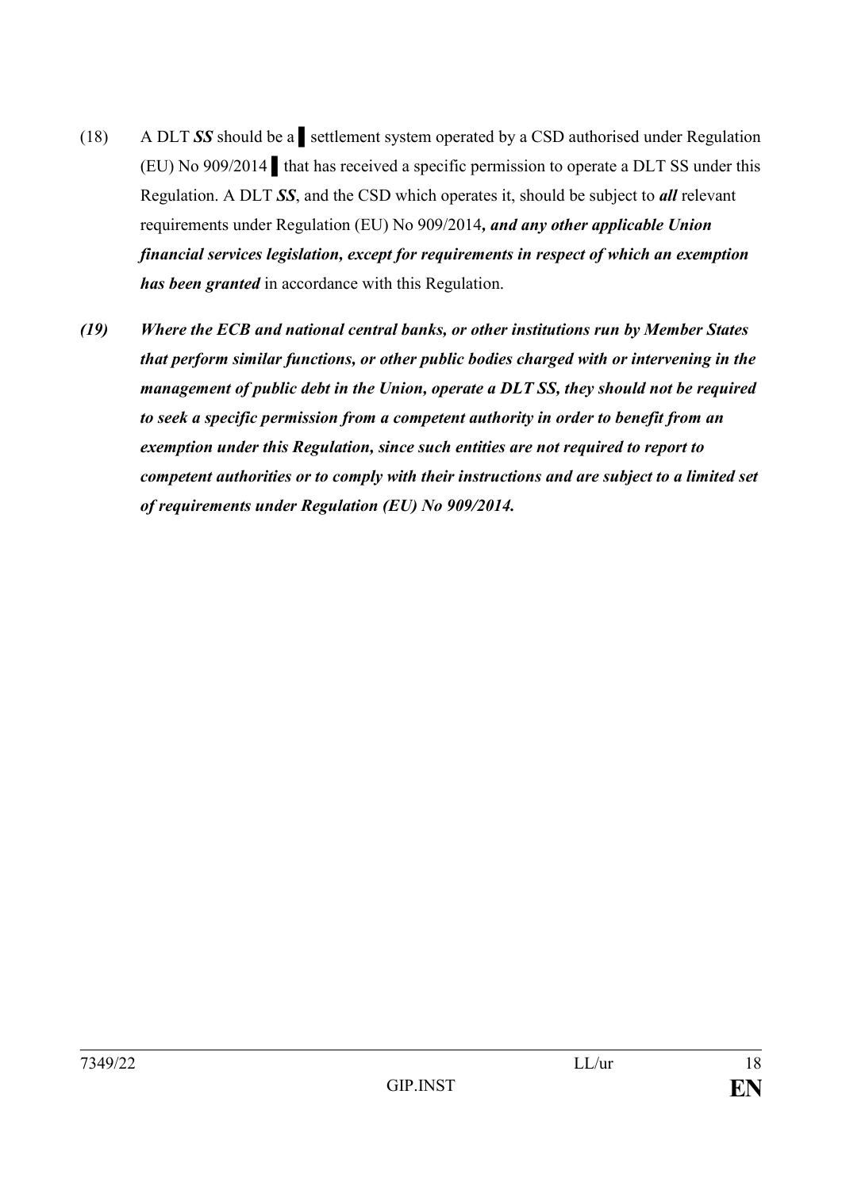(18) A DLT ***SS*** should be a ▌ settlement system operated by a CSD authorised under Regulation (EU) No 909/2014 ▌ that has received a specific permission to operate a DLT SS under this Regulation. A DLT ***SS***, and the CSD which operates it, should be subject to ***all*** relevant requirements under Regulation (EU) No 909/2014***, and any other applicable Union financial services legislation, except for requirements in respect of which an exemption has been granted*** in accordance with this Regulation.

***(19) Where the ECB and national central banks, or other institutions run by Member States that perform similar functions, or other public bodies charged with or intervening in the management of public debt in the Union, operate a DLT SS, they should not be required to seek a specific permission from a competent authority in order to benefit from an exemption under this Regulation, since such entities are not required to report to competent authorities or to comply with their instructions and are subject to a limited set of requirements under Regulation (EU) No 909/2014.***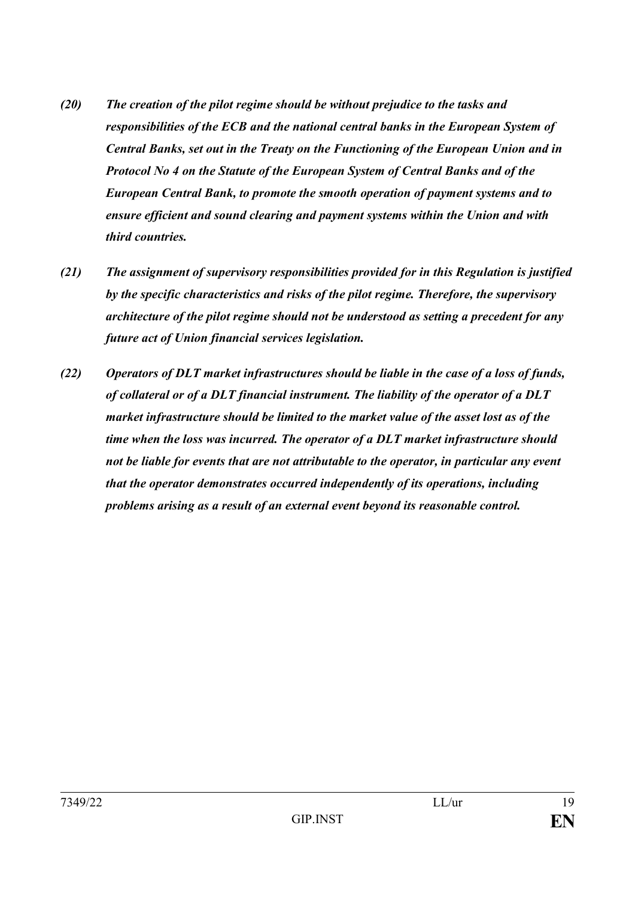*(20) The creation of the pilot regime should be without prejudice to the tasks and responsibilities of the ECB and the national central banks in the European System of Central Banks, set out in the Treaty on the Functioning of the European Union and in Protocol No 4 on the Statute of the European System of Central Banks and of the European Central Bank, to promote the smooth operation of payment systems and to ensure efficient and sound clearing and payment systems within the Union and with third countries.*

*(21) The assignment of supervisory responsibilities provided for in this Regulation is justified by the specific characteristics and risks of the pilot regime. Therefore, the supervisory architecture of the pilot regime should not be understood as setting a precedent for any future act of Union financial services legislation.*

*(22) Operators of DLT market infrastructures should be liable in the case of a loss of funds, of collateral or of a DLT financial instrument. The liability of the operator of a DLT market infrastructure should be limited to the market value of the asset lost as of the time when the loss was incurred. The operator of a DLT market infrastructure should not be liable for events that are not attributable to the operator, in particular any event that the operator demonstrates occurred independently of its operations, including problems arising as a result of an external event beyond its reasonable control.*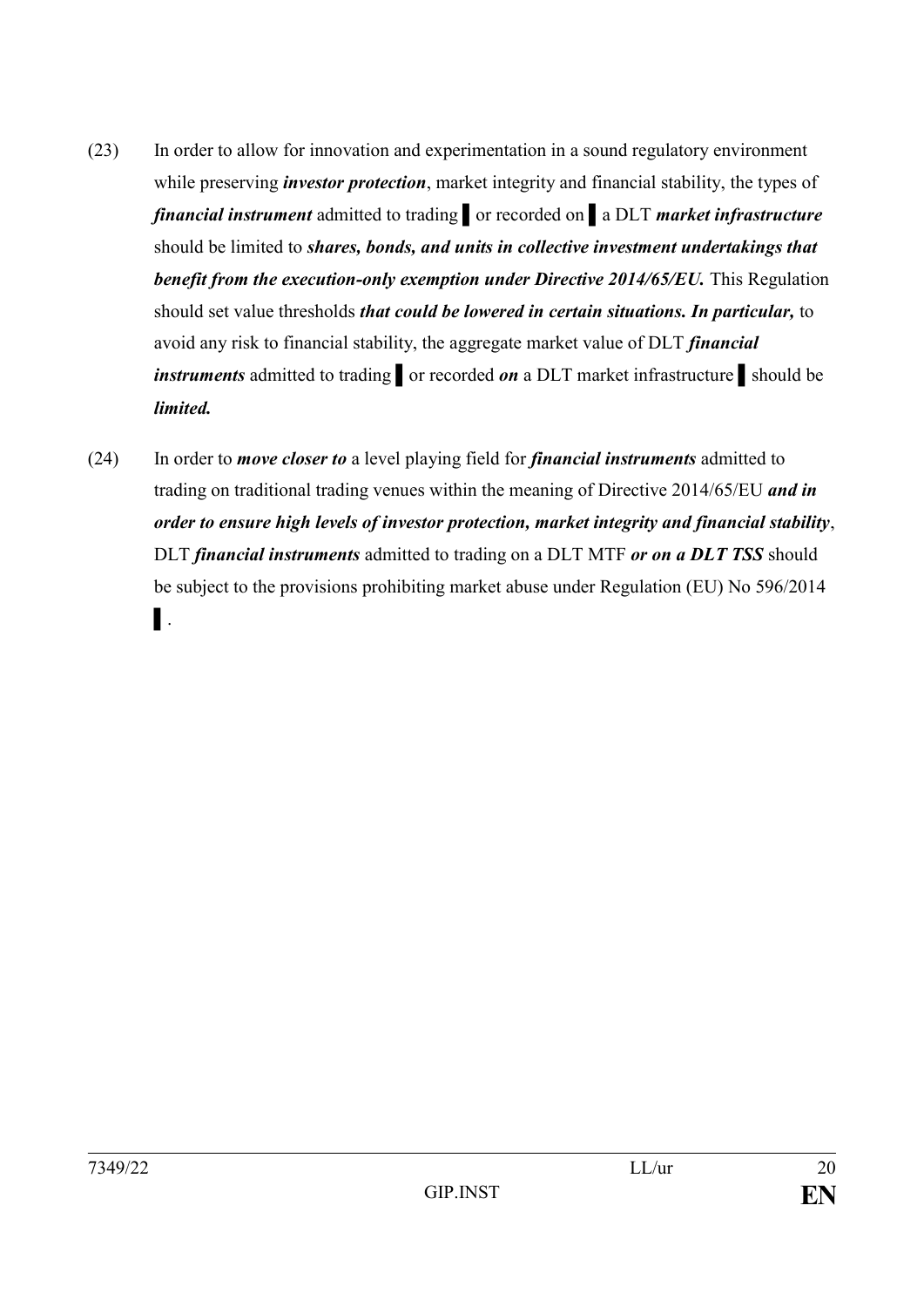(23) In order to allow for innovation and experimentation in a sound regulatory environment while preserving ***investor protection***, market integrity and financial stability, the types of ***financial instrument*** admitted to trading ▌ or recorded on ▌ a DLT ***market infrastructure*** should be limited to ***shares, bonds, and units in collective investment undertakings that benefit from the execution-only exemption under Directive 2014/65/EU.*** This Regulation should set value thresholds ***that could be lowered in certain situations. In particular,*** to avoid any risk to financial stability, the aggregate market value of DLT ***financial instruments*** admitted to trading ▌ or recorded ***on*** a DLT market infrastructure ▌ should be ***limited.***

(24) In order to ***move closer to*** a level playing field for ***financial instruments*** admitted to trading on traditional trading venues within the meaning of Directive 2014/65/EU ***and in order to ensure high levels of investor protection, market integrity and financial stability***, DLT ***financial instruments*** admitted to trading on a DLT MTF ***or on a DLT TSS*** should be subject to the provisions prohibiting market abuse under Regulation (EU) No 596/2014 ▌.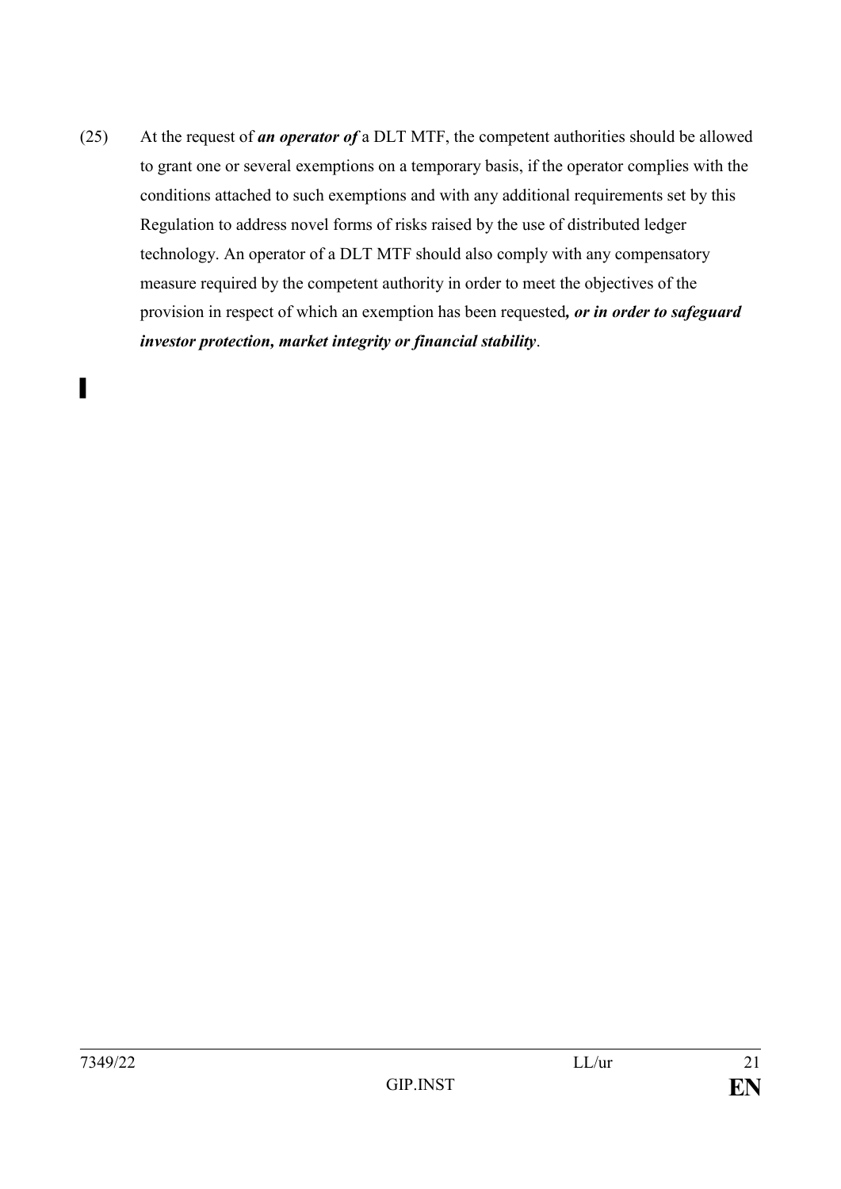(25) At the request of ***an operator of*** a DLT MTF, the competent authorities should be allowed to grant one or several exemptions on a temporary basis, if the operator complies with the conditions attached to such exemptions and with any additional requirements set by this Regulation to address novel forms of risks raised by the use of distributed ledger technology. An operator of a DLT MTF should also comply with any compensatory measure required by the competent authority in order to meet the objectives of the provision in respect of which an exemption has been requested***, or in order to safeguard investor protection, market integrity or financial stability***.

▌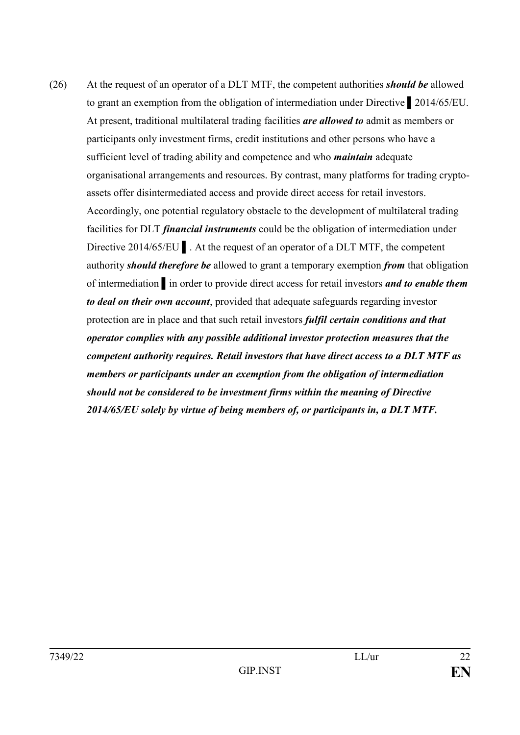(26) At the request of an operator of a DLT MTF, the competent authorities ***should be*** allowed to grant an exemption from the obligation of intermediation under Directive ▌2014/65/EU. At present, traditional multilateral trading facilities ***are allowed to*** admit as members or participants only investment firms, credit institutions and other persons who have a sufficient level of trading ability and competence and who ***maintain*** adequate organisational arrangements and resources. By contrast, many platforms for trading crypto-assets offer disintermediated access and provide direct access for retail investors. Accordingly, one potential regulatory obstacle to the development of multilateral trading facilities for DLT ***financial instruments*** could be the obligation of intermediation under Directive 2014/65/EU ▌. At the request of an operator of a DLT MTF, the competent authority ***should therefore be*** allowed to grant a temporary exemption ***from*** that obligation of intermediation ▌ in order to provide direct access for retail investors ***and to enable them to deal on their own account***, provided that adequate safeguards regarding investor protection are in place and that such retail investors ***fulfil certain conditions and that operator complies with any possible additional investor protection measures that the competent authority requires. Retail investors that have direct access to a DLT MTF as members or participants under an exemption from the obligation of intermediation should not be considered to be investment firms within the meaning of Directive 2014/65/EU solely by virtue of being members of, or participants in, a DLT MTF.***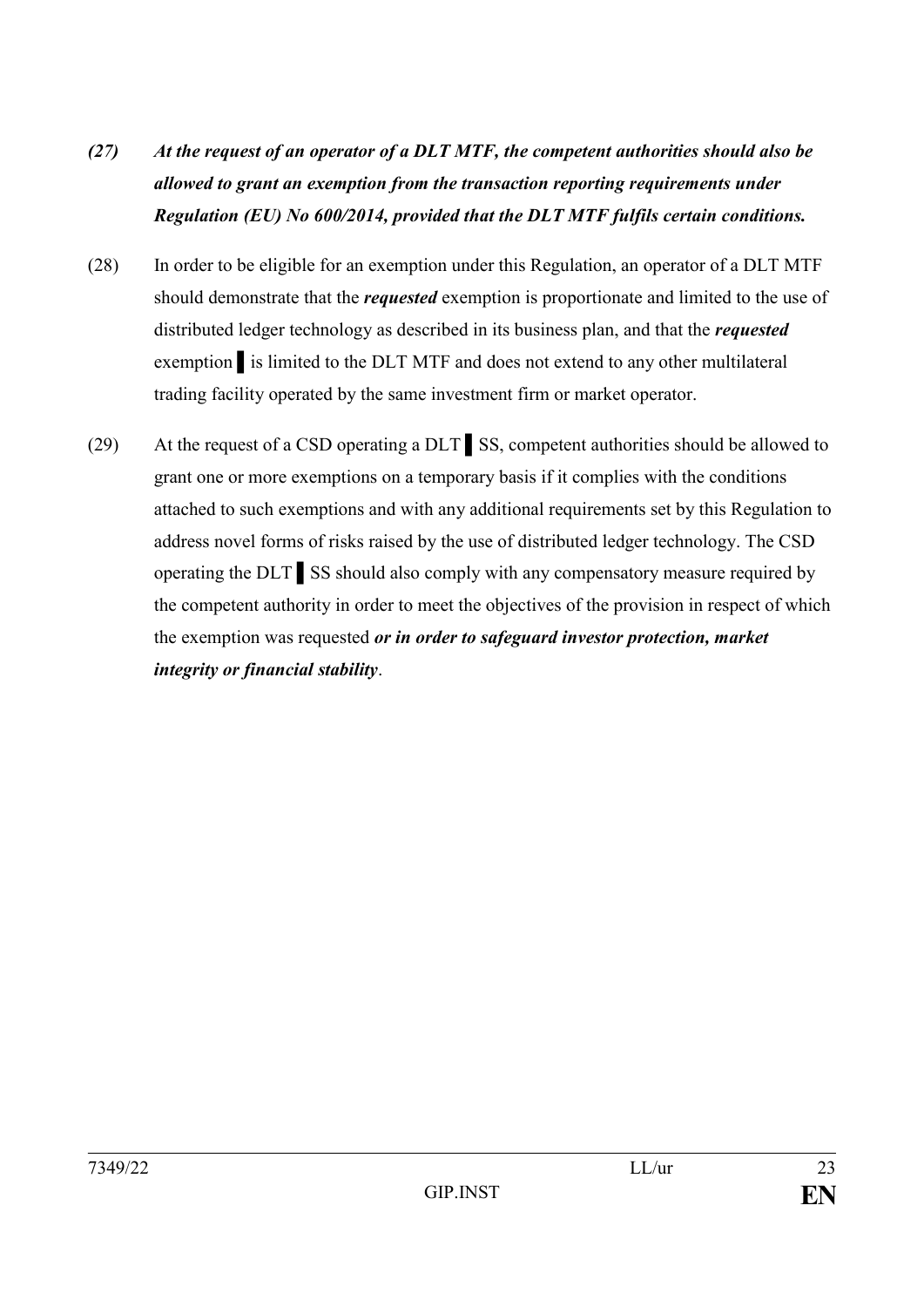***(27) At the request of an operator of a DLT MTF, the competent authorities should also be allowed to grant an exemption from the transaction reporting requirements under Regulation (EU) No 600/2014, provided that the DLT MTF fulfils certain conditions.***

(28) In order to be eligible for an exemption under this Regulation, an operator of a DLT MTF should demonstrate that the ***requested*** exemption is proportionate and limited to the use of distributed ledger technology as described in its business plan, and that the ***requested*** exemption ▌is limited to the DLT MTF and does not extend to any other multilateral trading facility operated by the same investment firm or market operator.

(29) At the request of a CSD operating a DLT ▌SS, competent authorities should be allowed to grant one or more exemptions on a temporary basis if it complies with the conditions attached to such exemptions and with any additional requirements set by this Regulation to address novel forms of risks raised by the use of distributed ledger technology. The CSD operating the DLT ▌SS should also comply with any compensatory measure required by the competent authority in order to meet the objectives of the provision in respect of which the exemption was requested ***or in order to safeguard investor protection, market integrity or financial stability***.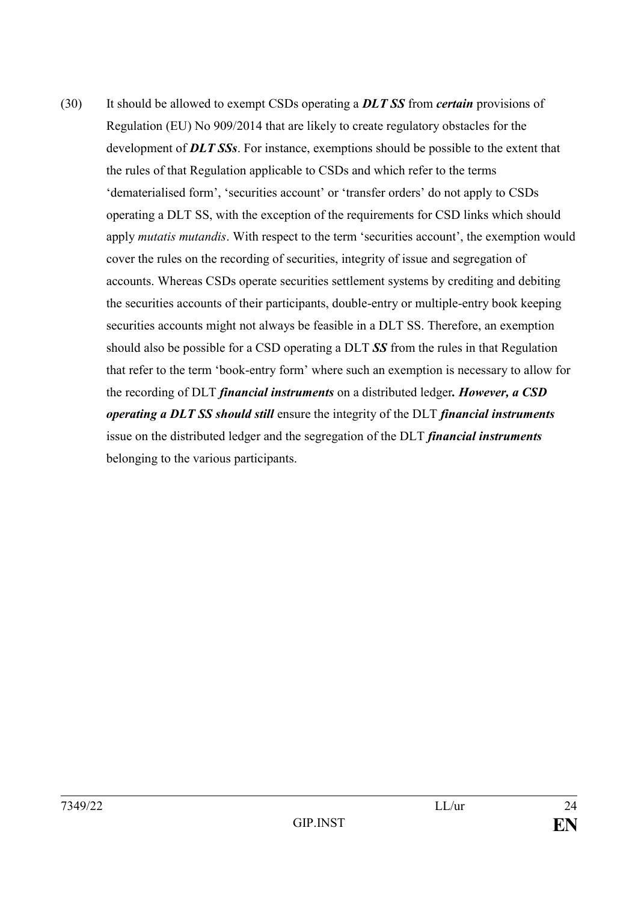(30) It should be allowed to exempt CSDs operating a ***DLT SS*** from ***certain*** provisions of Regulation (EU) No 909/2014 that are likely to create regulatory obstacles for the development of ***DLT SSs***. For instance, exemptions should be possible to the extent that the rules of that Regulation applicable to CSDs and which refer to the terms 'dematerialised form', 'securities account' or 'transfer orders' do not apply to CSDs operating a DLT SS, with the exception of the requirements for CSD links which should apply *mutatis mutandis*. With respect to the term 'securities account', the exemption would cover the rules on the recording of securities, integrity of issue and segregation of accounts. Whereas CSDs operate securities settlement systems by crediting and debiting the securities accounts of their participants, double-entry or multiple-entry book keeping securities accounts might not always be feasible in a DLT SS. Therefore, an exemption should also be possible for a CSD operating a DLT ***SS*** from the rules in that Regulation that refer to the term 'book-entry form' where such an exemption is necessary to allow for the recording of DLT ***financial instruments*** on a distributed ledger***. However, a CSD operating a DLT SS should still*** ensure the integrity of the DLT ***financial instruments*** issue on the distributed ledger and the segregation of the DLT ***financial instruments*** belonging to the various participants.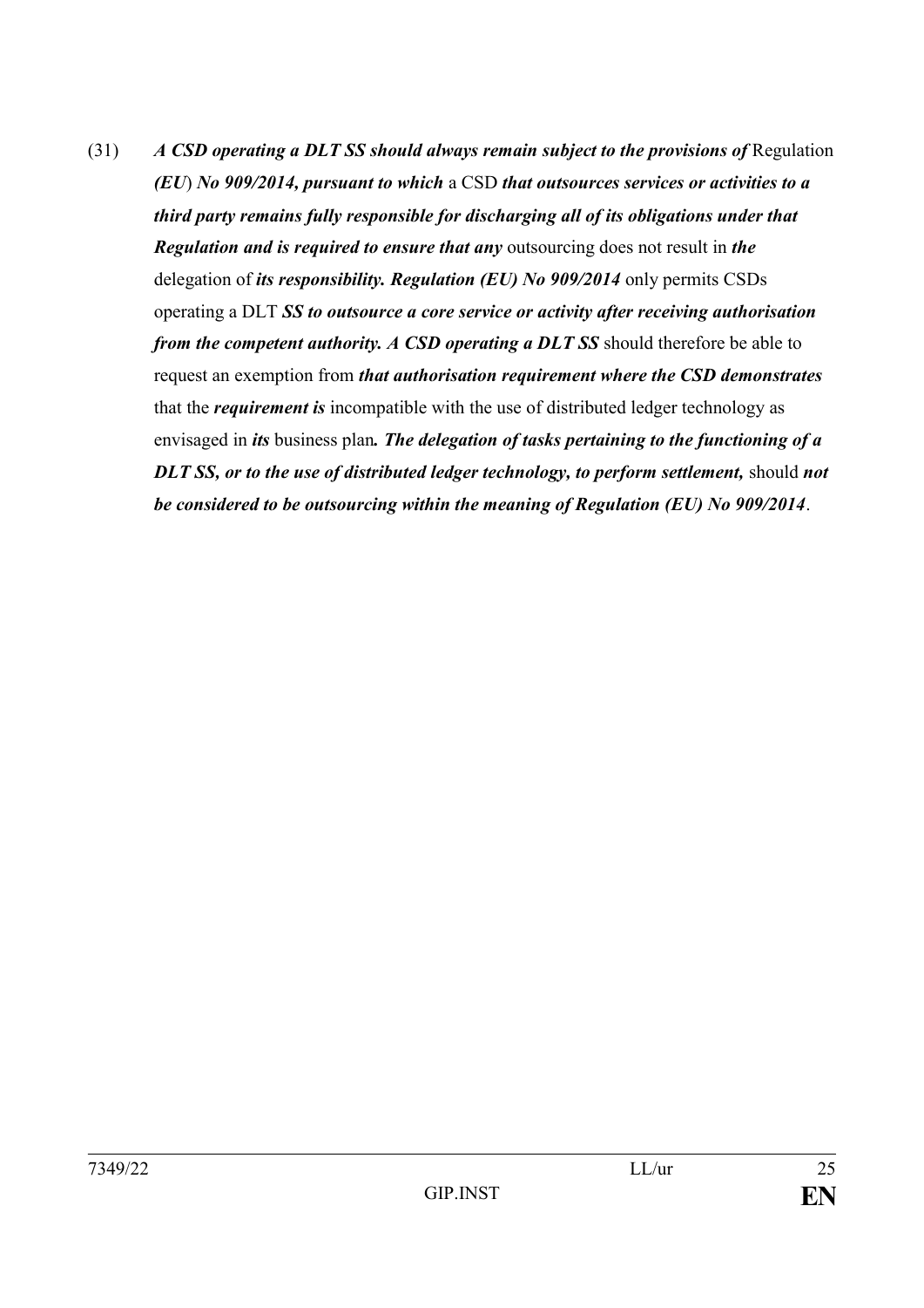(31) ***A CSD operating a DLT SS should always remain subject to the provisions of*** Regulation ***(EU***) ***No 909/2014, pursuant to which*** a CSD ***that outsources services or activities to a third party remains fully responsible for discharging all of its obligations under that Regulation and is required to ensure that any*** outsourcing does not result in ***the*** delegation of ***its responsibility. Regulation (EU) No 909/2014*** only permits CSDs operating a DLT ***SS to outsource a core service or activity after receiving authorisation from the competent authority. A CSD operating a DLT SS*** should therefore be able to request an exemption from ***that authorisation requirement where the CSD demonstrates*** that the ***requirement is*** incompatible with the use of distributed ledger technology as envisaged in ***its*** business plan***. The delegation of tasks pertaining to the functioning of a DLT SS, or to the use of distributed ledger technology, to perform settlement,*** should ***not be considered to be outsourcing within the meaning of Regulation (EU) No 909/2014***.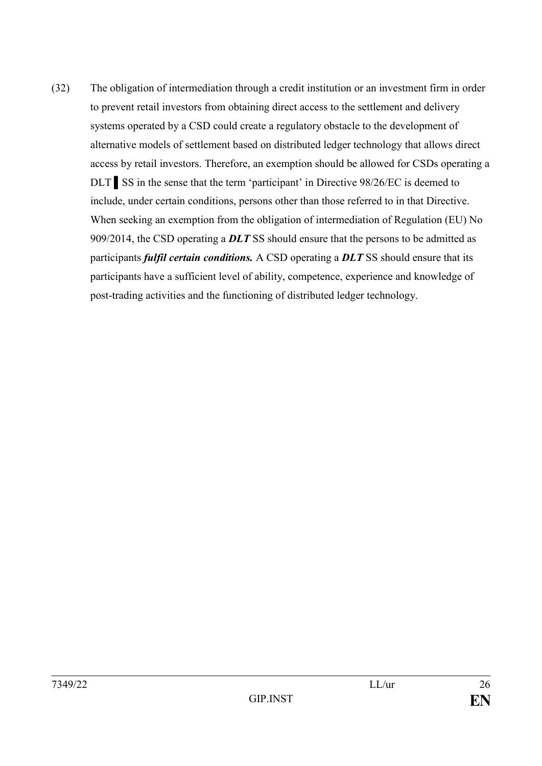(32) The obligation of intermediation through a credit institution or an investment firm in order to prevent retail investors from obtaining direct access to the settlement and delivery systems operated by a CSD could create a regulatory obstacle to the development of alternative models of settlement based on distributed ledger technology that allows direct access by retail investors. Therefore, an exemption should be allowed for CSDs operating a DLT ▌SS in the sense that the term 'participant' in Directive 98/26/EC is deemed to include, under certain conditions, persons other than those referred to in that Directive. When seeking an exemption from the obligation of intermediation of Regulation (EU) No 909/2014, the CSD operating a ***DLT*** SS should ensure that the persons to be admitted as participants ***fulfil certain conditions.*** A CSD operating a ***DLT*** SS should ensure that its participants have a sufficient level of ability, competence, experience and knowledge of post-trading activities and the functioning of distributed ledger technology.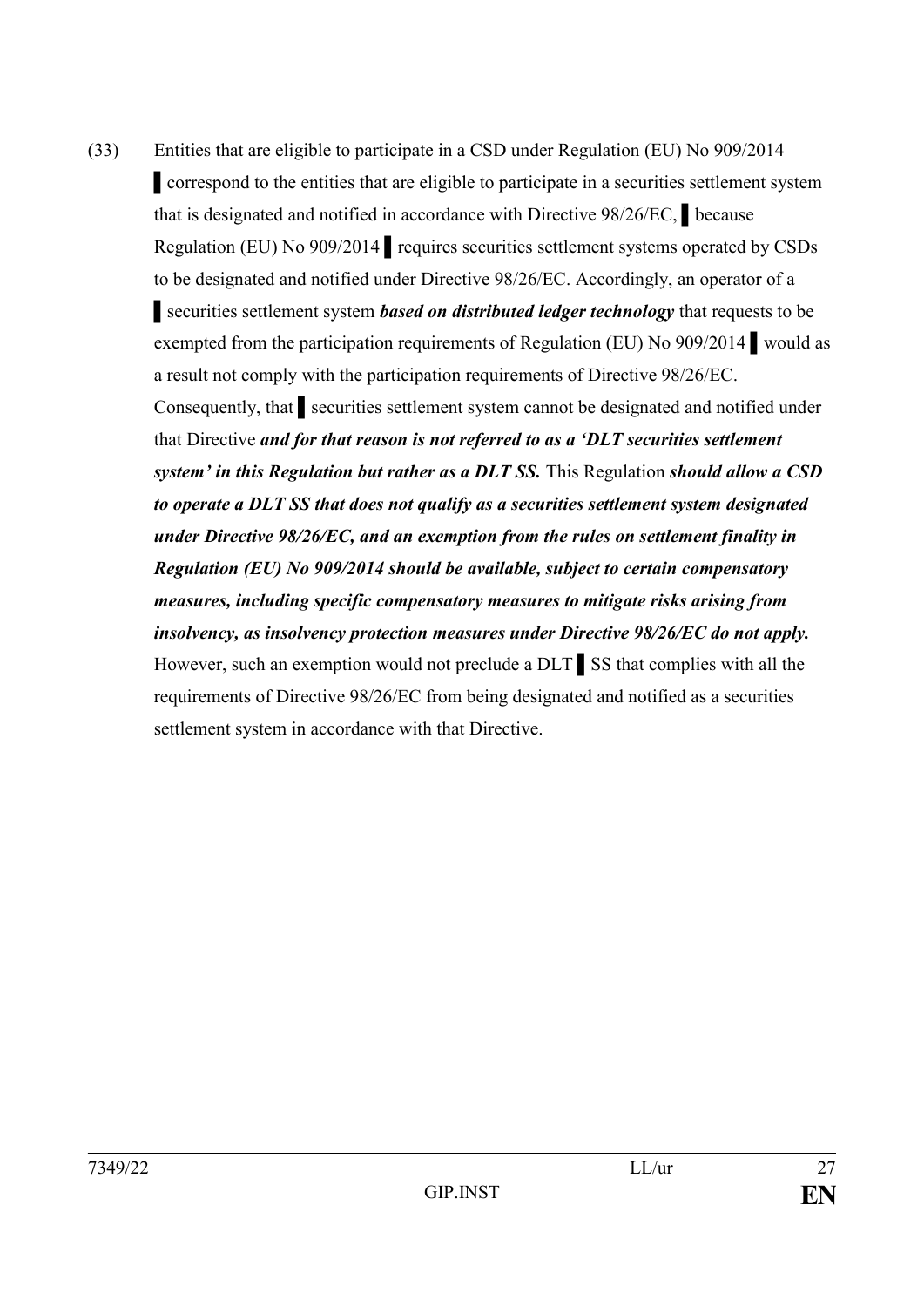(33) Entities that are eligible to participate in a CSD under Regulation (EU) No 909/2014 ▌correspond to the entities that are eligible to participate in a securities settlement system that is designated and notified in accordance with Directive 98/26/EC, ▌because Regulation (EU) No 909/2014 ▌requires securities settlement systems operated by CSDs to be designated and notified under Directive 98/26/EC. Accordingly, an operator of a ▌securities settlement system ***based on distributed ledger technology*** that requests to be exempted from the participation requirements of Regulation (EU) No 909/2014 ▌would as a result not comply with the participation requirements of Directive 98/26/EC. Consequently, that ▌securities settlement system cannot be designated and notified under that Directive ***and for that reason is not referred to as a 'DLT securities settlement system' in this Regulation but rather as a DLT SS.*** This Regulation ***should allow a CSD to operate a DLT SS that does not qualify as a securities settlement system designated under Directive 98/26/EC, and an exemption from the rules on settlement finality in Regulation (EU) No 909/2014 should be available, subject to certain compensatory measures, including specific compensatory measures to mitigate risks arising from insolvency, as insolvency protection measures under Directive 98/26/EC do not apply.*** However, such an exemption would not preclude a DLT ▌SS that complies with all the requirements of Directive 98/26/EC from being designated and notified as a securities settlement system in accordance with that Directive.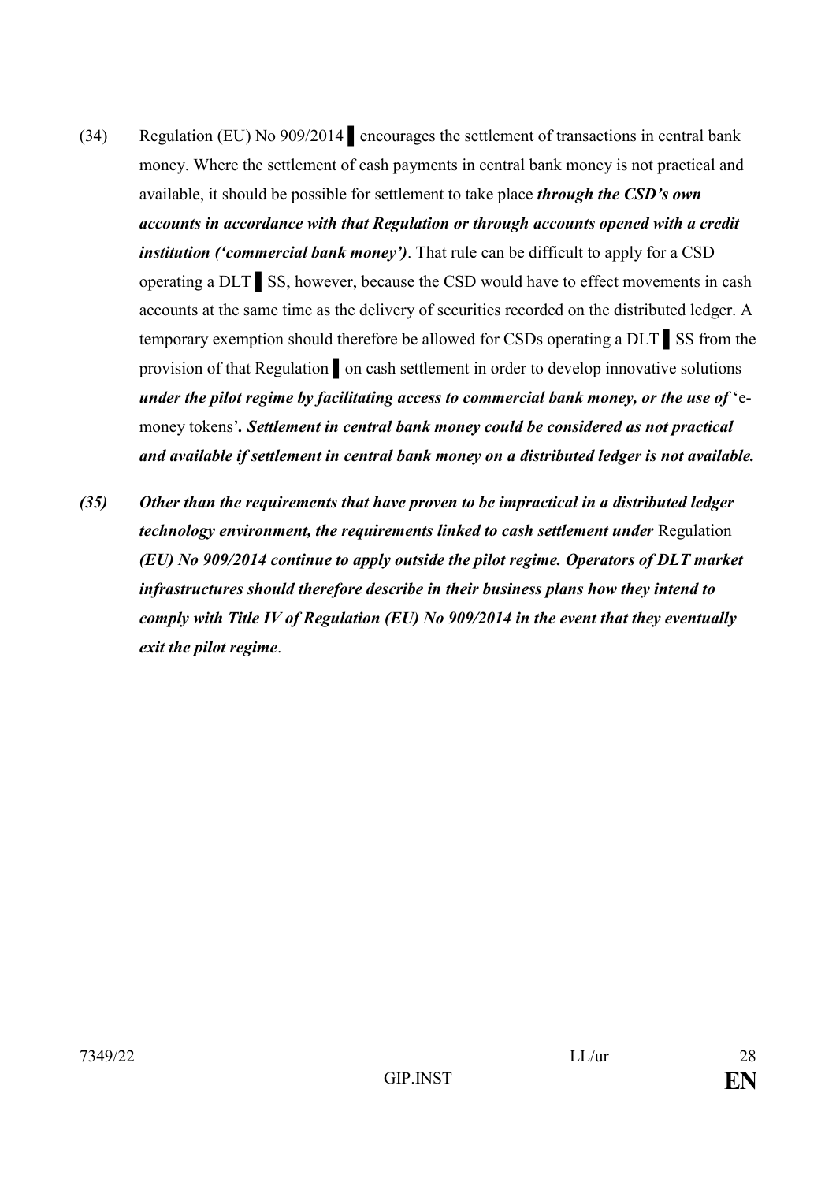(34) Regulation (EU) No 909/2014 ▌encourages the settlement of transactions in central bank money. Where the settlement of cash payments in central bank money is not practical and available, it should be possible for settlement to take place ***through the CSD's own accounts in accordance with that Regulation or through accounts opened with a credit institution ('commercial bank money')***. That rule can be difficult to apply for a CSD operating a DLT ▌SS, however, because the CSD would have to effect movements in cash accounts at the same time as the delivery of securities recorded on the distributed ledger. A temporary exemption should therefore be allowed for CSDs operating a DLT ▌SS from the provision of that Regulation ▌on cash settlement in order to develop innovative solutions ***under the pilot regime by facilitating access to commercial bank money, or the use of*** 'e-money tokens'***. Settlement in central bank money could be considered as not practical and available if settlement in central bank money on a distributed ledger is not available.***

***(35) Other than the requirements that have proven to be impractical in a distributed ledger technology environment, the requirements linked to cash settlement under*** Regulation ***(EU) No 909/2014 continue to apply outside the pilot regime. Operators of DLT market infrastructures should therefore describe in their business plans how they intend to comply with Title IV of Regulation (EU) No 909/2014 in the event that they eventually exit the pilot regime***.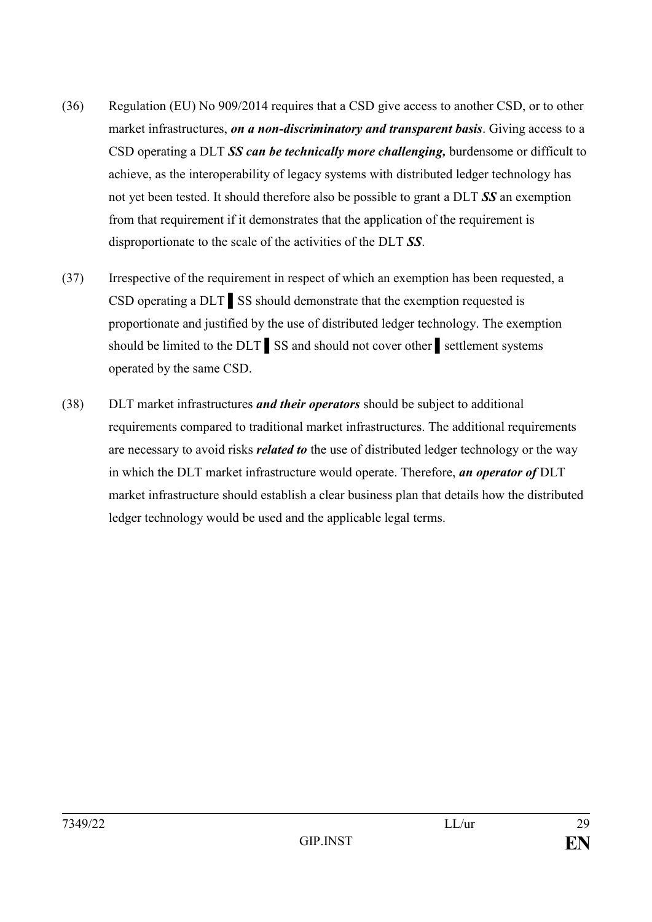(36) Regulation (EU) No 909/2014 requires that a CSD give access to another CSD, or to other market infrastructures, ***on a non-discriminatory and transparent basis***. Giving access to a CSD operating a DLT ***SS can be technically more challenging,*** burdensome or difficult to achieve, as the interoperability of legacy systems with distributed ledger technology has not yet been tested. It should therefore also be possible to grant a DLT ***SS*** an exemption from that requirement if it demonstrates that the application of the requirement is disproportionate to the scale of the activities of the DLT ***SS***.

(37) Irrespective of the requirement in respect of which an exemption has been requested, a CSD operating a DLT ▌SS should demonstrate that the exemption requested is proportionate and justified by the use of distributed ledger technology. The exemption should be limited to the DLT ▌SS and should not cover other ▌settlement systems operated by the same CSD.

(38) DLT market infrastructures ***and their operators*** should be subject to additional requirements compared to traditional market infrastructures. The additional requirements are necessary to avoid risks ***related to*** the use of distributed ledger technology or the way in which the DLT market infrastructure would operate. Therefore, ***an operator of*** DLT market infrastructure should establish a clear business plan that details how the distributed ledger technology would be used and the applicable legal terms.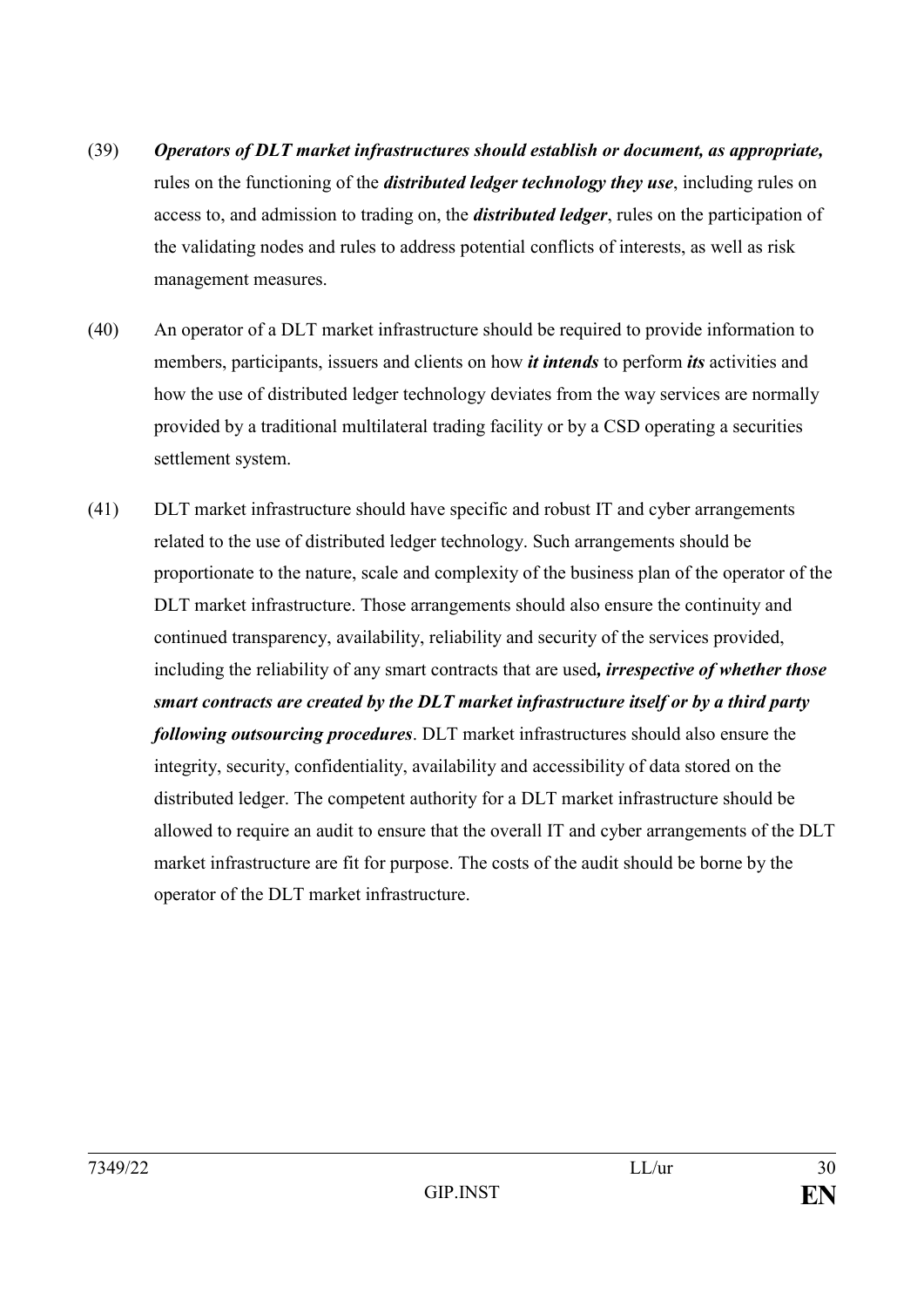(39) ***Operators of DLT market infrastructures should establish or document, as appropriate,*** rules on the functioning of the ***distributed ledger technology they use***, including rules on access to, and admission to trading on, the ***distributed ledger***, rules on the participation of the validating nodes and rules to address potential conflicts of interests, as well as risk management measures.

(40) An operator of a DLT market infrastructure should be required to provide information to members, participants, issuers and clients on how ***it intends*** to perform ***its*** activities and how the use of distributed ledger technology deviates from the way services are normally provided by a traditional multilateral trading facility or by a CSD operating a securities settlement system.

(41) DLT market infrastructure should have specific and robust IT and cyber arrangements related to the use of distributed ledger technology. Such arrangements should be proportionate to the nature, scale and complexity of the business plan of the operator of the DLT market infrastructure. Those arrangements should also ensure the continuity and continued transparency, availability, reliability and security of the services provided, including the reliability of any smart contracts that are used***, irrespective of whether those smart contracts are created by the DLT market infrastructure itself or by a third party following outsourcing procedures***. DLT market infrastructures should also ensure the integrity, security, confidentiality, availability and accessibility of data stored on the distributed ledger. The competent authority for a DLT market infrastructure should be allowed to require an audit to ensure that the overall IT and cyber arrangements of the DLT market infrastructure are fit for purpose. The costs of the audit should be borne by the operator of the DLT market infrastructure.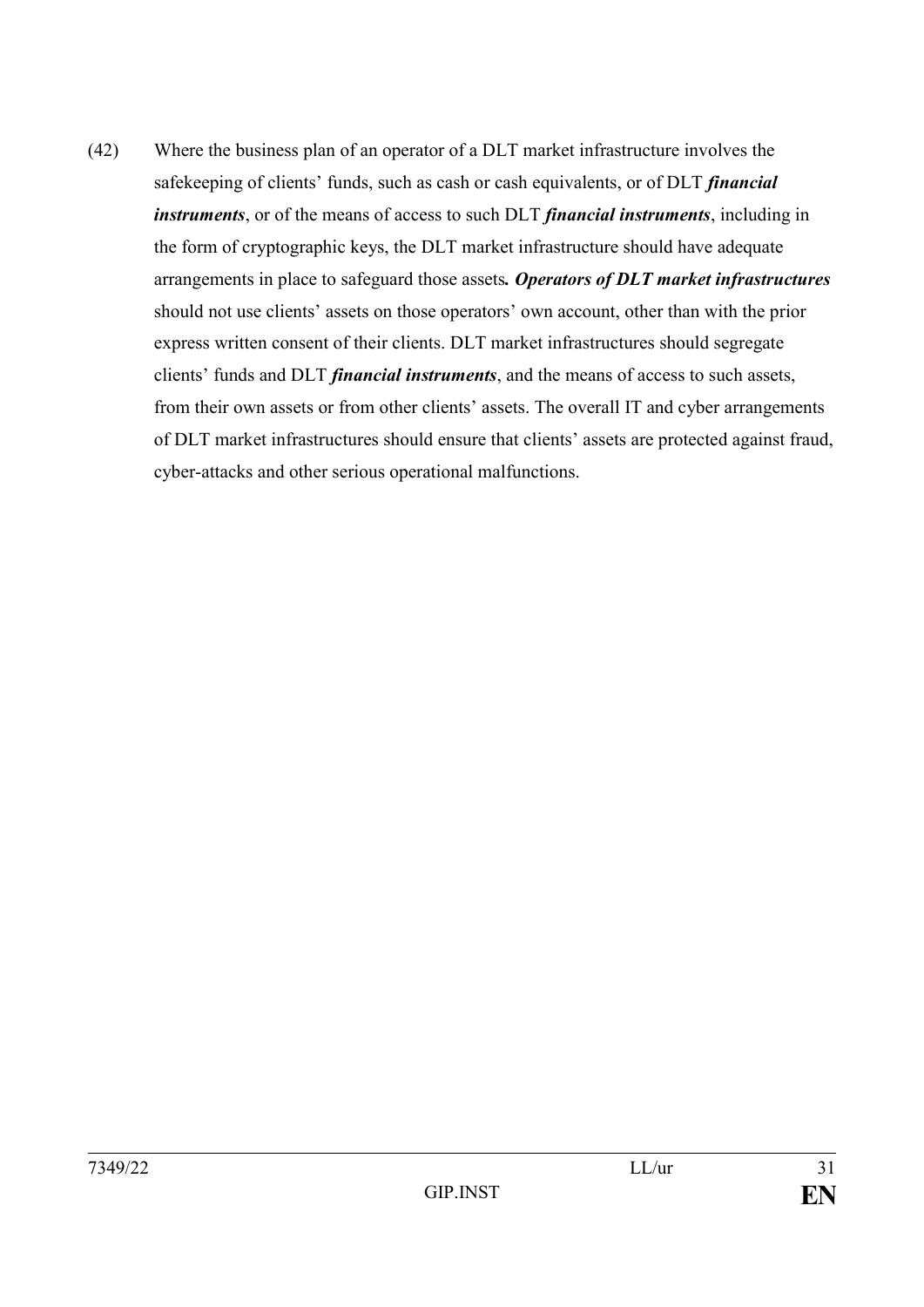(42) Where the business plan of an operator of a DLT market infrastructure involves the safekeeping of clients’ funds, such as cash or cash equivalents, or of DLT ***financial instruments***, or of the means of access to such DLT ***financial instruments***, including in the form of cryptographic keys, the DLT market infrastructure should have adequate arrangements in place to safeguard those assets***. Operators of DLT market infrastructures*** should not use clients’ assets on those operators’ own account, other than with the prior express written consent of their clients. DLT market infrastructures should segregate clients’ funds and DLT ***financial instruments***, and the means of access to such assets, from their own assets or from other clients’ assets. The overall IT and cyber arrangements of DLT market infrastructures should ensure that clients’ assets are protected against fraud, cyber-attacks and other serious operational malfunctions.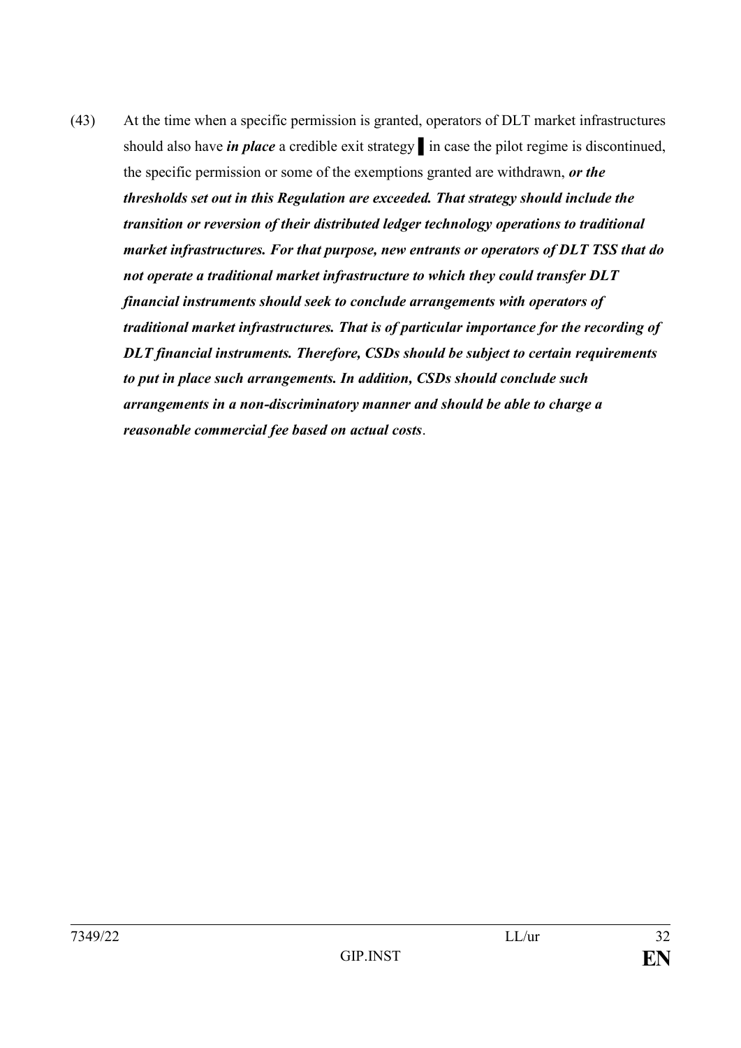(43) At the time when a specific permission is granted, operators of DLT market infrastructures should also have ***in place*** a credible exit strategy ▌ in case the pilot regime is discontinued, the specific permission or some of the exemptions granted are withdrawn, ***or the thresholds set out in this Regulation are exceeded. That strategy should include the transition or reversion of their distributed ledger technology operations to traditional market infrastructures. For that purpose, new entrants or operators of DLT TSS that do not operate a traditional market infrastructure to which they could transfer DLT financial instruments should seek to conclude arrangements with operators of traditional market infrastructures. That is of particular importance for the recording of DLT financial instruments. Therefore, CSDs should be subject to certain requirements to put in place such arrangements. In addition, CSDs should conclude such arrangements in a non-discriminatory manner and should be able to charge a reasonable commercial fee based on actual costs***.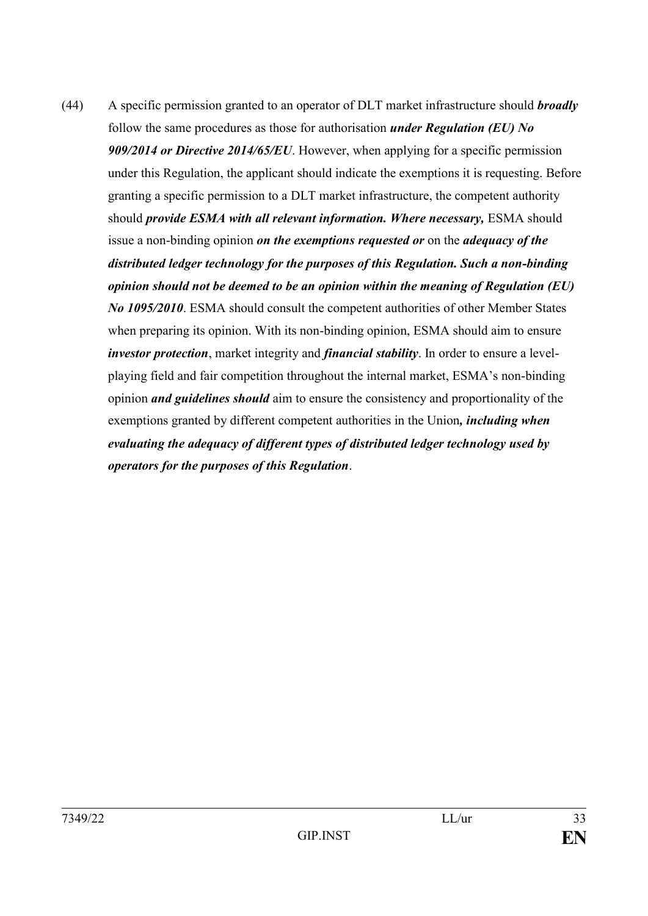(44) A specific permission granted to an operator of DLT market infrastructure should ***broadly*** follow the same procedures as those for authorisation ***under Regulation (EU) No 909/2014 or Directive 2014/65/EU***. However, when applying for a specific permission under this Regulation, the applicant should indicate the exemptions it is requesting. Before granting a specific permission to a DLT market infrastructure, the competent authority should ***provide ESMA with all relevant information. Where necessary,*** ESMA should issue a non-binding opinion ***on the exemptions requested or*** on the ***adequacy of the distributed ledger technology for the purposes of this Regulation. Such a non-binding opinion should not be deemed to be an opinion within the meaning of Regulation (EU) No 1095/2010***. ESMA should consult the competent authorities of other Member States when preparing its opinion. With its non-binding opinion, ESMA should aim to ensure ***investor protection***, market integrity and ***financial stability***. In order to ensure a level-playing field and fair competition throughout the internal market, ESMA's non-binding opinion ***and guidelines should*** aim to ensure the consistency and proportionality of the exemptions granted by different competent authorities in the Union***, including when evaluating the adequacy of different types of distributed ledger technology used by operators for the purposes of this Regulation***.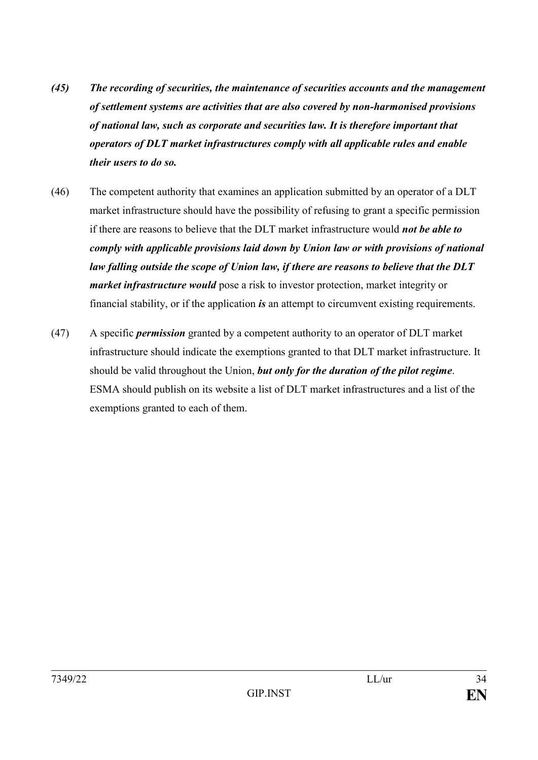***(45) The recording of securities, the maintenance of securities accounts and the management of settlement systems are activities that are also covered by non-harmonised provisions of national law, such as corporate and securities law. It is therefore important that operators of DLT market infrastructures comply with all applicable rules and enable their users to do so.***

(46) The competent authority that examines an application submitted by an operator of a DLT market infrastructure should have the possibility of refusing to grant a specific permission if there are reasons to believe that the DLT market infrastructure would ***not be able to comply with applicable provisions laid down by Union law or with provisions of national law falling outside the scope of Union law, if there are reasons to believe that the DLT market infrastructure would*** pose a risk to investor protection, market integrity or financial stability, or if the application ***is*** an attempt to circumvent existing requirements.

(47) A specific ***permission*** granted by a competent authority to an operator of DLT market infrastructure should indicate the exemptions granted to that DLT market infrastructure. It should be valid throughout the Union, ***but only for the duration of the pilot regime***. ESMA should publish on its website a list of DLT market infrastructures and a list of the exemptions granted to each of them.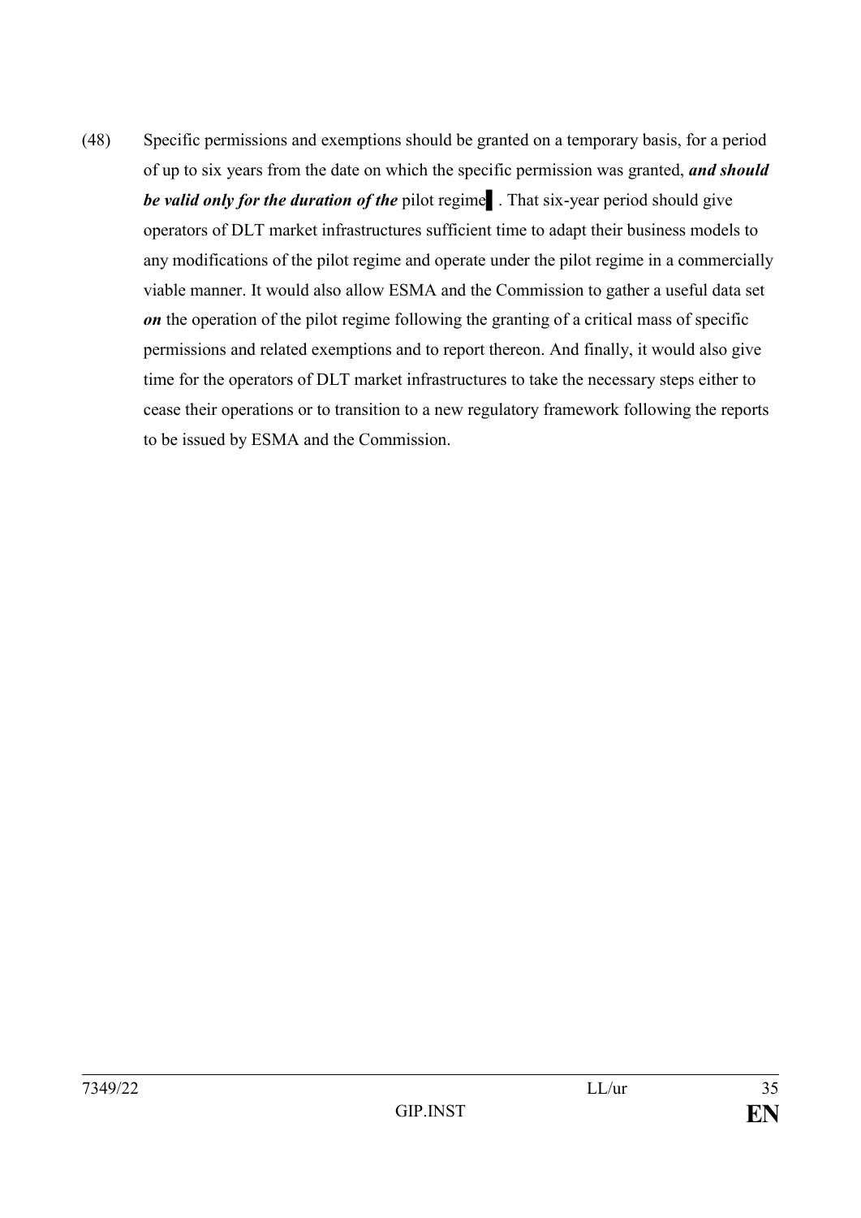(48) Specific permissions and exemptions should be granted on a temporary basis, for a period of up to six years from the date on which the specific permission was granted, ***and should be valid only for the duration of the*** pilot regime▌. That six-year period should give operators of DLT market infrastructures sufficient time to adapt their business models to any modifications of the pilot regime and operate under the pilot regime in a commercially viable manner. It would also allow ESMA and the Commission to gather a useful data set ***on*** the operation of the pilot regime following the granting of a critical mass of specific permissions and related exemptions and to report thereon. And finally, it would also give time for the operators of DLT market infrastructures to take the necessary steps either to cease their operations or to transition to a new regulatory framework following the reports to be issued by ESMA and the Commission.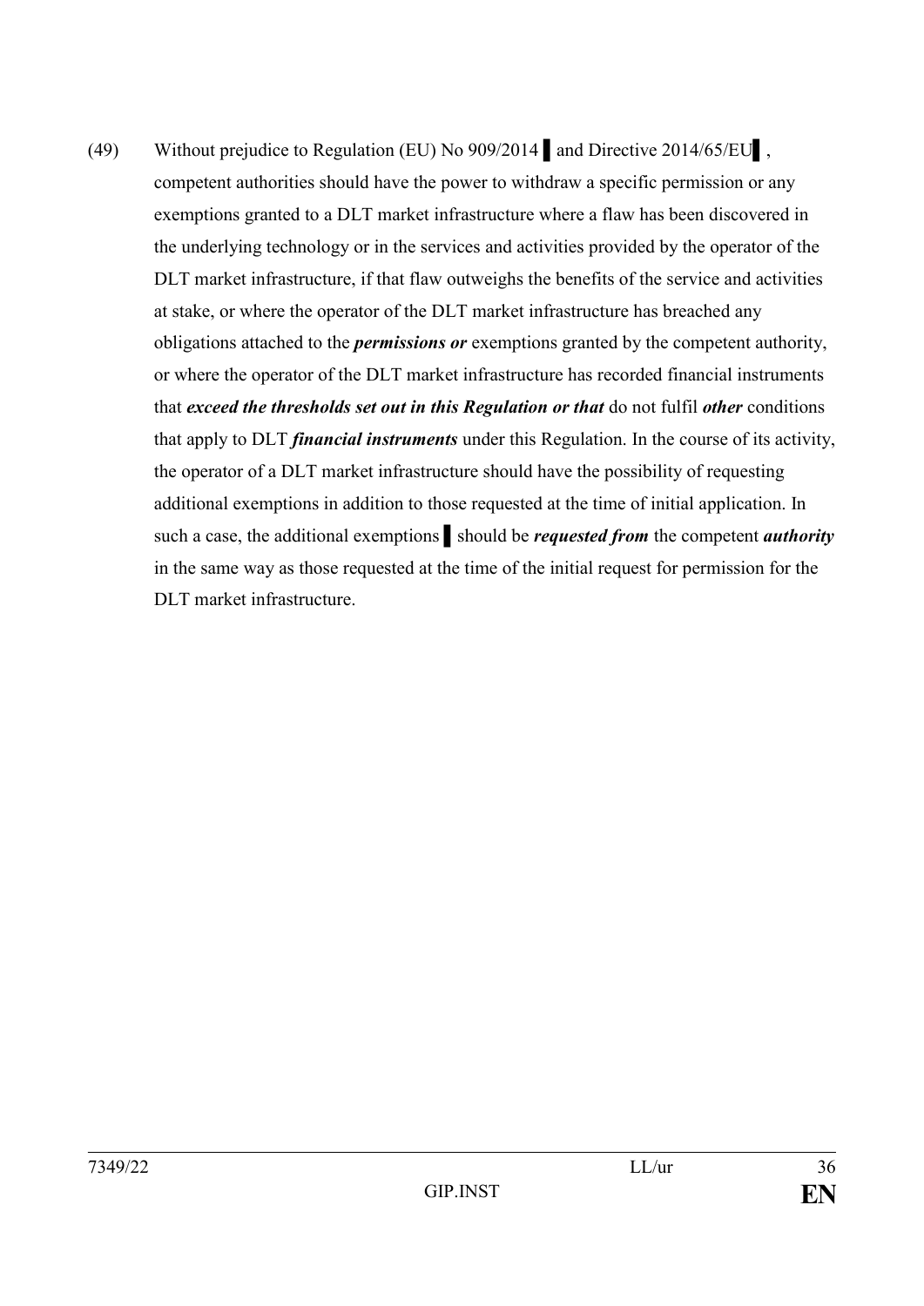(49) Without prejudice to Regulation (EU) No 909/2014 ▌ and Directive 2014/65/EU▌, competent authorities should have the power to withdraw a specific permission or any exemptions granted to a DLT market infrastructure where a flaw has been discovered in the underlying technology or in the services and activities provided by the operator of the DLT market infrastructure, if that flaw outweighs the benefits of the service and activities at stake, or where the operator of the DLT market infrastructure has breached any obligations attached to the ***permissions or*** exemptions granted by the competent authority, or where the operator of the DLT market infrastructure has recorded financial instruments that ***exceed the thresholds set out in this Regulation or that*** do not fulfil ***other*** conditions that apply to DLT ***financial instruments*** under this Regulation. In the course of its activity, the operator of a DLT market infrastructure should have the possibility of requesting additional exemptions in addition to those requested at the time of initial application. In such a case, the additional exemptions ▌ should be ***requested from*** the competent ***authority*** in the same way as those requested at the time of the initial request for permission for the DLT market infrastructure.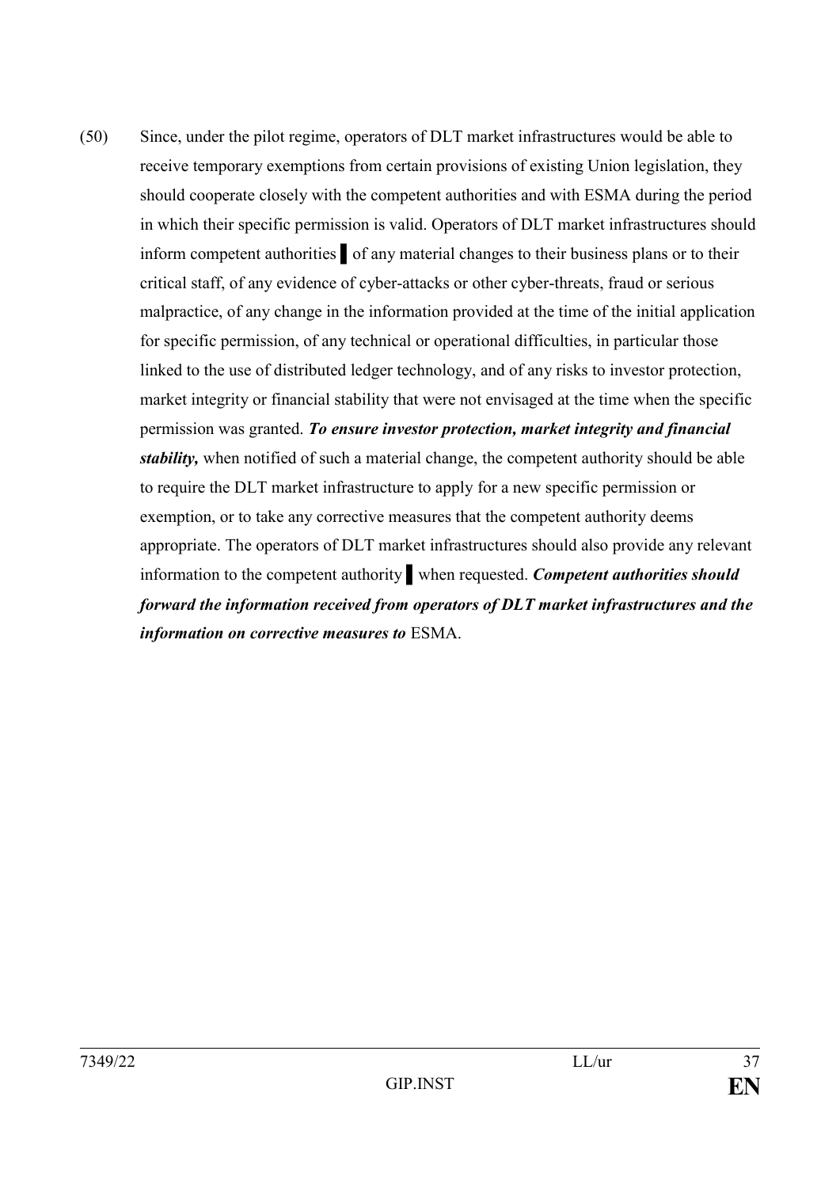(50) Since, under the pilot regime, operators of DLT market infrastructures would be able to receive temporary exemptions from certain provisions of existing Union legislation, they should cooperate closely with the competent authorities and with ESMA during the period in which their specific permission is valid. Operators of DLT market infrastructures should inform competent authorities ▌ of any material changes to their business plans or to their critical staff, of any evidence of cyber-attacks or other cyber-threats, fraud or serious malpractice, of any change in the information provided at the time of the initial application for specific permission, of any technical or operational difficulties, in particular those linked to the use of distributed ledger technology, and of any risks to investor protection, market integrity or financial stability that were not envisaged at the time when the specific permission was granted. ***To ensure investor protection, market integrity and financial stability,*** when notified of such a material change, the competent authority should be able to require the DLT market infrastructure to apply for a new specific permission or exemption, or to take any corrective measures that the competent authority deems appropriate. The operators of DLT market infrastructures should also provide any relevant information to the competent authority ▌ when requested. ***Competent authorities should forward the information received from operators of DLT market infrastructures and the information on corrective measures to*** ESMA.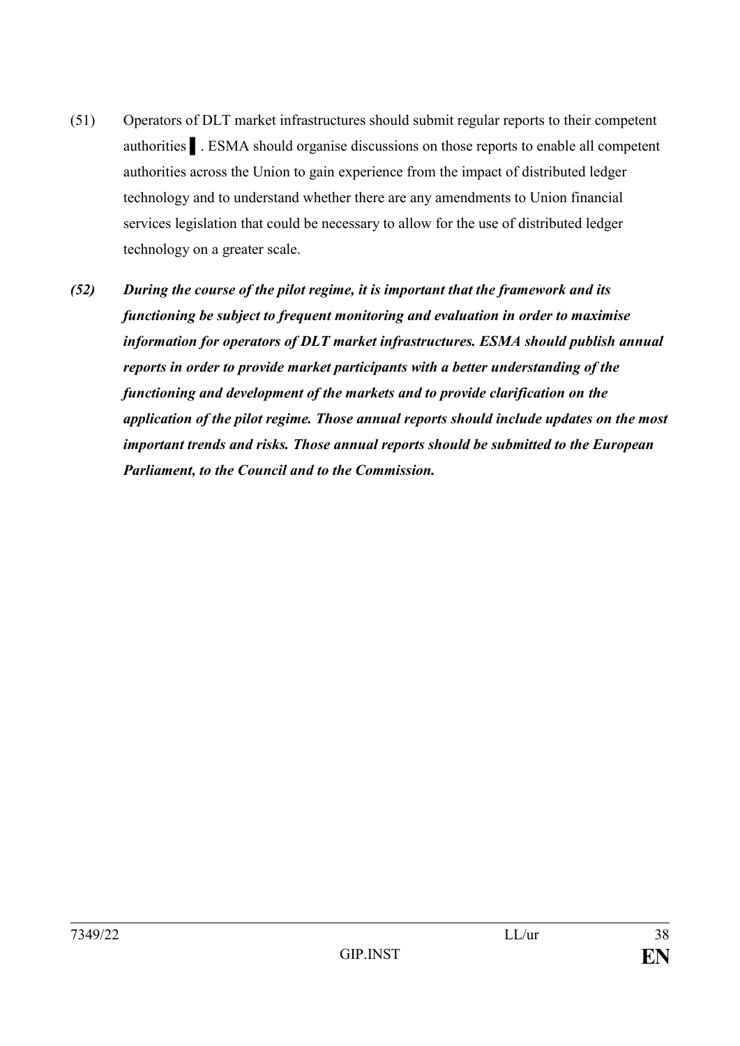(51) Operators of DLT market infrastructures should submit regular reports to their competent authorities ▌. ESMA should organise discussions on those reports to enable all competent authorities across the Union to gain experience from the impact of distributed ledger technology and to understand whether there are any amendments to Union financial services legislation that could be necessary to allow for the use of distributed ledger technology on a greater scale.

***(52) During the course of the pilot regime, it is important that the framework and its functioning be subject to frequent monitoring and evaluation in order to maximise information for operators of DLT market infrastructures. ESMA should publish annual reports in order to provide market participants with a better understanding of the functioning and development of the markets and to provide clarification on the application of the pilot regime. Those annual reports should include updates on the most important trends and risks. Those annual reports should be submitted to the European Parliament, to the Council and to the Commission.***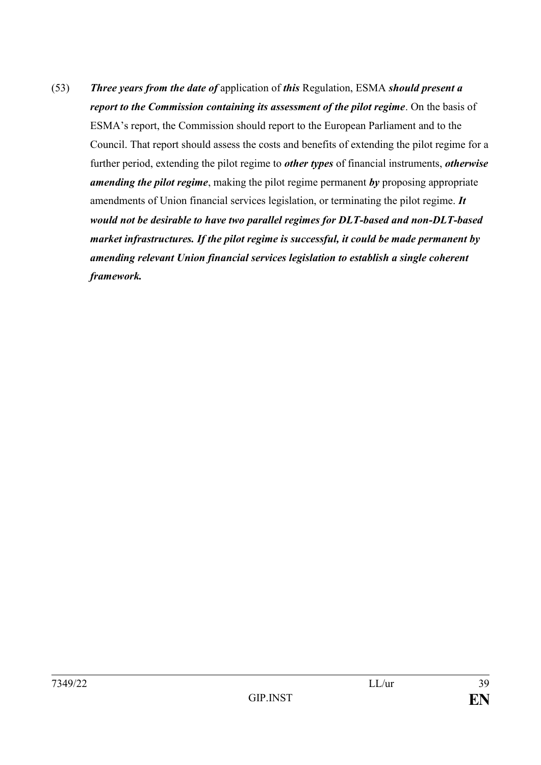(53) ***Three years from the date of*** application of ***this*** Regulation, ESMA ***should present a report to the Commission containing its assessment of the pilot regime***. On the basis of ESMA's report, the Commission should report to the European Parliament and to the Council. That report should assess the costs and benefits of extending the pilot regime for a further period, extending the pilot regime to ***other types*** of financial instruments, ***otherwise amending the pilot regime***, making the pilot regime permanent ***by*** proposing appropriate amendments of Union financial services legislation, or terminating the pilot regime. ***It would not be desirable to have two parallel regimes for DLT-based and non-DLT-based market infrastructures. If the pilot regime is successful, it could be made permanent by amending relevant Union financial services legislation to establish a single coherent framework.***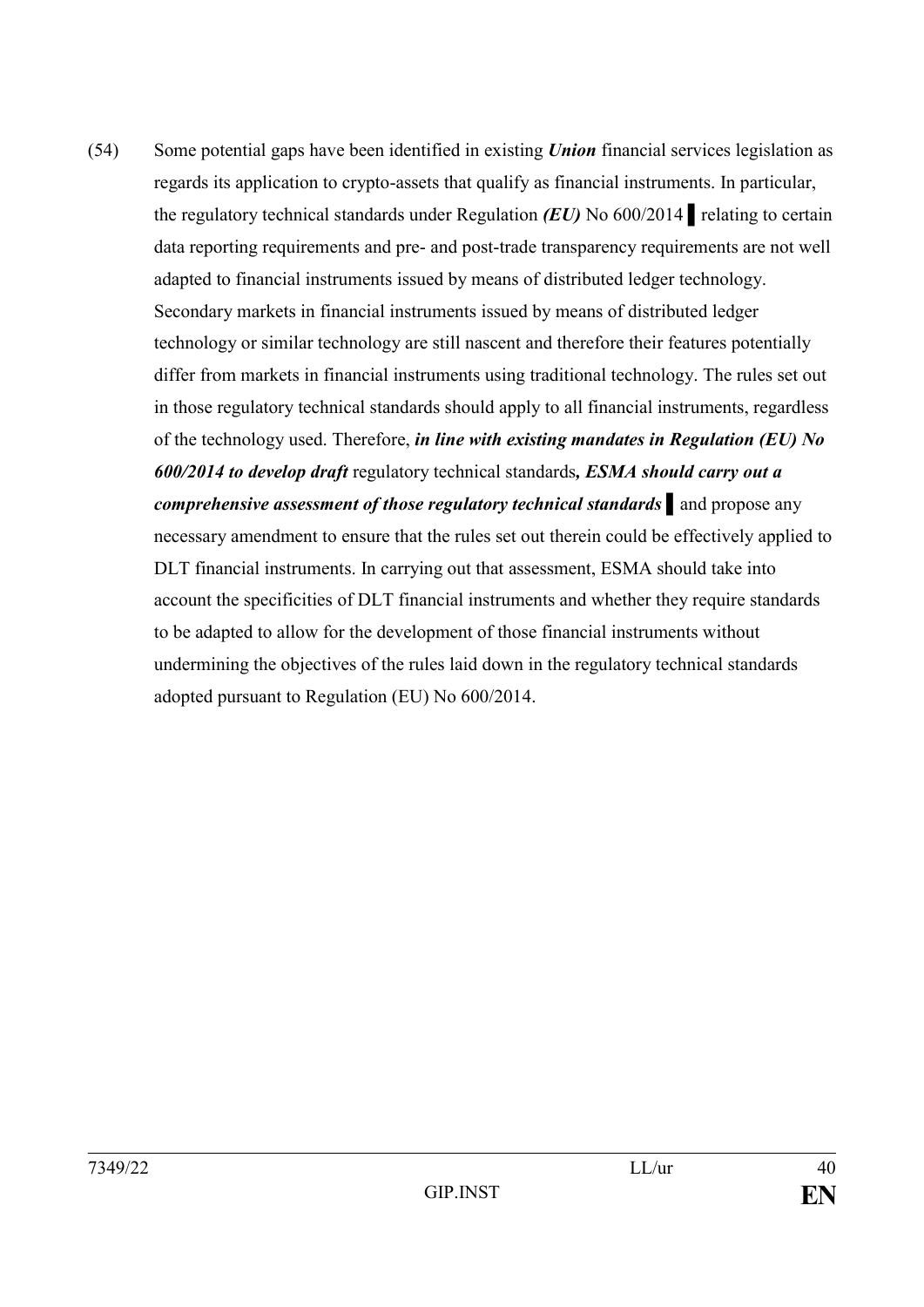(54) Some potential gaps have been identified in existing ***Union*** financial services legislation as regards its application to crypto-assets that qualify as financial instruments. In particular, the regulatory technical standards under Regulation ***(EU)*** No 600/2014 ▌relating to certain data reporting requirements and pre- and post-trade transparency requirements are not well adapted to financial instruments issued by means of distributed ledger technology. Secondary markets in financial instruments issued by means of distributed ledger technology or similar technology are still nascent and therefore their features potentially differ from markets in financial instruments using traditional technology. The rules set out in those regulatory technical standards should apply to all financial instruments, regardless of the technology used. Therefore, ***in line with existing mandates in Regulation (EU) No 600/2014 to develop draft*** regulatory technical standards***, ESMA should carry out a comprehensive assessment of those regulatory technical standards*** ▌and propose any necessary amendment to ensure that the rules set out therein could be effectively applied to DLT financial instruments. In carrying out that assessment, ESMA should take into account the specificities of DLT financial instruments and whether they require standards to be adapted to allow for the development of those financial instruments without undermining the objectives of the rules laid down in the regulatory technical standards adopted pursuant to Regulation (EU) No 600/2014.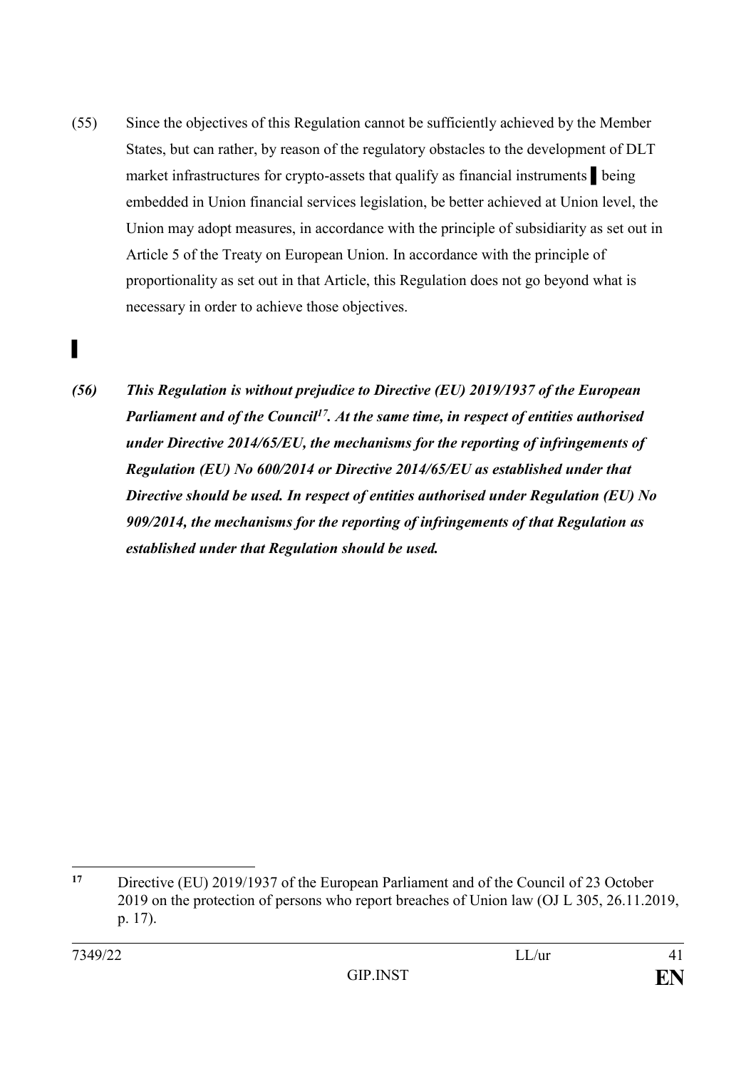(55) Since the objectives of this Regulation cannot be sufficiently achieved by the Member States, but can rather, by reason of the regulatory obstacles to the development of DLT market infrastructures for crypto-assets that qualify as financial instruments ▌ being embedded in Union financial services legislation, be better achieved at Union level, the Union may adopt measures, in accordance with the principle of subsidiarity as set out in Article 5 of the Treaty on European Union. In accordance with the principle of proportionality as set out in that Article, this Regulation does not go beyond what is necessary in order to achieve those objectives.

▌

***(56) This Regulation is without prejudice to Directive (EU) 2019/1937 of the European Parliament and of the Council[17]. At the same time, in respect of entities authorised under Directive 2014/65/EU, the mechanisms for the reporting of infringements of Regulation (EU) No 600/2014 or Directive 2014/65/EU as established under that Directive should be used. In respect of entities authorised under Regulation (EU) No 909/2014, the mechanisms for the reporting of infringements of that Regulation as established under that Regulation should be used.***

---

[17] Directive (EU) 2019/1937 of the European Parliament and of the Council of 23 October 2019 on the protection of persons who report breaches of Union law (OJ L 305, 26.11.2019, p. 17).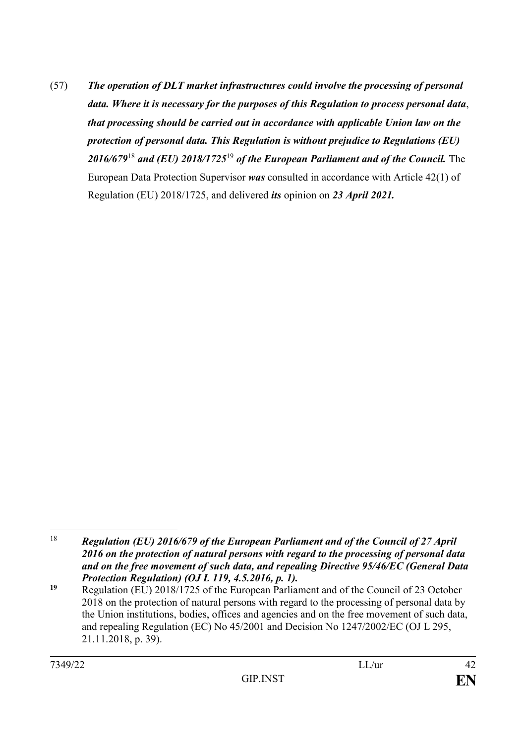(57) ***The operation of DLT market infrastructures could involve the processing of personal data. Where it is necessary for the purposes of this Regulation to process personal data***, ***that processing should be carried out in accordance with applicable Union law on the protection of personal data. This Regulation is without prejudice to Regulations (EU) 2016/679***[18] ***and (EU) 2018/1725***[19] ***of the European Parliament and of the Council.*** The European Data Protection Supervisor ***was*** consulted in accordance with Article 42(1) of Regulation (EU) 2018/1725, and delivered ***its*** opinion on ***23 April 2021.***

---

[18] ***Regulation (EU) 2016/679 of the European Parliament and of the Council of 27 April 2016 on the protection of natural persons with regard to the processing of personal data and on the free movement of such data, and repealing Directive 95/46/EC (General Data Protection Regulation) (OJ L 119, 4.5.2016, p. 1).***

[19] Regulation (EU) 2018/1725 of the European Parliament and of the Council of 23 October 2018 on the protection of natural persons with regard to the processing of personal data by the Union institutions, bodies, offices and agencies and on the free movement of such data, and repealing Regulation (EC) No 45/2001 and Decision No 1247/2002/EC (OJ L 295, 21.11.2018, p. 39).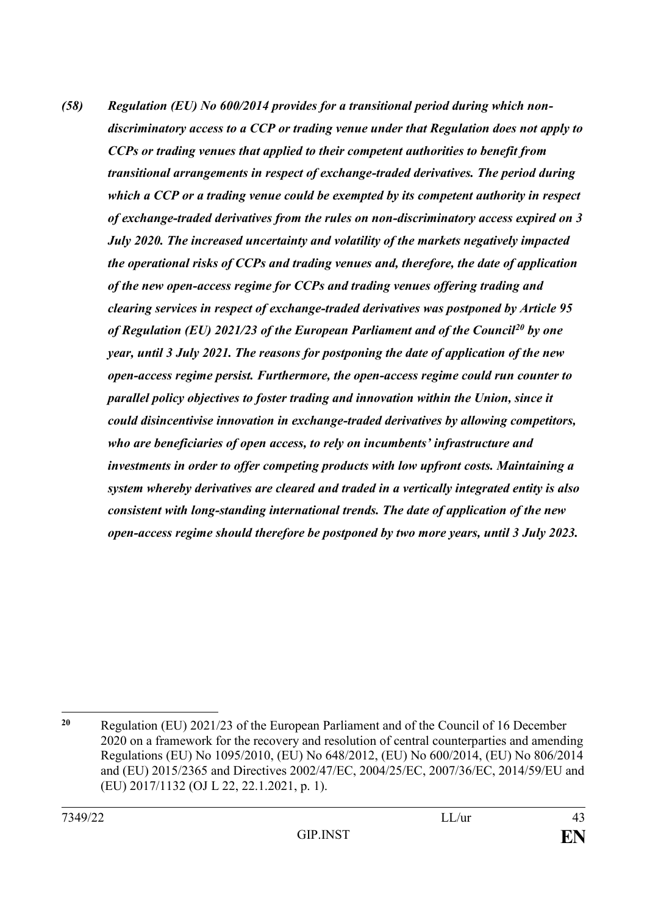***(58) Regulation (EU) No 600/2014 provides for a transitional period during which non-discriminatory access to a CCP or trading venue under that Regulation does not apply to CCPs or trading venues that applied to their competent authorities to benefit from transitional arrangements in respect of exchange-traded derivatives. The period during which a CCP or a trading venue could be exempted by its competent authority in respect of exchange-traded derivatives from the rules on non-discriminatory access expired on 3 July 2020. The increased uncertainty and volatility of the markets negatively impacted the operational risks of CCPs and trading venues and, therefore, the date of application of the new open-access regime for CCPs and trading venues offering trading and clearing services in respect of exchange-traded derivatives was postponed by Article 95 of Regulation (EU) 2021/23 of the European Parliament and of the Council[20] by one year, until 3 July 2021. The reasons for postponing the date of application of the new open-access regime persist. Furthermore, the open-access regime could run counter to parallel policy objectives to foster trading and innovation within the Union, since it could disincentivise innovation in exchange-traded derivatives by allowing competitors, who are beneficiaries of open access, to rely on incumbents' infrastructure and investments in order to offer competing products with low upfront costs. Maintaining a system whereby derivatives are cleared and traded in a vertically integrated entity is also consistent with long-standing international trends. The date of application of the new open-access regime should therefore be postponed by two more years, until 3 July 2023.***

---

[20] Regulation (EU) 2021/23 of the European Parliament and of the Council of 16 December 2020 on a framework for the recovery and resolution of central counterparties and amending Regulations (EU) No 1095/2010, (EU) No 648/2012, (EU) No 600/2014, (EU) No 806/2014 and (EU) 2015/2365 and Directives 2002/47/EC, 2004/25/EC, 2007/36/EC, 2014/59/EU and (EU) 2017/1132 (OJ L 22, 22.1.2021, p. 1).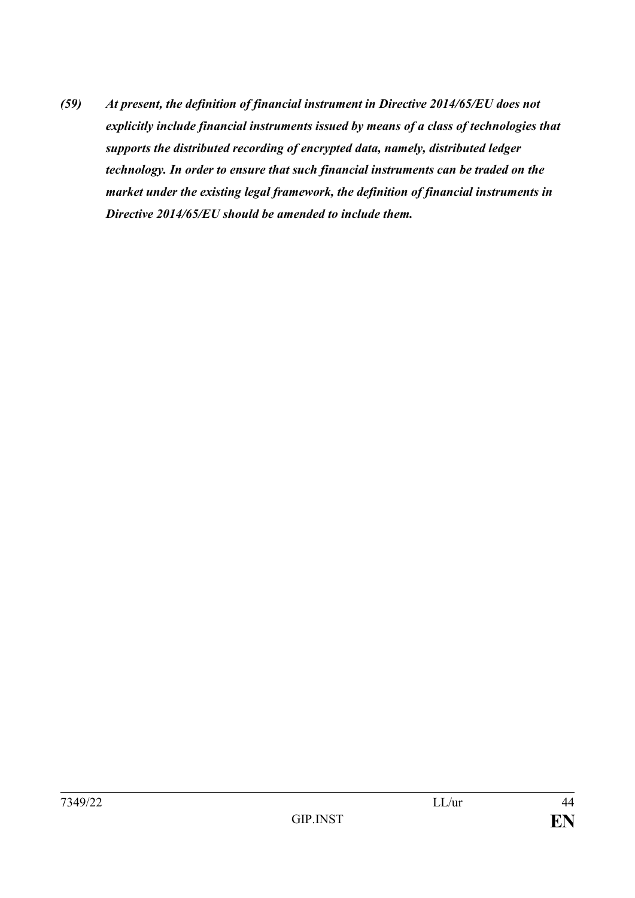***(59) At present, the definition of financial instrument in Directive 2014/65/EU does not explicitly include financial instruments issued by means of a class of technologies that supports the distributed recording of encrypted data, namely, distributed ledger technology. In order to ensure that such financial instruments can be traded on the market under the existing legal framework, the definition of financial instruments in Directive 2014/65/EU should be amended to include them.***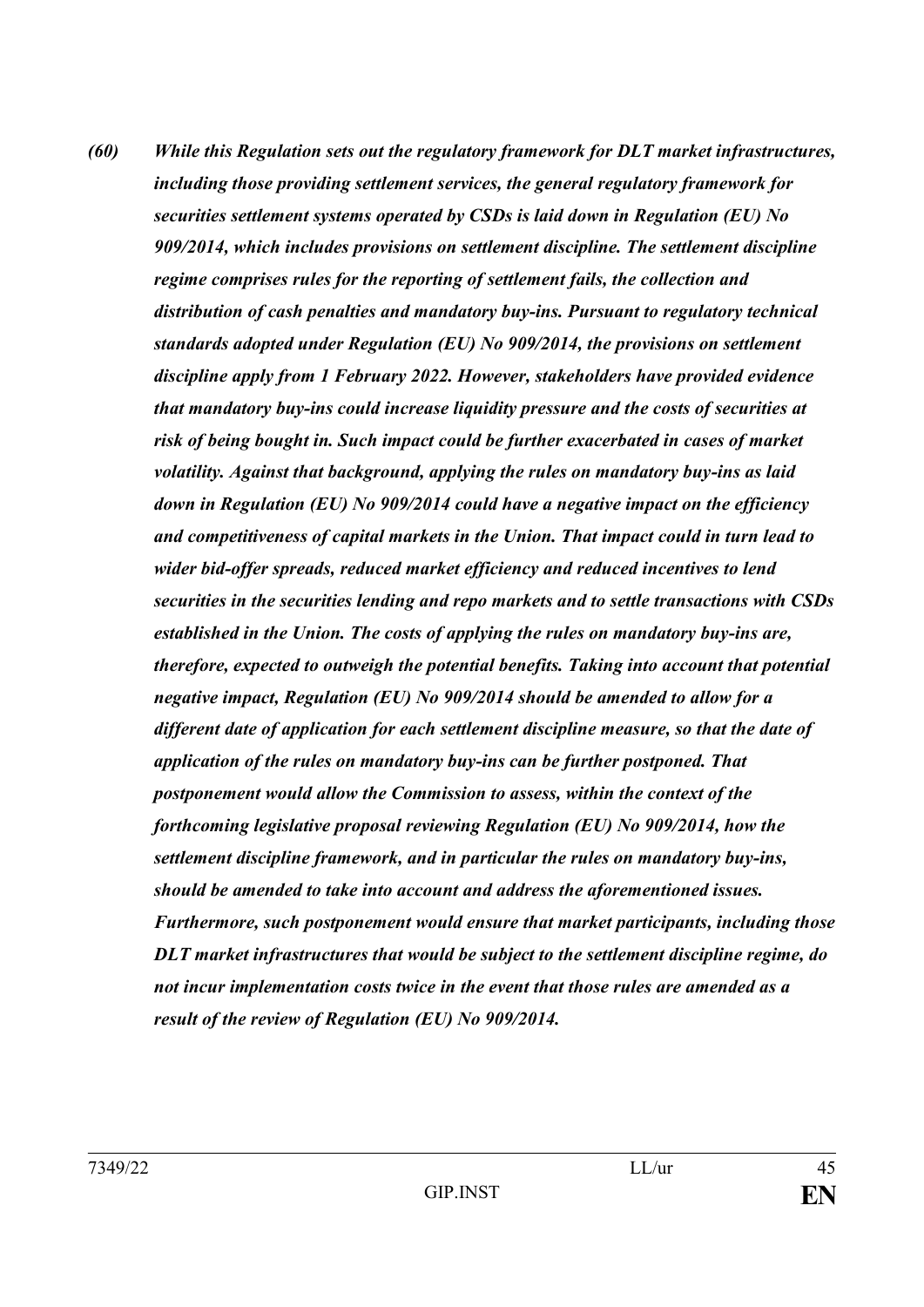***(60) While this Regulation sets out the regulatory framework for DLT market infrastructures, including those providing settlement services, the general regulatory framework for securities settlement systems operated by CSDs is laid down in Regulation (EU) No 909/2014, which includes provisions on settlement discipline. The settlement discipline regime comprises rules for the reporting of settlement fails, the collection and distribution of cash penalties and mandatory buy-ins. Pursuant to regulatory technical standards adopted under Regulation (EU) No 909/2014, the provisions on settlement discipline apply from 1 February 2022. However, stakeholders have provided evidence that mandatory buy-ins could increase liquidity pressure and the costs of securities at risk of being bought in. Such impact could be further exacerbated in cases of market volatility. Against that background, applying the rules on mandatory buy-ins as laid down in Regulation (EU) No 909/2014 could have a negative impact on the efficiency and competitiveness of capital markets in the Union. That impact could in turn lead to wider bid-offer spreads, reduced market efficiency and reduced incentives to lend securities in the securities lending and repo markets and to settle transactions with CSDs established in the Union. The costs of applying the rules on mandatory buy-ins are, therefore, expected to outweigh the potential benefits. Taking into account that potential negative impact, Regulation (EU) No 909/2014 should be amended to allow for a different date of application for each settlement discipline measure, so that the date of application of the rules on mandatory buy-ins can be further postponed. That postponement would allow the Commission to assess, within the context of the forthcoming legislative proposal reviewing Regulation (EU) No 909/2014, how the settlement discipline framework, and in particular the rules on mandatory buy-ins, should be amended to take into account and address the aforementioned issues. Furthermore, such postponement would ensure that market participants, including those DLT market infrastructures that would be subject to the settlement discipline regime, do not incur implementation costs twice in the event that those rules are amended as a result of the review of Regulation (EU) No 909/2014.***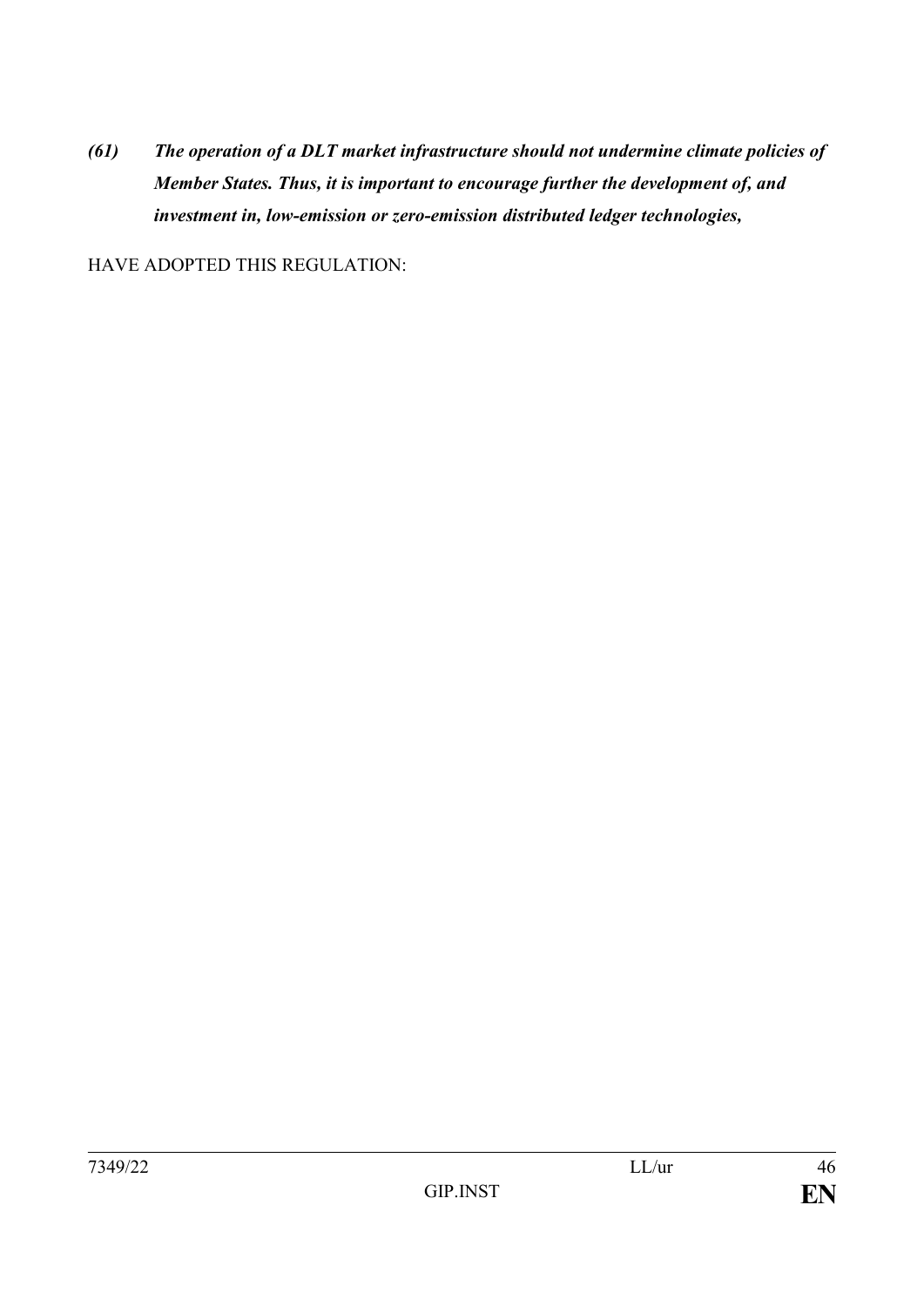***(61) The operation of a DLT market infrastructure should not undermine climate policies of Member States. Thus, it is important to encourage further the development of, and investment in, low-emission or zero-emission distributed ledger technologies,***

HAVE ADOPTED THIS REGULATION: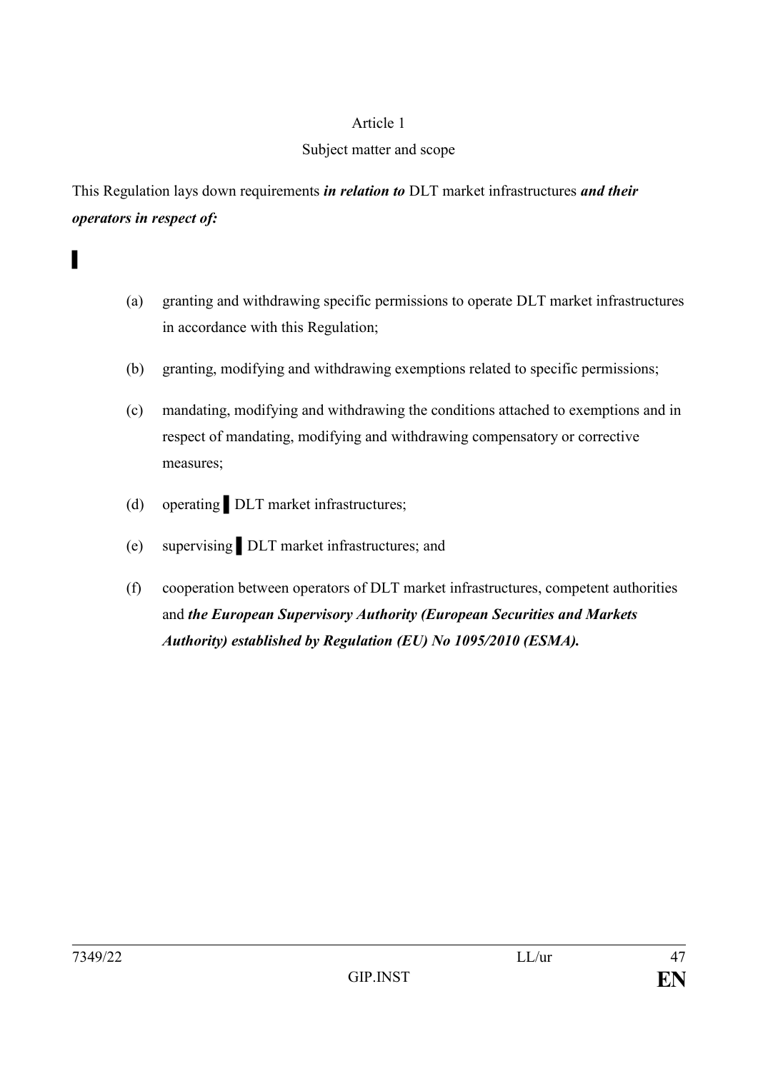Article 1

Subject matter and scope

This Regulation lays down requirements ***in relation to*** DLT market infrastructures ***and their operators in respect of:***

▌

(a) granting and withdrawing specific permissions to operate DLT market infrastructures in accordance with this Regulation;

(b) granting, modifying and withdrawing exemptions related to specific permissions;

(c) mandating, modifying and withdrawing the conditions attached to exemptions and in respect of mandating, modifying and withdrawing compensatory or corrective measures;

(d) operating ▌ DLT market infrastructures;

(e) supervising ▌ DLT market infrastructures; and

(f) cooperation between operators of DLT market infrastructures, competent authorities and ***the European Supervisory Authority (European Securities and Markets Authority) established by Regulation (EU) No 1095/2010 (ESMA).***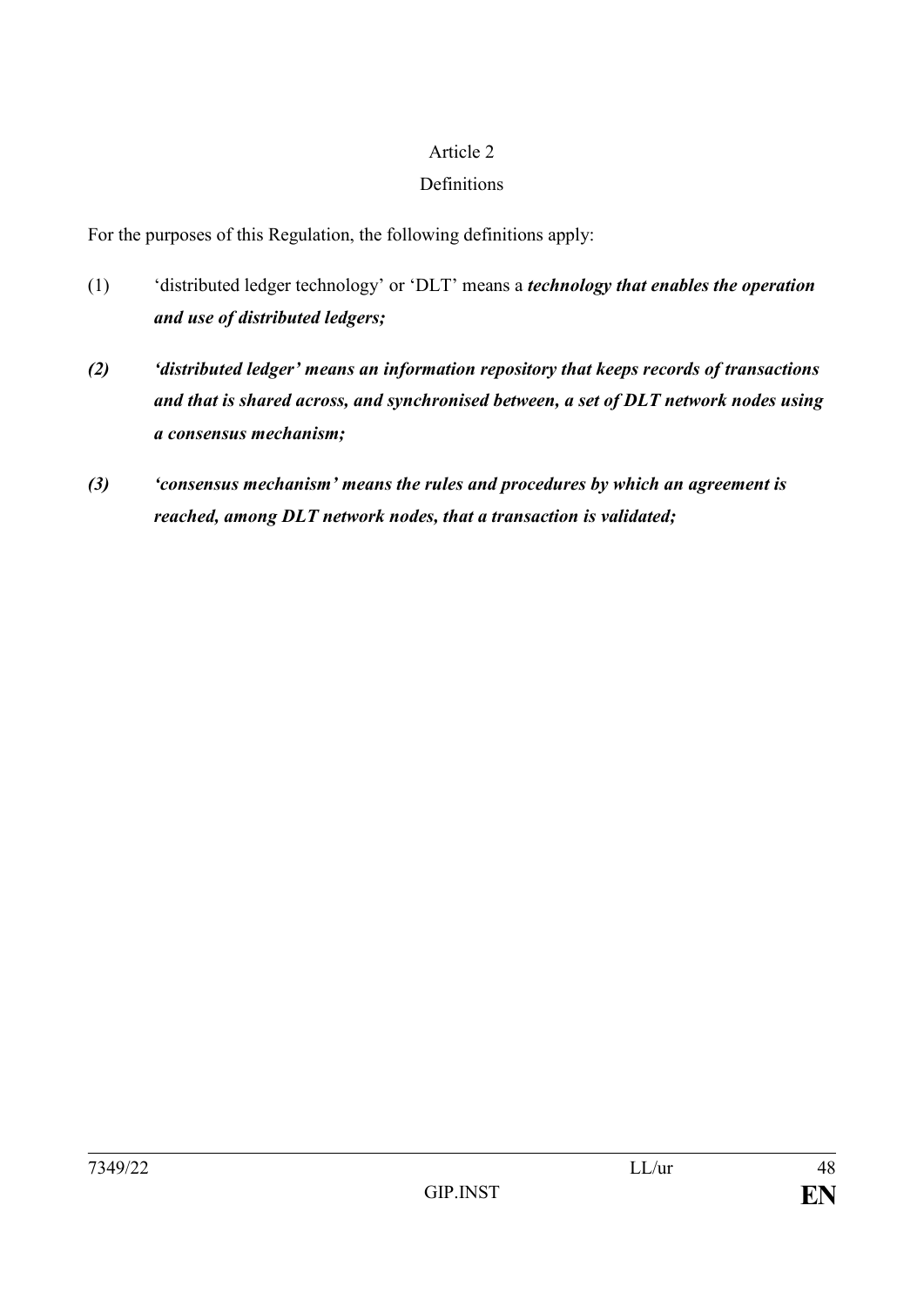Article 2

Definitions

For the purposes of this Regulation, the following definitions apply:

(1) 'distributed ledger technology' or 'DLT' means a ***technology that enables the operation and use of distributed ledgers;***

***(2) 'distributed ledger' means an information repository that keeps records of transactions and that is shared across, and synchronised between, a set of DLT network nodes using a consensus mechanism;***

***(3) 'consensus mechanism' means the rules and procedures by which an agreement is reached, among DLT network nodes, that a transaction is validated;***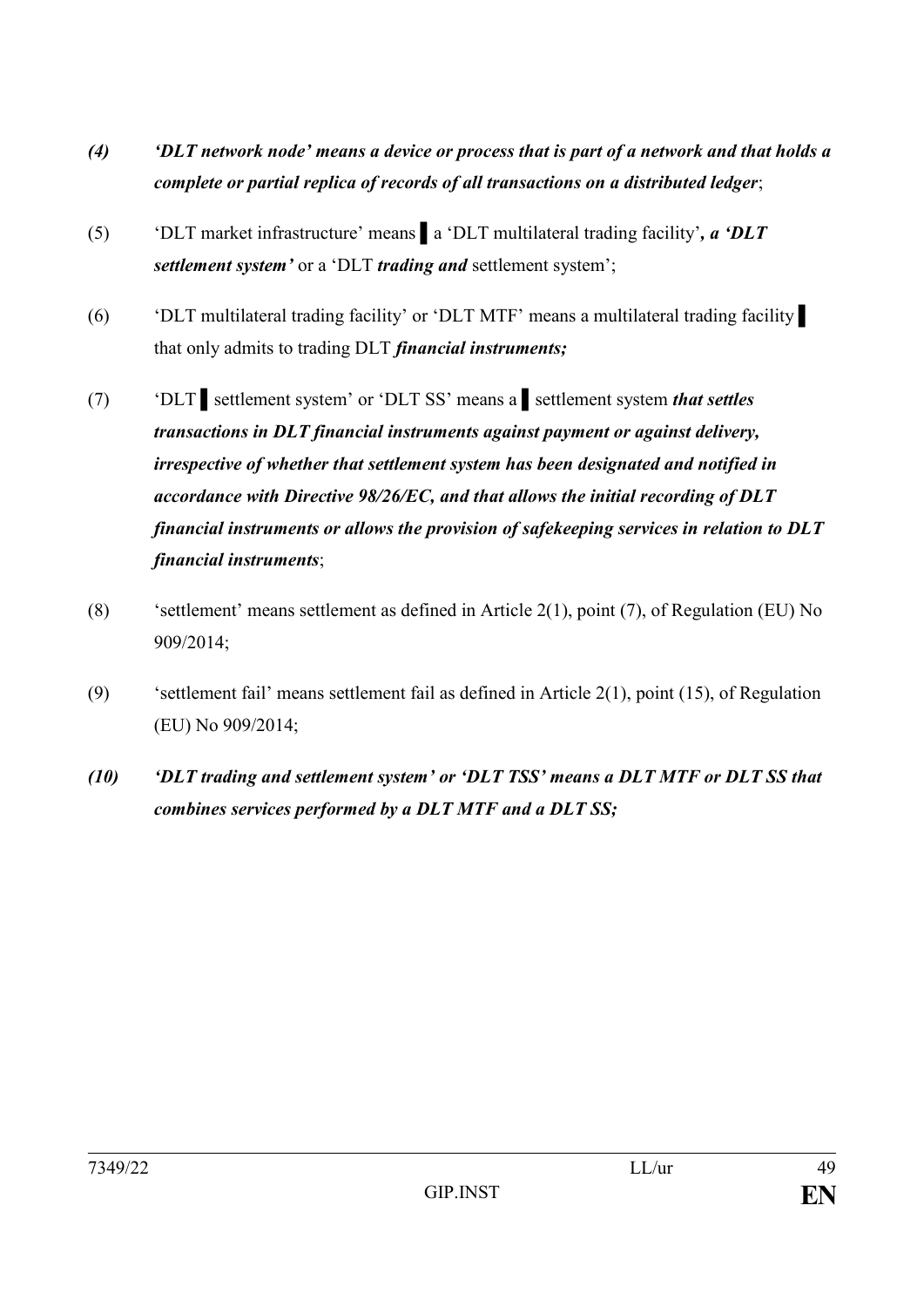*(4)* ***'DLT network node' means a device or process that is part of a network and that holds a complete or partial replica of records of all transactions on a distributed ledger***;

(5) 'DLT market infrastructure' means ▌ a 'DLT multilateral trading facility'***, a 'DLT settlement system'*** or a 'DLT ***trading and*** settlement system';

(6) 'DLT multilateral trading facility' or 'DLT MTF' means a multilateral trading facility ▌ that only admits to trading DLT ***financial instruments;***

(7) 'DLT ▌ settlement system' or 'DLT SS' means a ▌ settlement system ***that settles transactions in DLT financial instruments against payment or against delivery, irrespective of whether that settlement system has been designated and notified in accordance with Directive 98/26/EC, and that allows the initial recording of DLT financial instruments or allows the provision of safekeeping services in relation to DLT financial instruments***;

(8) 'settlement' means settlement as defined in Article 2(1), point (7), of Regulation (EU) No 909/2014;

(9) 'settlement fail' means settlement fail as defined in Article 2(1), point (15), of Regulation (EU) No 909/2014;

*(10)* ***'DLT trading and settlement system' or 'DLT TSS' means a DLT MTF or DLT SS that combines services performed by a DLT MTF and a DLT SS;***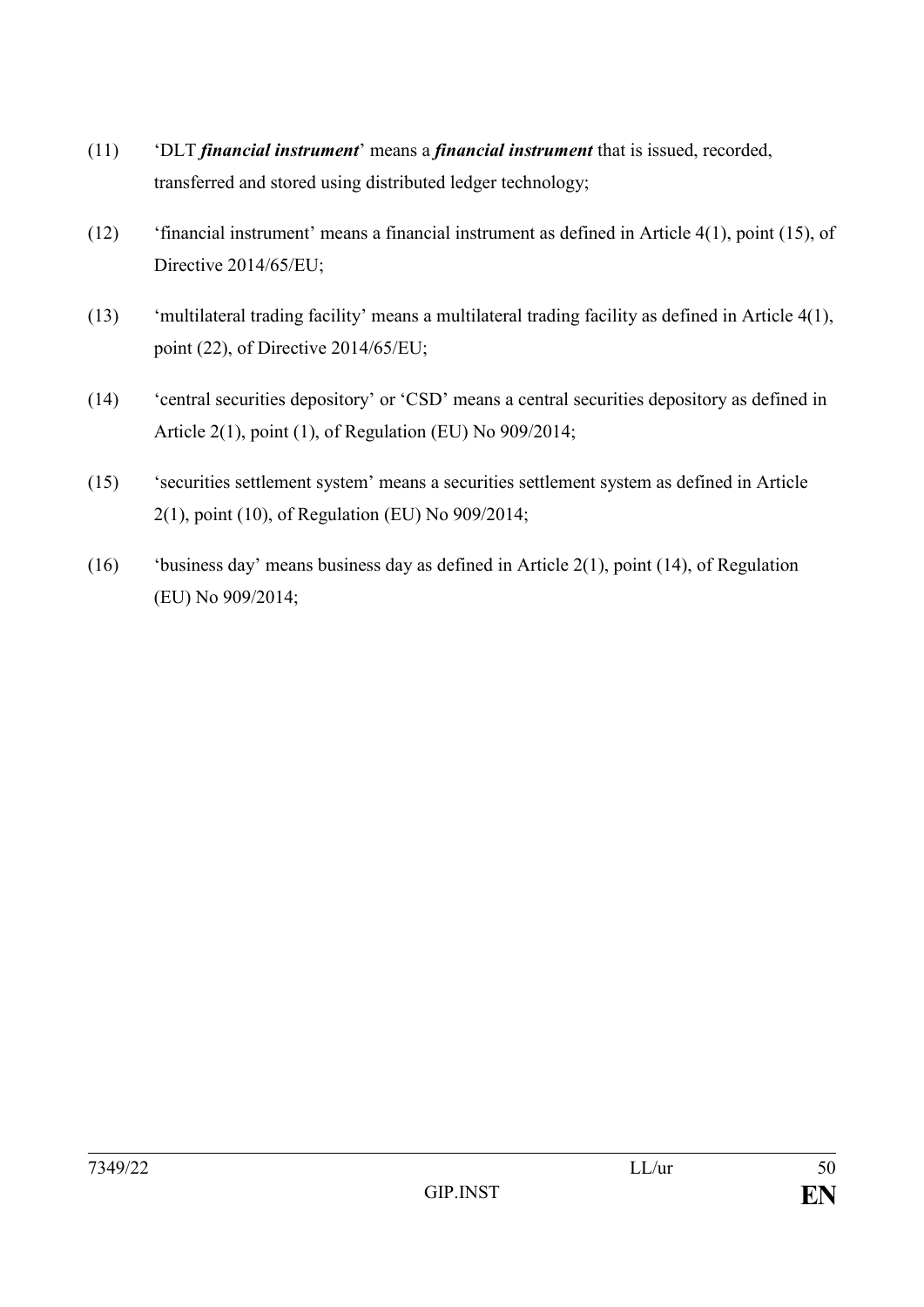(11) ‘DLT ***financial instrument***’ means a ***financial instrument*** that is issued, recorded, transferred and stored using distributed ledger technology;

(12) ‘financial instrument’ means a financial instrument as defined in Article 4(1), point (15), of Directive 2014/65/EU;

(13) ‘multilateral trading facility’ means a multilateral trading facility as defined in Article 4(1), point (22), of Directive 2014/65/EU;

(14) ‘central securities depository’ or ‘CSD’ means a central securities depository as defined in Article 2(1), point (1), of Regulation (EU) No 909/2014;

(15) ‘securities settlement system’ means a securities settlement system as defined in Article 2(1), point (10), of Regulation (EU) No 909/2014;

(16) ‘business day’ means business day as defined in Article 2(1), point (14), of Regulation (EU) No 909/2014;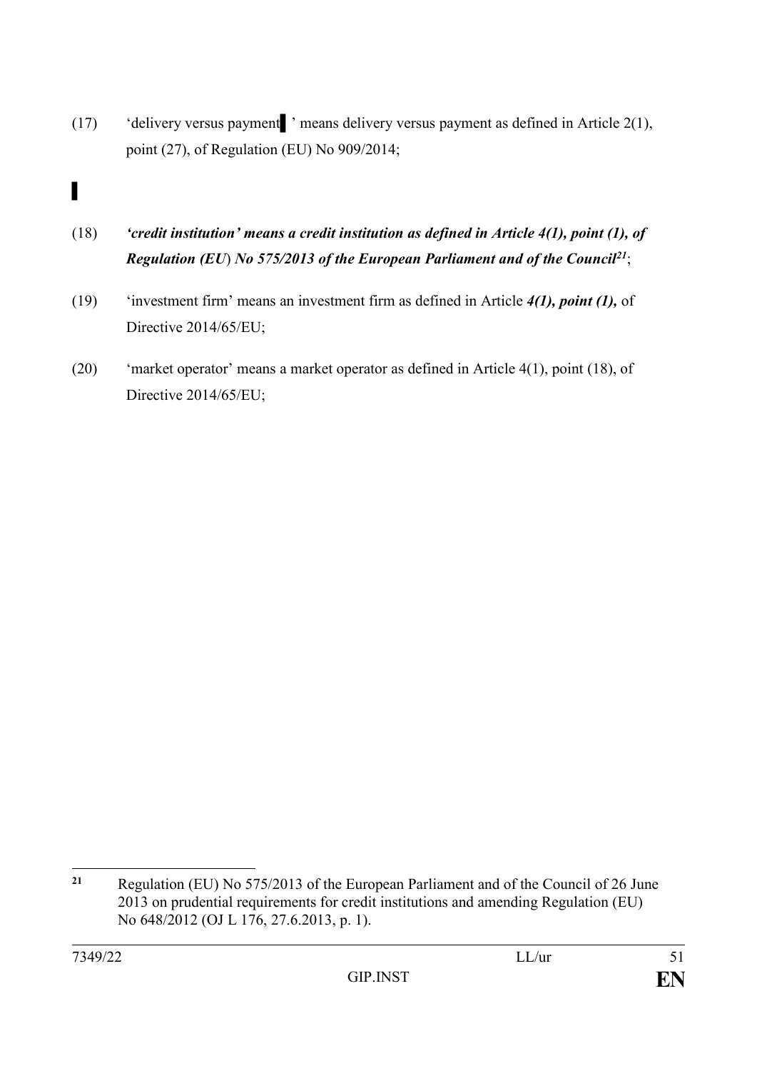(17) 'delivery versus payment ▌' means delivery versus payment as defined in Article 2(1), point (27), of Regulation (EU) No 909/2014;

▌

(18) ***'credit institution' means a credit institution as defined in Article 4(1), point (1), of Regulation (EU) No 575/2013 of the European Parliament and of the Council***[21];

(19) 'investment firm' means an investment firm as defined in Article ***4(1), point (1),*** of Directive 2014/65/EU;

(20) 'market operator' means a market operator as defined in Article 4(1), point (18), of Directive 2014/65/EU;

---

[21] Regulation (EU) No 575/2013 of the European Parliament and of the Council of 26 June 2013 on prudential requirements for credit institutions and amending Regulation (EU) No 648/2012 (OJ L 176, 27.6.2013, p. 1).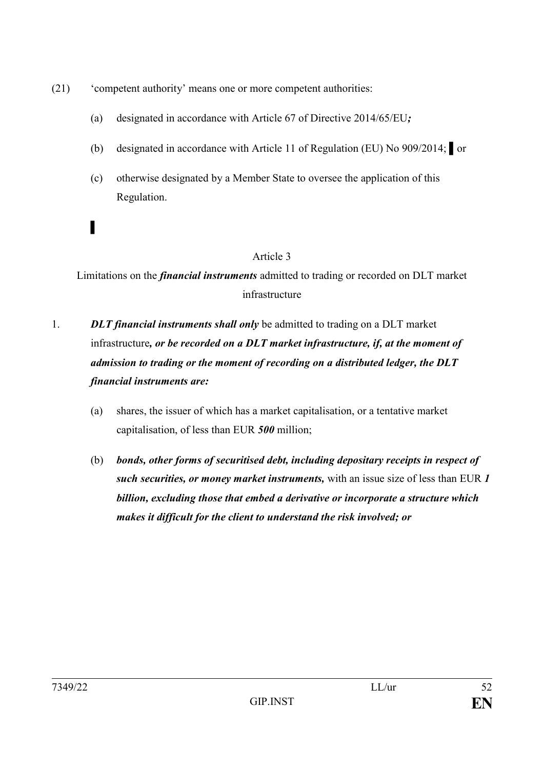(21) 'competent authority' means one or more competent authorities:

(a) designated in accordance with Article 67 of Directive 2014/65/EU***;***

(b) designated in accordance with Article 11 of Regulation (EU) No 909/2014; ▌or

(c) otherwise designated by a Member State to oversee the application of this Regulation.

▌

Article 3

Limitations on the ***financial instruments*** admitted to trading or recorded on DLT market infrastructure

1. ***DLT financial instruments shall only*** be admitted to trading on a DLT market infrastructure***, or be recorded on a DLT market infrastructure, if, at the moment of admission to trading or the moment of recording on a distributed ledger, the DLT financial instruments are:***

(a) shares, the issuer of which has a market capitalisation, or a tentative market capitalisation, of less than EUR ***500*** million;

(b) ***bonds, other forms of securitised debt, including depositary receipts in respect of such securities, or money market instruments,*** with an issue size of less than EUR ***1 billion, excluding those that embed a derivative or incorporate a structure which makes it difficult for the client to understand the risk involved; or***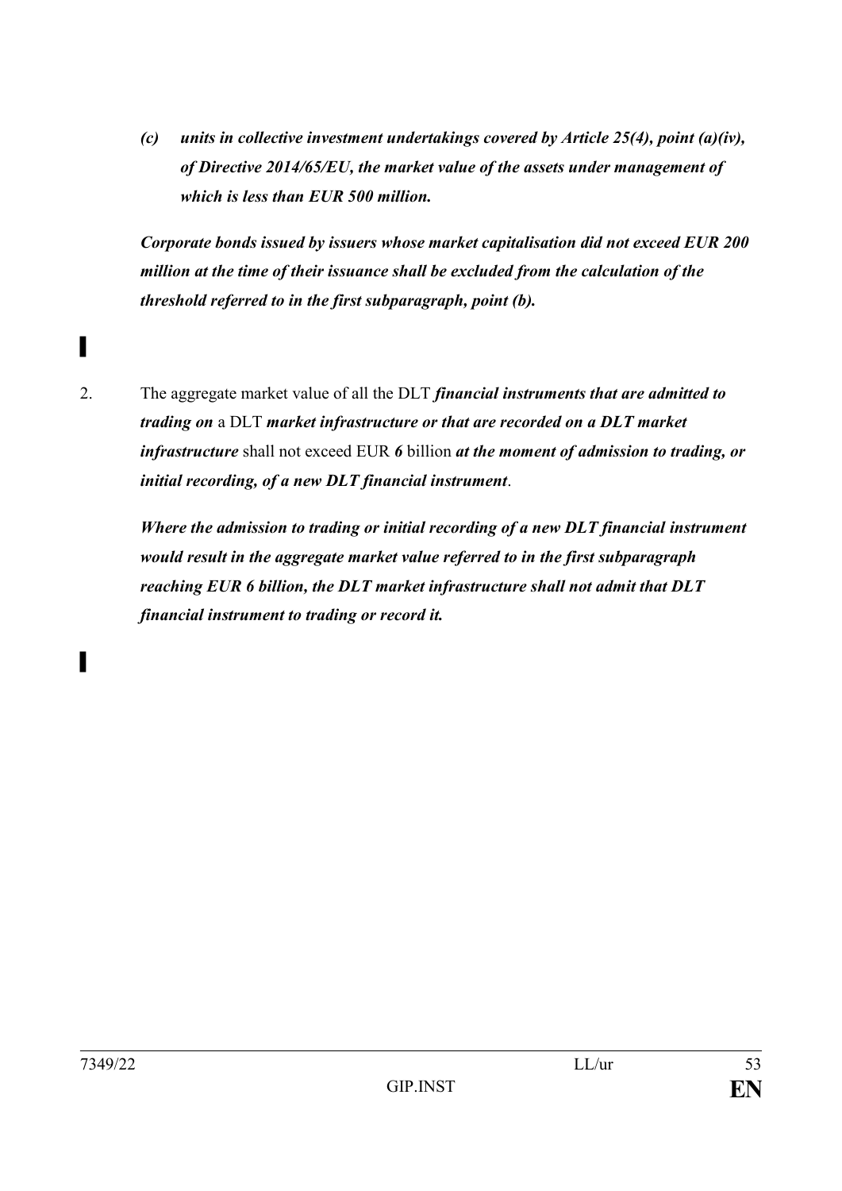***(c) units in collective investment undertakings covered by Article 25(4), point (a)(iv), of Directive 2014/65/EU, the market value of the assets under management of which is less than EUR 500 million.***

***Corporate bonds issued by issuers whose market capitalisation did not exceed EUR 200 million at the time of their issuance shall be excluded from the calculation of the threshold referred to in the first subparagraph, point (b).***

▌

2. The aggregate market value of all the DLT ***financial instruments that are admitted to trading on*** a DLT ***market infrastructure or that are recorded on a DLT market infrastructure*** shall not exceed EUR ***6*** billion ***at the moment of admission to trading, or initial recording, of a new DLT financial instrument***.

***Where the admission to trading or initial recording of a new DLT financial instrument would result in the aggregate market value referred to in the first subparagraph reaching EUR 6 billion, the DLT market infrastructure shall not admit that DLT financial instrument to trading or record it.***

▌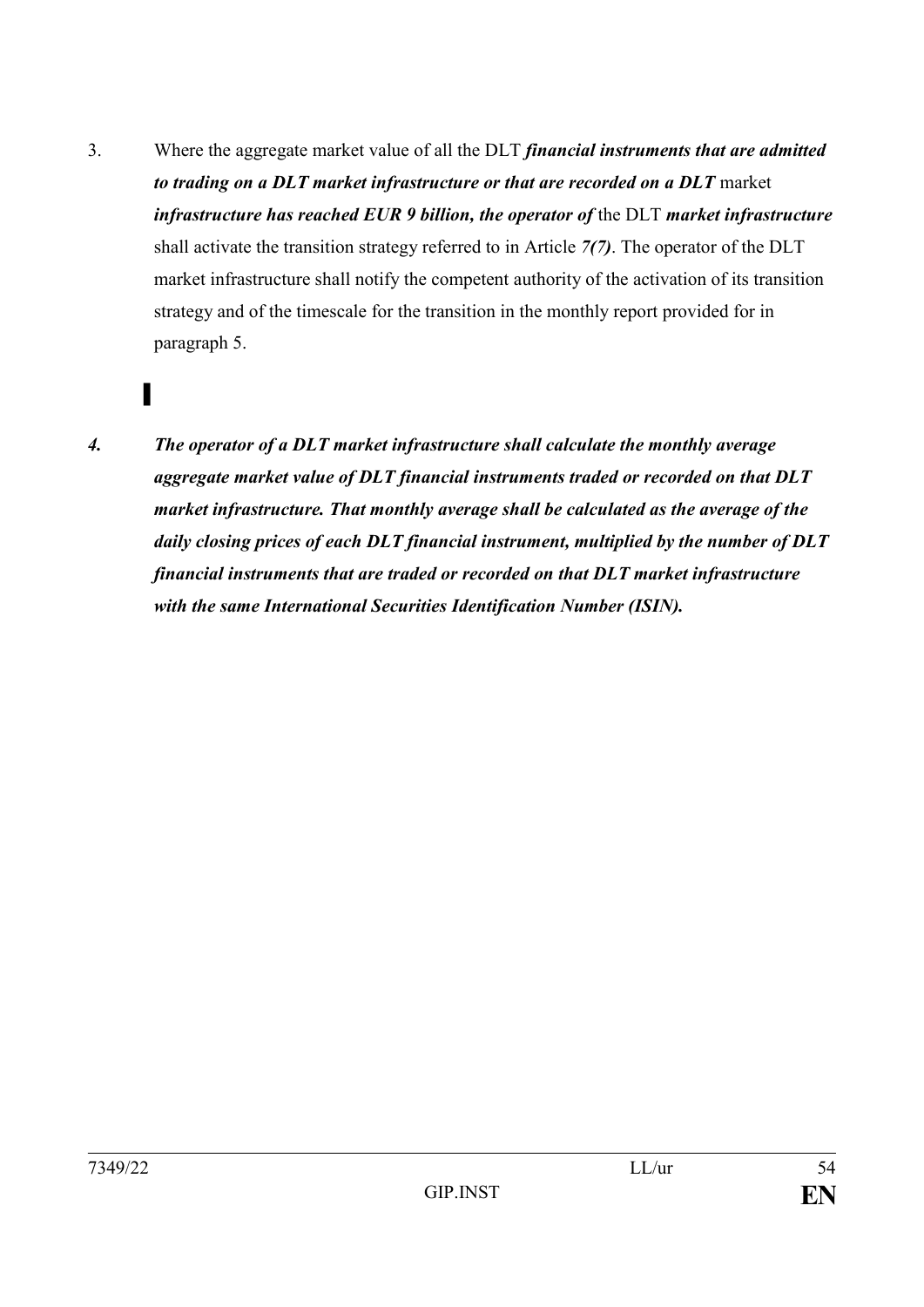3. Where the aggregate market value of all the DLT ***financial instruments that are admitted to trading on a DLT market infrastructure or that are recorded on a DLT*** market ***infrastructure has reached EUR 9 billion, the operator of*** the DLT ***market infrastructure*** shall activate the transition strategy referred to in Article ***7(7)***. The operator of the DLT market infrastructure shall notify the competent authority of the activation of its transition strategy and of the timescale for the transition in the monthly report provided for in paragraph 5.

▌

***4. The operator of a DLT market infrastructure shall calculate the monthly average aggregate market value of DLT financial instruments traded or recorded on that DLT market infrastructure. That monthly average shall be calculated as the average of the daily closing prices of each DLT financial instrument, multiplied by the number of DLT financial instruments that are traded or recorded on that DLT market infrastructure with the same International Securities Identification Number (ISIN).***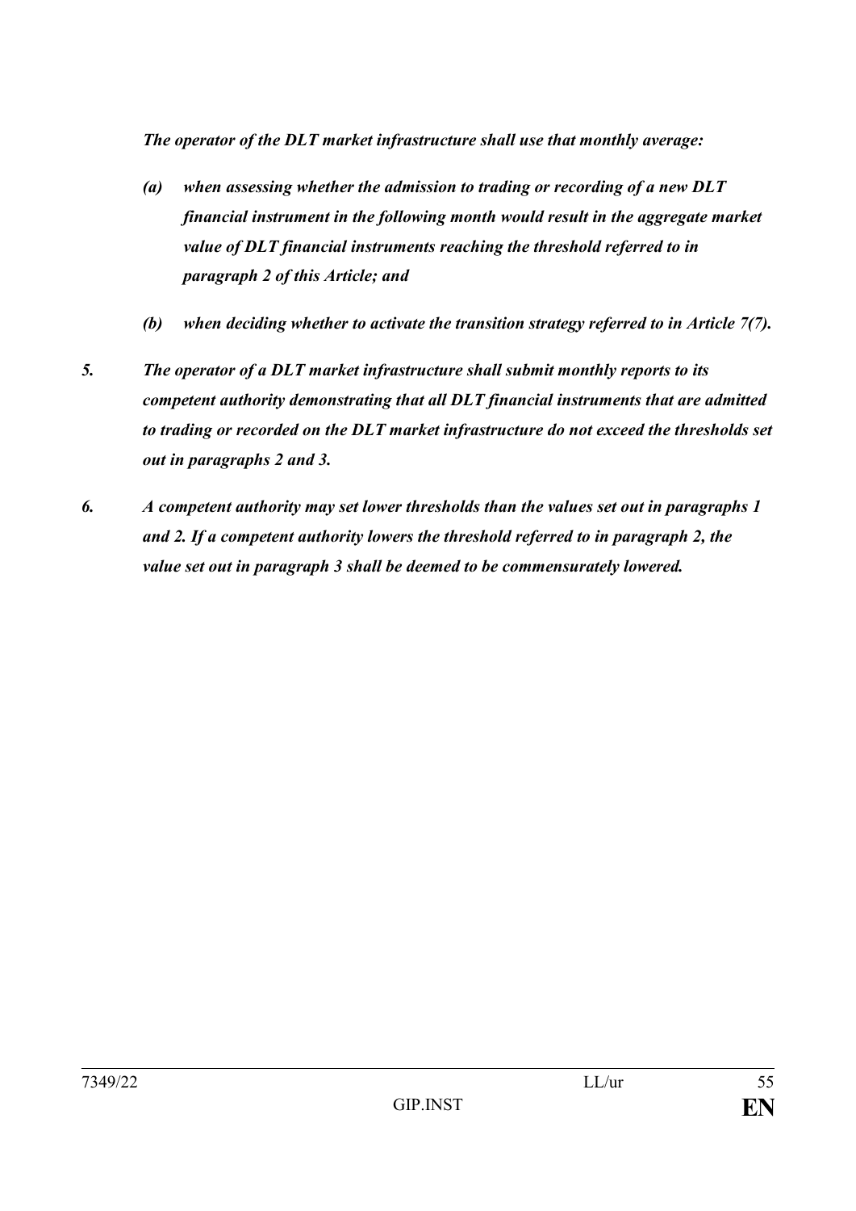*The operator of the DLT market infrastructure shall use that monthly average:*

*(a) when assessing whether the admission to trading or recording of a new DLT financial instrument in the following month would result in the aggregate market value of DLT financial instruments reaching the threshold referred to in paragraph 2 of this Article; and*

*(b) when deciding whether to activate the transition strategy referred to in Article 7(7).*

*5. The operator of a DLT market infrastructure shall submit monthly reports to its competent authority demonstrating that all DLT financial instruments that are admitted to trading or recorded on the DLT market infrastructure do not exceed the thresholds set out in paragraphs 2 and 3.*

*6. A competent authority may set lower thresholds than the values set out in paragraphs 1 and 2. If a competent authority lowers the threshold referred to in paragraph 2, the value set out in paragraph 3 shall be deemed to be commensurately lowered.*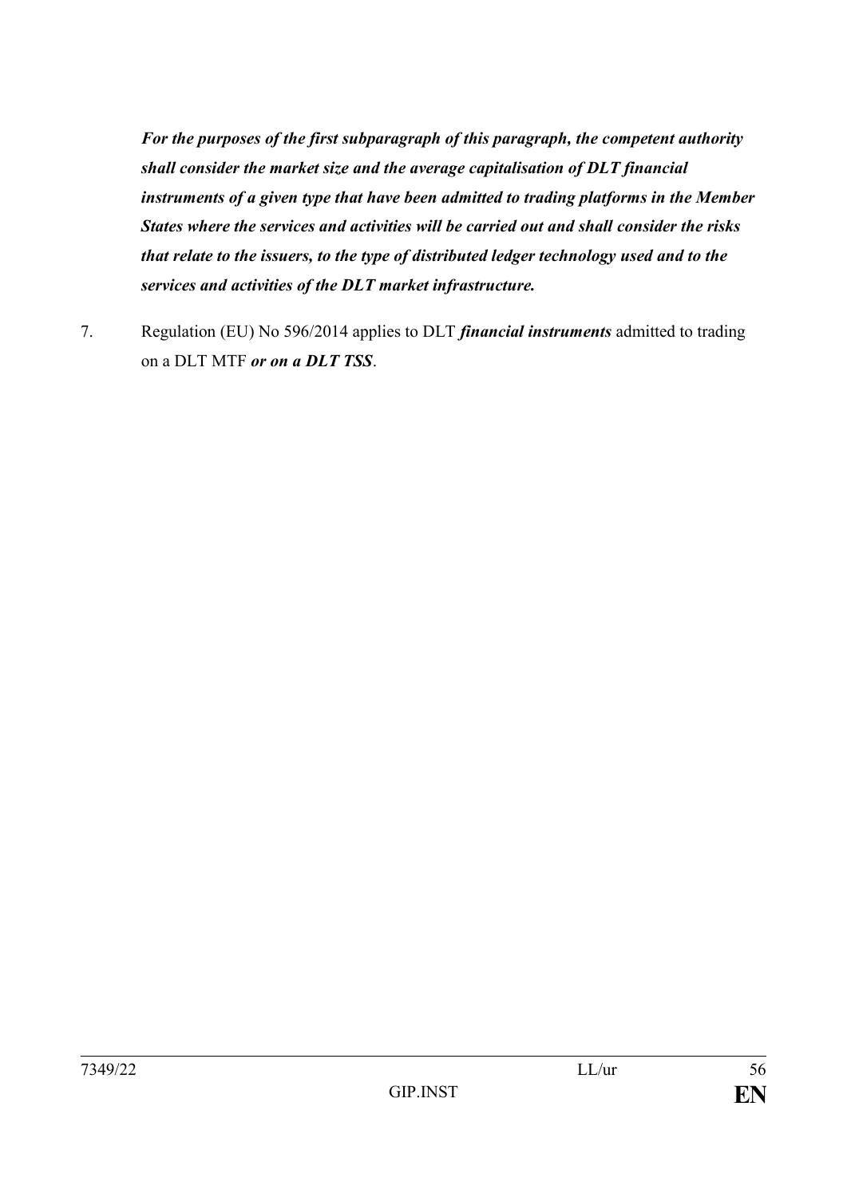***For the purposes of the first subparagraph of this paragraph, the competent authority shall consider the market size and the average capitalisation of DLT financial instruments of a given type that have been admitted to trading platforms in the Member States where the services and activities will be carried out and shall consider the risks that relate to the issuers, to the type of distributed ledger technology used and to the services and activities of the DLT market infrastructure.***

7. Regulation (EU) No 596/2014 applies to DLT ***financial instruments*** admitted to trading on a DLT MTF ***or on a DLT TSS***.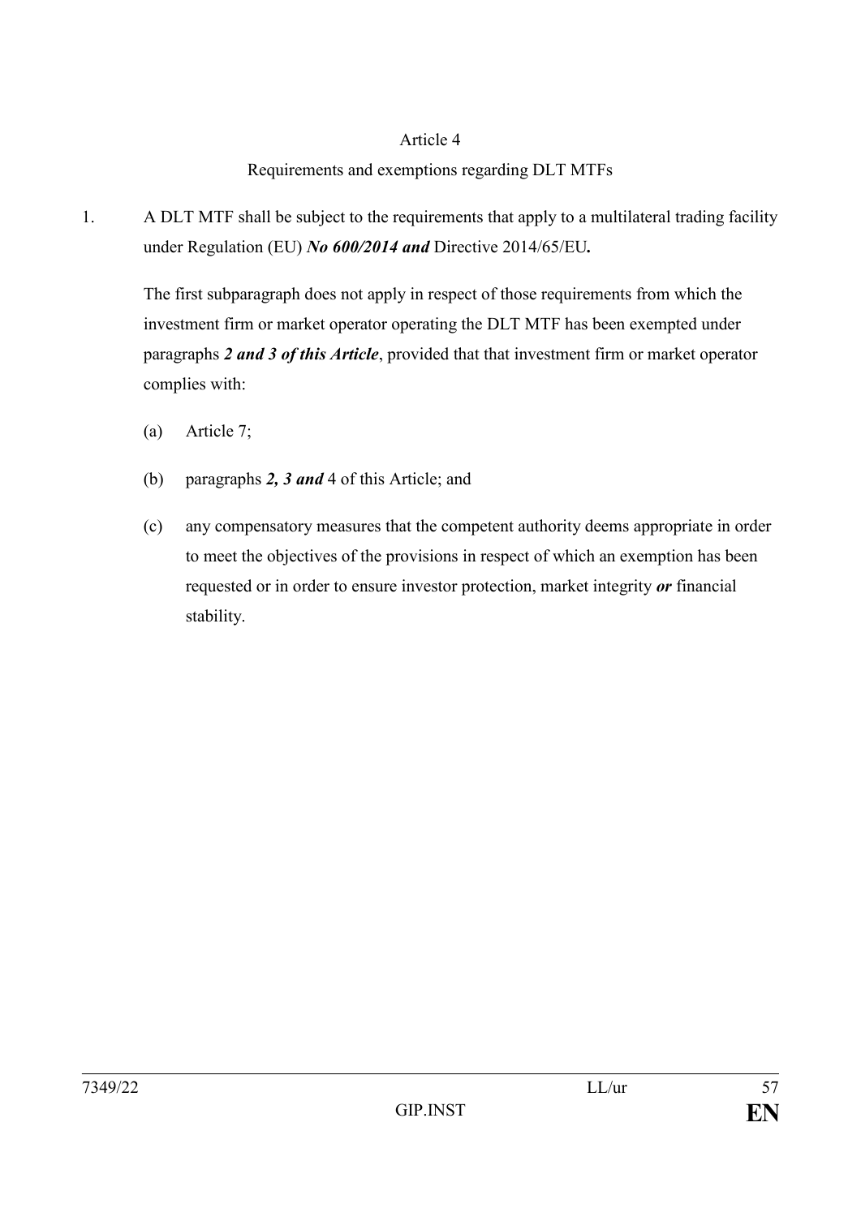Article 4

Requirements and exemptions regarding DLT MTFs

1. A DLT MTF shall be subject to the requirements that apply to a multilateral trading facility under Regulation (EU) ***No 600/2014 and*** Directive 2014/65/EU**.**

   The first subparagraph does not apply in respect of those requirements from which the investment firm or market operator operating the DLT MTF has been exempted under paragraphs ***2 and 3 of this Article***, provided that that investment firm or market operator complies with:

   (a) Article 7;

   (b) paragraphs ***2, 3 and*** 4 of this Article; and

   (c) any compensatory measures that the competent authority deems appropriate in order to meet the objectives of the provisions in respect of which an exemption has been requested or in order to ensure investor protection, market integrity ***or*** financial stability.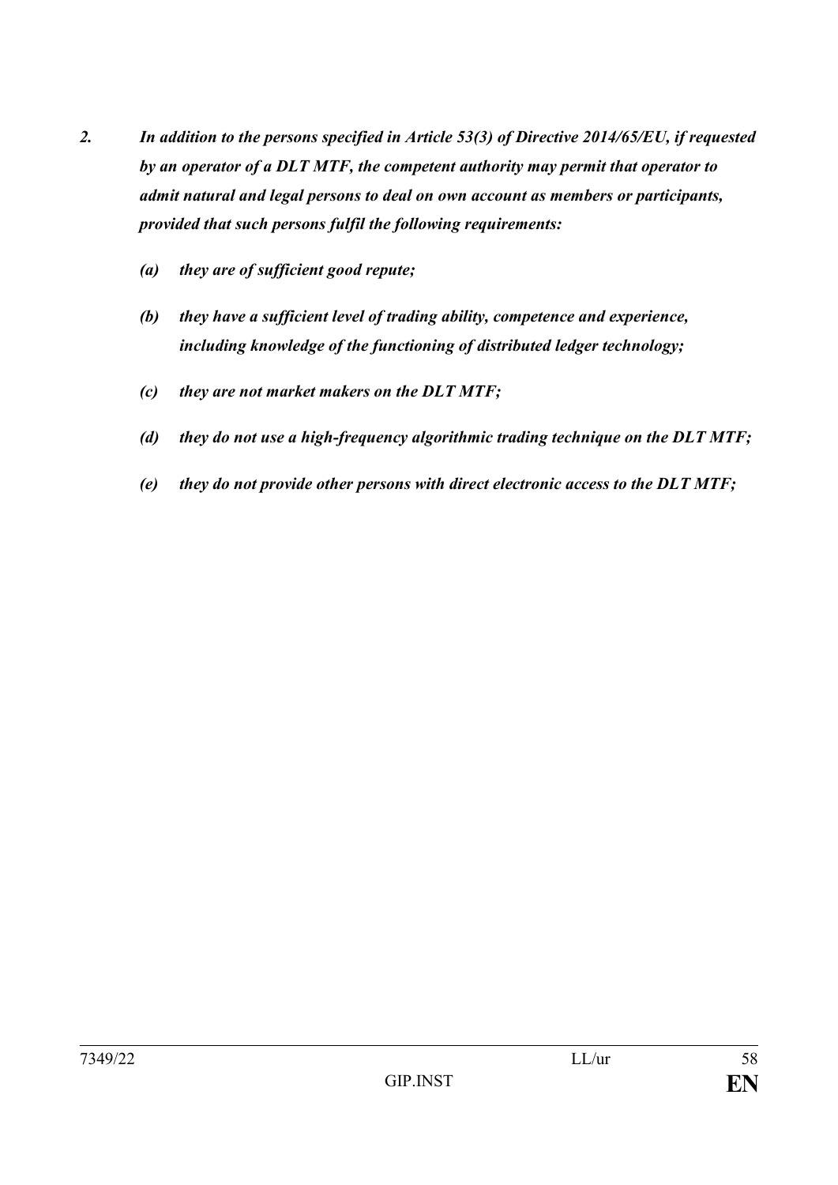*2. In addition to the persons specified in Article 53(3) of Directive 2014/65/EU, if requested by an operator of a DLT MTF, the competent authority may permit that operator to admit natural and legal persons to deal on own account as members or participants, provided that such persons fulfil the following requirements:*

*(a) they are of sufficient good repute;*

*(b) they have a sufficient level of trading ability, competence and experience, including knowledge of the functioning of distributed ledger technology;*

*(c) they are not market makers on the DLT MTF;*

*(d) they do not use a high-frequency algorithmic trading technique on the DLT MTF;*

*(e) they do not provide other persons with direct electronic access to the DLT MTF;*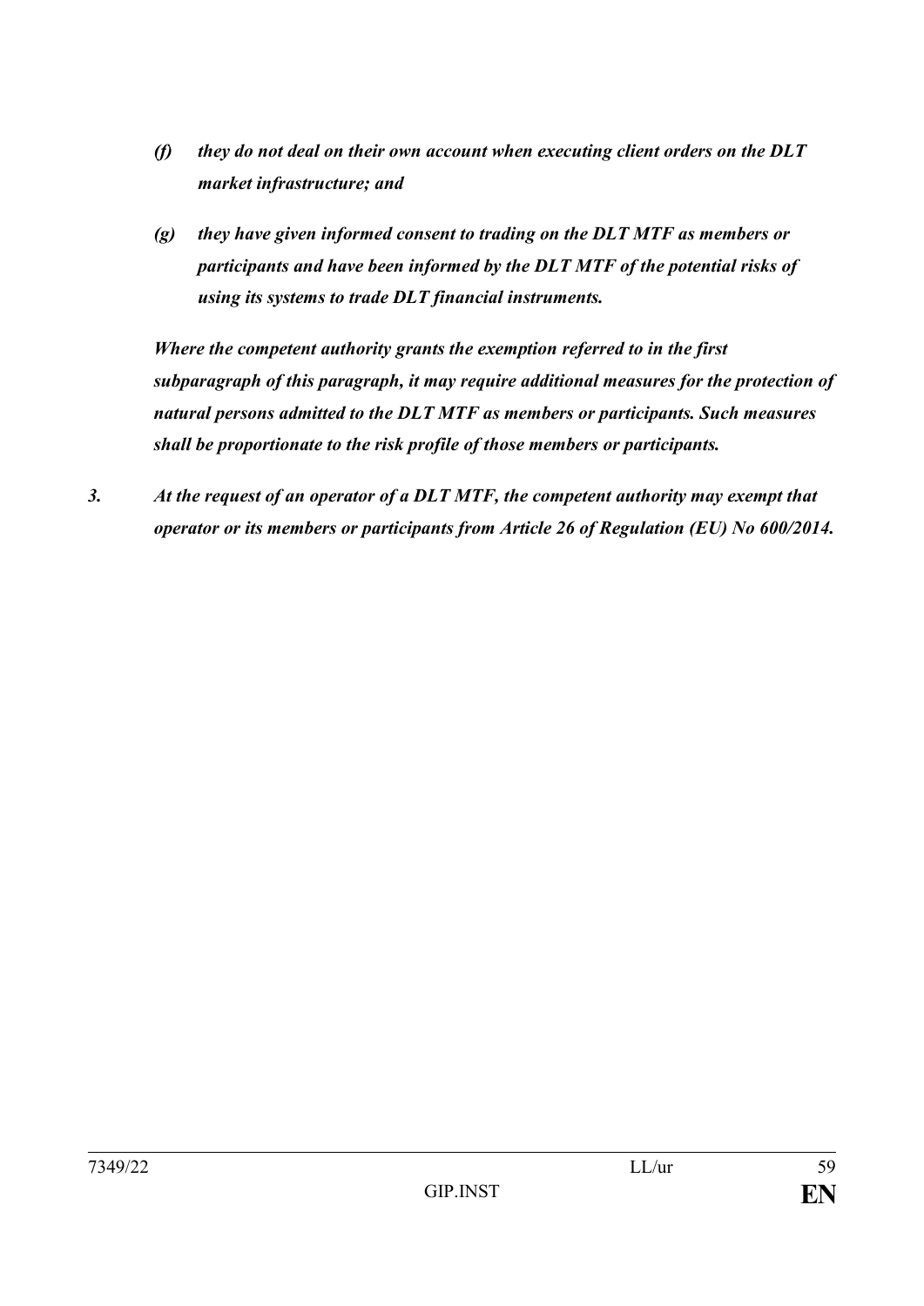*(f) they do not deal on their own account when executing client orders on the DLT market infrastructure; and*

*(g) they have given informed consent to trading on the DLT MTF as members or participants and have been informed by the DLT MTF of the potential risks of using its systems to trade DLT financial instruments.*

***Where the competent authority grants the exemption referred to in the first subparagraph of this paragraph, it may require additional measures for the protection of natural persons admitted to the DLT MTF as members or participants. Such measures shall be proportionate to the risk profile of those members or participants.***

***3. At the request of an operator of a DLT MTF, the competent authority may exempt that operator or its members or participants from Article 26 of Regulation (EU) No 600/2014.***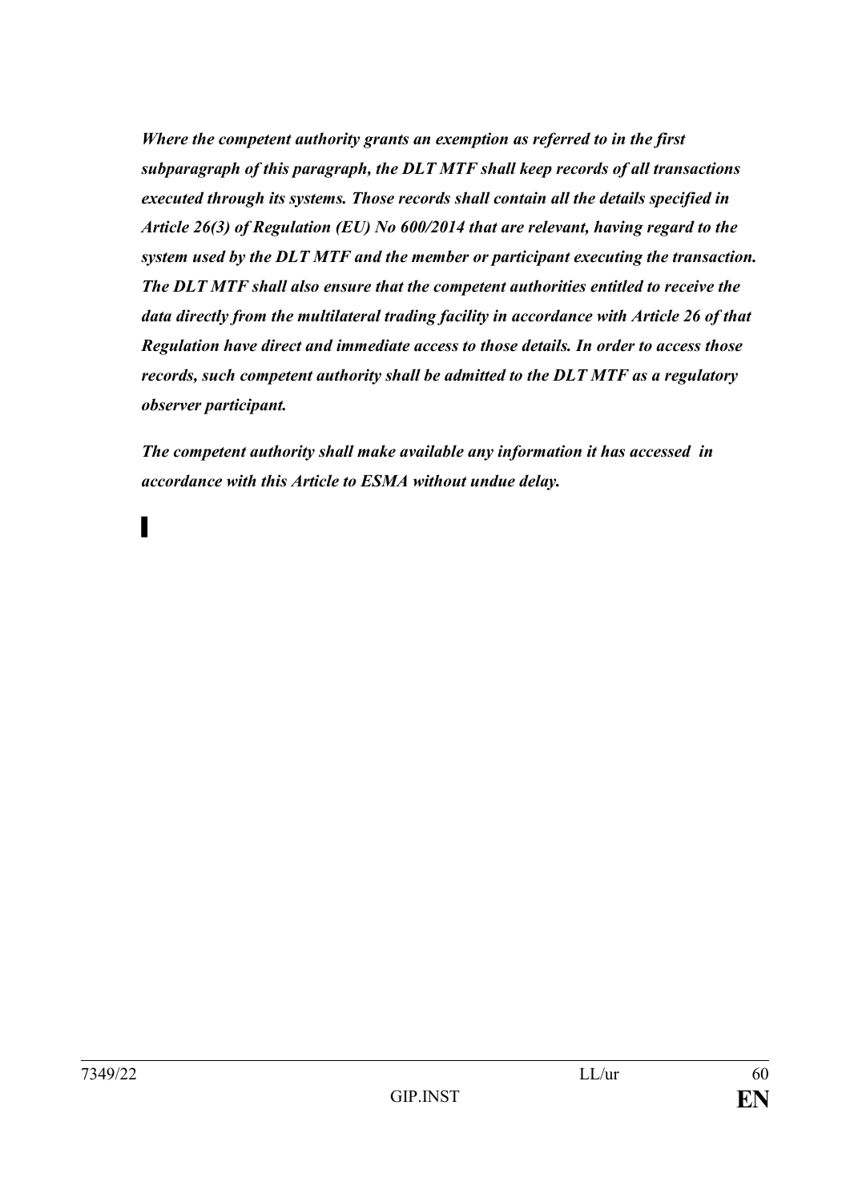***Where the competent authority grants an exemption as referred to in the first subparagraph of this paragraph, the DLT MTF shall keep records of all transactions executed through its systems. Those records shall contain all the details specified in Article 26(3) of Regulation (EU) No 600/2014 that are relevant, having regard to the system used by the DLT MTF and the member or participant executing the transaction. The DLT MTF shall also ensure that the competent authorities entitled to receive the data directly from the multilateral trading facility in accordance with Article 26 of that Regulation have direct and immediate access to those details. In order to access those records, such competent authority shall be admitted to the DLT MTF as a regulatory observer participant.***

***The competent authority shall make available any information it has accessed in accordance with this Article to ESMA without undue delay.***

▌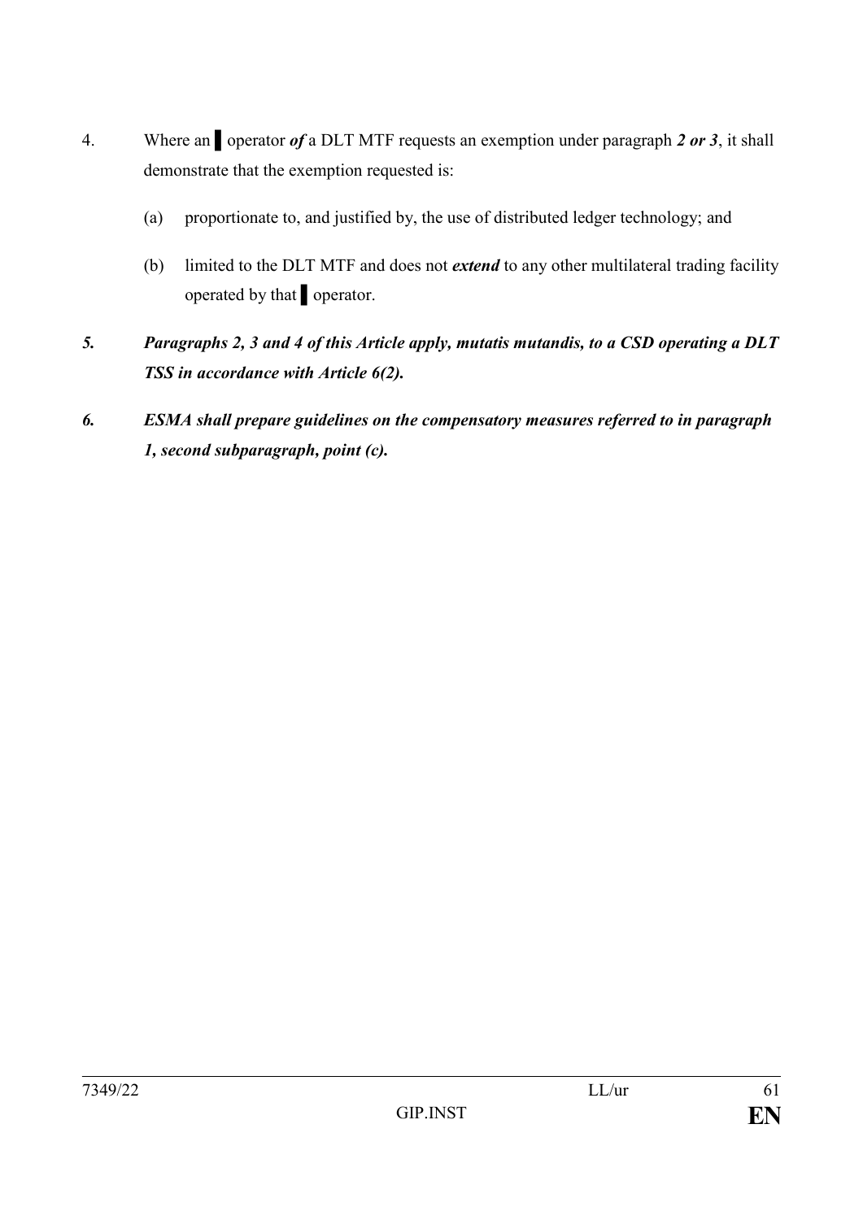4. Where an ▌ operator ***of*** a DLT MTF requests an exemption under paragraph ***2 or 3***, it shall demonstrate that the exemption requested is:

   (a) proportionate to, and justified by, the use of distributed ledger technology; and

   (b) limited to the DLT MTF and does not ***extend*** to any other multilateral trading facility operated by that ▌ operator.

***5. Paragraphs 2, 3 and 4 of this Article apply, mutatis mutandis, to a CSD operating a DLT TSS in accordance with Article 6(2).***

***6. ESMA shall prepare guidelines on the compensatory measures referred to in paragraph 1, second subparagraph, point (c).***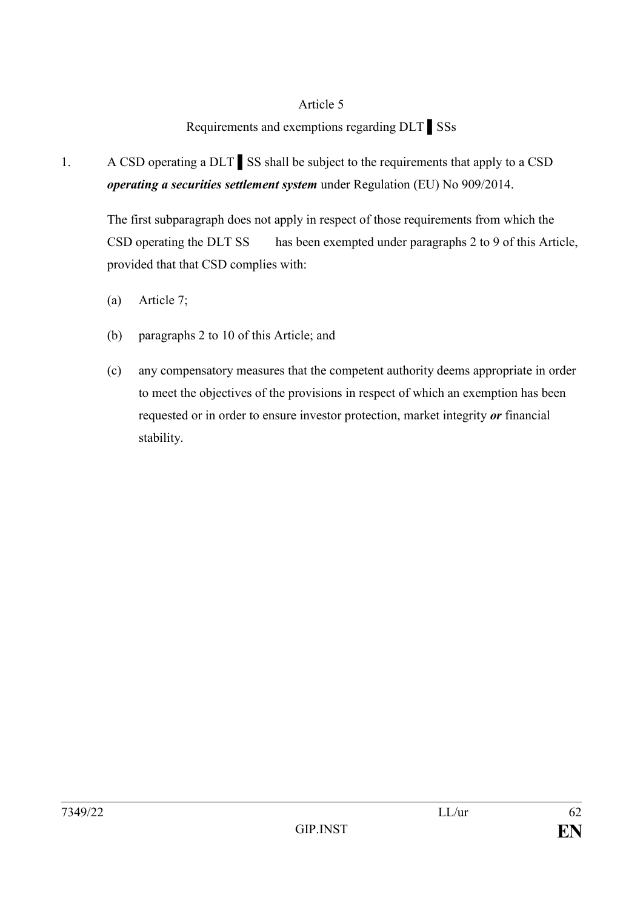Article 5

Requirements and exemptions regarding DLT ▌SSs

1. A CSD operating a DLT ▌SS shall be subject to the requirements that apply to a CSD ***operating a securities settlement system*** under Regulation (EU) No 909/2014.

   The first subparagraph does not apply in respect of those requirements from which the CSD operating the DLT SS has been exempted under paragraphs 2 to 9 of this Article, provided that that CSD complies with:

   (a) Article 7;

   (b) paragraphs 2 to 10 of this Article; and

   (c) any compensatory measures that the competent authority deems appropriate in order to meet the objectives of the provisions in respect of which an exemption has been requested or in order to ensure investor protection, market integrity ***or*** financial stability.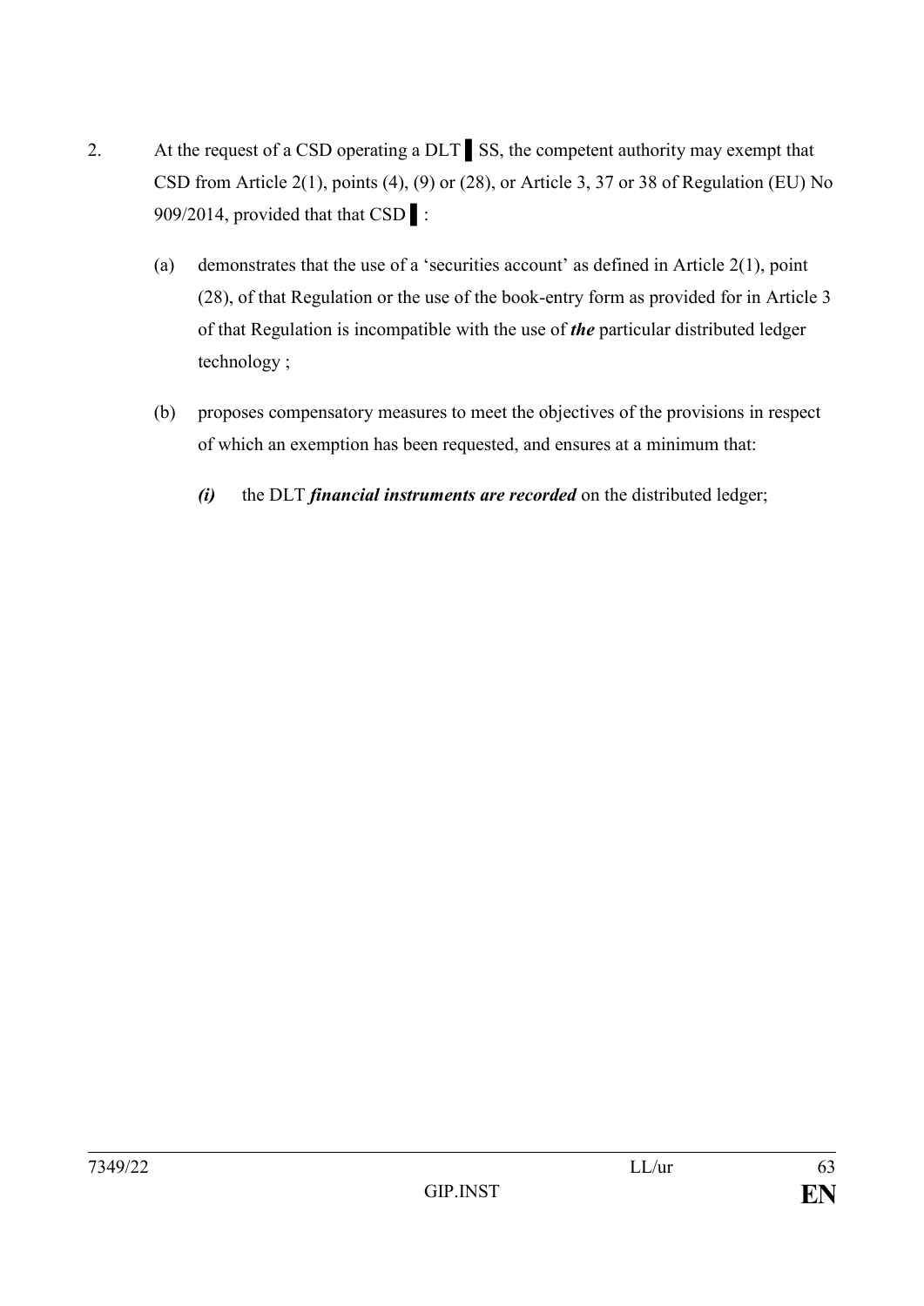2. At the request of a CSD operating a DLT ▌SS, the competent authority may exempt that CSD from Article 2(1), points (4), (9) or (28), or Article 3, 37 or 38 of Regulation (EU) No 909/2014, provided that that CSD ▌:

   (a) demonstrates that the use of a 'securities account' as defined in Article 2(1), point (28), of that Regulation or the use of the book-entry form as provided for in Article 3 of that Regulation is incompatible with the use of ***the*** particular distributed ledger technology ;

   (b) proposes compensatory measures to meet the objectives of the provisions in respect of which an exemption has been requested, and ensures at a minimum that:

      ***(i)*** the DLT ***financial instruments are recorded*** on the distributed ledger;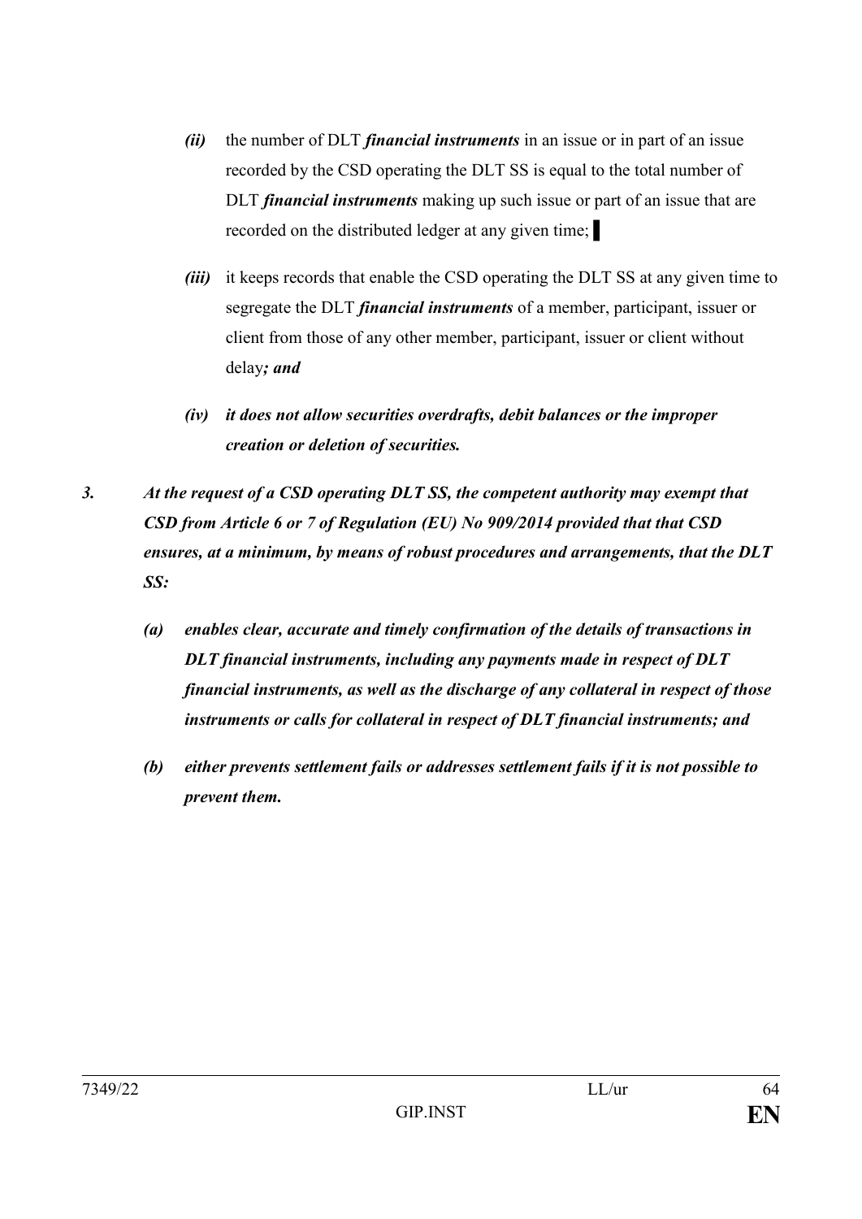*(ii)* the number of DLT ***financial instruments*** in an issue or in part of an issue recorded by the CSD operating the DLT SS is equal to the total number of DLT ***financial instruments*** making up such issue or part of an issue that are recorded on the distributed ledger at any given time; ▌

*(iii)* it keeps records that enable the CSD operating the DLT SS at any given time to segregate the DLT ***financial instruments*** of a member, participant, issuer or client from those of any other member, participant, issuer or client without delay***; and***

***(iv) it does not allow securities overdrafts, debit balances or the improper creation or deletion of securities.***

***3. At the request of a CSD operating DLT SS, the competent authority may exempt that CSD from Article 6 or 7 of Regulation (EU) No 909/2014 provided that that CSD ensures, at a minimum, by means of robust procedures and arrangements, that the DLT SS:***

***(a) enables clear, accurate and timely confirmation of the details of transactions in DLT financial instruments, including any payments made in respect of DLT financial instruments, as well as the discharge of any collateral in respect of those instruments or calls for collateral in respect of DLT financial instruments; and***

***(b) either prevents settlement fails or addresses settlement fails if it is not possible to prevent them.***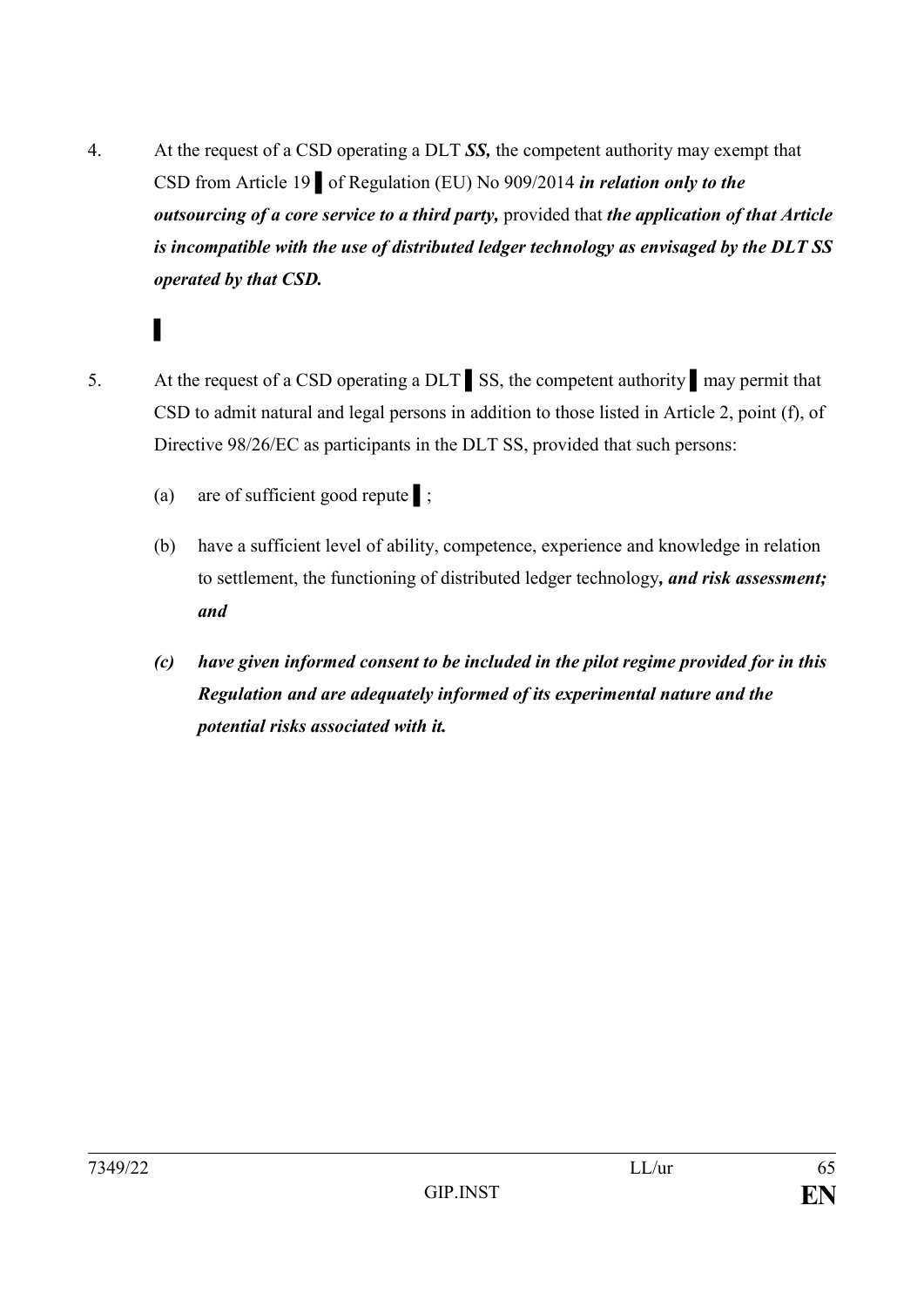4. At the request of a CSD operating a DLT ***SS,*** the competent authority may exempt that CSD from Article 19 ▌ of Regulation (EU) No 909/2014 ***in relation only to the outsourcing of a core service to a third party,*** provided that ***the application of that Article is incompatible with the use of distributed ledger technology as envisaged by the DLT SS operated by that CSD.***

▌

5. At the request of a CSD operating a DLT ▌ SS, the competent authority ▌ may permit that CSD to admit natural and legal persons in addition to those listed in Article 2, point (f), of Directive 98/26/EC as participants in the DLT SS, provided that such persons:

   (a) are of sufficient good repute ▌;

   (b) have a sufficient level of ability, competence, experience and knowledge in relation to settlement, the functioning of distributed ledger technology***, and risk assessment; and***

   ***(c) have given informed consent to be included in the pilot regime provided for in this Regulation and are adequately informed of its experimental nature and the potential risks associated with it.***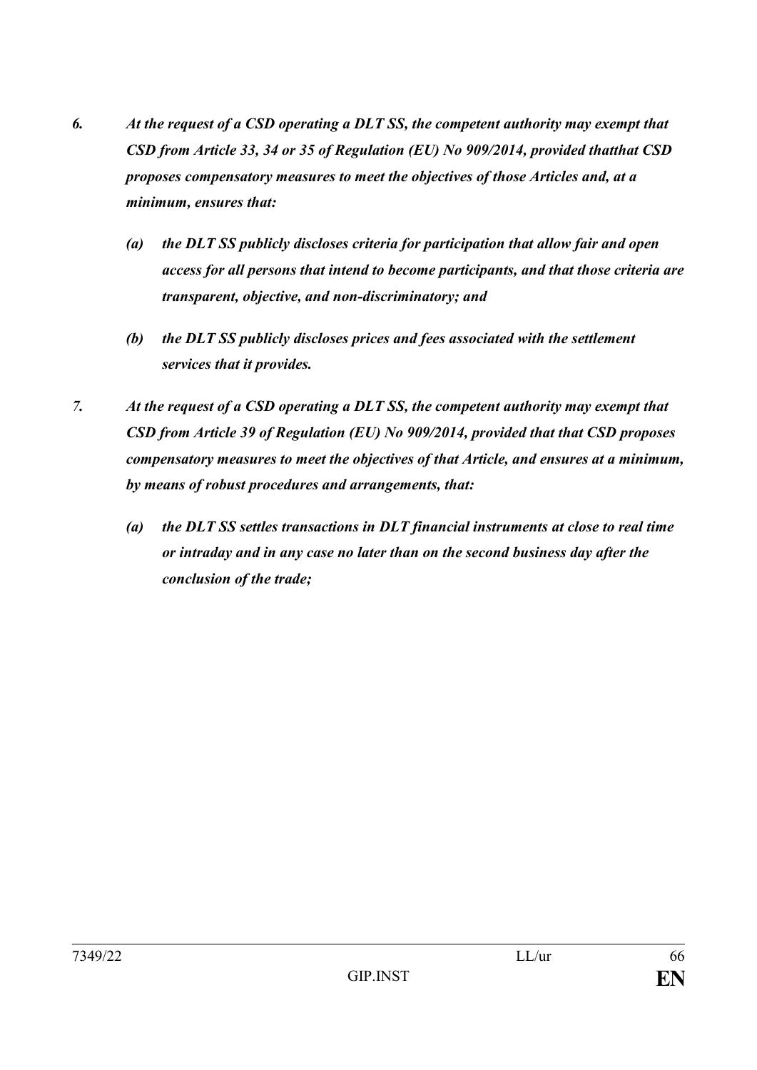*6. At the request of a CSD operating a DLT SS, the competent authority may exempt that CSD from Article 33, 34 or 35 of Regulation (EU) No 909/2014, provided thatthat CSD proposes compensatory measures to meet the objectives of those Articles and, at a minimum, ensures that:*

*(a) the DLT SS publicly discloses criteria for participation that allow fair and open access for all persons that intend to become participants, and that those criteria are transparent, objective, and non-discriminatory; and*

*(b) the DLT SS publicly discloses prices and fees associated with the settlement services that it provides.*

*7. At the request of a CSD operating a DLT SS, the competent authority may exempt that CSD from Article 39 of Regulation (EU) No 909/2014, provided that that CSD proposes compensatory measures to meet the objectives of that Article, and ensures at a minimum, by means of robust procedures and arrangements, that:*

*(a) the DLT SS settles transactions in DLT financial instruments at close to real time or intraday and in any case no later than on the second business day after the conclusion of the trade;*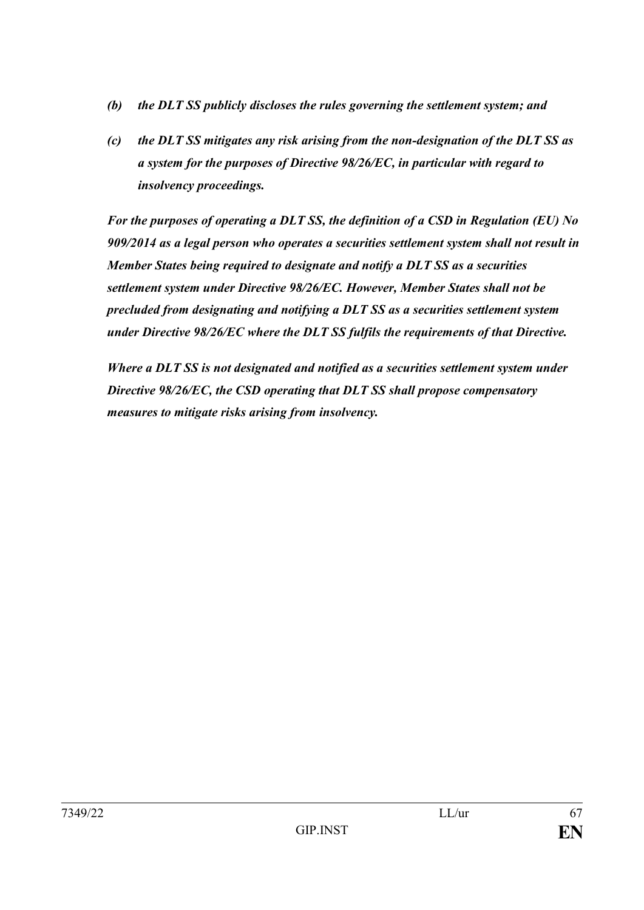*(b) the DLT SS publicly discloses the rules governing the settlement system; and*

*(c) the DLT SS mitigates any risk arising from the non-designation of the DLT SS as a system for the purposes of Directive 98/26/EC, in particular with regard to insolvency proceedings.*

***For the purposes of operating a DLT SS, the definition of a CSD in Regulation (EU) No 909/2014 as a legal person who operates a securities settlement system shall not result in Member States being required to designate and notify a DLT SS as a securities settlement system under Directive 98/26/EC. However, Member States shall not be precluded from designating and notifying a DLT SS as a securities settlement system under Directive 98/26/EC where the DLT SS fulfils the requirements of that Directive.***

***Where a DLT SS is not designated and notified as a securities settlement system under Directive 98/26/EC, the CSD operating that DLT SS shall propose compensatory measures to mitigate risks arising from insolvency.***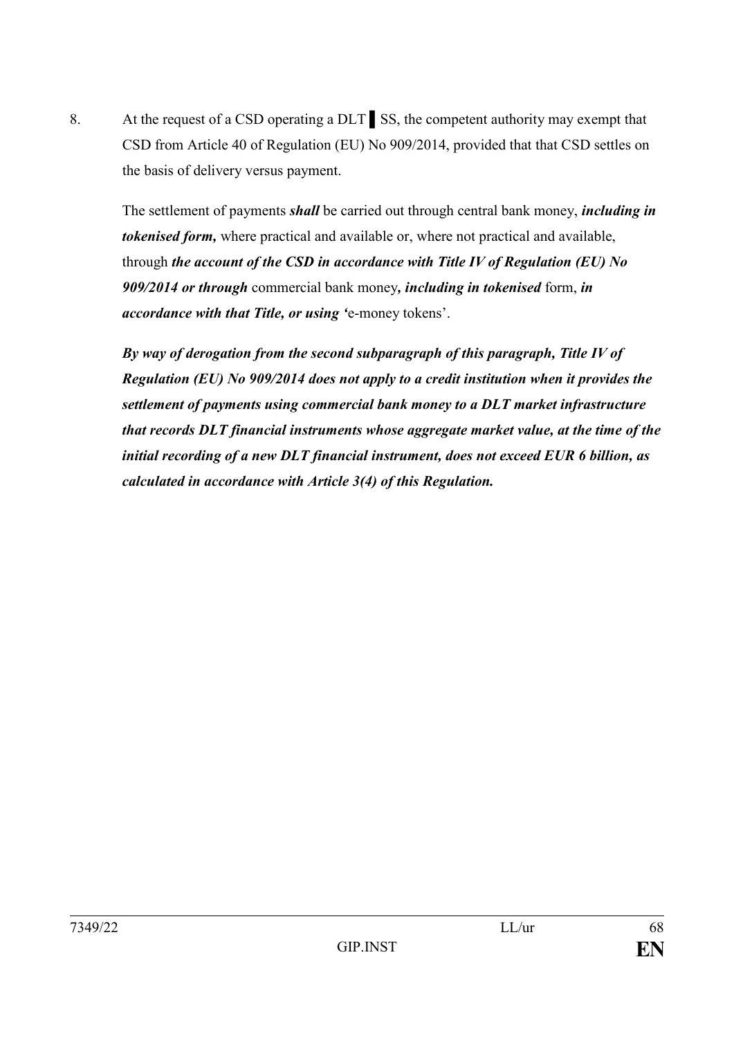8. At the request of a CSD operating a DLT ▌SS, the competent authority may exempt that CSD from Article 40 of Regulation (EU) No 909/2014, provided that that CSD settles on the basis of delivery versus payment.

The settlement of payments ***shall*** be carried out through central bank money, ***including in tokenised form,*** where practical and available or, where not practical and available, through ***the account of the CSD in accordance with Title IV of Regulation (EU) No 909/2014 or through*** commercial bank money***, including in tokenised*** form, ***in accordance with that Title, or using '***e-money tokens'.

***By way of derogation from the second subparagraph of this paragraph, Title IV of Regulation (EU) No 909/2014 does not apply to a credit institution when it provides the settlement of payments using commercial bank money to a DLT market infrastructure that records DLT financial instruments whose aggregate market value, at the time of the initial recording of a new DLT financial instrument, does not exceed EUR 6 billion, as calculated in accordance with Article 3(4) of this Regulation.***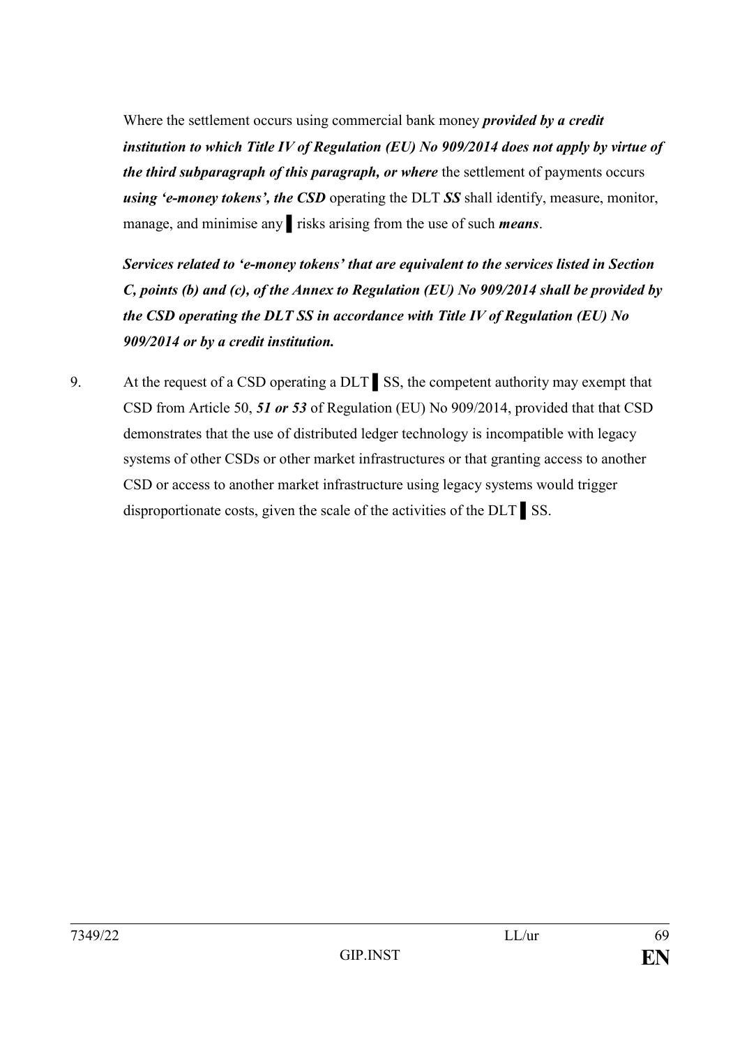Where the settlement occurs using commercial bank money ***provided by a credit institution to which Title IV of Regulation (EU) No 909/2014 does not apply by virtue of the third subparagraph of this paragraph, or where*** the settlement of payments occurs ***using 'e-money tokens', the CSD*** operating the DLT ***SS*** shall identify, measure, monitor, manage, and minimise any ▌risks arising from the use of such ***means***.

***Services related to 'e-money tokens' that are equivalent to the services listed in Section C, points (b) and (c), of the Annex to Regulation (EU) No 909/2014 shall be provided by the CSD operating the DLT SS in accordance with Title IV of Regulation (EU) No 909/2014 or by a credit institution.***

9. At the request of a CSD operating a DLT ▌SS, the competent authority may exempt that CSD from Article 50, ***51 or 53*** of Regulation (EU) No 909/2014, provided that that CSD demonstrates that the use of distributed ledger technology is incompatible with legacy systems of other CSDs or other market infrastructures or that granting access to another CSD or access to another market infrastructure using legacy systems would trigger disproportionate costs, given the scale of the activities of the DLT ▌SS.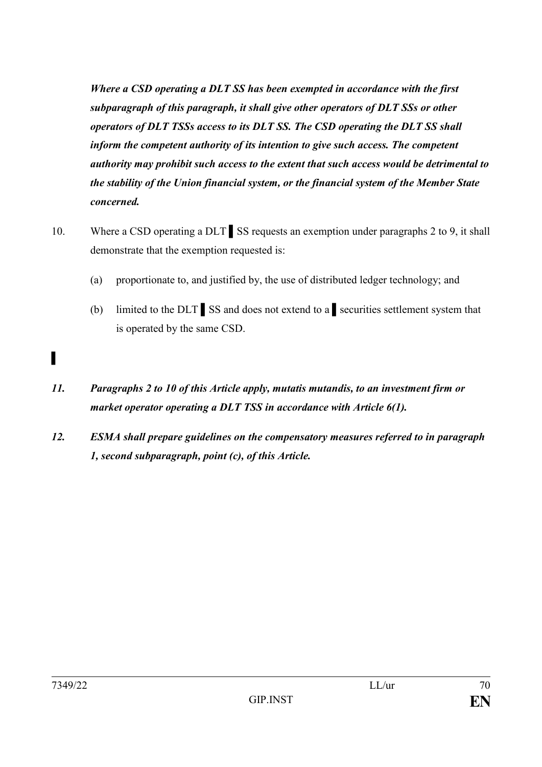***Where a CSD operating a DLT SS has been exempted in accordance with the first subparagraph of this paragraph, it shall give other operators of DLT SSs or other operators of DLT TSSs access to its DLT SS. The CSD operating the DLT SS shall inform the competent authority of its intention to give such access. The competent authority may prohibit such access to the extent that such access would be detrimental to the stability of the Union financial system, or the financial system of the Member State concerned.***

10. Where a CSD operating a DLT ▌SS requests an exemption under paragraphs 2 to 9, it shall demonstrate that the exemption requested is:

    (a) proportionate to, and justified by, the use of distributed ledger technology; and

    (b) limited to the DLT ▌SS and does not extend to a ▌securities settlement system that is operated by the same CSD.

▌

***11. Paragraphs 2 to 10 of this Article apply, mutatis mutandis, to an investment firm or market operator operating a DLT TSS in accordance with Article 6(1).***

***12. ESMA shall prepare guidelines on the compensatory measures referred to in paragraph 1, second subparagraph, point (c), of this Article.***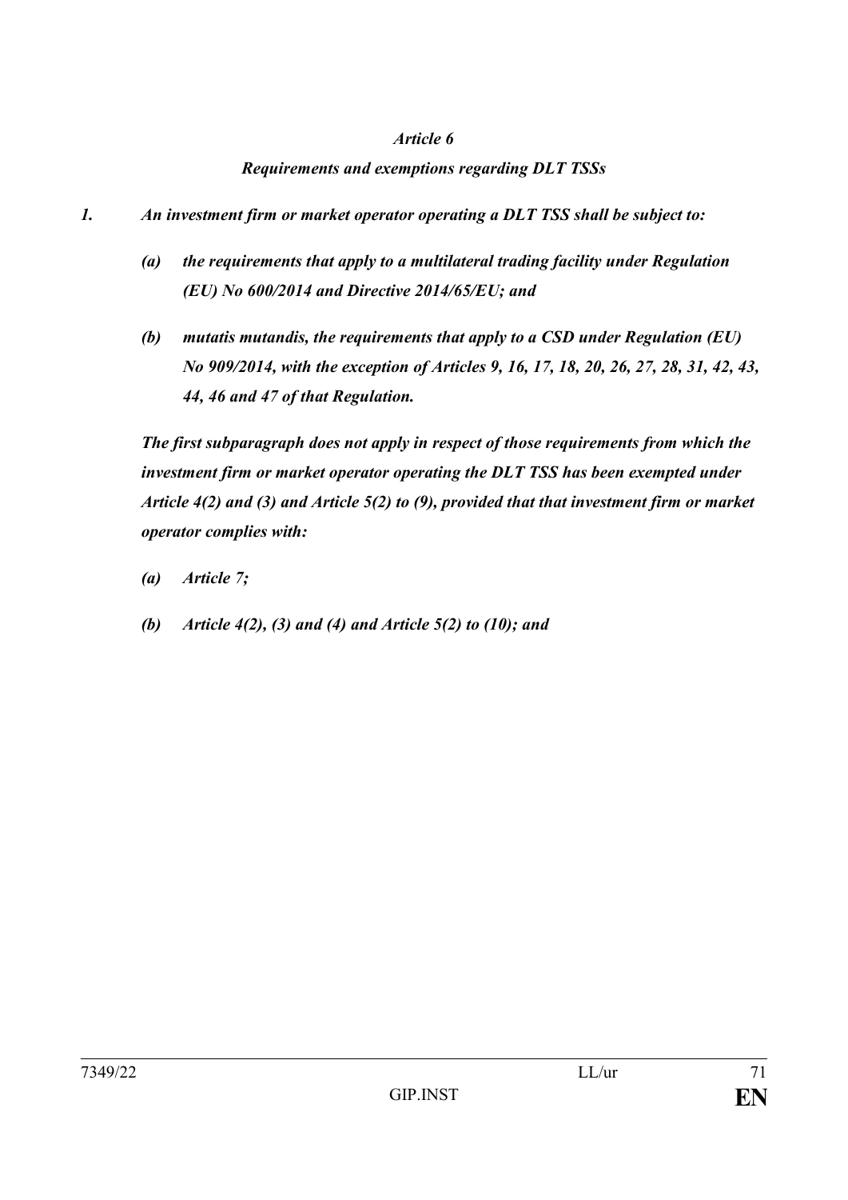*Article 6*

***Requirements and exemptions regarding DLT TSSs***

***1. An investment firm or market operator operating a DLT TSS shall be subject to:***

***(a) the requirements that apply to a multilateral trading facility under Regulation (EU) No 600/2014 and Directive 2014/65/EU; and***

***(b) mutatis mutandis, the requirements that apply to a CSD under Regulation (EU) No 909/2014, with the exception of Articles 9, 16, 17, 18, 20, 26, 27, 28, 31, 42, 43, 44, 46 and 47 of that Regulation.***

***The first subparagraph does not apply in respect of those requirements from which the investment firm or market operator operating the DLT TSS has been exempted under Article 4(2) and (3) and Article 5(2) to (9), provided that that investment firm or market operator complies with:***

***(a) Article 7;***

***(b) Article 4(2), (3) and (4) and Article 5(2) to (10); and***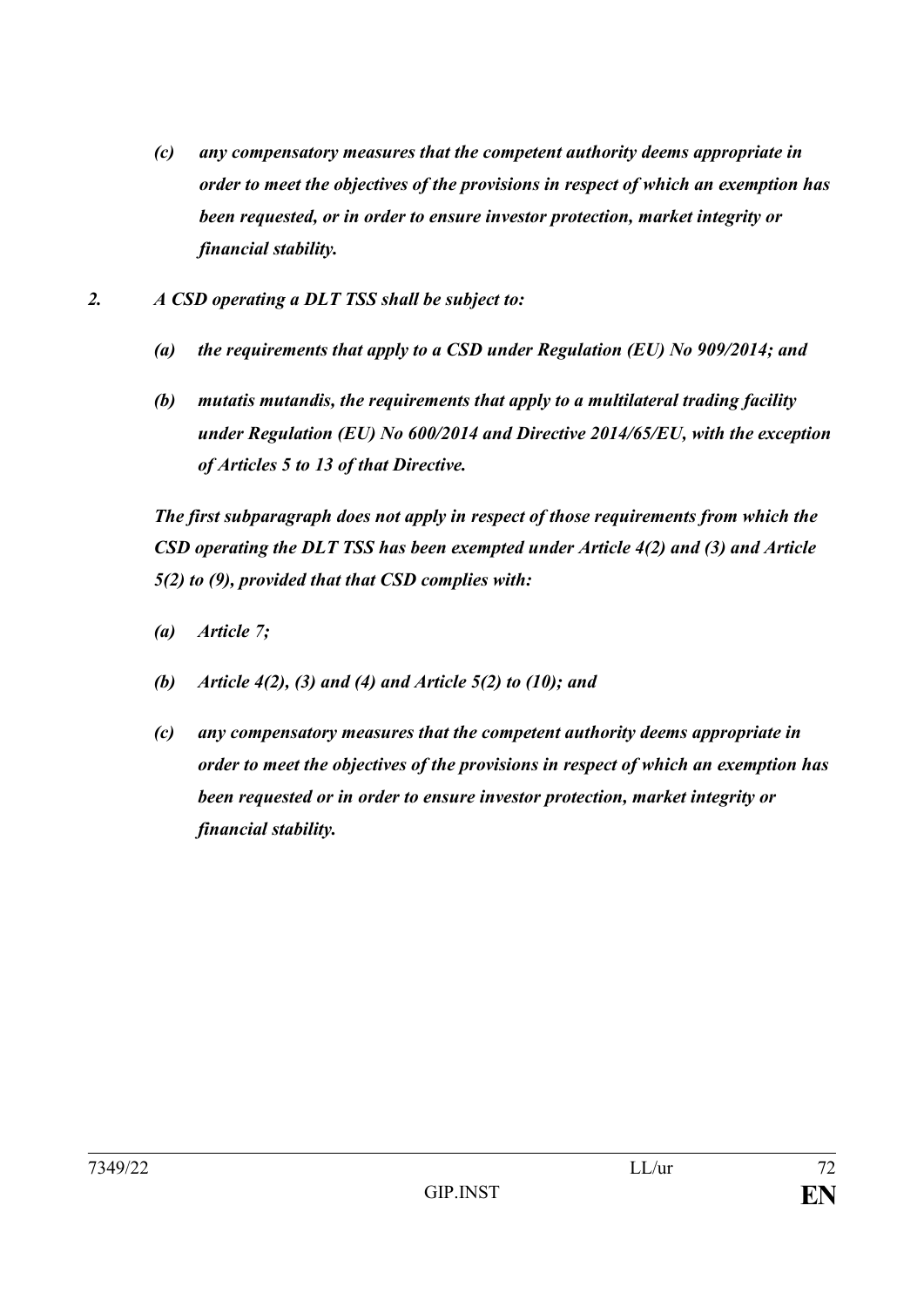*(c) any compensatory measures that the competent authority deems appropriate in order to meet the objectives of the provisions in respect of which an exemption has been requested, or in order to ensure investor protection, market integrity or financial stability.*

*2. A CSD operating a DLT TSS shall be subject to:*

*(a) the requirements that apply to a CSD under Regulation (EU) No 909/2014; and*

*(b) mutatis mutandis, the requirements that apply to a multilateral trading facility under Regulation (EU) No 600/2014 and Directive 2014/65/EU, with the exception of Articles 5 to 13 of that Directive.*

*The first subparagraph does not apply in respect of those requirements from which the CSD operating the DLT TSS has been exempted under Article 4(2) and (3) and Article 5(2) to (9), provided that that CSD complies with:*

*(a) Article 7;*

*(b) Article 4(2), (3) and (4) and Article 5(2) to (10); and*

*(c) any compensatory measures that the competent authority deems appropriate in order to meet the objectives of the provisions in respect of which an exemption has been requested or in order to ensure investor protection, market integrity or financial stability.*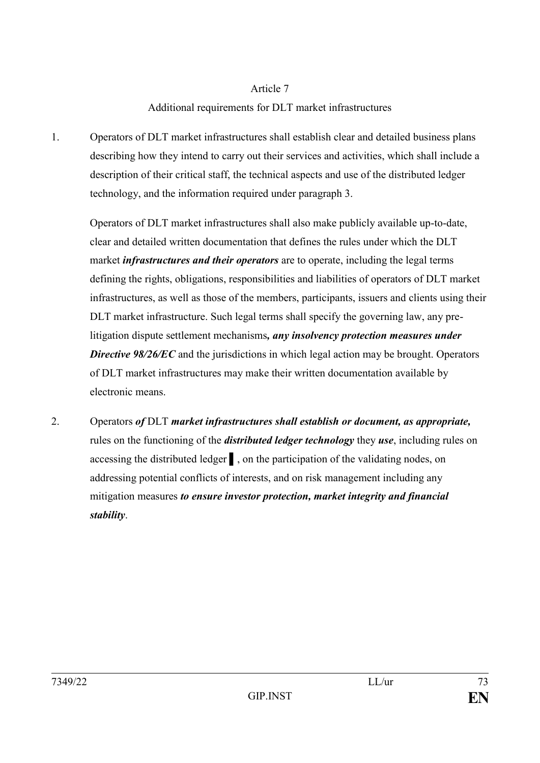Article 7

Additional requirements for DLT market infrastructures

1. Operators of DLT market infrastructures shall establish clear and detailed business plans describing how they intend to carry out their services and activities, which shall include a description of their critical staff, the technical aspects and use of the distributed ledger technology, and the information required under paragraph 3.

   Operators of DLT market infrastructures shall also make publicly available up-to-date, clear and detailed written documentation that defines the rules under which the DLT market ***infrastructures and their operators*** are to operate, including the legal terms defining the rights, obligations, responsibilities and liabilities of operators of DLT market infrastructures, as well as those of the members, participants, issuers and clients using their DLT market infrastructure. Such legal terms shall specify the governing law, any pre-litigation dispute settlement mechanisms***, any insolvency protection measures under Directive 98/26/EC*** and the jurisdictions in which legal action may be brought. Operators of DLT market infrastructures may make their written documentation available by electronic means.

2. Operators ***of*** DLT ***market infrastructures shall establish or document, as appropriate,*** rules on the functioning of the ***distributed ledger technology*** they ***use***, including rules on accessing the distributed ledger ▌, on the participation of the validating nodes, on addressing potential conflicts of interests, and on risk management including any mitigation measures ***to ensure investor protection, market integrity and financial stability***.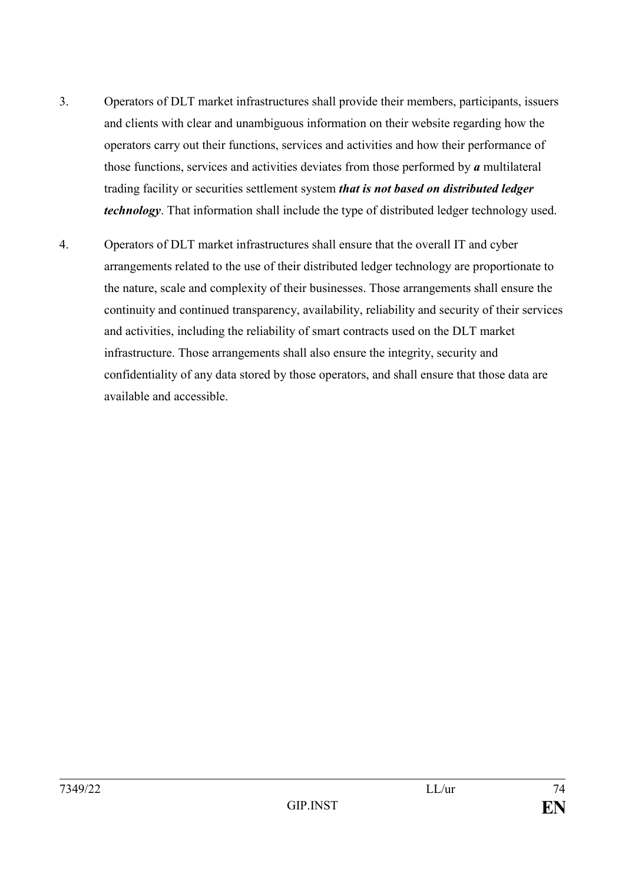3. Operators of DLT market infrastructures shall provide their members, participants, issuers and clients with clear and unambiguous information on their website regarding how the operators carry out their functions, services and activities and how their performance of those functions, services and activities deviates from those performed by ***a*** multilateral trading facility or securities settlement system ***that is not based on distributed ledger technology***. That information shall include the type of distributed ledger technology used.

4. Operators of DLT market infrastructures shall ensure that the overall IT and cyber arrangements related to the use of their distributed ledger technology are proportionate to the nature, scale and complexity of their businesses. Those arrangements shall ensure the continuity and continued transparency, availability, reliability and security of their services and activities, including the reliability of smart contracts used on the DLT market infrastructure. Those arrangements shall also ensure the integrity, security and confidentiality of any data stored by those operators, and shall ensure that those data are available and accessible.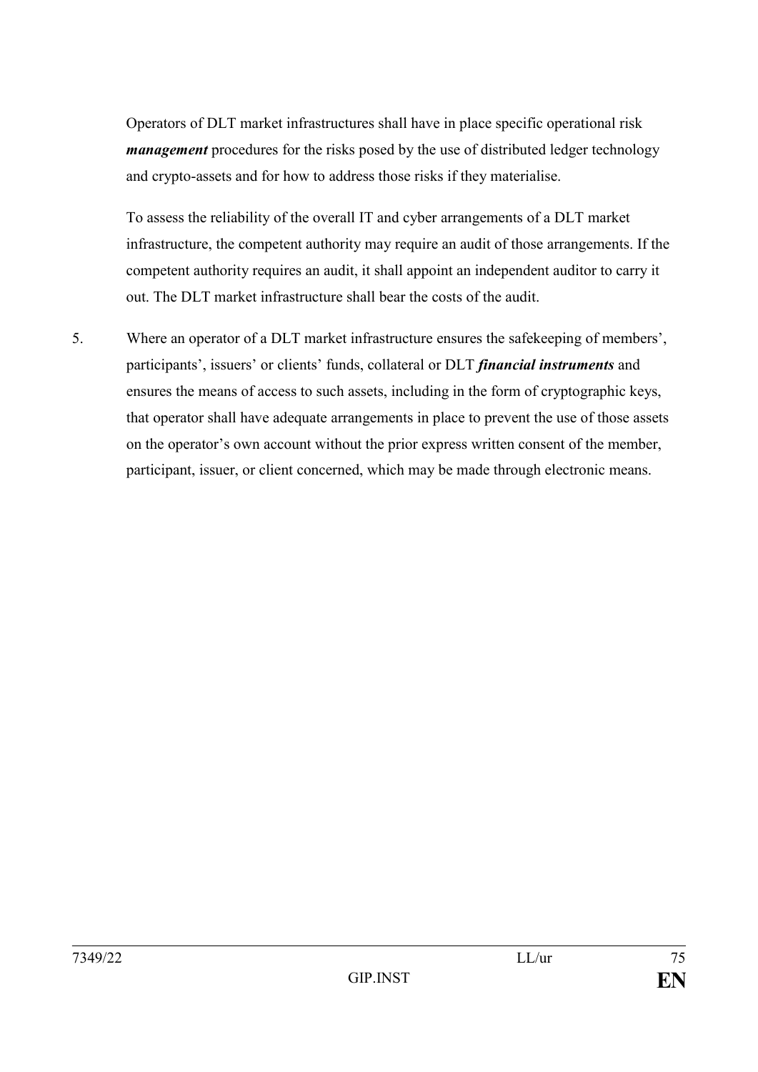Operators of DLT market infrastructures shall have in place specific operational risk ***management*** procedures for the risks posed by the use of distributed ledger technology and crypto-assets and for how to address those risks if they materialise.

To assess the reliability of the overall IT and cyber arrangements of a DLT market infrastructure, the competent authority may require an audit of those arrangements. If the competent authority requires an audit, it shall appoint an independent auditor to carry it out. The DLT market infrastructure shall bear the costs of the audit.

5. Where an operator of a DLT market infrastructure ensures the safekeeping of members', participants', issuers' or clients' funds, collateral or DLT ***financial instruments*** and ensures the means of access to such assets, including in the form of cryptographic keys, that operator shall have adequate arrangements in place to prevent the use of those assets on the operator's own account without the prior express written consent of the member, participant, issuer, or client concerned, which may be made through electronic means.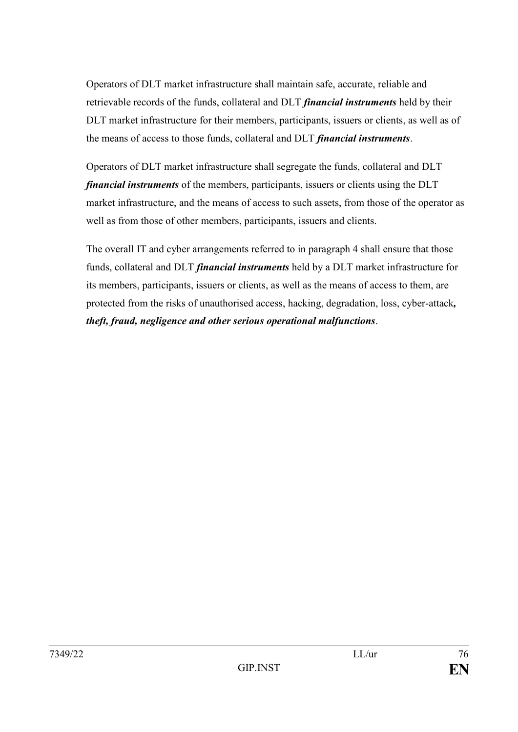Operators of DLT market infrastructure shall maintain safe, accurate, reliable and retrievable records of the funds, collateral and DLT ***financial instruments*** held by their DLT market infrastructure for their members, participants, issuers or clients, as well as of the means of access to those funds, collateral and DLT ***financial instruments***.

Operators of DLT market infrastructure shall segregate the funds, collateral and DLT ***financial instruments*** of the members, participants, issuers or clients using the DLT market infrastructure, and the means of access to such assets, from those of the operator as well as from those of other members, participants, issuers and clients.

The overall IT and cyber arrangements referred to in paragraph 4 shall ensure that those funds, collateral and DLT ***financial instruments*** held by a DLT market infrastructure for its members, participants, issuers or clients, as well as the means of access to them, are protected from the risks of unauthorised access, hacking, degradation, loss, cyber-attack***, theft, fraud, negligence and other serious operational malfunctions***.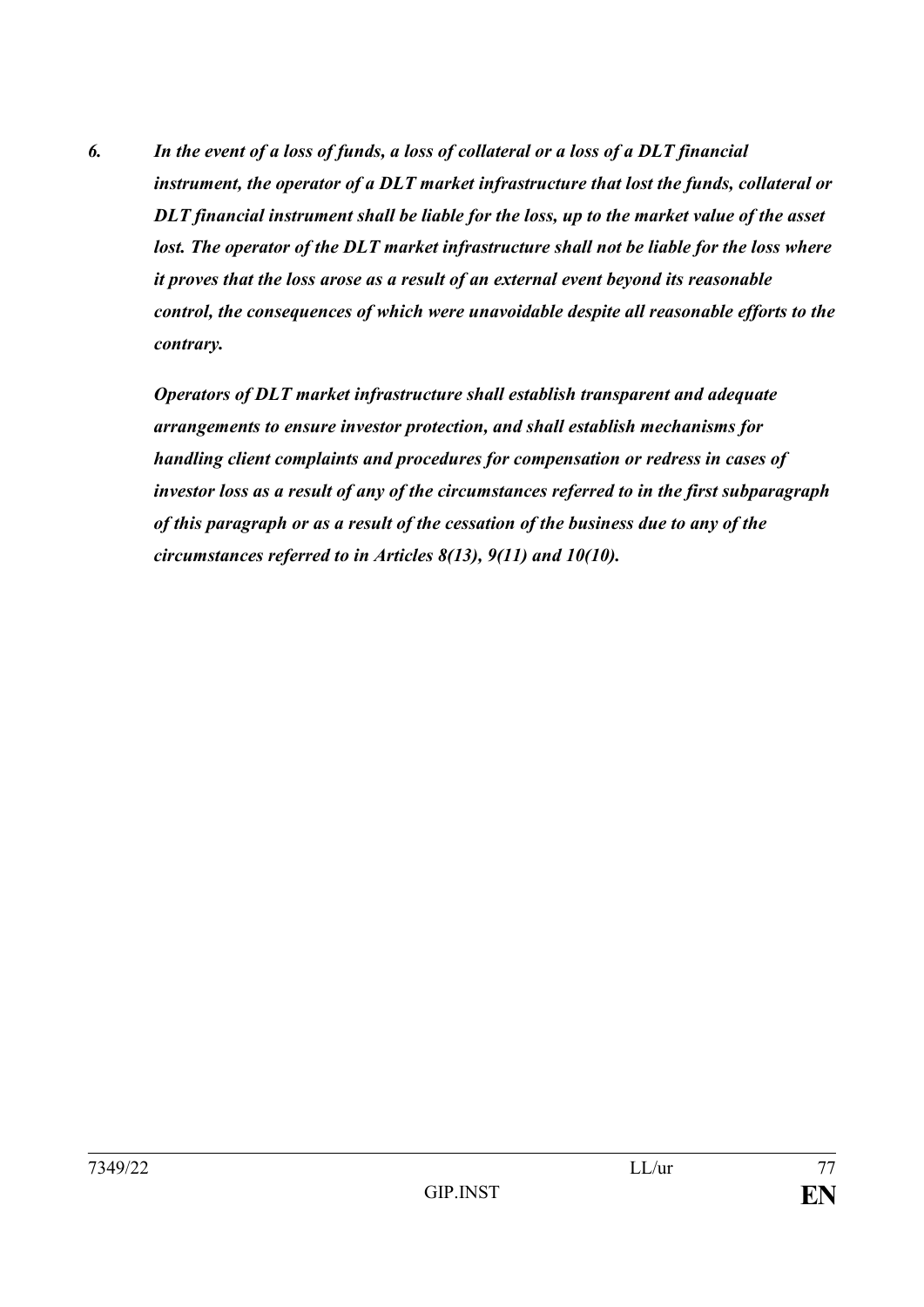*6. In the event of a loss of funds, a loss of collateral or a loss of a DLT financial instrument, the operator of a DLT market infrastructure that lost the funds, collateral or DLT financial instrument shall be liable for the loss, up to the market value of the asset lost. The operator of the DLT market infrastructure shall not be liable for the loss where it proves that the loss arose as a result of an external event beyond its reasonable control, the consequences of which were unavoidable despite all reasonable efforts to the contrary.*

*Operators of DLT market infrastructure shall establish transparent and adequate arrangements to ensure investor protection, and shall establish mechanisms for handling client complaints and procedures for compensation or redress in cases of investor loss as a result of any of the circumstances referred to in the first subparagraph of this paragraph or as a result of the cessation of the business due to any of the circumstances referred to in Articles 8(13), 9(11) and 10(10).*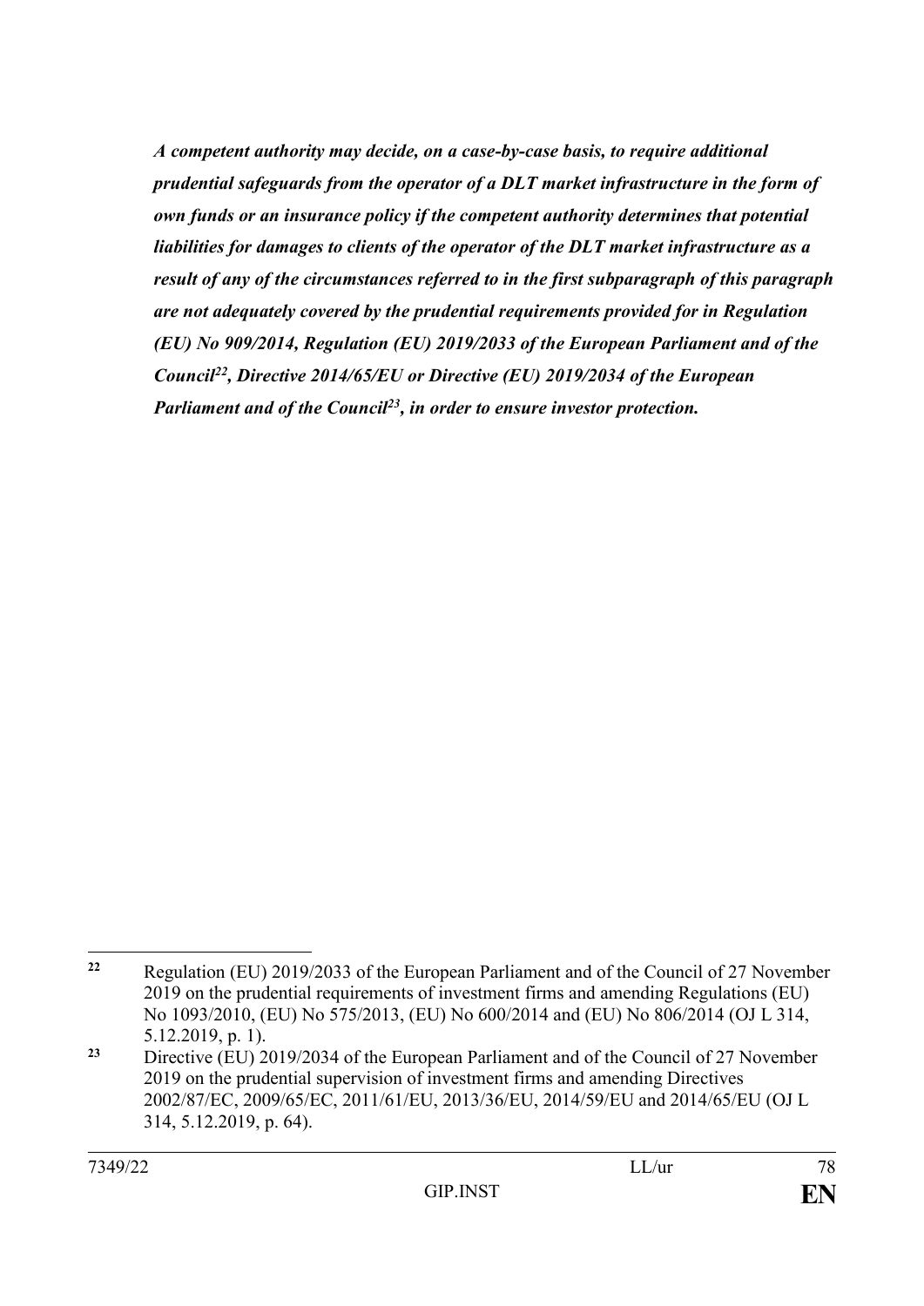***A competent authority may decide, on a case-by-case basis, to require additional prudential safeguards from the operator of a DLT market infrastructure in the form of own funds or an insurance policy if the competent authority determines that potential liabilities for damages to clients of the operator of the DLT market infrastructure as a result of any of the circumstances referred to in the first subparagraph of this paragraph are not adequately covered by the prudential requirements provided for in Regulation (EU) No 909/2014, Regulation (EU) 2019/2033 of the European Parliament and of the Council[22], Directive 2014/65/EU or Directive (EU) 2019/2034 of the European Parliament and of the Council[23], in order to ensure investor protection.***

---

[22] Regulation (EU) 2019/2033 of the European Parliament and of the Council of 27 November 2019 on the prudential requirements of investment firms and amending Regulations (EU) No 1093/2010, (EU) No 575/2013, (EU) No 600/2014 and (EU) No 806/2014 (OJ L 314, 5.12.2019, p. 1).

[23] Directive (EU) 2019/2034 of the European Parliament and of the Council of 27 November 2019 on the prudential supervision of investment firms and amending Directives 2002/87/EC, 2009/65/EC, 2011/61/EU, 2013/36/EU, 2014/59/EU and 2014/65/EU (OJ L 314, 5.12.2019, p. 64).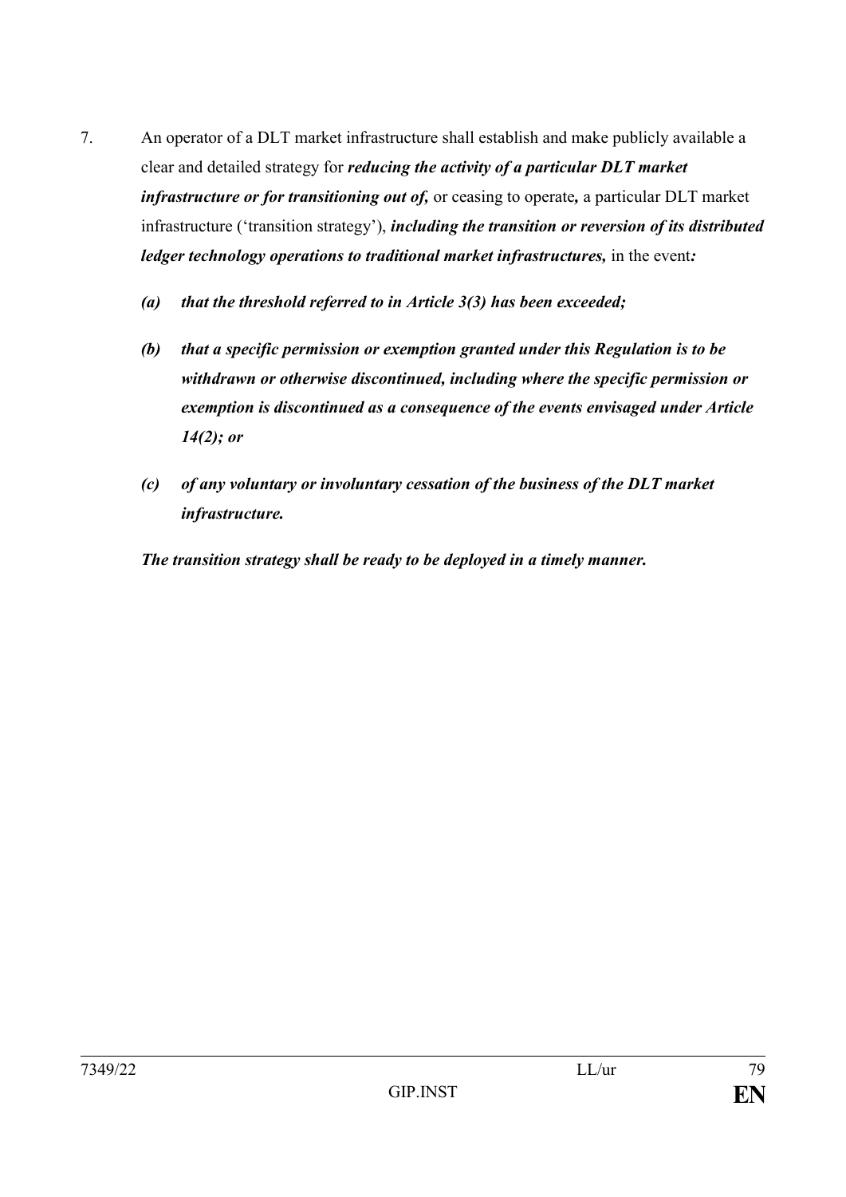7. An operator of a DLT market infrastructure shall establish and make publicly available a clear and detailed strategy for ***reducing the activity of a particular DLT market infrastructure or for transitioning out of,*** or ceasing to operate***,*** a particular DLT market infrastructure ('transition strategy'), ***including the transition or reversion of its distributed ledger technology operations to traditional market infrastructures,*** in the event***:***

   ***(a) that the threshold referred to in Article 3(3) has been exceeded;***

   ***(b) that a specific permission or exemption granted under this Regulation is to be withdrawn or otherwise discontinued, including where the specific permission or exemption is discontinued as a consequence of the events envisaged under Article 14(2); or***

   ***(c) of any voluntary or involuntary cessation of the business of the DLT market infrastructure.***

   ***The transition strategy shall be ready to be deployed in a timely manner.***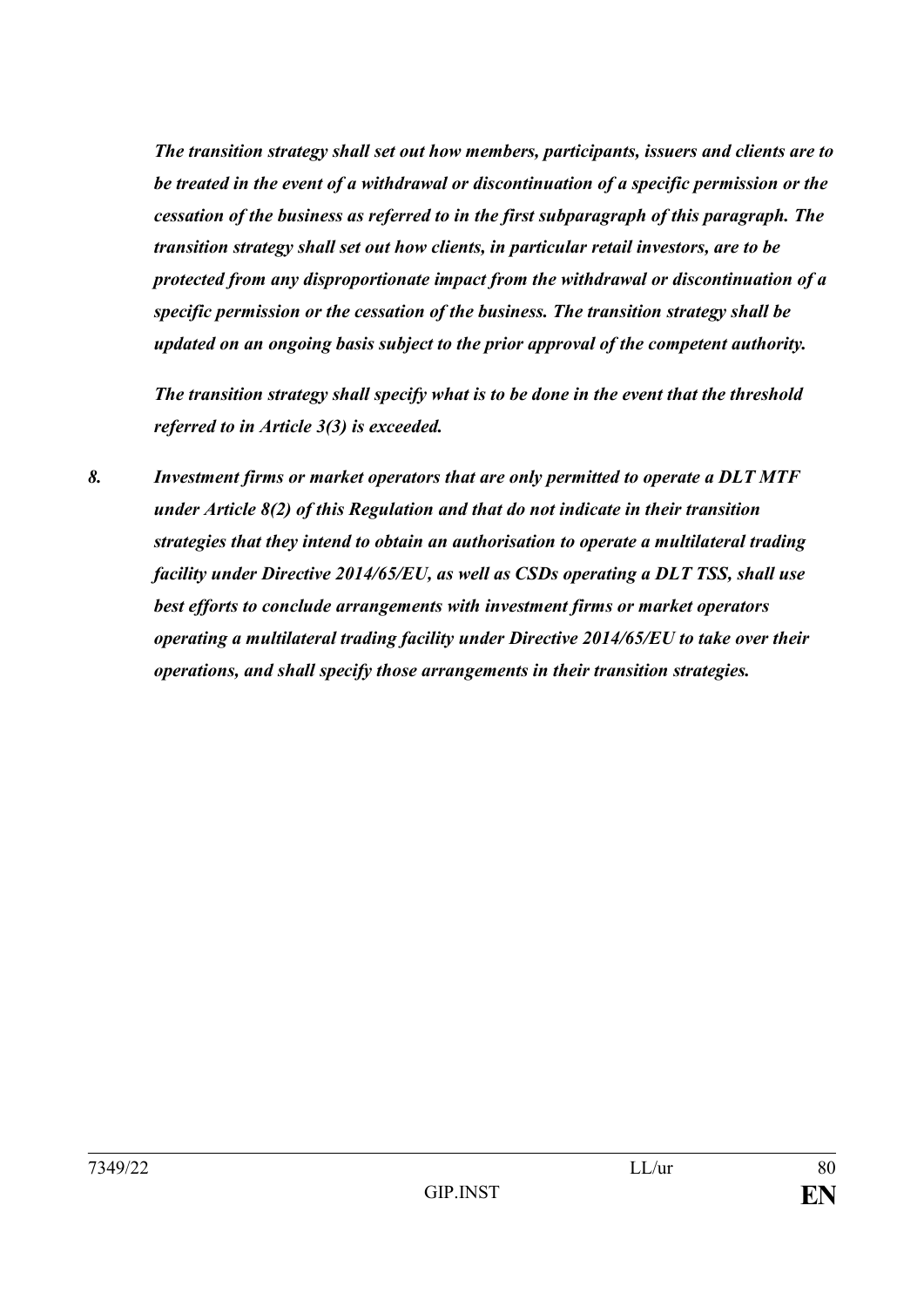***The transition strategy shall set out how members, participants, issuers and clients are to be treated in the event of a withdrawal or discontinuation of a specific permission or the cessation of the business as referred to in the first subparagraph of this paragraph. The transition strategy shall set out how clients, in particular retail investors, are to be protected from any disproportionate impact from the withdrawal or discontinuation of a specific permission or the cessation of the business. The transition strategy shall be updated on an ongoing basis subject to the prior approval of the competent authority.***

***The transition strategy shall specify what is to be done in the event that the threshold referred to in Article 3(3) is exceeded.***

***8. Investment firms or market operators that are only permitted to operate a DLT MTF under Article 8(2) of this Regulation and that do not indicate in their transition strategies that they intend to obtain an authorisation to operate a multilateral trading facility under Directive 2014/65/EU, as well as CSDs operating a DLT TSS, shall use best efforts to conclude arrangements with investment firms or market operators operating a multilateral trading facility under Directive 2014/65/EU to take over their operations, and shall specify those arrangements in their transition strategies.***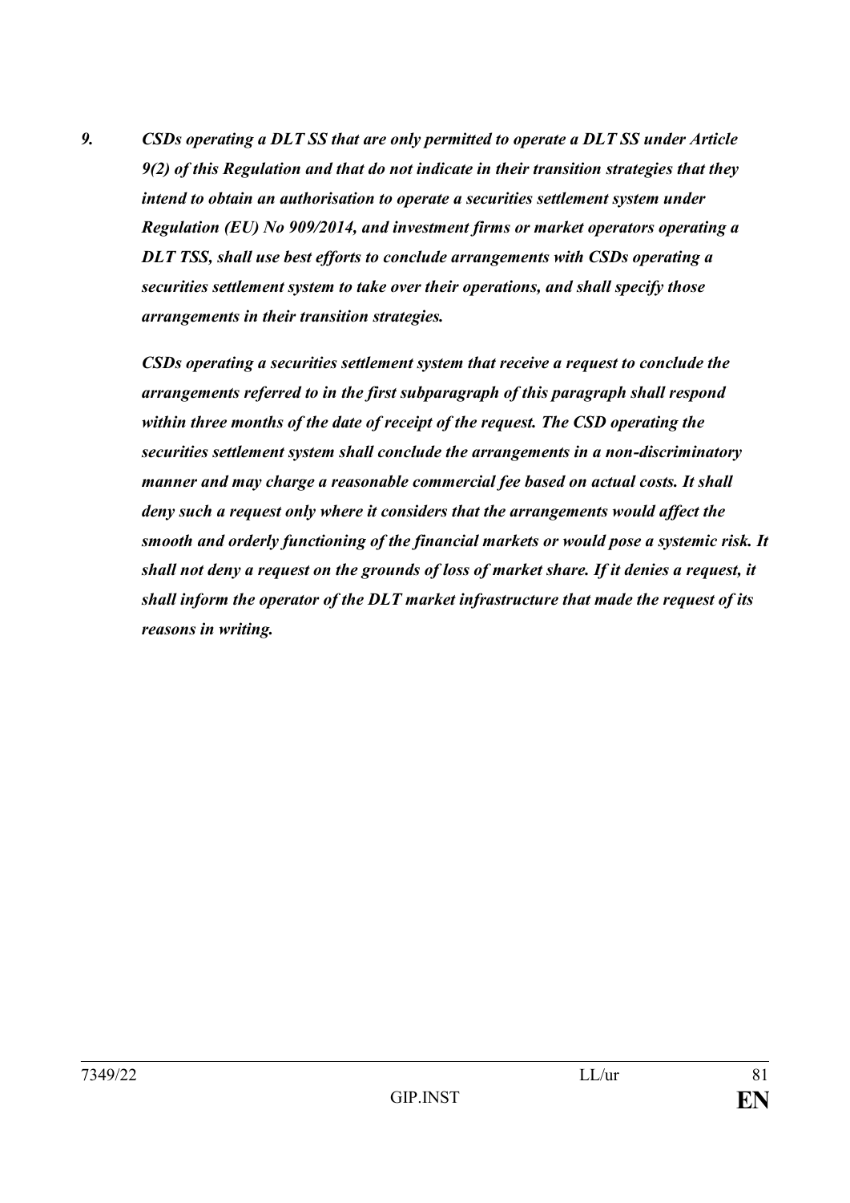***9. CSDs operating a DLT SS that are only permitted to operate a DLT SS under Article 9(2) of this Regulation and that do not indicate in their transition strategies that they intend to obtain an authorisation to operate a securities settlement system under Regulation (EU) No 909/2014, and investment firms or market operators operating a DLT TSS, shall use best efforts to conclude arrangements with CSDs operating a securities settlement system to take over their operations, and shall specify those arrangements in their transition strategies.***

***CSDs operating a securities settlement system that receive a request to conclude the arrangements referred to in the first subparagraph of this paragraph shall respond within three months of the date of receipt of the request. The CSD operating the securities settlement system shall conclude the arrangements in a non-discriminatory manner and may charge a reasonable commercial fee based on actual costs. It shall deny such a request only where it considers that the arrangements would affect the smooth and orderly functioning of the financial markets or would pose a systemic risk. It shall not deny a request on the grounds of loss of market share. If it denies a request, it shall inform the operator of the DLT market infrastructure that made the request of its reasons in writing.***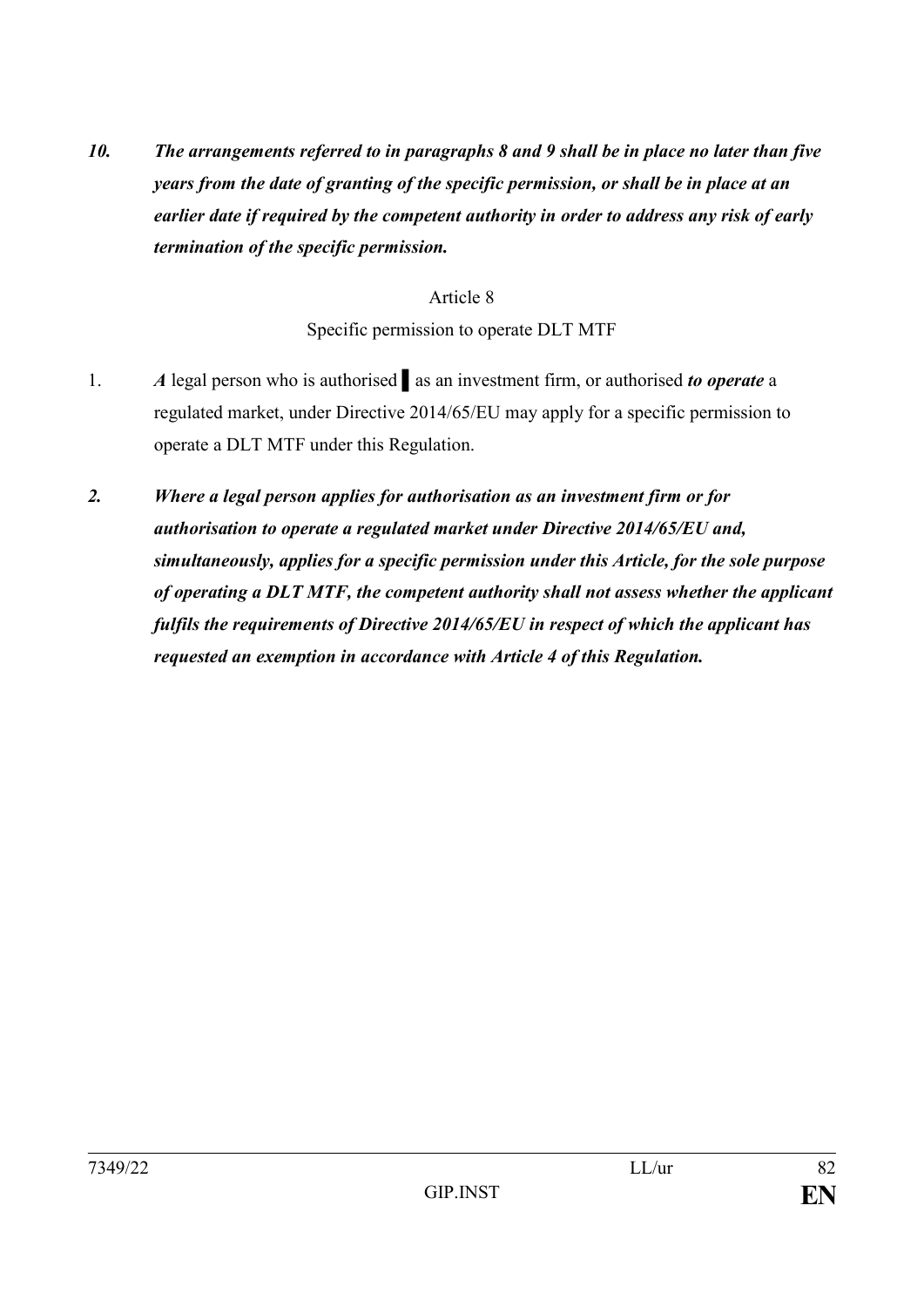***10. The arrangements referred to in paragraphs 8 and 9 shall be in place no later than five years from the date of granting of the specific permission, or shall be in place at an earlier date if required by the competent authority in order to address any risk of early termination of the specific permission.***

Article 8

Specific permission to operate DLT MTF

1. ***A*** legal person who is authorised ▌ as an investment firm, or authorised ***to operate*** a regulated market, under Directive 2014/65/EU may apply for a specific permission to operate a DLT MTF under this Regulation.

***2. Where a legal person applies for authorisation as an investment firm or for authorisation to operate a regulated market under Directive 2014/65/EU and, simultaneously, applies for a specific permission under this Article, for the sole purpose of operating a DLT MTF, the competent authority shall not assess whether the applicant fulfils the requirements of Directive 2014/65/EU in respect of which the applicant has requested an exemption in accordance with Article 4 of this Regulation.***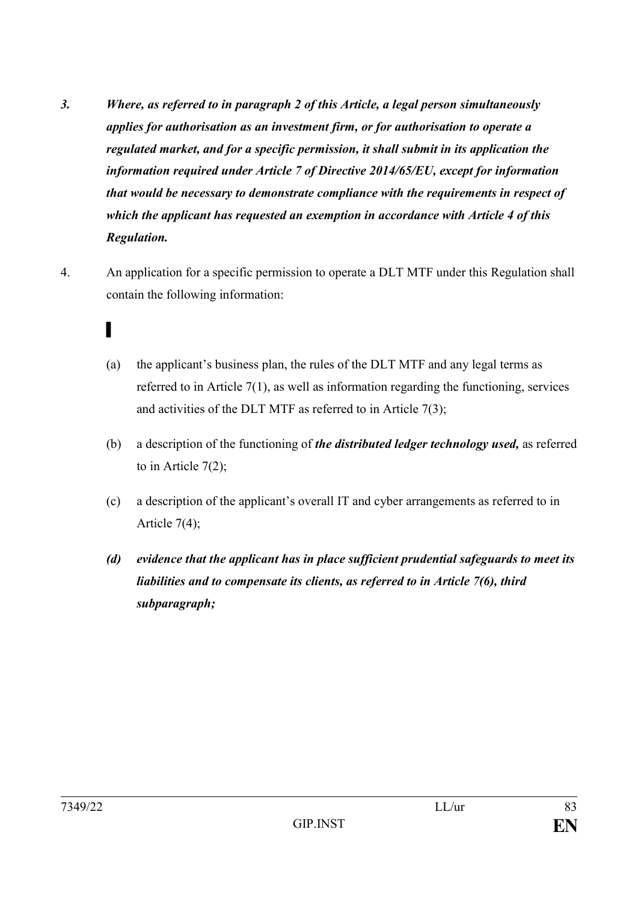*3. Where, as referred to in paragraph 2 of this Article, a legal person simultaneously applies for authorisation as an investment firm, or for authorisation to operate a regulated market, and for a specific permission, it shall submit in its application the information required under Article 7 of Directive 2014/65/EU, except for information that would be necessary to demonstrate compliance with the requirements in respect of which the applicant has requested an exemption in accordance with Article 4 of this Regulation.*

4. An application for a specific permission to operate a DLT MTF under this Regulation shall contain the following information:

(a) the applicant's business plan, the rules of the DLT MTF and any legal terms as referred to in Article 7(1), as well as information regarding the functioning, services and activities of the DLT MTF as referred to in Article 7(3);

(b) a description of the functioning of ***the distributed ledger technology used,*** as referred to in Article 7(2);

(c) a description of the applicant's overall IT and cyber arrangements as referred to in Article 7(4);

***(d) evidence that the applicant has in place sufficient prudential safeguards to meet its liabilities and to compensate its clients, as referred to in Article 7(6), third subparagraph;***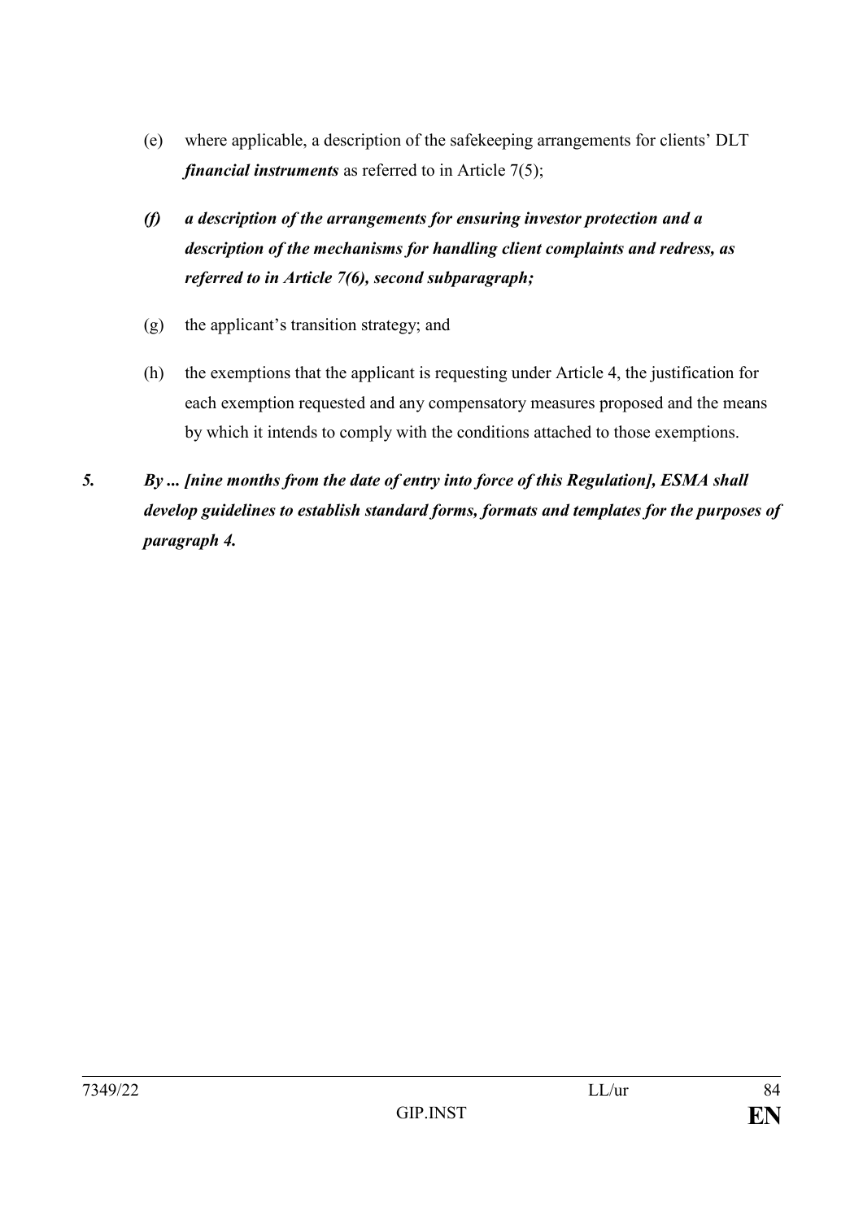(e) where applicable, a description of the safekeeping arrangements for clients' DLT ***financial instruments*** as referred to in Article 7(5);

***(f) a description of the arrangements for ensuring investor protection and a description of the mechanisms for handling client complaints and redress, as referred to in Article 7(6), second subparagraph;***

(g) the applicant's transition strategy; and

(h) the exemptions that the applicant is requesting under Article 4, the justification for each exemption requested and any compensatory measures proposed and the means by which it intends to comply with the conditions attached to those exemptions.

***5. By ... [nine months from the date of entry into force of this Regulation], ESMA shall develop guidelines to establish standard forms, formats and templates for the purposes of paragraph 4.***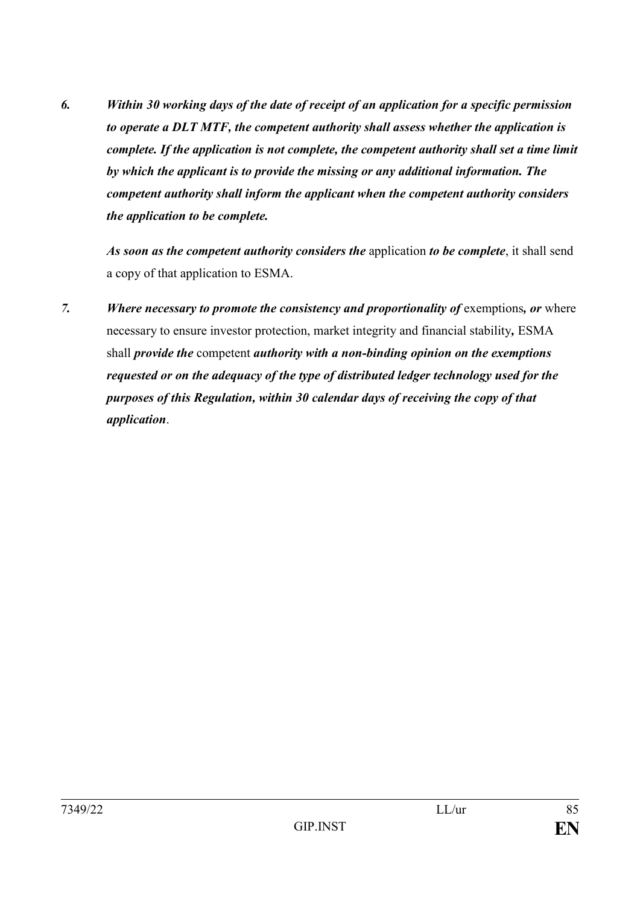*6.* ***Within 30 working days of the date of receipt of an application for a specific permission to operate a DLT MTF, the competent authority shall assess whether the application is complete. If the application is not complete, the competent authority shall set a time limit by which the applicant is to provide the missing or any additional information. The competent authority shall inform the applicant when the competent authority considers the application to be complete.***

***As soon as the competent authority considers the*** application ***to be complete***, it shall send a copy of that application to ESMA.

*7.* ***Where necessary to promote the consistency and proportionality of*** exemptions***, or*** where necessary to ensure investor protection, market integrity and financial stability***,*** ESMA shall ***provide the*** competent ***authority with a non-binding opinion on the exemptions requested or on the adequacy of the type of distributed ledger technology used for the purposes of this Regulation, within 30 calendar days of receiving the copy of that application***.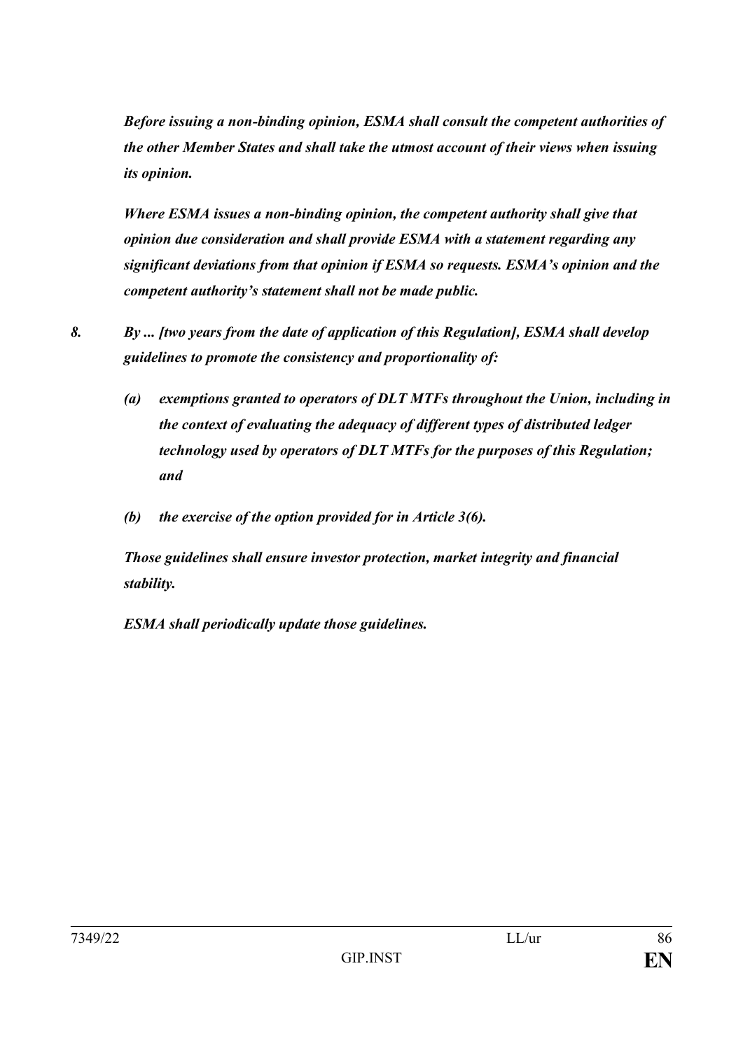***Before issuing a non-binding opinion, ESMA shall consult the competent authorities of the other Member States and shall take the utmost account of their views when issuing its opinion.***

***Where ESMA issues a non-binding opinion, the competent authority shall give that opinion due consideration and shall provide ESMA with a statement regarding any significant deviations from that opinion if ESMA so requests. ESMA's opinion and the competent authority's statement shall not be made public.***

***8. By ... [two years from the date of application of this Regulation], ESMA shall develop guidelines to promote the consistency and proportionality of:***

- ***(a) exemptions granted to operators of DLT MTFs throughout the Union, including in the context of evaluating the adequacy of different types of distributed ledger technology used by operators of DLT MTFs for the purposes of this Regulation; and***
- ***(b) the exercise of the option provided for in Article 3(6).***

***Those guidelines shall ensure investor protection, market integrity and financial stability.***

***ESMA shall periodically update those guidelines.***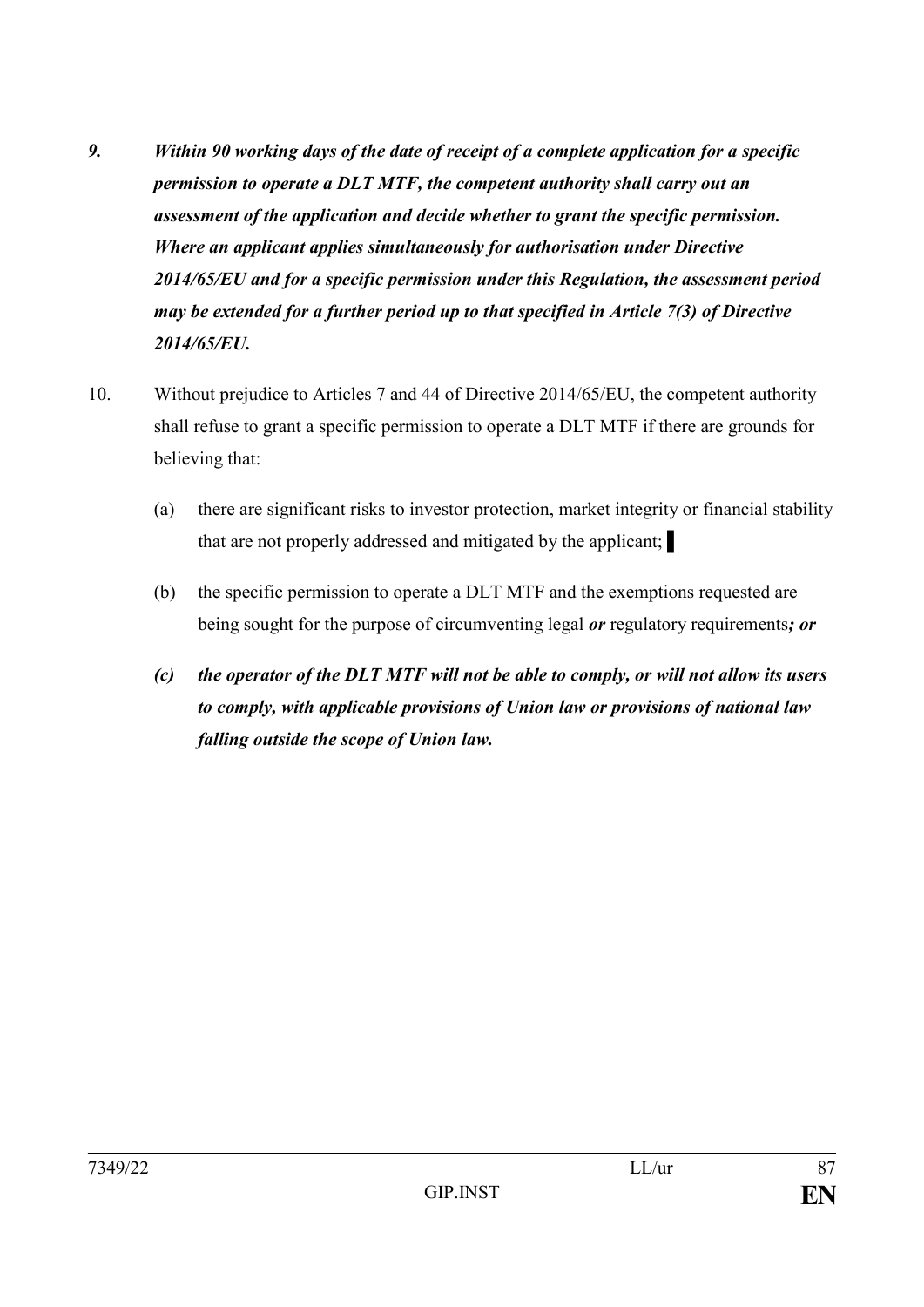***9. Within 90 working days of the date of receipt of a complete application for a specific permission to operate a DLT MTF, the competent authority shall carry out an assessment of the application and decide whether to grant the specific permission. Where an applicant applies simultaneously for authorisation under Directive 2014/65/EU and for a specific permission under this Regulation, the assessment period may be extended for a further period up to that specified in Article 7(3) of Directive 2014/65/EU.***

10. Without prejudice to Articles 7 and 44 of Directive 2014/65/EU, the competent authority shall refuse to grant a specific permission to operate a DLT MTF if there are grounds for believing that:

   (a) there are significant risks to investor protection, market integrity or financial stability that are not properly addressed and mitigated by the applicant; ▌

   (b) the specific permission to operate a DLT MTF and the exemptions requested are being sought for the purpose of circumventing legal ***or*** regulatory requirements***; or***

   ***(c) the operator of the DLT MTF will not be able to comply, or will not allow its users to comply, with applicable provisions of Union law or provisions of national law falling outside the scope of Union law.***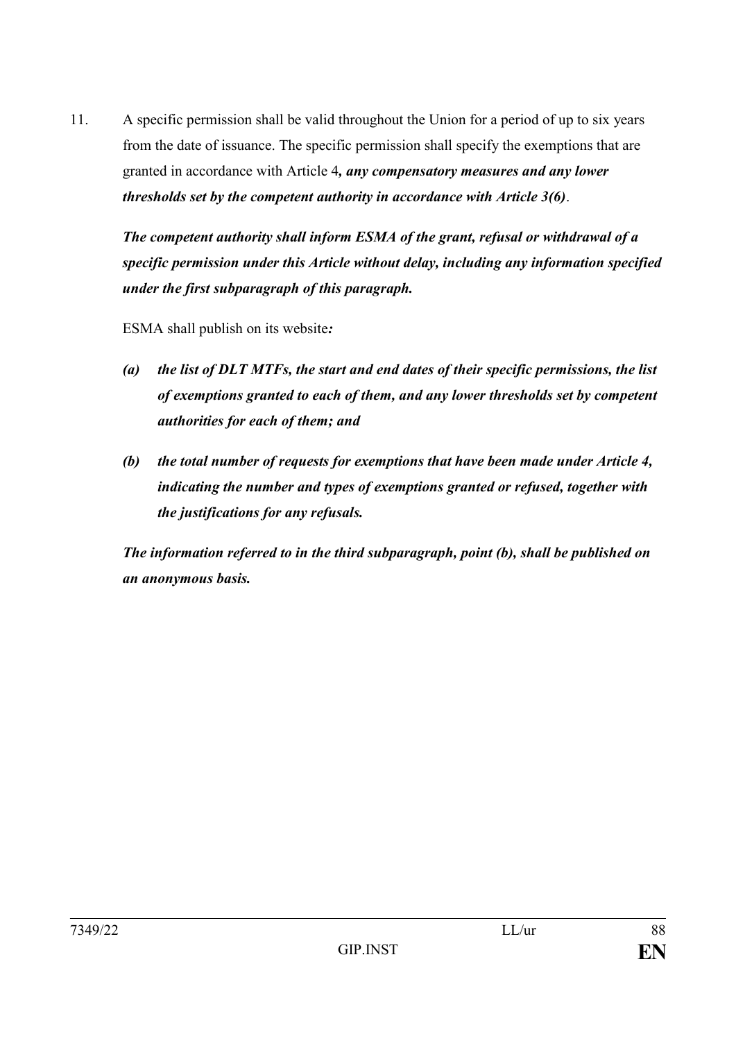11. A specific permission shall be valid throughout the Union for a period of up to six years from the date of issuance. The specific permission shall specify the exemptions that are granted in accordance with Article 4***, any compensatory measures and any lower thresholds set by the competent authority in accordance with Article 3(6)***.

***The competent authority shall inform ESMA of the grant, refusal or withdrawal of a specific permission under this Article without delay, including any information specified under the first subparagraph of this paragraph.***

ESMA shall publish on its website***:***

***(a) the list of DLT MTFs, the start and end dates of their specific permissions, the list of exemptions granted to each of them, and any lower thresholds set by competent authorities for each of them; and***

***(b) the total number of requests for exemptions that have been made under Article 4, indicating the number and types of exemptions granted or refused, together with the justifications for any refusals.***

***The information referred to in the third subparagraph, point (b), shall be published on an anonymous basis.***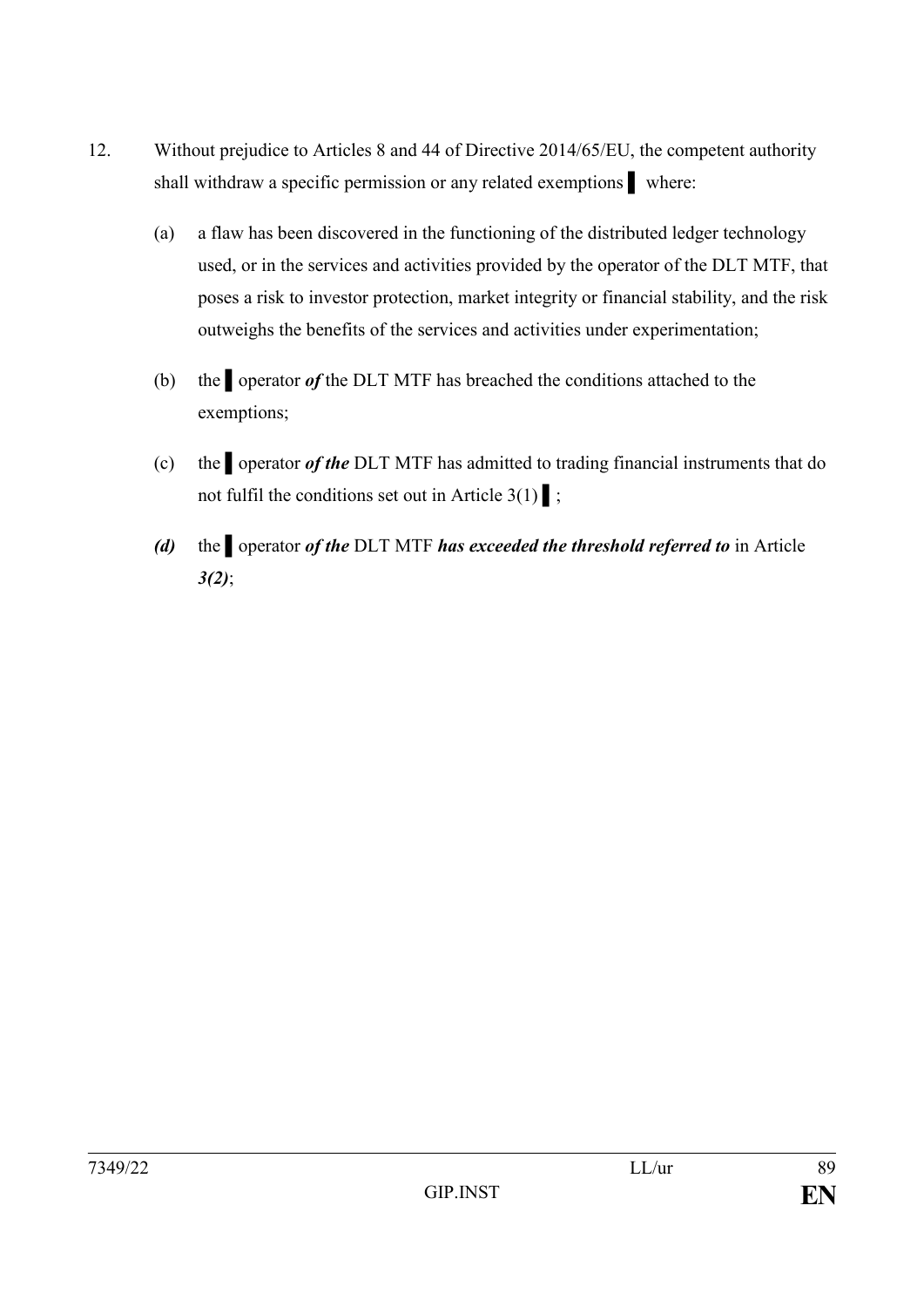12. Without prejudice to Articles 8 and 44 of Directive 2014/65/EU, the competent authority shall withdraw a specific permission or any related exemptions ▌ where:

    (a) a flaw has been discovered in the functioning of the distributed ledger technology used, or in the services and activities provided by the operator of the DLT MTF, that poses a risk to investor protection, market integrity or financial stability, and the risk outweighs the benefits of the services and activities under experimentation;

    (b) the ▌ operator ***of*** the DLT MTF has breached the conditions attached to the exemptions;

    (c) the ▌ operator ***of the*** DLT MTF has admitted to trading financial instruments that do not fulfil the conditions set out in Article 3(1) ▌;

    ***(d)*** the ▌ operator ***of the*** DLT MTF ***has exceeded the threshold referred to*** in Article ***3(2)***;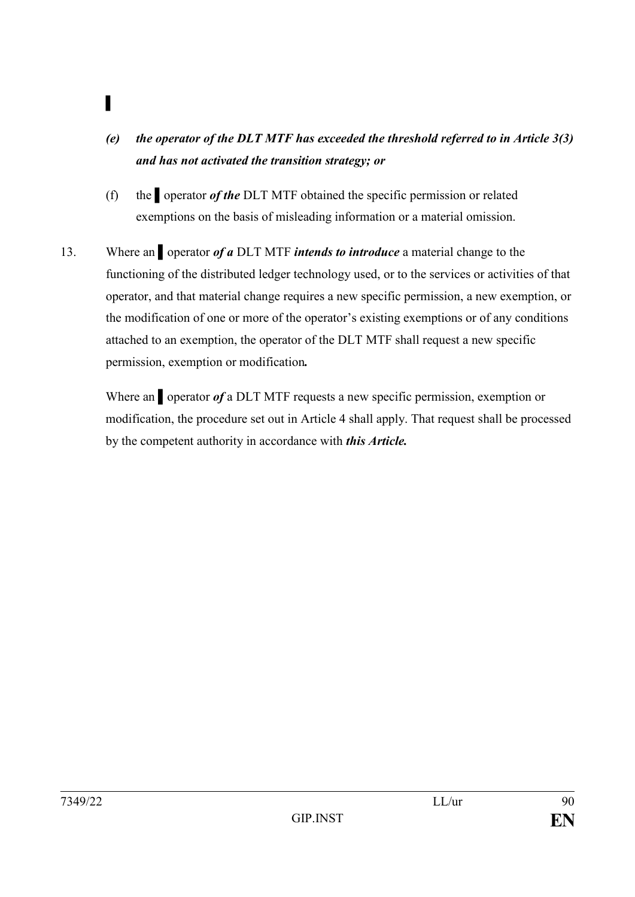▌

*(e)* ***the operator of the DLT MTF has exceeded the threshold referred to in Article 3(3) and has not activated the transition strategy; or***

(f) the ▌operator ***of the*** DLT MTF obtained the specific permission or related exemptions on the basis of misleading information or a material omission.

13. Where an ▌operator ***of a*** DLT MTF ***intends to introduce*** a material change to the functioning of the distributed ledger technology used, or to the services or activities of that operator, and that material change requires a new specific permission, a new exemption, or the modification of one or more of the operator's existing exemptions or of any conditions attached to an exemption, the operator of the DLT MTF shall request a new specific permission, exemption or modification***.***

Where an ▌operator ***of*** a DLT MTF requests a new specific permission, exemption or modification, the procedure set out in Article 4 shall apply. That request shall be processed by the competent authority in accordance with ***this Article.***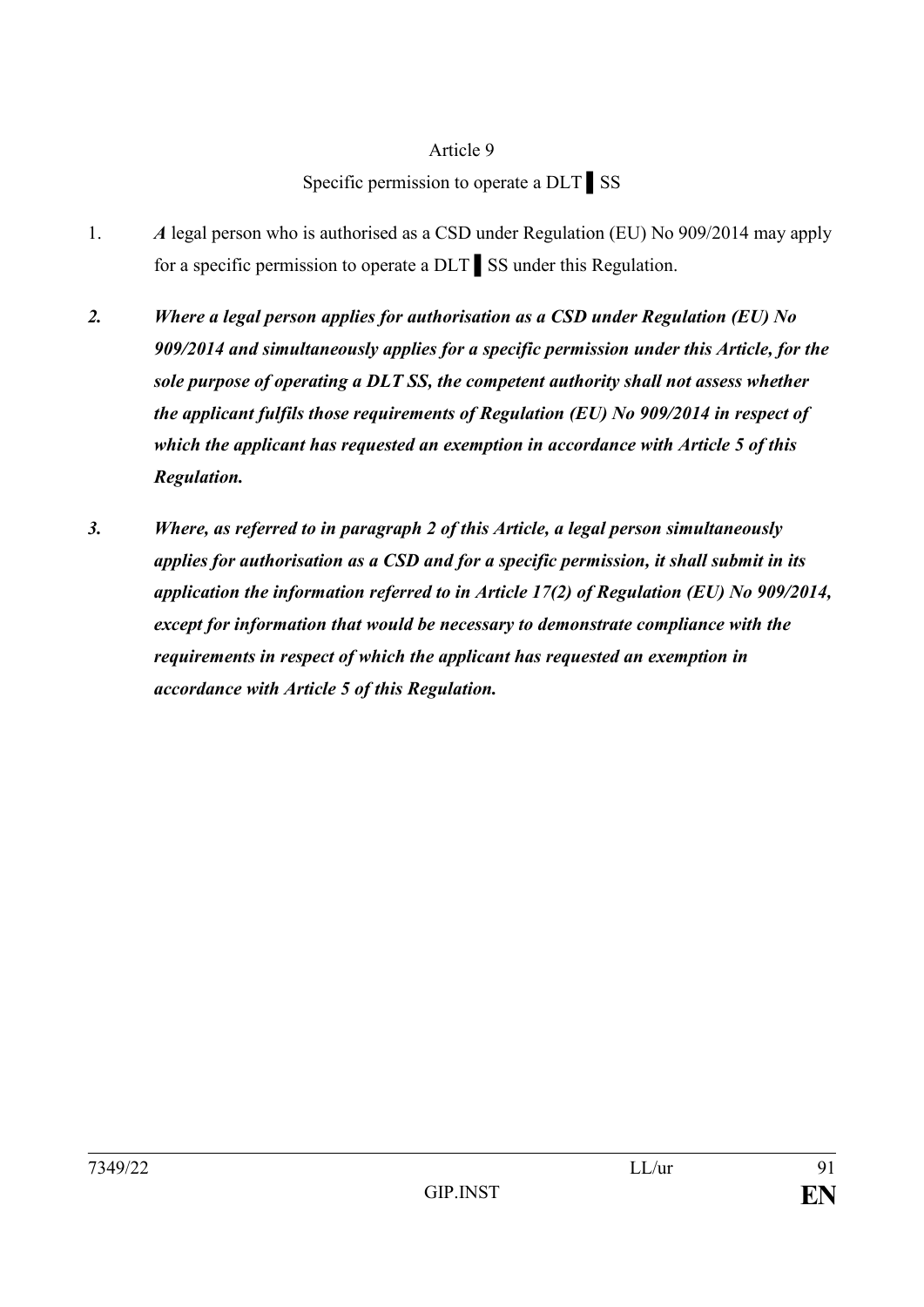Article 9

Specific permission to operate a DLT ▌SS

1. *A* legal person who is authorised as a CSD under Regulation (EU) No 909/2014 may apply for a specific permission to operate a DLT ▌SS under this Regulation.

***2. Where a legal person applies for authorisation as a CSD under Regulation (EU) No 909/2014 and simultaneously applies for a specific permission under this Article, for the sole purpose of operating a DLT SS, the competent authority shall not assess whether the applicant fulfils those requirements of Regulation (EU) No 909/2014 in respect of which the applicant has requested an exemption in accordance with Article 5 of this Regulation.***

***3. Where, as referred to in paragraph 2 of this Article, a legal person simultaneously applies for authorisation as a CSD and for a specific permission, it shall submit in its application the information referred to in Article 17(2) of Regulation (EU) No 909/2014, except for information that would be necessary to demonstrate compliance with the requirements in respect of which the applicant has requested an exemption in accordance with Article 5 of this Regulation.***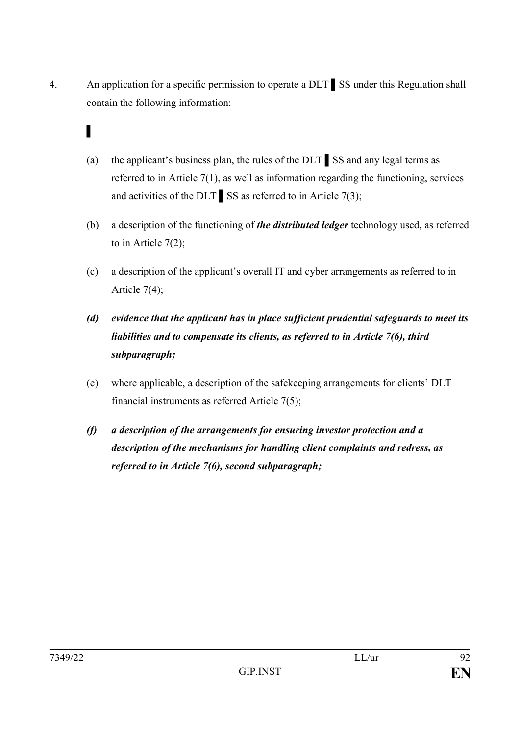4. An application for a specific permission to operate a DLT ▌SS under this Regulation shall contain the following information:

▌

(a) the applicant's business plan, the rules of the DLT ▌SS and any legal terms as referred to in Article 7(1), as well as information regarding the functioning, services and activities of the DLT ▌SS as referred to in Article 7(3);

(b) a description of the functioning of ***the distributed ledger*** technology used, as referred to in Article 7(2);

(c) a description of the applicant's overall IT and cyber arrangements as referred to in Article 7(4);

***(d) evidence that the applicant has in place sufficient prudential safeguards to meet its liabilities and to compensate its clients, as referred to in Article 7(6), third subparagraph;***

(e) where applicable, a description of the safekeeping arrangements for clients' DLT financial instruments as referred Article 7(5);

***(f) a description of the arrangements for ensuring investor protection and a description of the mechanisms for handling client complaints and redress, as referred to in Article 7(6), second subparagraph;***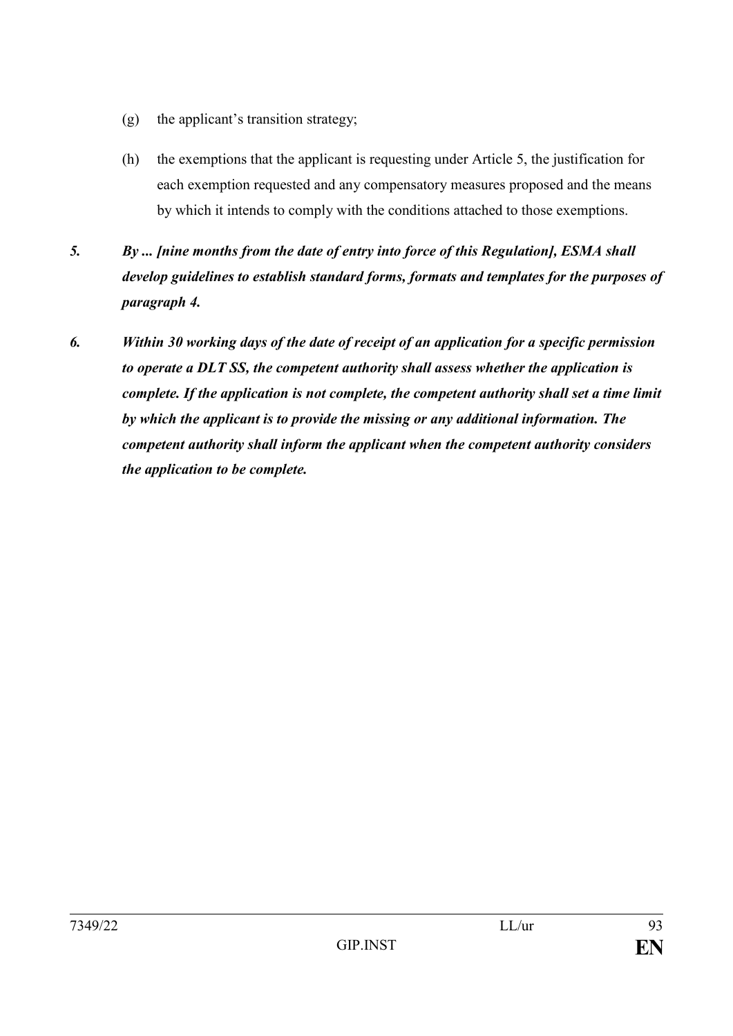(g) the applicant's transition strategy;

(h) the exemptions that the applicant is requesting under Article 5, the justification for each exemption requested and any compensatory measures proposed and the means by which it intends to comply with the conditions attached to those exemptions.

***5. By ... [nine months from the date of entry into force of this Regulation], ESMA shall develop guidelines to establish standard forms, formats and templates for the purposes of paragraph 4.***

***6. Within 30 working days of the date of receipt of an application for a specific permission to operate a DLT SS, the competent authority shall assess whether the application is complete. If the application is not complete, the competent authority shall set a time limit by which the applicant is to provide the missing or any additional information. The competent authority shall inform the applicant when the competent authority considers the application to be complete.***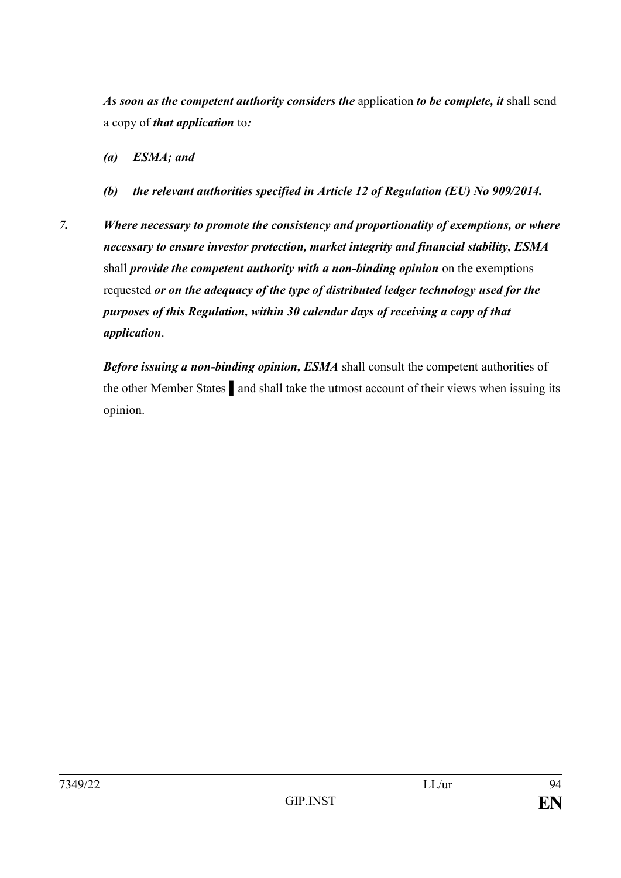***As soon as the competent authority considers the*** application ***to be complete, it*** shall send a copy of ***that application*** to***:***

***(a) ESMA; and***

***(b) the relevant authorities specified in Article 12 of Regulation (EU) No 909/2014.***

***7. Where necessary to promote the consistency and proportionality of exemptions, or where necessary to ensure investor protection, market integrity and financial stability, ESMA*** shall ***provide the competent authority with a non-binding opinion*** on the exemptions requested ***or on the adequacy of the type of distributed ledger technology used for the purposes of this Regulation, within 30 calendar days of receiving a copy of that application***.

***Before issuing a non-binding opinion, ESMA*** shall consult the competent authorities of the other Member States ▌ and shall take the utmost account of their views when issuing its opinion.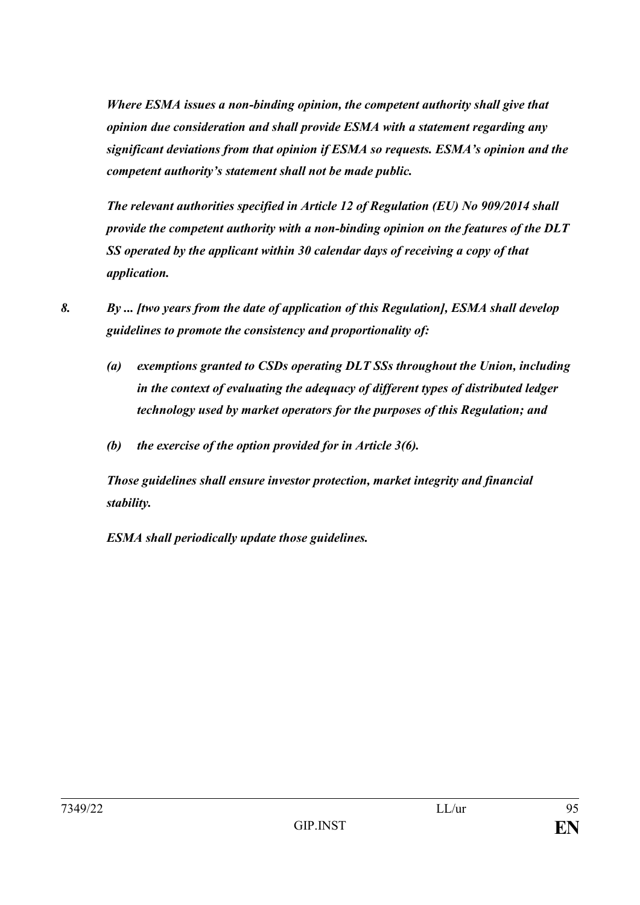*Where ESMA issues a non-binding opinion, the competent authority shall give that opinion due consideration and shall provide ESMA with a statement regarding any significant deviations from that opinion if ESMA so requests. ESMA's opinion and the competent authority's statement shall not be made public.*

*The relevant authorities specified in Article 12 of Regulation (EU) No 909/2014 shall provide the competent authority with a non-binding opinion on the features of the DLT SS operated by the applicant within 30 calendar days of receiving a copy of that application.*

*8. By ... [two years from the date of application of this Regulation], ESMA shall develop guidelines to promote the consistency and proportionality of:*

*(a) exemptions granted to CSDs operating DLT SSs throughout the Union, including in the context of evaluating the adequacy of different types of distributed ledger technology used by market operators for the purposes of this Regulation; and*

*(b) the exercise of the option provided for in Article 3(6).*

*Those guidelines shall ensure investor protection, market integrity and financial stability.*

*ESMA shall periodically update those guidelines.*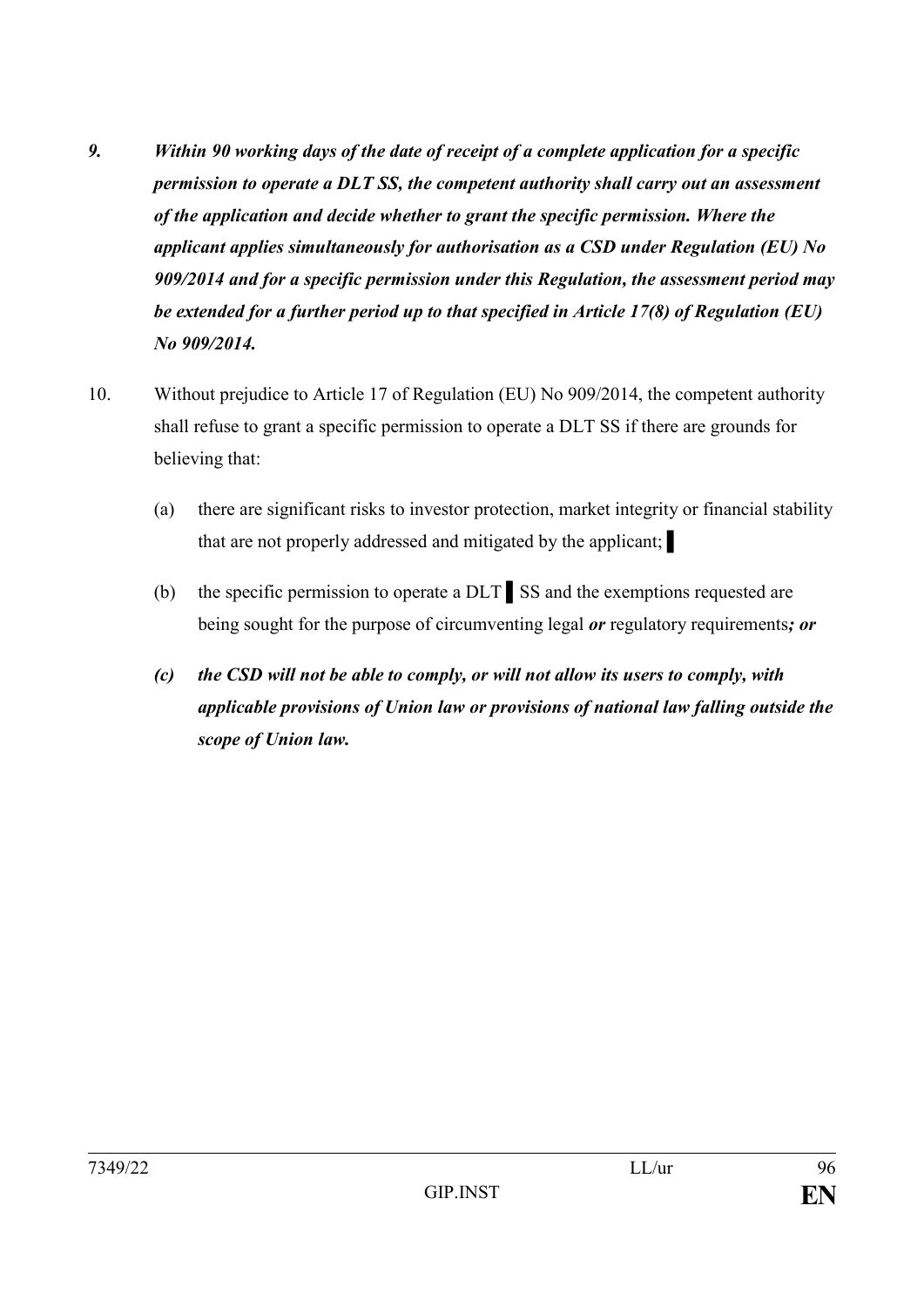*9.* ***Within 90 working days of the date of receipt of a complete application for a specific permission to operate a DLT SS, the competent authority shall carry out an assessment of the application and decide whether to grant the specific permission. Where the applicant applies simultaneously for authorisation as a CSD under Regulation (EU) No 909/2014 and for a specific permission under this Regulation, the assessment period may be extended for a further period up to that specified in Article 17(8) of Regulation (EU) No 909/2014.***

10. Without prejudice to Article 17 of Regulation (EU) No 909/2014, the competent authority shall refuse to grant a specific permission to operate a DLT SS if there are grounds for believing that:

(a) there are significant risks to investor protection, market integrity or financial stability that are not properly addressed and mitigated by the applicant; ▌

(b) the specific permission to operate a DLT ▌ SS and the exemptions requested are being sought for the purpose of circumventing legal ***or*** regulatory requirements***; or***

***(c) the CSD will not be able to comply, or will not allow its users to comply, with applicable provisions of Union law or provisions of national law falling outside the scope of Union law.***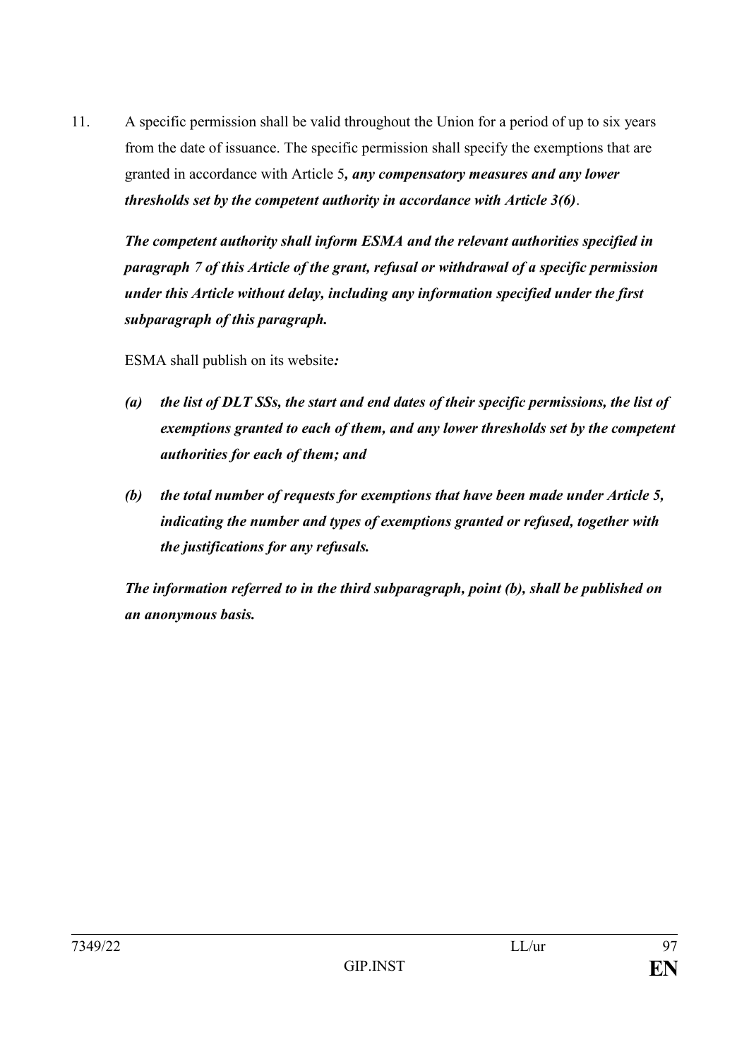11. A specific permission shall be valid throughout the Union for a period of up to six years from the date of issuance. The specific permission shall specify the exemptions that are granted in accordance with Article 5***, any compensatory measures and any lower thresholds set by the competent authority in accordance with Article 3(6)***.

***The competent authority shall inform ESMA and the relevant authorities specified in paragraph 7 of this Article of the grant, refusal or withdrawal of a specific permission under this Article without delay, including any information specified under the first subparagraph of this paragraph.***

ESMA shall publish on its website***:***

***(a) the list of DLT SSs, the start and end dates of their specific permissions, the list of exemptions granted to each of them, and any lower thresholds set by the competent authorities for each of them; and***

***(b) the total number of requests for exemptions that have been made under Article 5, indicating the number and types of exemptions granted or refused, together with the justifications for any refusals.***

***The information referred to in the third subparagraph, point (b), shall be published on an anonymous basis.***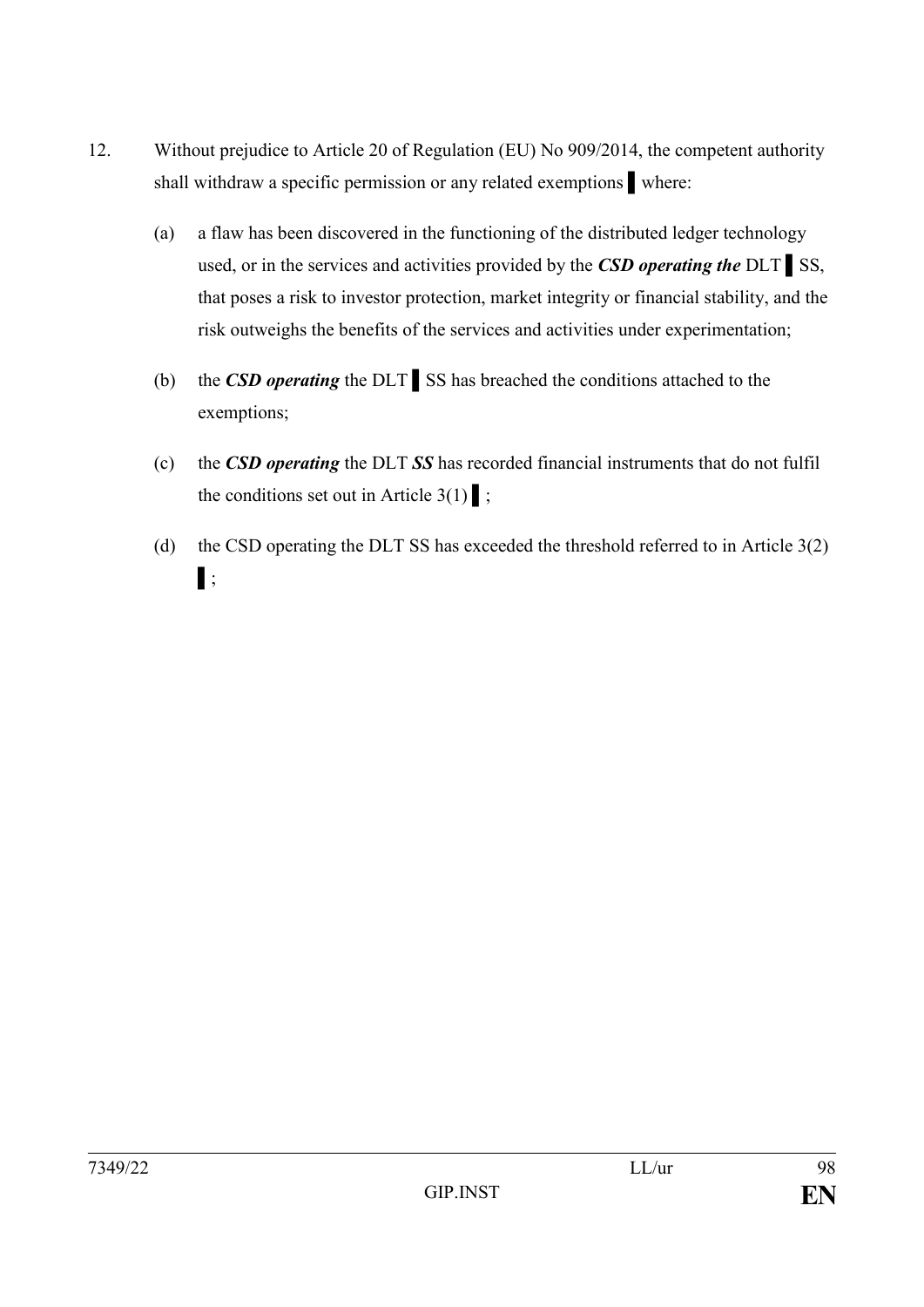12. Without prejudice to Article 20 of Regulation (EU) No 909/2014, the competent authority shall withdraw a specific permission or any related exemptions ▌ where:

    (a) a flaw has been discovered in the functioning of the distributed ledger technology used, or in the services and activities provided by the ***CSD operating the*** DLT ▌ SS, that poses a risk to investor protection, market integrity or financial stability, and the risk outweighs the benefits of the services and activities under experimentation;

    (b) the ***CSD operating*** the DLT ▌ SS has breached the conditions attached to the exemptions;

    (c) the ***CSD operating*** the DLT ***SS*** has recorded financial instruments that do not fulfil the conditions set out in Article 3(1) ▌;

    (d) the CSD operating the DLT SS has exceeded the threshold referred to in Article 3(2) ▌;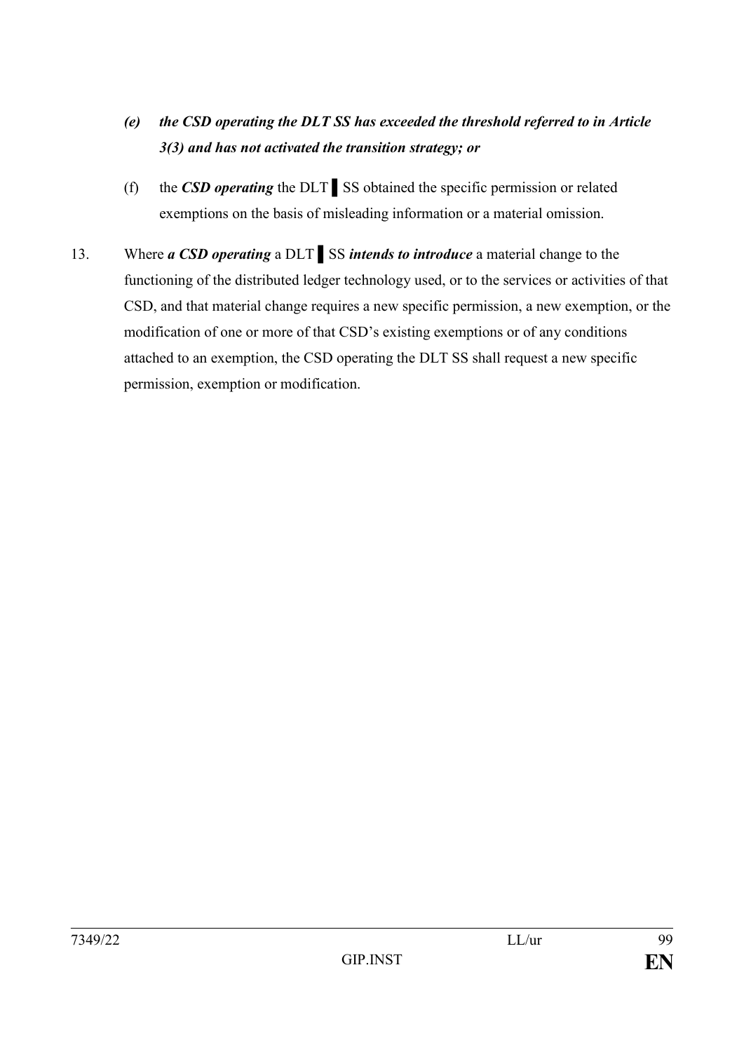*(e)* ***the CSD operating the DLT SS has exceeded the threshold referred to in Article 3(3) and has not activated the transition strategy; or***

(f) the ***CSD operating*** the DLT ▌SS obtained the specific permission or related exemptions on the basis of misleading information or a material omission.

13. Where ***a CSD operating*** a DLT ▌SS ***intends to introduce*** a material change to the functioning of the distributed ledger technology used, or to the services or activities of that CSD, and that material change requires a new specific permission, a new exemption, or the modification of one or more of that CSD's existing exemptions or of any conditions attached to an exemption, the CSD operating the DLT SS shall request a new specific permission, exemption or modification.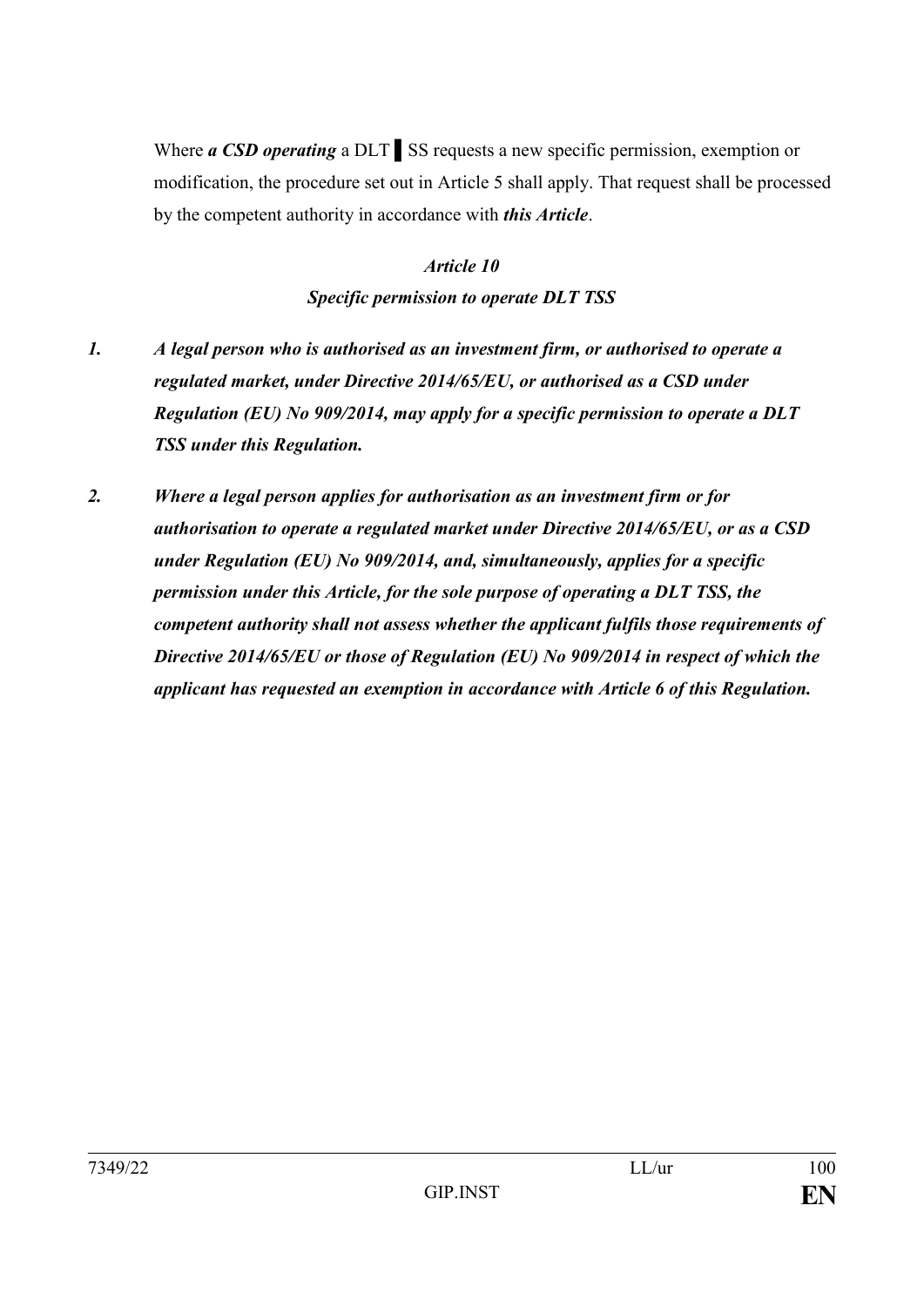Where ***a CSD operating*** a DLT ▌SS requests a new specific permission, exemption or modification, the procedure set out in Article 5 shall apply. That request shall be processed by the competent authority in accordance with ***this Article***.

***Article 10***

***Specific permission to operate DLT TSS***

***1. A legal person who is authorised as an investment firm, or authorised to operate a regulated market, under Directive 2014/65/EU, or authorised as a CSD under Regulation (EU) No 909/2014, may apply for a specific permission to operate a DLT TSS under this Regulation.***

***2. Where a legal person applies for authorisation as an investment firm or for authorisation to operate a regulated market under Directive 2014/65/EU, or as a CSD under Regulation (EU) No 909/2014, and, simultaneously, applies for a specific permission under this Article, for the sole purpose of operating a DLT TSS, the competent authority shall not assess whether the applicant fulfils those requirements of Directive 2014/65/EU or those of Regulation (EU) No 909/2014 in respect of which the applicant has requested an exemption in accordance with Article 6 of this Regulation.***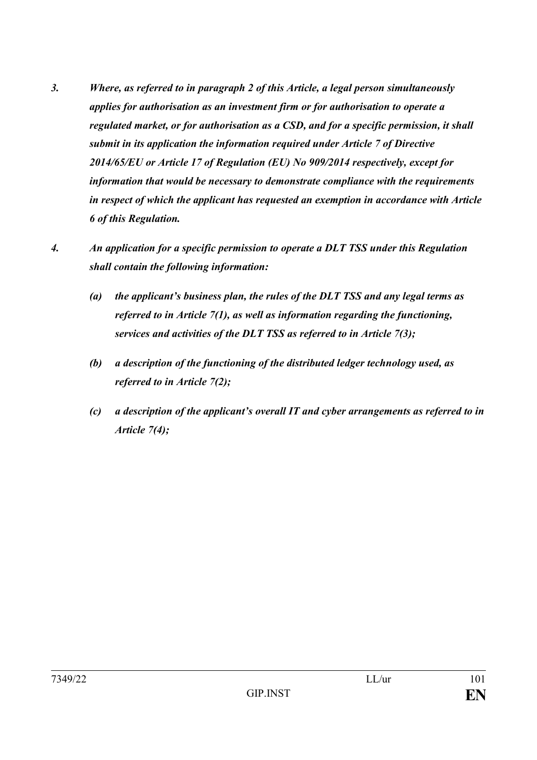*3. Where, as referred to in paragraph 2 of this Article, a legal person simultaneously applies for authorisation as an investment firm or for authorisation to operate a regulated market, or for authorisation as a CSD, and for a specific permission, it shall submit in its application the information required under Article 7 of Directive 2014/65/EU or Article 17 of Regulation (EU) No 909/2014 respectively, except for information that would be necessary to demonstrate compliance with the requirements in respect of which the applicant has requested an exemption in accordance with Article 6 of this Regulation.*

*4. An application for a specific permission to operate a DLT TSS under this Regulation shall contain the following information:*

*(a) the applicant's business plan, the rules of the DLT TSS and any legal terms as referred to in Article 7(1), as well as information regarding the functioning, services and activities of the DLT TSS as referred to in Article 7(3);*

*(b) a description of the functioning of the distributed ledger technology used, as referred to in Article 7(2);*

*(c) a description of the applicant's overall IT and cyber arrangements as referred to in Article 7(4);*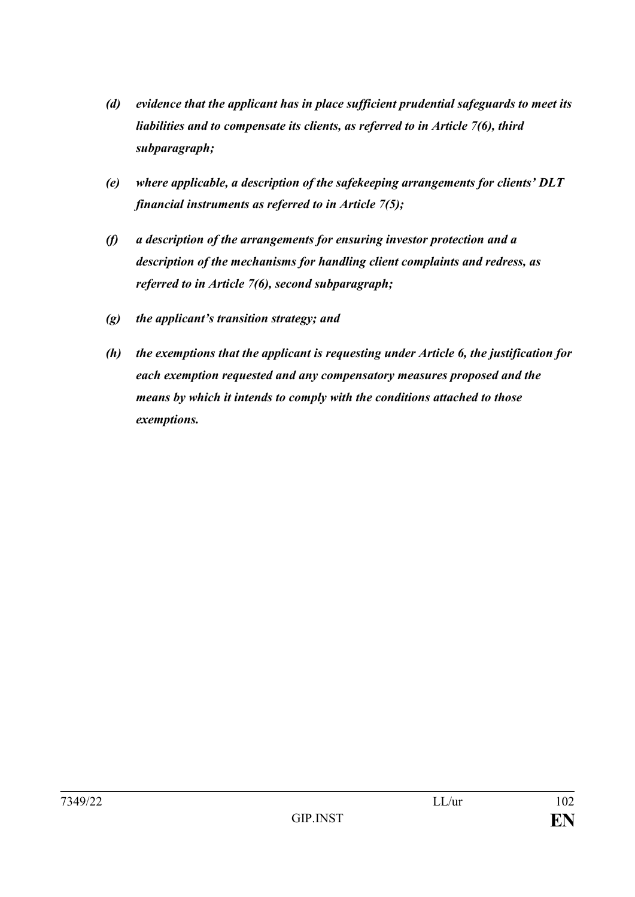*(d) evidence that the applicant has in place sufficient prudential safeguards to meet its liabilities and to compensate its clients, as referred to in Article 7(6), third subparagraph;*

*(e) where applicable, a description of the safekeeping arrangements for clients' DLT financial instruments as referred to in Article 7(5);*

*(f) a description of the arrangements for ensuring investor protection and a description of the mechanisms for handling client complaints and redress, as referred to in Article 7(6), second subparagraph;*

*(g) the applicant's transition strategy; and*

*(h) the exemptions that the applicant is requesting under Article 6, the justification for each exemption requested and any compensatory measures proposed and the means by which it intends to comply with the conditions attached to those exemptions.*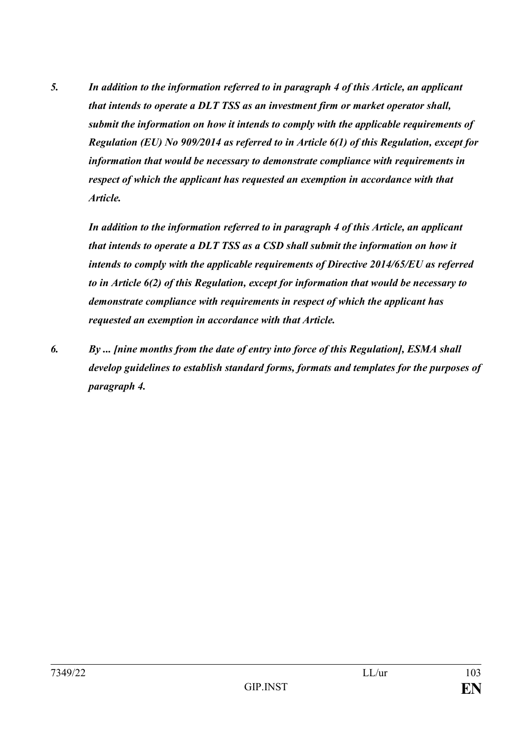*5. In addition to the information referred to in paragraph 4 of this Article, an applicant that intends to operate a DLT TSS as an investment firm or market operator shall, submit the information on how it intends to comply with the applicable requirements of Regulation (EU) No 909/2014 as referred to in Article 6(1) of this Regulation, except for information that would be necessary to demonstrate compliance with requirements in respect of which the applicant has requested an exemption in accordance with that Article.*

*In addition to the information referred to in paragraph 4 of this Article, an applicant that intends to operate a DLT TSS as a CSD shall submit the information on how it intends to comply with the applicable requirements of Directive 2014/65/EU as referred to in Article 6(2) of this Regulation, except for information that would be necessary to demonstrate compliance with requirements in respect of which the applicant has requested an exemption in accordance with that Article.*

*6. By ... [nine months from the date of entry into force of this Regulation], ESMA shall develop guidelines to establish standard forms, formats and templates for the purposes of paragraph 4.*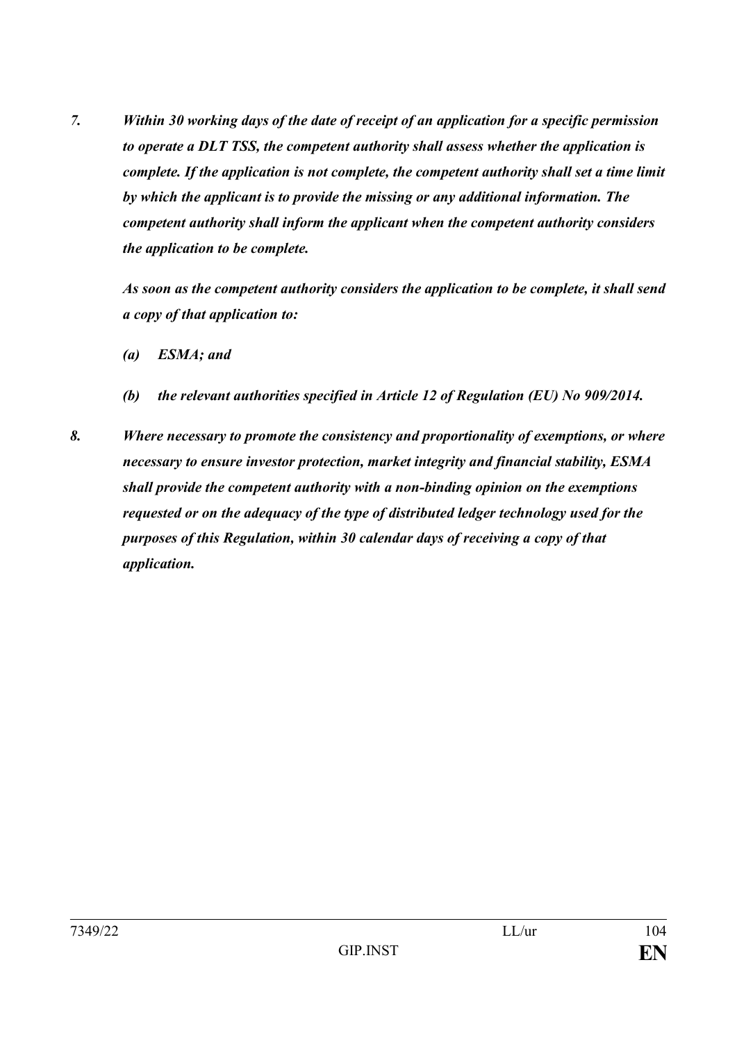***7. Within 30 working days of the date of receipt of an application for a specific permission to operate a DLT TSS, the competent authority shall assess whether the application is complete. If the application is not complete, the competent authority shall set a time limit by which the applicant is to provide the missing or any additional information. The competent authority shall inform the applicant when the competent authority considers the application to be complete.***

***As soon as the competent authority considers the application to be complete, it shall send a copy of that application to:***

***(a) ESMA; and***

***(b) the relevant authorities specified in Article 12 of Regulation (EU) No 909/2014.***

***8. Where necessary to promote the consistency and proportionality of exemptions, or where necessary to ensure investor protection, market integrity and financial stability, ESMA shall provide the competent authority with a non-binding opinion on the exemptions requested or on the adequacy of the type of distributed ledger technology used for the purposes of this Regulation, within 30 calendar days of receiving a copy of that application.***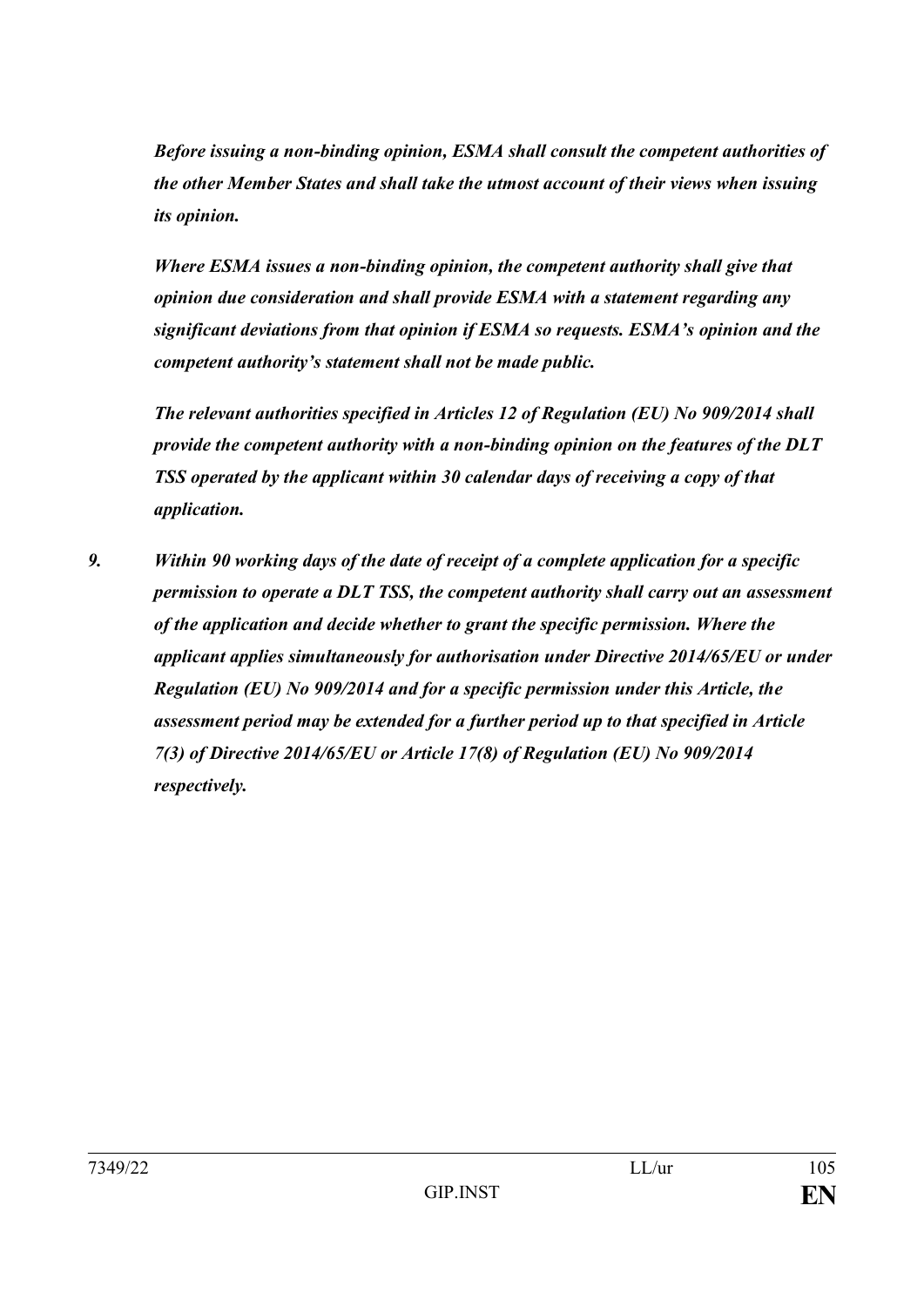***Before issuing a non-binding opinion, ESMA shall consult the competent authorities of the other Member States and shall take the utmost account of their views when issuing its opinion.***

***Where ESMA issues a non-binding opinion, the competent authority shall give that opinion due consideration and shall provide ESMA with a statement regarding any significant deviations from that opinion if ESMA so requests. ESMA's opinion and the competent authority's statement shall not be made public.***

***The relevant authorities specified in Articles 12 of Regulation (EU) No 909/2014 shall provide the competent authority with a non-binding opinion on the features of the DLT TSS operated by the applicant within 30 calendar days of receiving a copy of that application.***

***9. Within 90 working days of the date of receipt of a complete application for a specific permission to operate a DLT TSS, the competent authority shall carry out an assessment of the application and decide whether to grant the specific permission. Where the applicant applies simultaneously for authorisation under Directive 2014/65/EU or under Regulation (EU) No 909/2014 and for a specific permission under this Article, the assessment period may be extended for a further period up to that specified in Article 7(3) of Directive 2014/65/EU or Article 17(8) of Regulation (EU) No 909/2014 respectively.***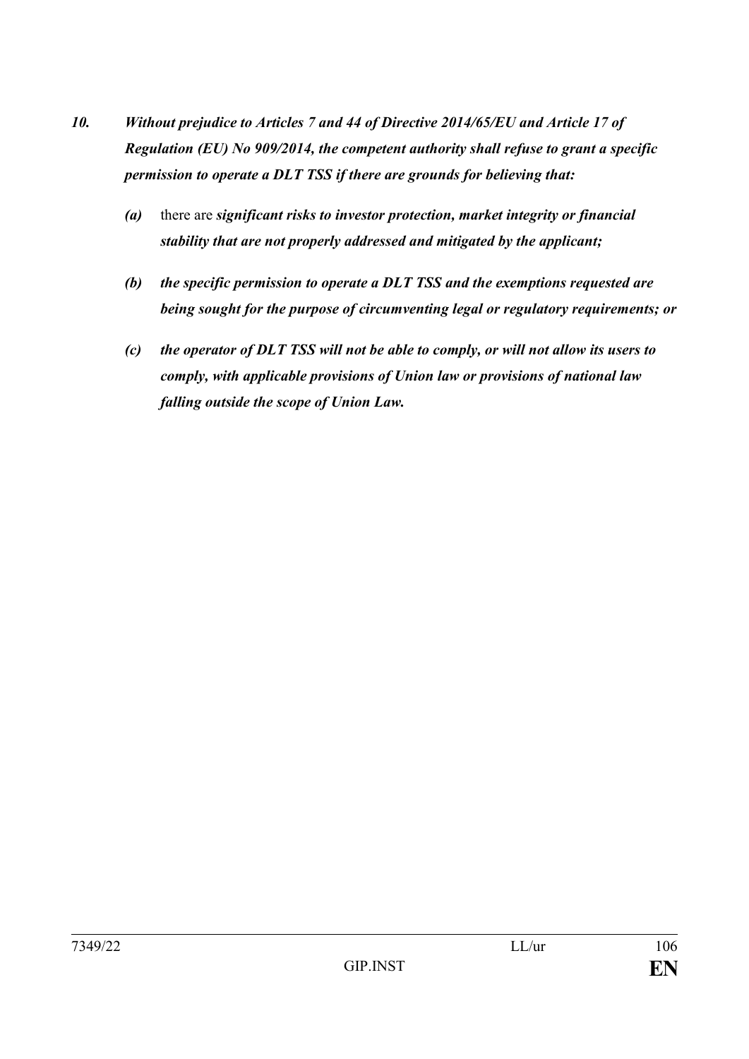***10. Without prejudice to Articles 7 and 44 of Directive 2014/65/EU and Article 17 of Regulation (EU) No 909/2014, the competent authority shall refuse to grant a specific permission to operate a DLT TSS if there are grounds for believing that:***

- ***(a)*** there are ***significant risks to investor protection, market integrity or financial stability that are not properly addressed and mitigated by the applicant;***
- ***(b) the specific permission to operate a DLT TSS and the exemptions requested are being sought for the purpose of circumventing legal or regulatory requirements; or***
- ***(c) the operator of DLT TSS will not be able to comply, or will not allow its users to comply, with applicable provisions of Union law or provisions of national law falling outside the scope of Union Law.***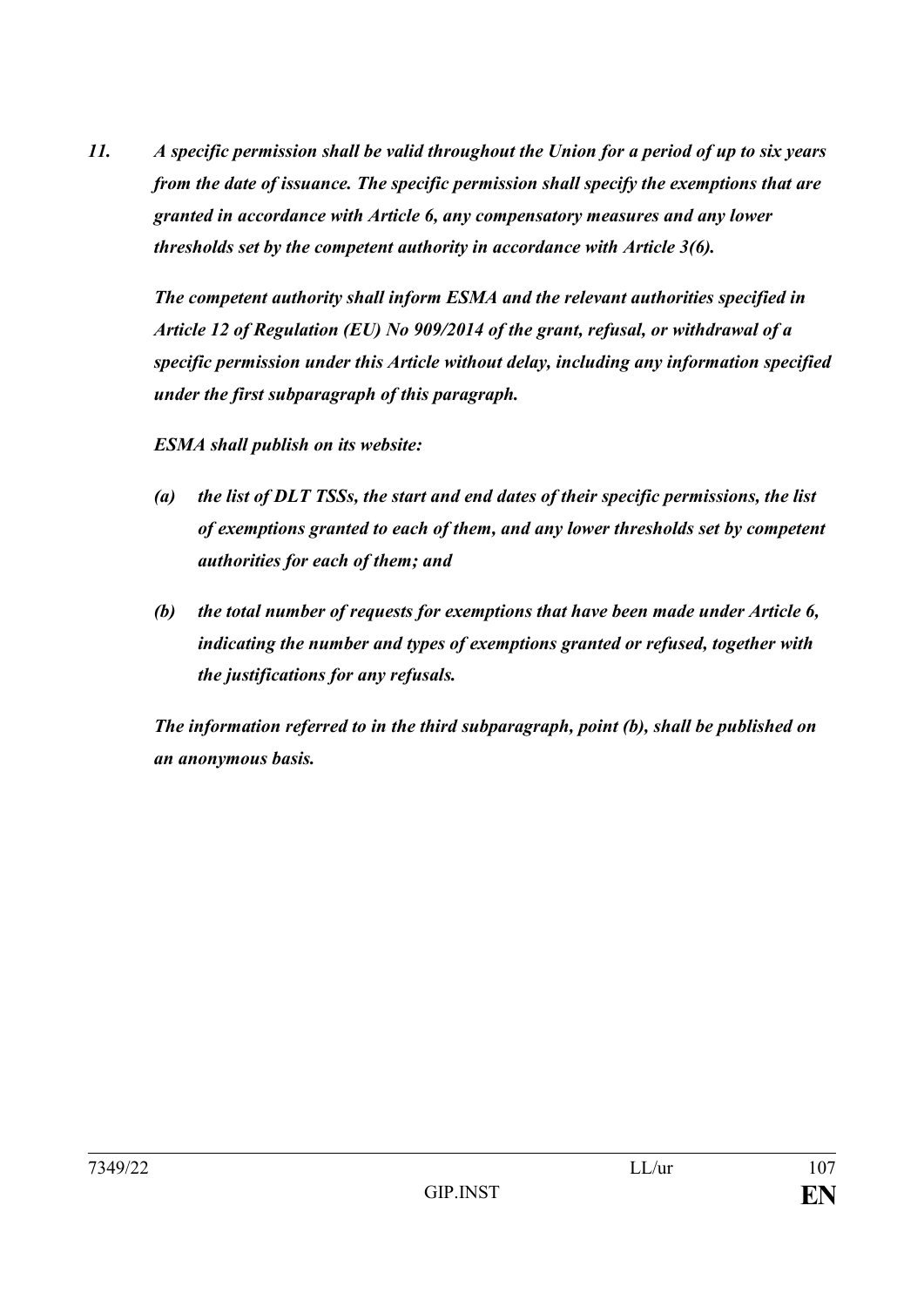*11. A specific permission shall be valid throughout the Union for a period of up to six years from the date of issuance. The specific permission shall specify the exemptions that are granted in accordance with Article 6, any compensatory measures and any lower thresholds set by the competent authority in accordance with Article 3(6).*

*The competent authority shall inform ESMA and the relevant authorities specified in Article 12 of Regulation (EU) No 909/2014 of the grant, refusal, or withdrawal of a specific permission under this Article without delay, including any information specified under the first subparagraph of this paragraph.*

*ESMA shall publish on its website:*

*(a) the list of DLT TSSs, the start and end dates of their specific permissions, the list of exemptions granted to each of them, and any lower thresholds set by competent authorities for each of them; and*

*(b) the total number of requests for exemptions that have been made under Article 6, indicating the number and types of exemptions granted or refused, together with the justifications for any refusals.*

*The information referred to in the third subparagraph, point (b), shall be published on an anonymous basis.*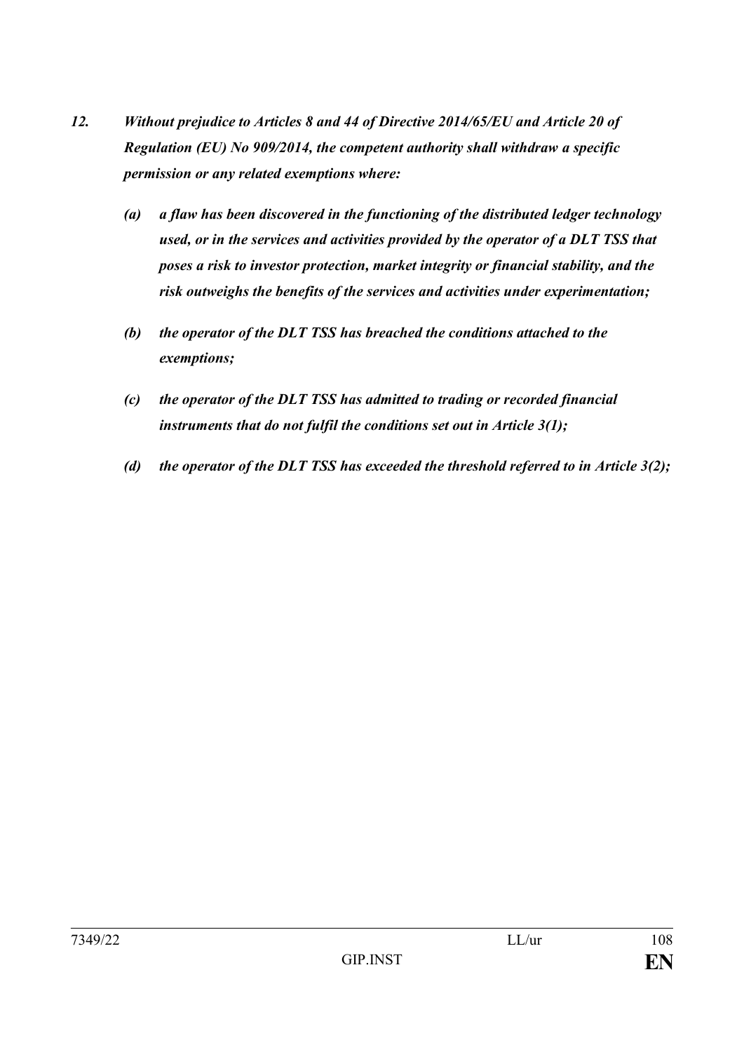*12. Without prejudice to Articles 8 and 44 of Directive 2014/65/EU and Article 20 of Regulation (EU) No 909/2014, the competent authority shall withdraw a specific permission or any related exemptions where:*

*(a) a flaw has been discovered in the functioning of the distributed ledger technology used, or in the services and activities provided by the operator of a DLT TSS that poses a risk to investor protection, market integrity or financial stability, and the risk outweighs the benefits of the services and activities under experimentation;*

*(b) the operator of the DLT TSS has breached the conditions attached to the exemptions;*

*(c) the operator of the DLT TSS has admitted to trading or recorded financial instruments that do not fulfil the conditions set out in Article 3(1);*

*(d) the operator of the DLT TSS has exceeded the threshold referred to in Article 3(2);*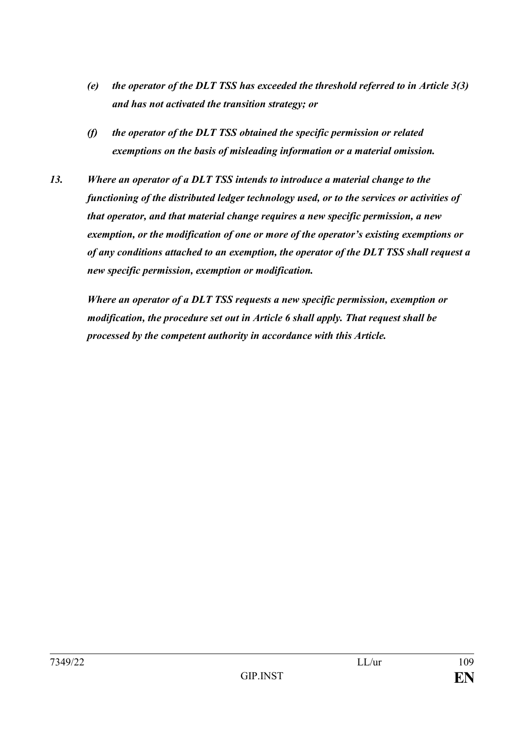*(e) the operator of the DLT TSS has exceeded the threshold referred to in Article 3(3) and has not activated the transition strategy; or*

*(f) the operator of the DLT TSS obtained the specific permission or related exemptions on the basis of misleading information or a material omission.*

*13. Where an operator of a DLT TSS intends to introduce a material change to the functioning of the distributed ledger technology used, or to the services or activities of that operator, and that material change requires a new specific permission, a new exemption, or the modification of one or more of the operator's existing exemptions or of any conditions attached to an exemption, the operator of the DLT TSS shall request a new specific permission, exemption or modification.*

*Where an operator of a DLT TSS requests a new specific permission, exemption or modification, the procedure set out in Article 6 shall apply. That request shall be processed by the competent authority in accordance with this Article.*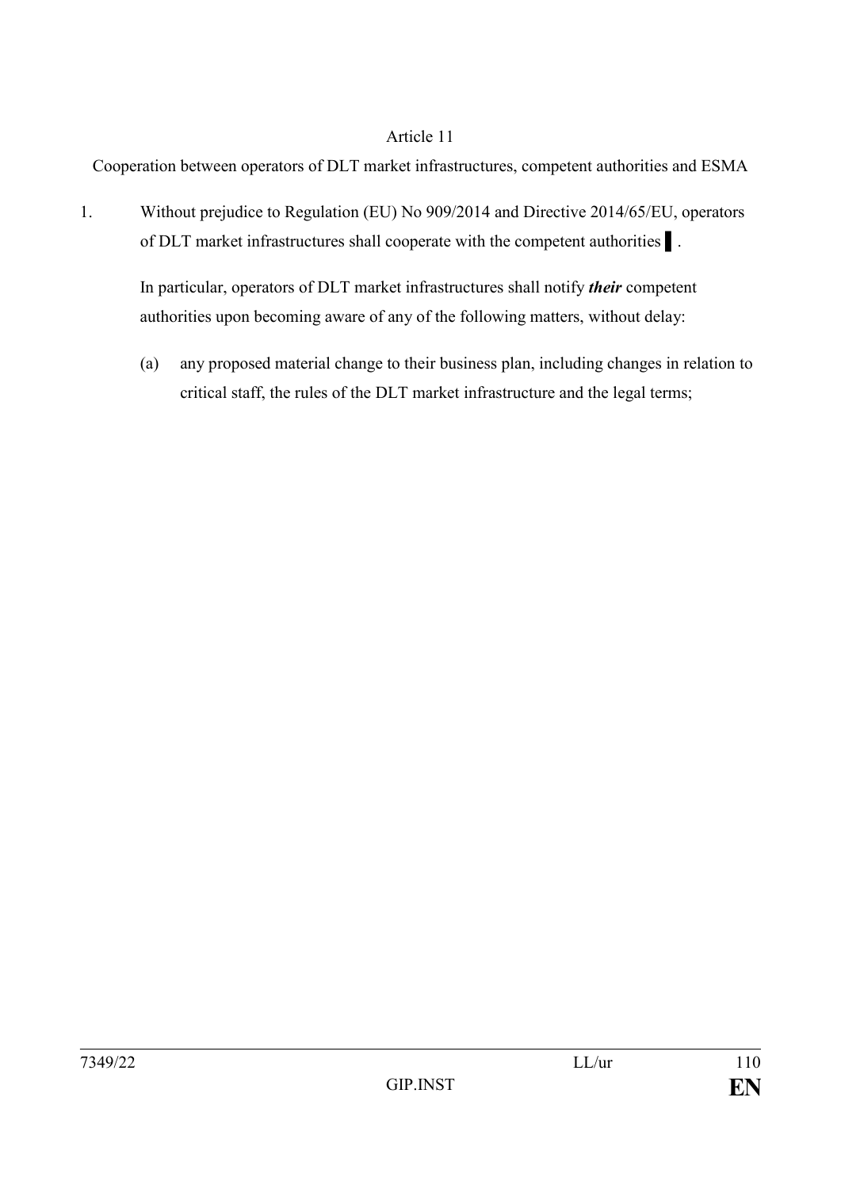Article 11

Cooperation between operators of DLT market infrastructures, competent authorities and ESMA

1. Without prejudice to Regulation (EU) No 909/2014 and Directive 2014/65/EU, operators of DLT market infrastructures shall cooperate with the competent authorities ▌.

   In particular, operators of DLT market infrastructures shall notify ***their*** competent authorities upon becoming aware of any of the following matters, without delay:

   (a) any proposed material change to their business plan, including changes in relation to critical staff, the rules of the DLT market infrastructure and the legal terms;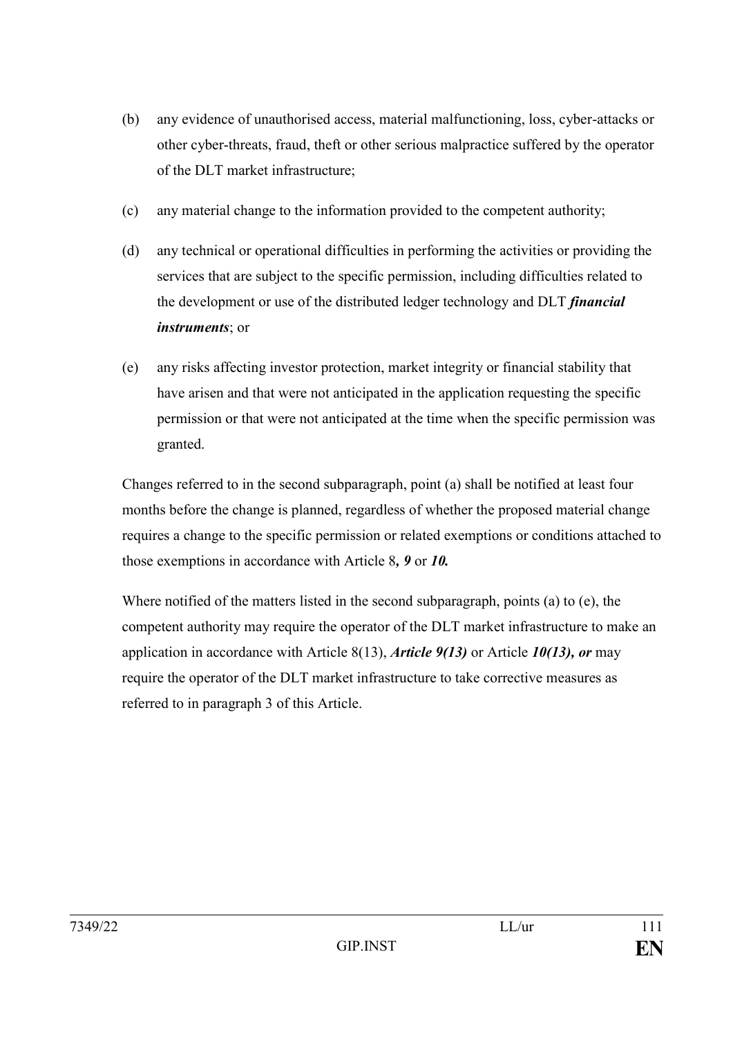(b) any evidence of unauthorised access, material malfunctioning, loss, cyber-attacks or other cyber-threats, fraud, theft or other serious malpractice suffered by the operator of the DLT market infrastructure;

(c) any material change to the information provided to the competent authority;

(d) any technical or operational difficulties in performing the activities or providing the services that are subject to the specific permission, including difficulties related to the development or use of the distributed ledger technology and DLT ***financial instruments***; or

(e) any risks affecting investor protection, market integrity or financial stability that have arisen and that were not anticipated in the application requesting the specific permission or that were not anticipated at the time when the specific permission was granted.

Changes referred to in the second subparagraph, point (a) shall be notified at least four months before the change is planned, regardless of whether the proposed material change requires a change to the specific permission or related exemptions or conditions attached to those exemptions in accordance with Article 8***, 9*** or ***10.***

Where notified of the matters listed in the second subparagraph, points (a) to (e), the competent authority may require the operator of the DLT market infrastructure to make an application in accordance with Article 8(13), ***Article 9(13)*** or Article ***10(13), or*** may require the operator of the DLT market infrastructure to take corrective measures as referred to in paragraph 3 of this Article.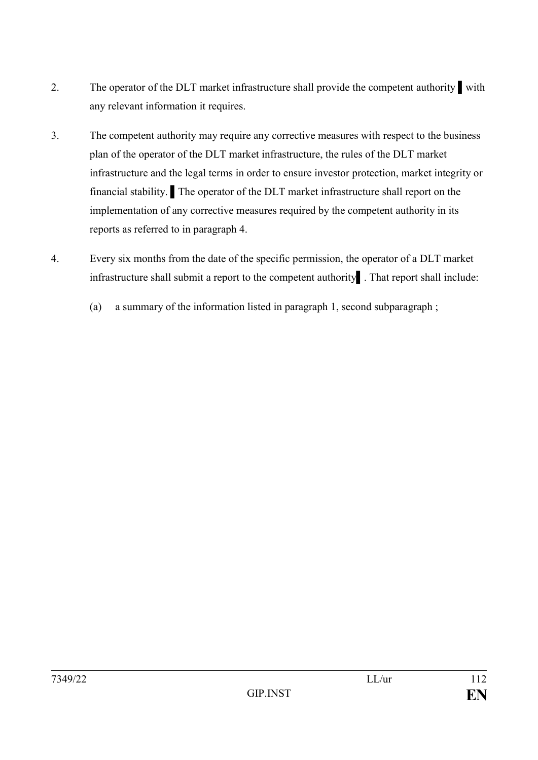2. The operator of the DLT market infrastructure shall provide the competent authority ▌with any relevant information it requires.

3. The competent authority may require any corrective measures with respect to the business plan of the operator of the DLT market infrastructure, the rules of the DLT market infrastructure and the legal terms in order to ensure investor protection, market integrity or financial stability. ▌The operator of the DLT market infrastructure shall report on the implementation of any corrective measures required by the competent authority in its reports as referred to in paragraph 4.

4. Every six months from the date of the specific permission, the operator of a DLT market infrastructure shall submit a report to the competent authority▌. That report shall include:

   (a) a summary of the information listed in paragraph 1, second subparagraph ;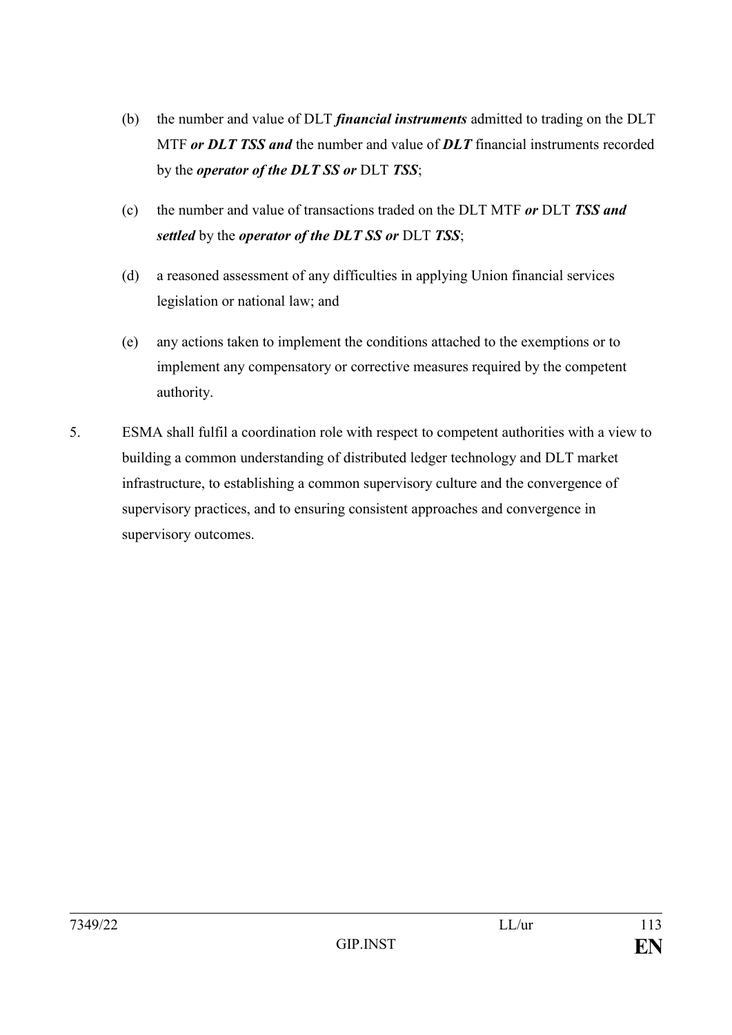(b) the number and value of DLT ***financial instruments*** admitted to trading on the DLT MTF ***or DLT TSS and*** the number and value of ***DLT*** financial instruments recorded by the ***operator of the DLT SS or*** DLT ***TSS***;

(c) the number and value of transactions traded on the DLT MTF ***or*** DLT ***TSS and settled*** by the ***operator of the DLT SS or*** DLT ***TSS***;

(d) a reasoned assessment of any difficulties in applying Union financial services legislation or national law; and

(e) any actions taken to implement the conditions attached to the exemptions or to implement any compensatory or corrective measures required by the competent authority.

5. ESMA shall fulfil a coordination role with respect to competent authorities with a view to building a common understanding of distributed ledger technology and DLT market infrastructure, to establishing a common supervisory culture and the convergence of supervisory practices, and to ensuring consistent approaches and convergence in supervisory outcomes.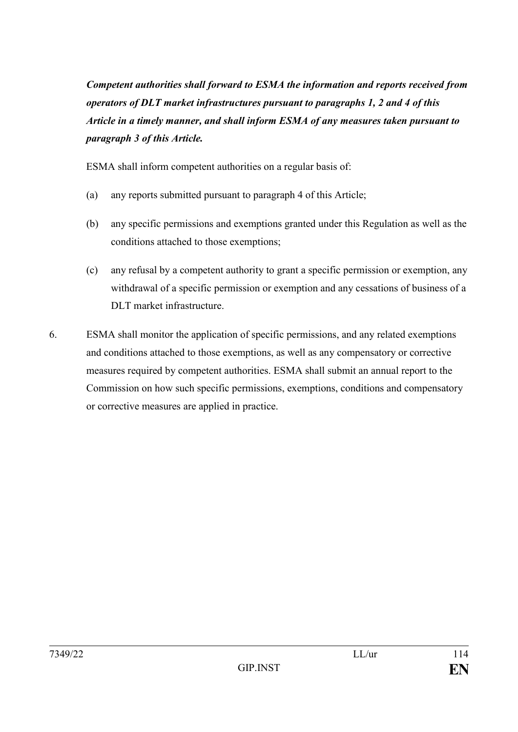***Competent authorities shall forward to ESMA the information and reports received from operators of DLT market infrastructures pursuant to paragraphs 1, 2 and 4 of this Article in a timely manner, and shall inform ESMA of any measures taken pursuant to paragraph 3 of this Article.***

ESMA shall inform competent authorities on a regular basis of:

(a) any reports submitted pursuant to paragraph 4 of this Article;

(b) any specific permissions and exemptions granted under this Regulation as well as the conditions attached to those exemptions;

(c) any refusal by a competent authority to grant a specific permission or exemption, any withdrawal of a specific permission or exemption and any cessations of business of a DLT market infrastructure.

6. ESMA shall monitor the application of specific permissions, and any related exemptions and conditions attached to those exemptions, as well as any compensatory or corrective measures required by competent authorities. ESMA shall submit an annual report to the Commission on how such specific permissions, exemptions, conditions and compensatory or corrective measures are applied in practice.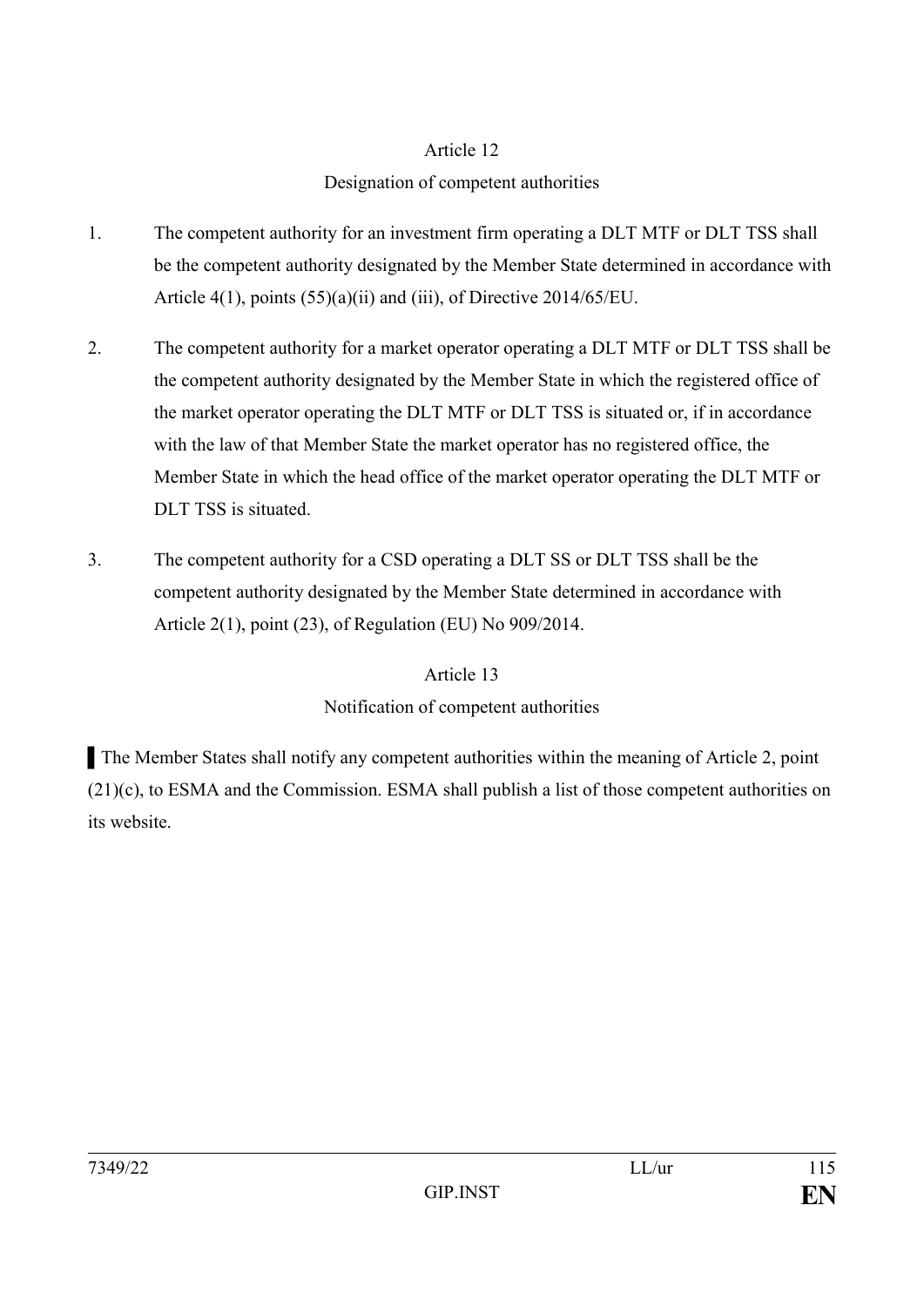## Article 12

### Designation of competent authorities

1. The competent authority for an investment firm operating a DLT MTF or DLT TSS shall be the competent authority designated by the Member State determined in accordance with Article 4(1), points (55)(a)(ii) and (iii), of Directive 2014/65/EU.

2. The competent authority for a market operator operating a DLT MTF or DLT TSS shall be the competent authority designated by the Member State in which the registered office of the market operator operating the DLT MTF or DLT TSS is situated or, if in accordance with the law of that Member State the market operator has no registered office, the Member State in which the head office of the market operator operating the DLT MTF or DLT TSS is situated.

3. The competent authority for a CSD operating a DLT SS or DLT TSS shall be the competent authority designated by the Member State determined in accordance with Article 2(1), point (23), of Regulation (EU) No 909/2014.

## Article 13

### Notification of competent authorities

The Member States shall notify any competent authorities within the meaning of Article 2, point (21)(c), to ESMA and the Commission. ESMA shall publish a list of those competent authorities on its website.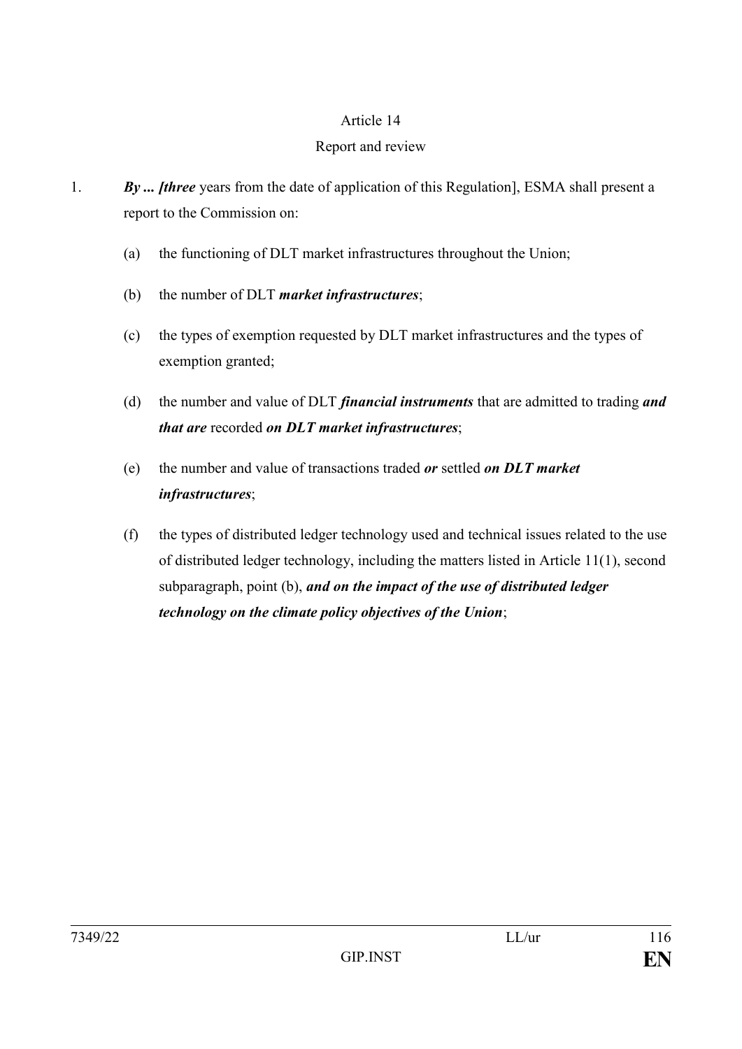Article 14

Report and review

1. ***By ... [three*** years from the date of application of this Regulation], ESMA shall present a report to the Commission on:

   (a) the functioning of DLT market infrastructures throughout the Union;

   (b) the number of DLT ***market infrastructures***;

   (c) the types of exemption requested by DLT market infrastructures and the types of exemption granted;

   (d) the number and value of DLT ***financial instruments*** that are admitted to trading ***and that are*** recorded ***on DLT market infrastructures***;

   (e) the number and value of transactions traded ***or*** settled ***on DLT market infrastructures***;

   (f) the types of distributed ledger technology used and technical issues related to the use of distributed ledger technology, including the matters listed in Article 11(1), second subparagraph, point (b), ***and on the impact of the use of distributed ledger technology on the climate policy objectives of the Union***;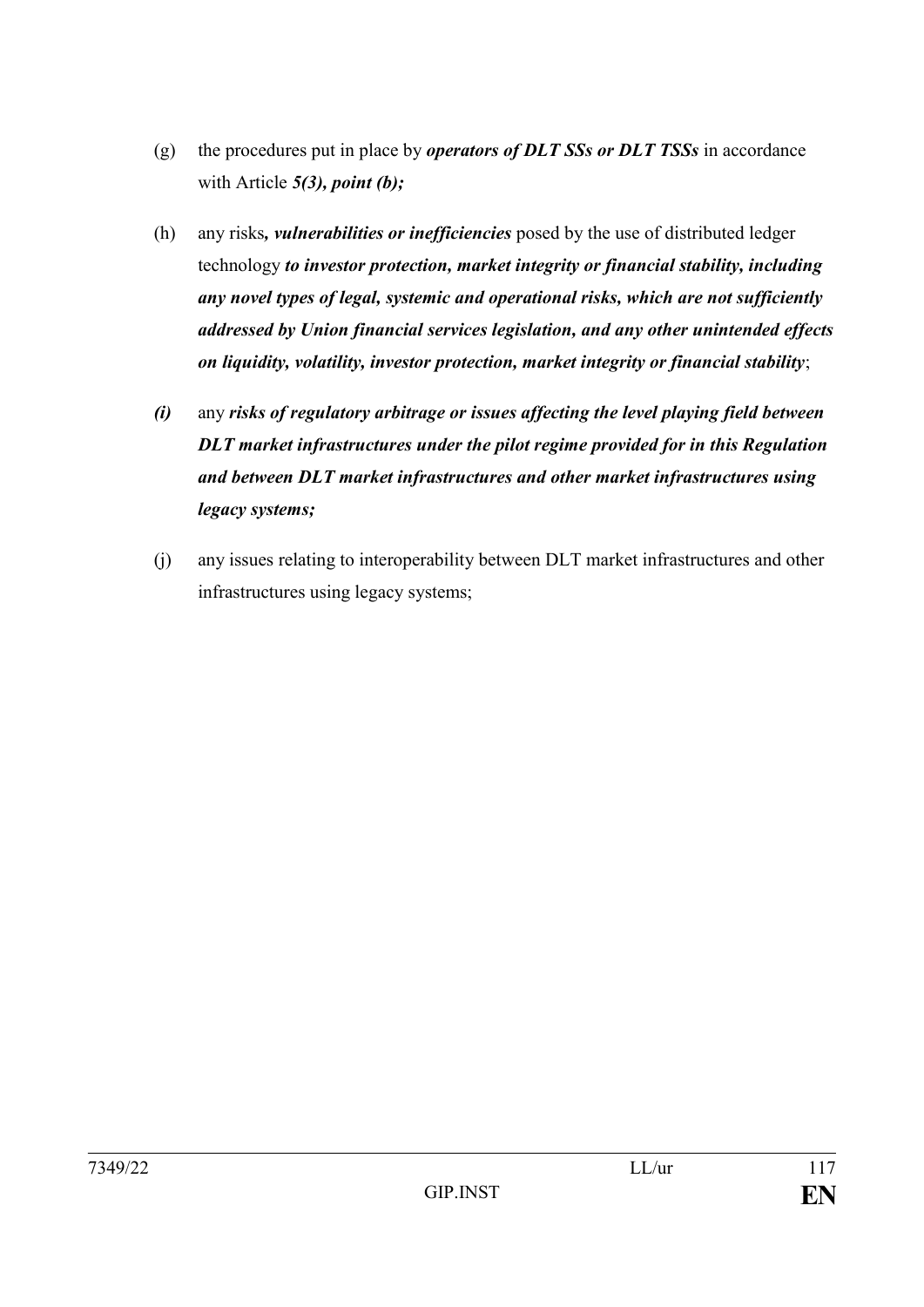(g) the procedures put in place by ***operators of DLT SSs or DLT TSSs*** in accordance with Article ***5(3), point (b);***

(h) any risks***, vulnerabilities or inefficiencies*** posed by the use of distributed ledger technology ***to investor protection, market integrity or financial stability, including any novel types of legal, systemic and operational risks, which are not sufficiently addressed by Union financial services legislation, and any other unintended effects on liquidity, volatility, investor protection, market integrity or financial stability***;

***(i)*** any ***risks of regulatory arbitrage or issues affecting the level playing field between DLT market infrastructures under the pilot regime provided for in this Regulation and between DLT market infrastructures and other market infrastructures using legacy systems;***

(j) any issues relating to interoperability between DLT market infrastructures and other infrastructures using legacy systems;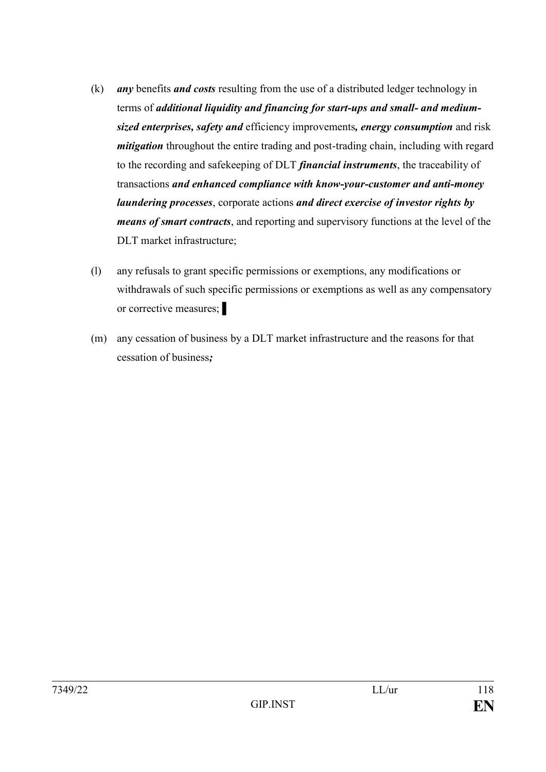(k) ***any*** benefits ***and costs*** resulting from the use of a distributed ledger technology in terms of ***additional liquidity and financing for start-ups and small- and medium-sized enterprises, safety and*** efficiency improvements***, energy consumption*** and risk ***mitigation*** throughout the entire trading and post-trading chain, including with regard to the recording and safekeeping of DLT ***financial instruments***, the traceability of transactions ***and enhanced compliance with know-your-customer and anti-money laundering processes***, corporate actions ***and direct exercise of investor rights by means of smart contracts***, and reporting and supervisory functions at the level of the DLT market infrastructure;

(l) any refusals to grant specific permissions or exemptions, any modifications or withdrawals of such specific permissions or exemptions as well as any compensatory or corrective measures; ▌

(m) any cessation of business by a DLT market infrastructure and the reasons for that cessation of business***;***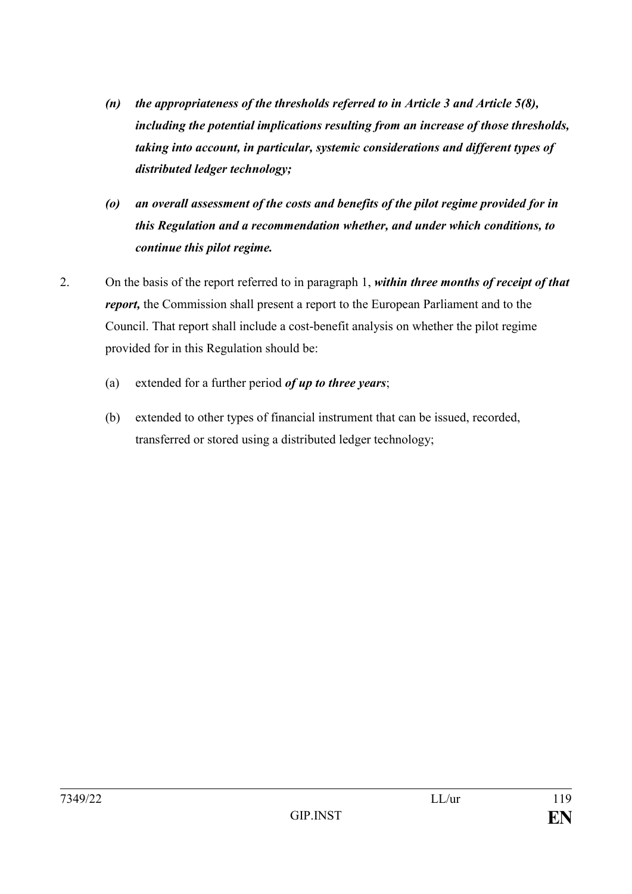*(n) the appropriateness of the thresholds referred to in Article 3 and Article 5(8), including the potential implications resulting from an increase of those thresholds, taking into account, in particular, systemic considerations and different types of distributed ledger technology;*

*(o) an overall assessment of the costs and benefits of the pilot regime provided for in this Regulation and a recommendation whether, and under which conditions, to continue this pilot regime.*

2. On the basis of the report referred to in paragraph 1, ***within three months of receipt of that report,*** the Commission shall present a report to the European Parliament and to the Council. That report shall include a cost-benefit analysis on whether the pilot regime provided for in this Regulation should be:

   (a) extended for a further period ***of up to three years***;

   (b) extended to other types of financial instrument that can be issued, recorded, transferred or stored using a distributed ledger technology;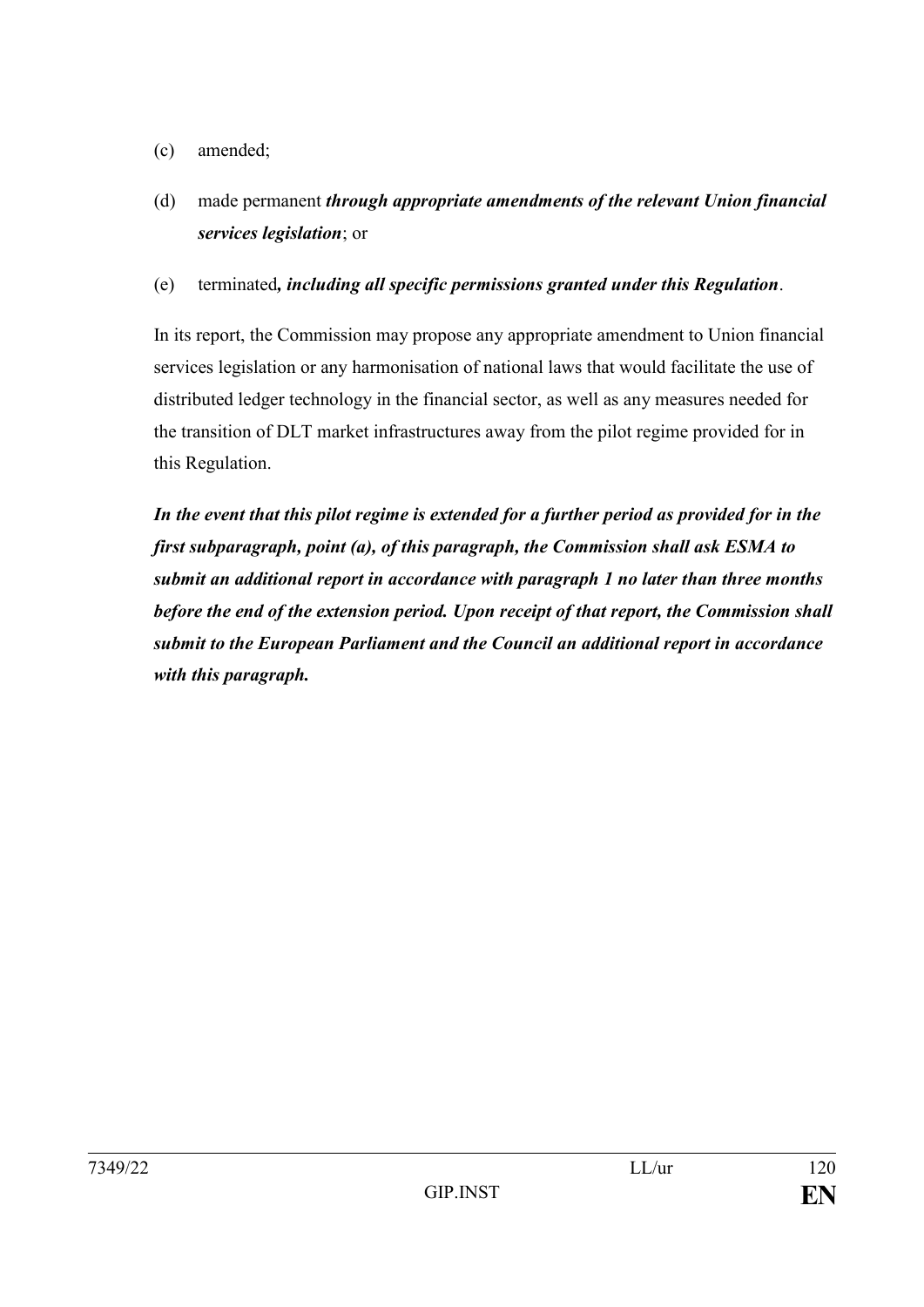(c) amended;

(d) made permanent ***through appropriate amendments of the relevant Union financial services legislation***; or

(e) terminated***, including all specific permissions granted under this Regulation***.

In its report, the Commission may propose any appropriate amendment to Union financial services legislation or any harmonisation of national laws that would facilitate the use of distributed ledger technology in the financial sector, as well as any measures needed for the transition of DLT market infrastructures away from the pilot regime provided for in this Regulation.

***In the event that this pilot regime is extended for a further period as provided for in the first subparagraph, point (a), of this paragraph, the Commission shall ask ESMA to submit an additional report in accordance with paragraph 1 no later than three months before the end of the extension period. Upon receipt of that report, the Commission shall submit to the European Parliament and the Council an additional report in accordance with this paragraph.***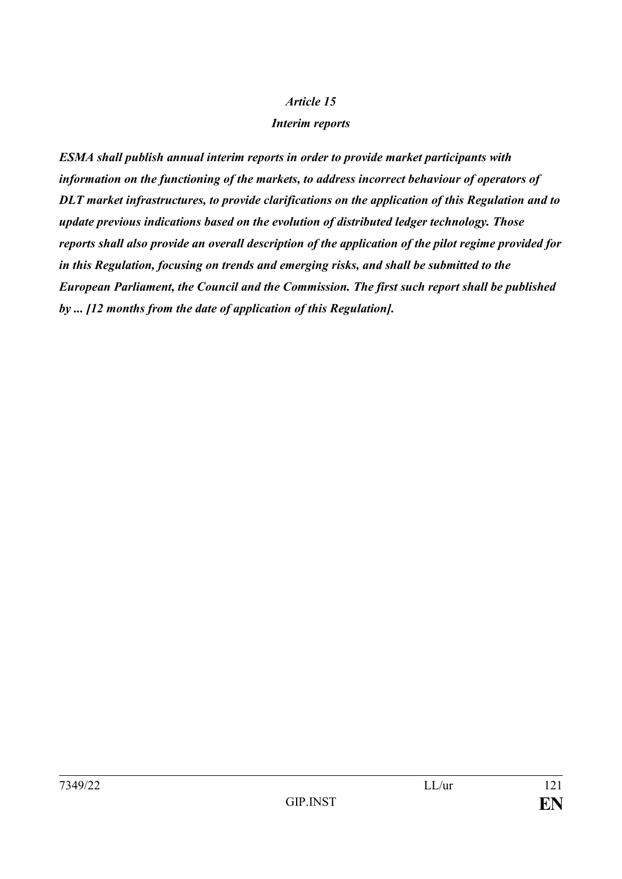***Article 15***

***Interim reports***

***ESMA shall publish annual interim reports in order to provide market participants with information on the functioning of the markets, to address incorrect behaviour of operators of DLT market infrastructures, to provide clarifications on the application of this Regulation and to update previous indications based on the evolution of distributed ledger technology. Those reports shall also provide an overall description of the application of the pilot regime provided for in this Regulation, focusing on trends and emerging risks, and shall be submitted to the European Parliament, the Council and the Commission. The first such report shall be published by ... [12 months from the date of application of this Regulation].***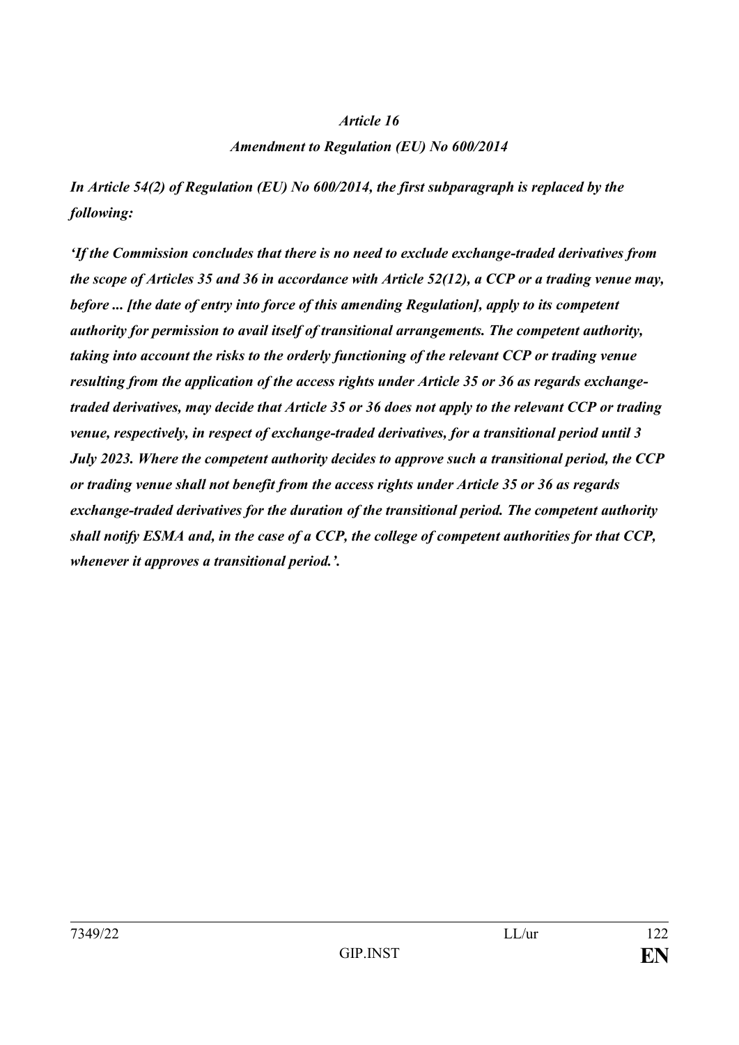*Article 16*

*Amendment to Regulation (EU) No 600/2014*

***In Article 54(2) of Regulation (EU) No 600/2014, the first subparagraph is replaced by the following:***

***'If the Commission concludes that there is no need to exclude exchange-traded derivatives from the scope of Articles 35 and 36 in accordance with Article 52(12), a CCP or a trading venue may, before ... [the date of entry into force of this amending Regulation], apply to its competent authority for permission to avail itself of transitional arrangements. The competent authority, taking into account the risks to the orderly functioning of the relevant CCP or trading venue resulting from the application of the access rights under Article 35 or 36 as regards exchange-traded derivatives, may decide that Article 35 or 36 does not apply to the relevant CCP or trading venue, respectively, in respect of exchange-traded derivatives, for a transitional period until 3 July 2023. Where the competent authority decides to approve such a transitional period, the CCP or trading venue shall not benefit from the access rights under Article 35 or 36 as regards exchange-traded derivatives for the duration of the transitional period. The competent authority shall notify ESMA and, in the case of a CCP, the college of competent authorities for that CCP, whenever it approves a transitional period.'.***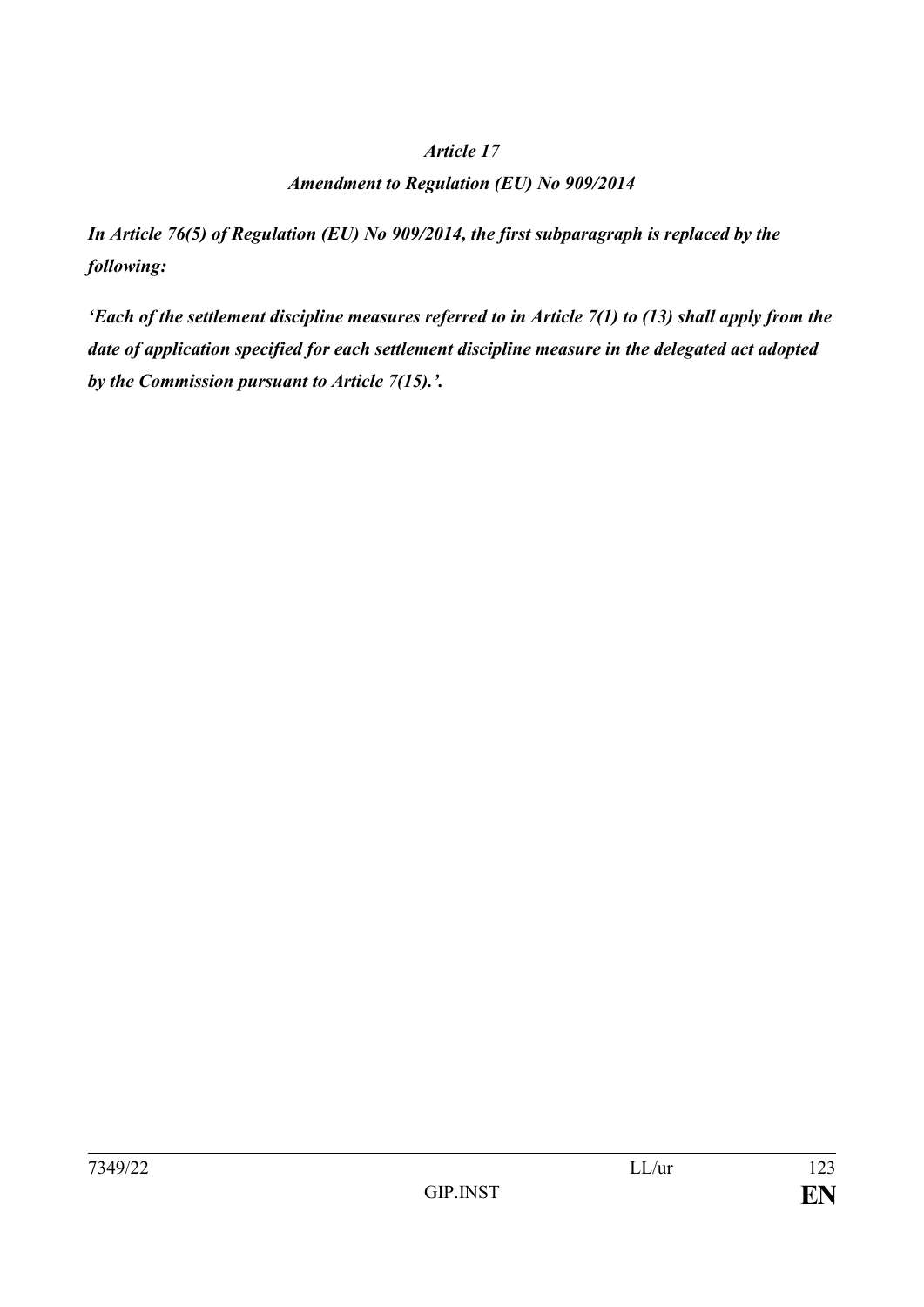*Article 17*

*Amendment to Regulation (EU) No 909/2014*

***In Article 76(5) of Regulation (EU) No 909/2014, the first subparagraph is replaced by the following:***

***'Each of the settlement discipline measures referred to in Article 7(1) to (13) shall apply from the date of application specified for each settlement discipline measure in the delegated act adopted by the Commission pursuant to Article 7(15).'.***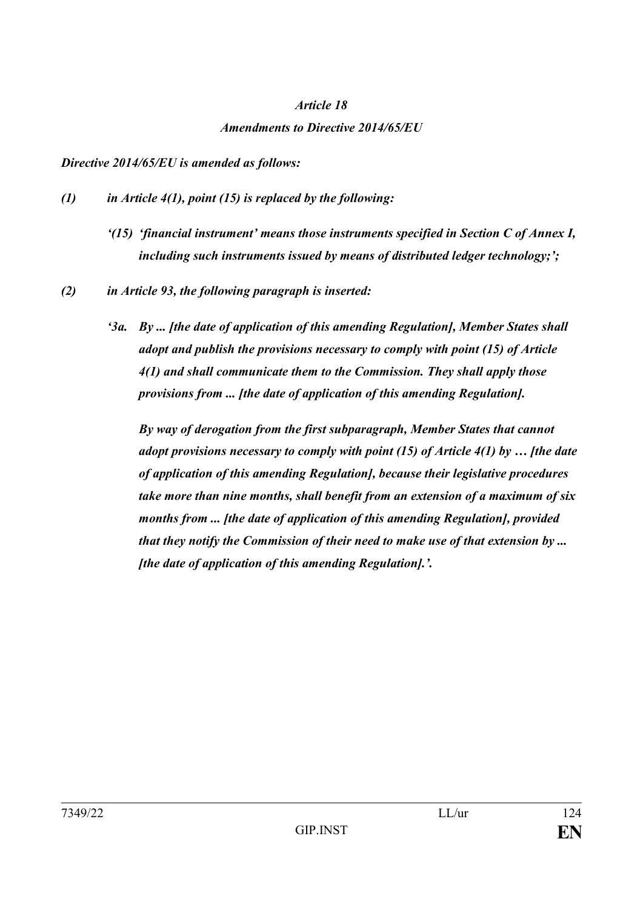*Article 18*

*Amendments to Directive 2014/65/EU*

*Directive 2014/65/EU is amended as follows:*

*(1) in Article 4(1), point (15) is replaced by the following:*

*'(15) 'financial instrument' means those instruments specified in Section C of Annex I, including such instruments issued by means of distributed ledger technology;';*

*(2) in Article 93, the following paragraph is inserted:*

*'3a. By ... [the date of application of this amending Regulation], Member States shall adopt and publish the provisions necessary to comply with point (15) of Article 4(1) and shall communicate them to the Commission. They shall apply those provisions from ... [the date of application of this amending Regulation].*

*By way of derogation from the first subparagraph, Member States that cannot adopt provisions necessary to comply with point (15) of Article 4(1) by … [the date of application of this amending Regulation], because their legislative procedures take more than nine months, shall benefit from an extension of a maximum of six months from ... [the date of application of this amending Regulation], provided that they notify the Commission of their need to make use of that extension by ... [the date of application of this amending Regulation].'.*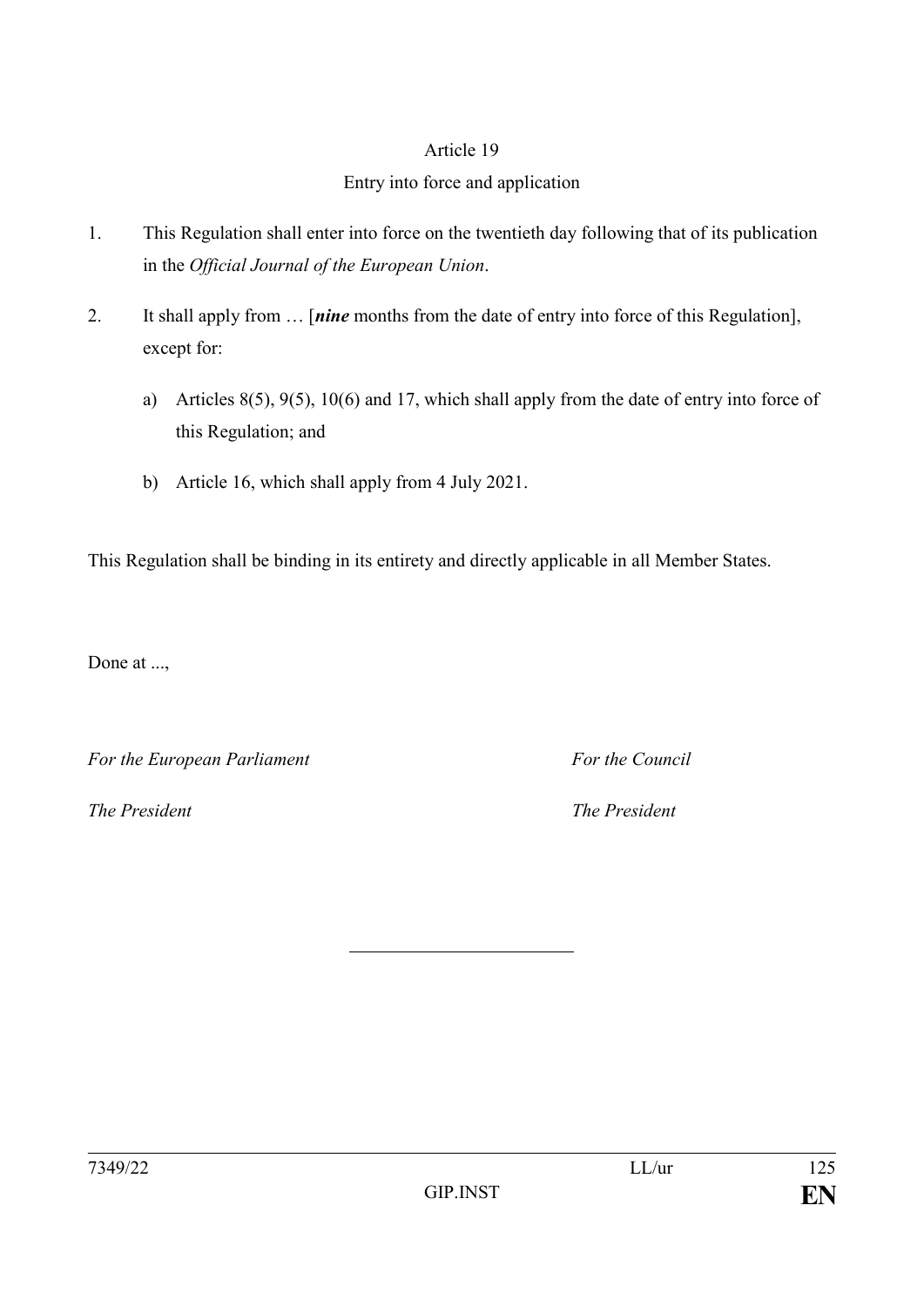### Article 19

### Entry into force and application

1. This Regulation shall enter into force on the twentieth day following that of its publication in the *Official Journal of the European Union*.

2. It shall apply from … [***nine*** months from the date of entry into force of this Regulation], except for:

   a) Articles 8(5), 9(5), 10(6) and 17, which shall apply from the date of entry into force of this Regulation; and

   b) Article 16, which shall apply from 4 July 2021.

This Regulation shall be binding in its entirety and directly applicable in all Member States.

Done at ...,

| | |
|---|---|
| *For the European Parliament* | *For the Council* |
| *The President* | *The President* |